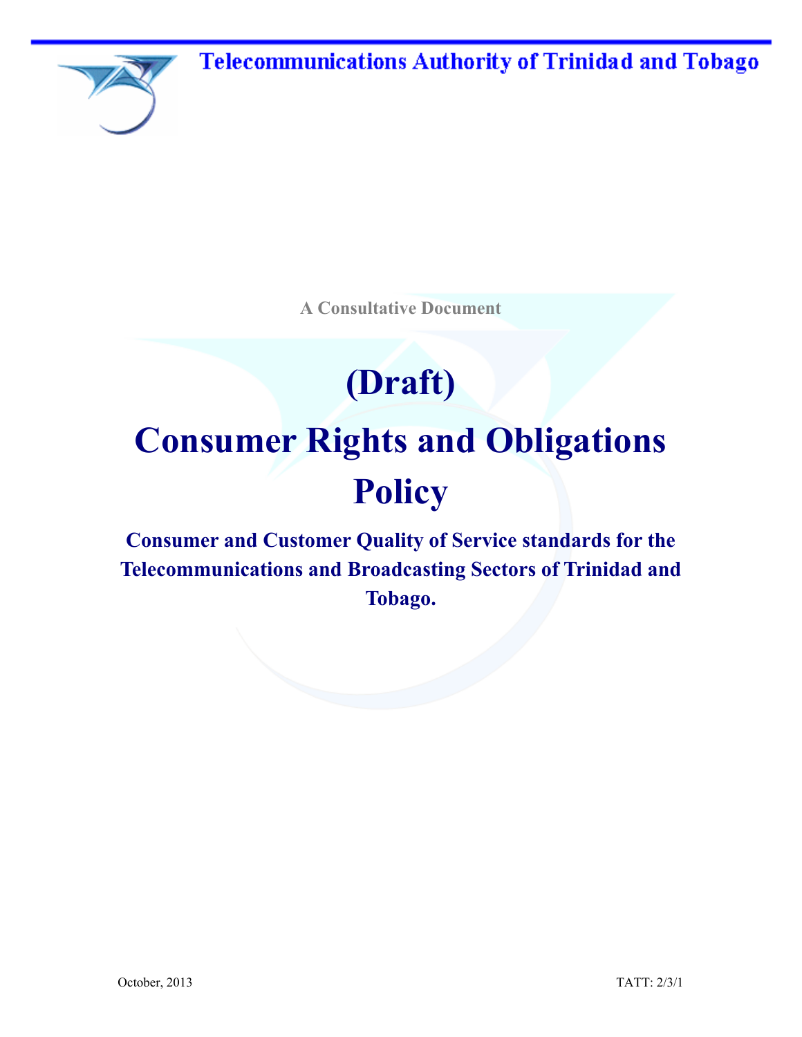Telecommunications Authority of Trinidad and Tobago

A Consultative Document

# (Draft)

# Consumer Rights and Obligations Policy

## Consumer and Customer Quality of Service standards for the Telecommunications and Broadcasting Sectors of Trinidad and Tobago.

October, 2013

TATT: 2/3/1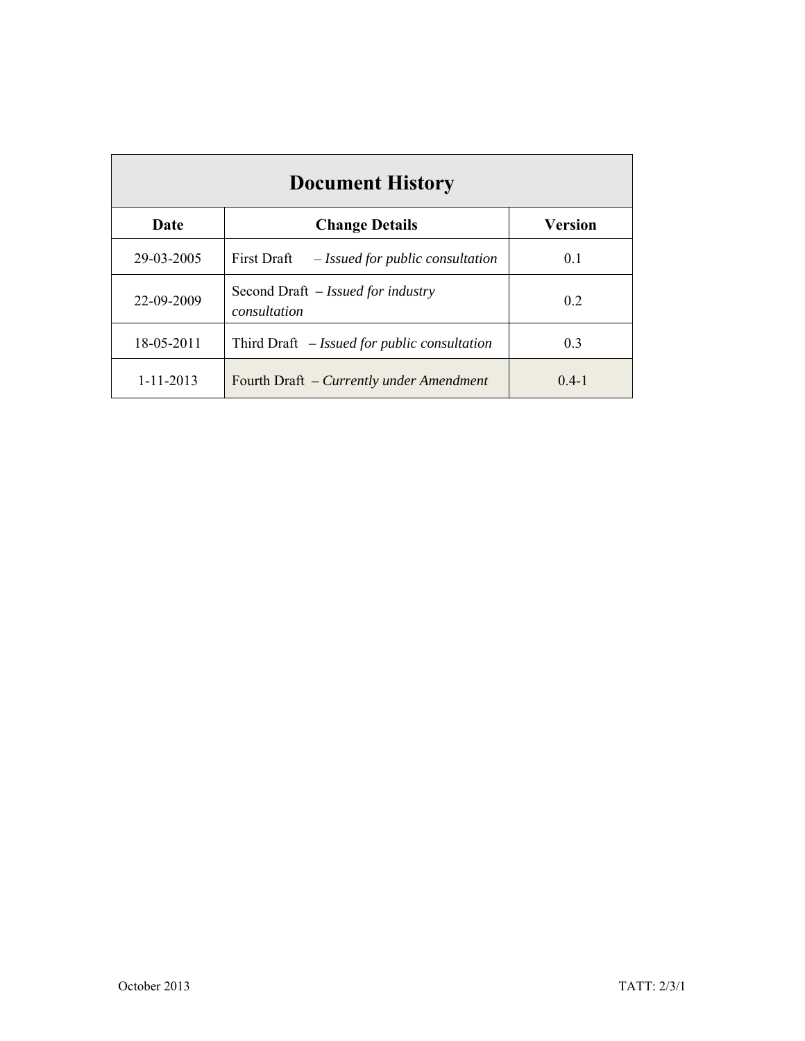| Document History | | |
|---|---|---|
| **Date** | **Change Details** | **Version** |
| 29-03-2005 | First Draft – *Issued for public consultation* | 0.1 |
| 22-09-2009 | Second Draft – *Issued for industry consultation* | 0.2 |
| 18-05-2011 | Third Draft – *Issued for public consultation* | 0.3 |
| 1-11-2013 | Fourth Draft – *Currently under Amendment* | 0.4-1 |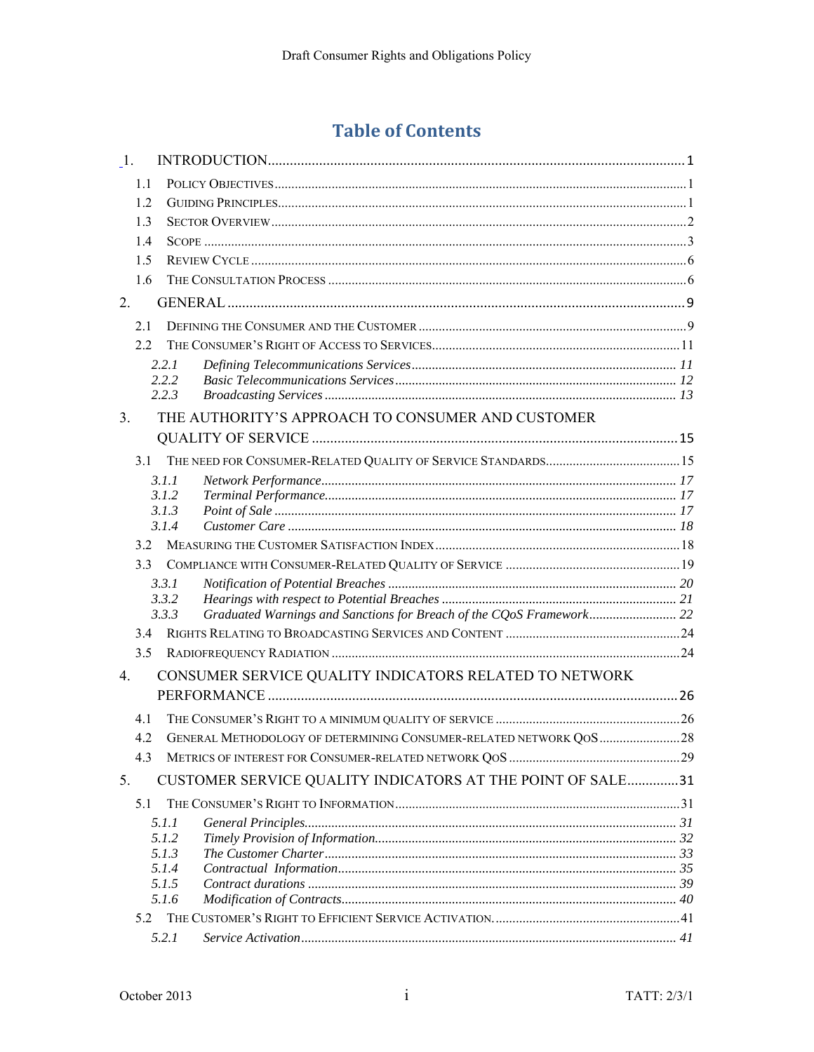# Table of Contents

1. INTRODUCTION ..... 1
   - 1.1 POLICY OBJECTIVES ..... 1
   - 1.2 GUIDING PRINCIPLES ..... 1
   - 1.3 SECTOR OVERVIEW ..... 2
   - 1.4 SCOPE ..... 3
   - 1.5 REVIEW CYCLE ..... 6
   - 1.6 THE CONSULTATION PROCESS ..... 6
2. GENERAL ..... 9
   - 2.1 DEFINING THE CONSUMER AND THE CUSTOMER ..... 9
   - 2.2 THE CONSUMER'S RIGHT OF ACCESS TO SERVICES ..... 11
     - *2.2.1 Defining Telecommunications Services ..... 11*
     - *2.2.2 Basic Telecommunications Services ..... 12*
     - *2.2.3 Broadcasting Services ..... 13*
3. THE AUTHORITY'S APPROACH TO CONSUMER AND CUSTOMER QUALITY OF SERVICE ..... 15
   - 3.1 THE NEED FOR CONSUMER-RELATED QUALITY OF SERVICE STANDARDS ..... 15
     - *3.1.1 Network Performance ..... 17*
     - *3.1.2 Terminal Performance ..... 17*
     - *3.1.3 Point of Sale ..... 17*
     - *3.1.4 Customer Care ..... 18*
   - 3.2 MEASURING THE CUSTOMER SATISFACTION INDEX ..... 18
   - 3.3 COMPLIANCE WITH CONSUMER-RELATED QUALITY OF SERVICE ..... 19
     - *3.3.1 Notification of Potential Breaches ..... 20*
     - *3.3.2 Hearings with respect to Potential Breaches ..... 21*
     - *3.3.3 Graduated Warnings and Sanctions for Breach of the CQoS Framework ..... 22*
   - 3.4 RIGHTS RELATING TO BROADCASTING SERVICES AND CONTENT ..... 24
   - 3.5 RADIOFREQUENCY RADIATION ..... 24
4. CONSUMER SERVICE QUALITY INDICATORS RELATED TO NETWORK PERFORMANCE ..... 26
   - 4.1 THE CONSUMER'S RIGHT TO A MINIMUM QUALITY OF SERVICE ..... 26
   - 4.2 GENERAL METHODOLOGY OF DETERMINING CONSUMER-RELATED NETWORK QOS ..... 28
   - 4.3 METRICS OF INTEREST FOR CONSUMER-RELATED NETWORK QOS ..... 29
5. CUSTOMER SERVICE QUALITY INDICATORS AT THE POINT OF SALE ..... 31
   - 5.1 THE CONSUMER'S RIGHT TO INFORMATION ..... 31
     - *5.1.1 General Principles ..... 31*
     - *5.1.2 Timely Provision of Information ..... 32*
     - *5.1.3 The Customer Charter ..... 33*
     - *5.1.4 Contractual Information ..... 35*
     - *5.1.5 Contract durations ..... 39*
     - *5.1.6 Modification of Contracts ..... 40*
   - 5.2 THE CUSTOMER'S RIGHT TO EFFICIENT SERVICE ACTIVATION. ..... 41
     - *5.2.1 Service Activation ..... 41*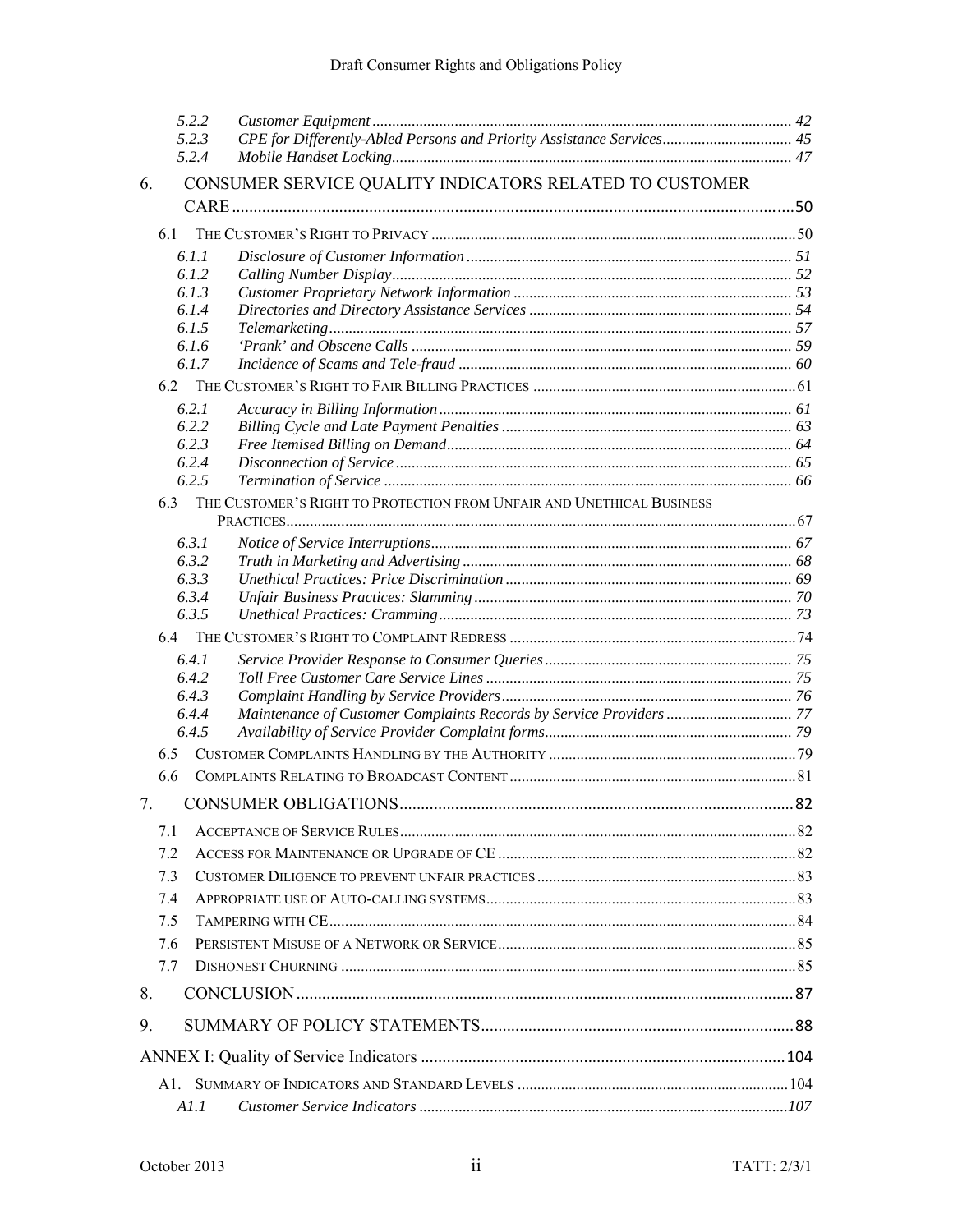5.2.2 *Customer Equipment* ........................................................................................ 42
5.2.3 *CPE for Differently-Abled Persons and Priority Assistance Services* ................................ 45
5.2.4 *Mobile Handset Locking* ..................................................................................... 47

6. CONSUMER SERVICE QUALITY INDICATORS RELATED TO CUSTOMER CARE ........................................................................................................................50

6.1 THE CUSTOMER'S RIGHT TO PRIVACY ..........................................................................50

6.1.1 *Disclosure of Customer Information* ................................................................... 51
6.1.2 *Calling Number Display* ....................................................................................... 52
6.1.3 *Customer Proprietary Network Information* ......................................................... 53
6.1.4 *Directories and Directory Assistance Services* ................................................... 54
6.1.5 *Telemarketing* ..................................................................................................... 57
6.1.6 *'Prank' and Obscene Calls* ................................................................................. 59
6.1.7 *Incidence of Scams and Tele-fraud* ..................................................................... 60

6.2 THE CUSTOMER'S RIGHT TO FAIR BILLING PRACTICES ...................................................61

6.2.1 *Accuracy in Billing Information* ........................................................................... 61
6.2.2 *Billing Cycle and Late Payment Penalties* ............................................................ 63
6.2.3 *Free Itemised Billing on Demand* ........................................................................ 64
6.2.4 *Disconnection of Service* ..................................................................................... 65
6.2.5 *Termination of Service* ........................................................................................ 66

6.3 THE CUSTOMER'S RIGHT TO PROTECTION FROM UNFAIR AND UNETHICAL BUSINESS PRACTICES ..........................................................................................................................67

6.3.1 *Notice of Service Interruptions* ............................................................................ 67
6.3.2 *Truth in Marketing and Advertising* ..................................................................... 68
6.3.3 *Unethical Practices: Price Discrimination* ........................................................... 69
6.3.4 *Unfair Business Practices: Slamming* .................................................................. 70
6.3.5 *Unethical Practices: Cramming* ........................................................................... 73

6.4 THE CUSTOMER'S RIGHT TO COMPLAINT REDRESS ........................................................74

6.4.1 *Service Provider Response to Consumer Queries* ................................................ 75
6.4.2 *Toll Free Customer Care Service Lines* ................................................................ 75
6.4.3 *Complaint Handling by Service Providers* ........................................................... 76
6.4.4 *Maintenance of Customer Complaints Records by Service Providers* ................... 77
6.4.5 *Availability of Service Provider Complaint forms* ............................................... 79

6.5 CUSTOMER COMPLAINTS HANDLING BY THE AUTHORITY ...............................................79

6.6 COMPLAINTS RELATING TO BROADCAST CONTENT .........................................................81

7. CONSUMER OBLIGATIONS .........................................................................................82

7.1 ACCEPTANCE OF SERVICE RULES ....................................................................................82

7.2 ACCESS FOR MAINTENANCE OR UPGRADE OF CE ...........................................................82

7.3 CUSTOMER DILIGENCE TO PREVENT UNFAIR PRACTICES .................................................83

7.4 APPROPRIATE USE OF AUTO-CALLING SYSTEMS ..............................................................83

7.5 TAMPERING WITH CE ......................................................................................................84

7.6 PERSISTENT MISUSE OF A NETWORK OR SERVICE ...........................................................85

7.7 DISHONEST CHURNING ...................................................................................................85

8. CONCLUSION ..................................................................................................................87

9. SUMMARY OF POLICY STATEMENTS .........................................................................88

ANNEX I: Quality of Service Indicators ..................................................................................104

A1. SUMMARY OF INDICATORS AND STANDARD LEVELS ....................................................104

*A1.1* *Customer Service Indicators* ..............................................................................*107*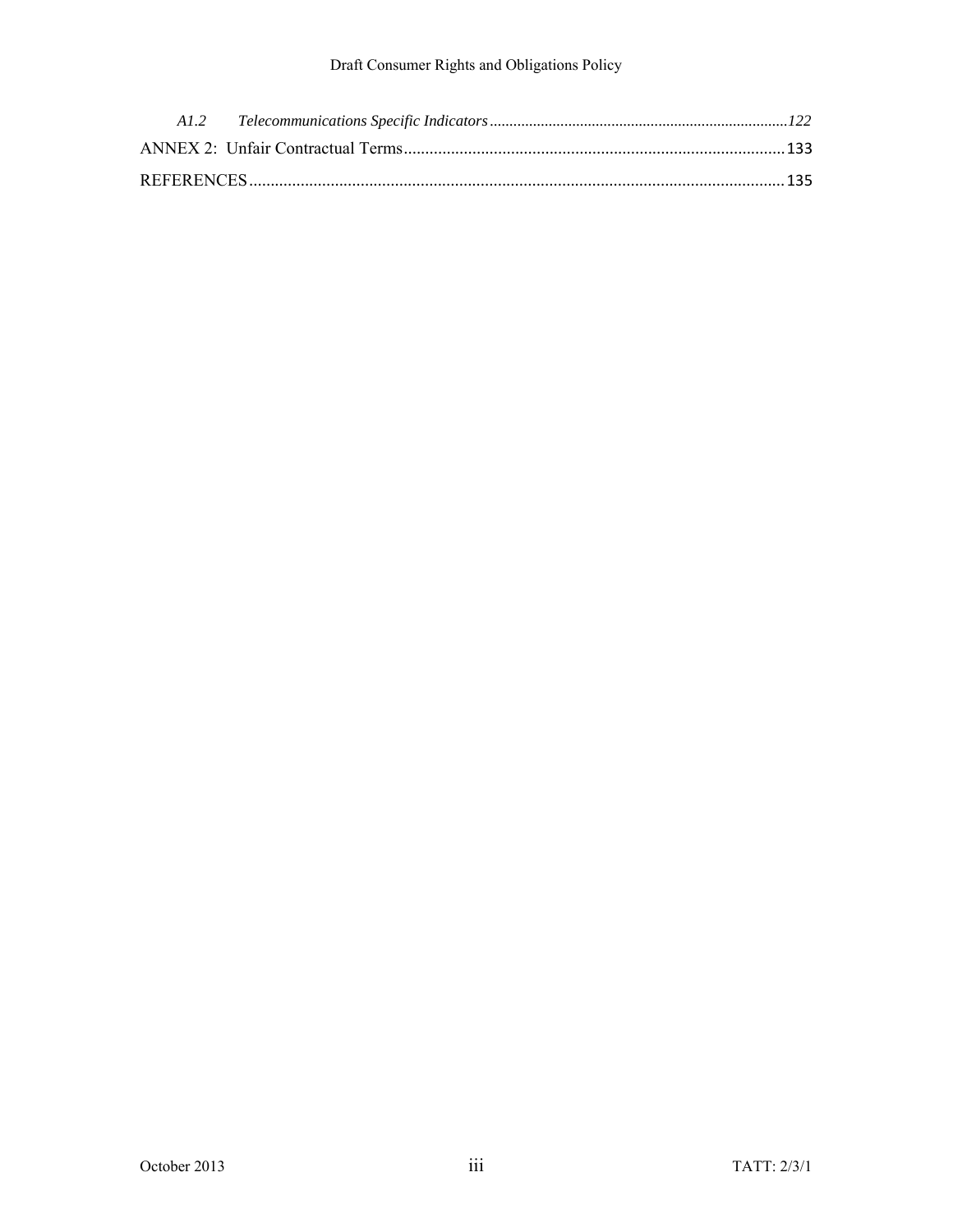*A1.2 Telecommunications Specific Indicators* ........................................................................... *122*

ANNEX 2: Unfair Contractual Terms ........................................................................................ 133

REFERENCES ............................................................................................................................ 135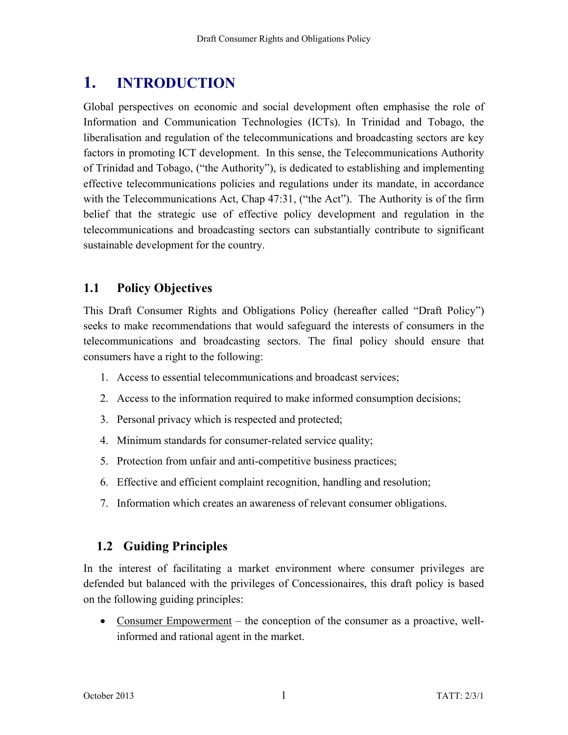# 1. INTRODUCTION

Global perspectives on economic and social development often emphasise the role of Information and Communication Technologies (ICTs). In Trinidad and Tobago, the liberalisation and regulation of the telecommunications and broadcasting sectors are key factors in promoting ICT development. In this sense, the Telecommunications Authority of Trinidad and Tobago, ("the Authority"), is dedicated to establishing and implementing effective telecommunications policies and regulations under its mandate, in accordance with the Telecommunications Act, Chap 47:31, ("the Act"). The Authority is of the firm belief that the strategic use of effective policy development and regulation in the telecommunications and broadcasting sectors can substantially contribute to significant sustainable development for the country.

## 1.1 Policy Objectives

This Draft Consumer Rights and Obligations Policy (hereafter called "Draft Policy") seeks to make recommendations that would safeguard the interests of consumers in the telecommunications and broadcasting sectors. The final policy should ensure that consumers have a right to the following:

1. Access to essential telecommunications and broadcast services;
2. Access to the information required to make informed consumption decisions;
3. Personal privacy which is respected and protected;
4. Minimum standards for consumer-related service quality;
5. Protection from unfair and anti-competitive business practices;
6. Effective and efficient complaint recognition, handling and resolution;
7. Information which creates an awareness of relevant consumer obligations.

## 1.2 Guiding Principles

In the interest of facilitating a market environment where consumer privileges are defended but balanced with the privileges of Concessionaires, this draft policy is based on the following guiding principles:

- Consumer Empowerment – the conception of the consumer as a proactive, well-informed and rational agent in the market.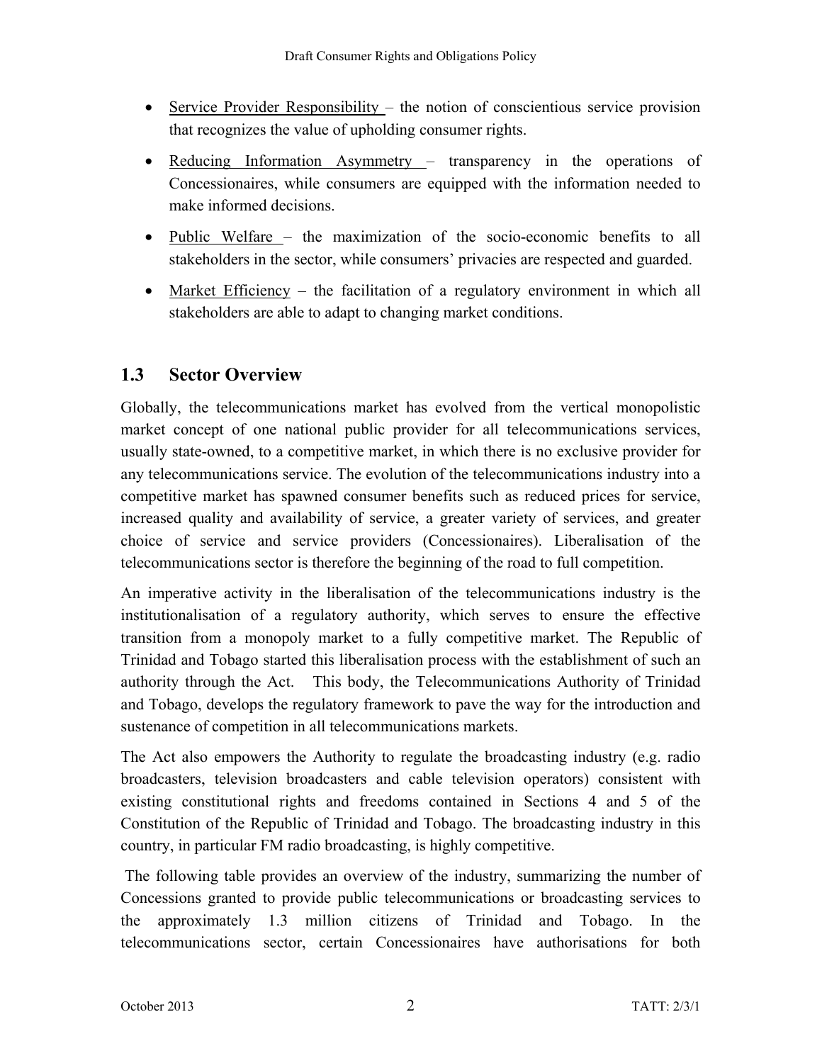- Service Provider Responsibility – the notion of conscientious service provision that recognizes the value of upholding consumer rights.
- Reducing Information Asymmetry – transparency in the operations of Concessionaires, while consumers are equipped with the information needed to make informed decisions.
- Public Welfare – the maximization of the socio-economic benefits to all stakeholders in the sector, while consumers' privacies are respected and guarded.
- Market Efficiency – the facilitation of a regulatory environment in which all stakeholders are able to adapt to changing market conditions.

## 1.3 Sector Overview

Globally, the telecommunications market has evolved from the vertical monopolistic market concept of one national public provider for all telecommunications services, usually state-owned, to a competitive market, in which there is no exclusive provider for any telecommunications service. The evolution of the telecommunications industry into a competitive market has spawned consumer benefits such as reduced prices for service, increased quality and availability of service, a greater variety of services, and greater choice of service and service providers (Concessionaires). Liberalisation of the telecommunications sector is therefore the beginning of the road to full competition.

An imperative activity in the liberalisation of the telecommunications industry is the institutionalisation of a regulatory authority, which serves to ensure the effective transition from a monopoly market to a fully competitive market. The Republic of Trinidad and Tobago started this liberalisation process with the establishment of such an authority through the Act. This body, the Telecommunications Authority of Trinidad and Tobago, develops the regulatory framework to pave the way for the introduction and sustenance of competition in all telecommunications markets.

The Act also empowers the Authority to regulate the broadcasting industry (e.g. radio broadcasters, television broadcasters and cable television operators) consistent with existing constitutional rights and freedoms contained in Sections 4 and 5 of the Constitution of the Republic of Trinidad and Tobago. The broadcasting industry in this country, in particular FM radio broadcasting, is highly competitive.

The following table provides an overview of the industry, summarizing the number of Concessions granted to provide public telecommunications or broadcasting services to the approximately 1.3 million citizens of Trinidad and Tobago. In the telecommunications sector, certain Concessionaires have authorisations for both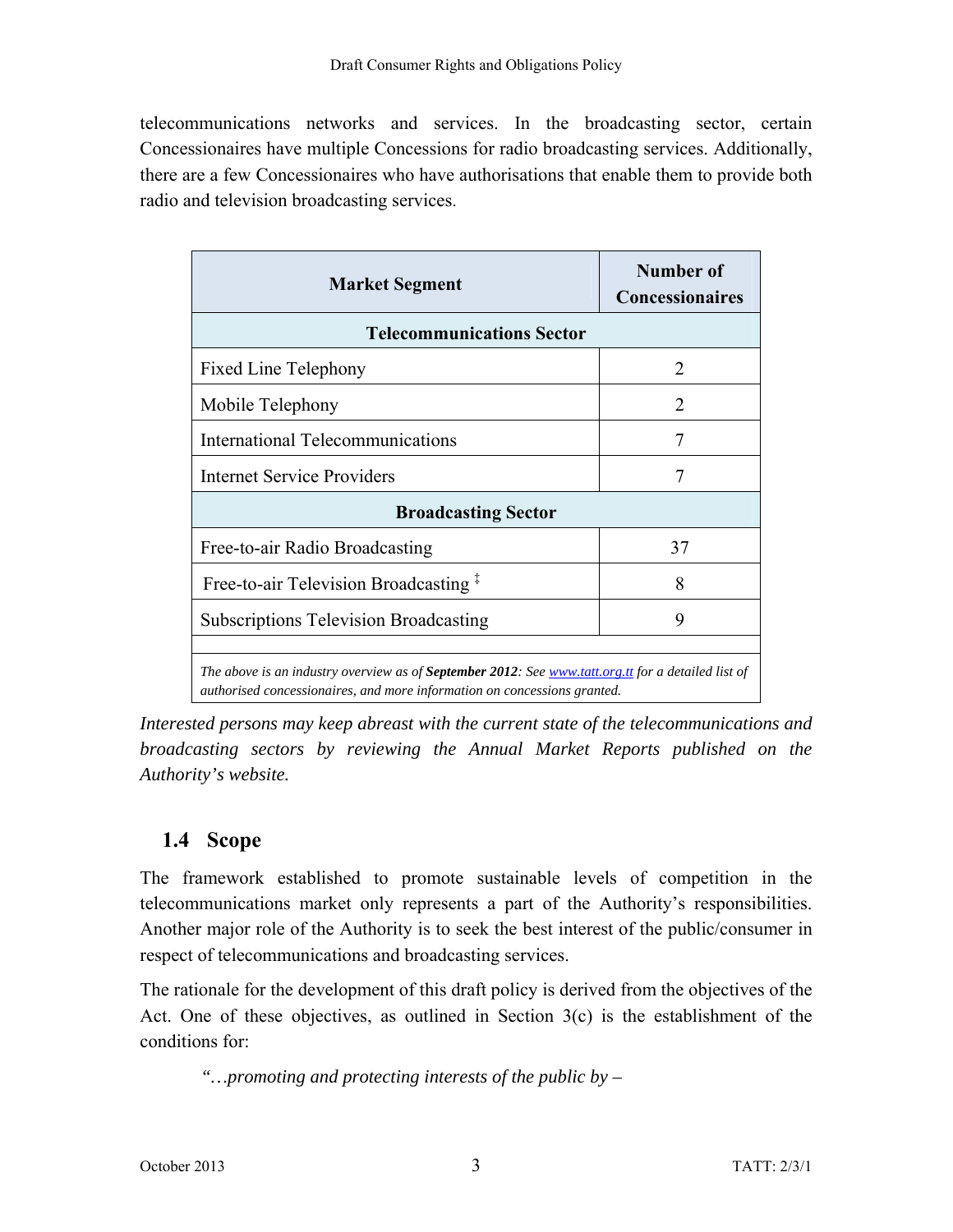telecommunications networks and services. In the broadcasting sector, certain Concessionaires have multiple Concessions for radio broadcasting services. Additionally, there are a few Concessionaires who have authorisations that enable them to provide both radio and television broadcasting services.

| Market Segment | Number of Concessionaires |
|---|---|
| **Telecommunications Sector** | |
| Fixed Line Telephony | 2 |
| Mobile Telephony | 2 |
| International Telecommunications | 7 |
| Internet Service Providers | 7 |
| **Broadcasting Sector** | |
| Free-to-air Radio Broadcasting | 37 |
| Free-to-air Television Broadcasting ‡ | 8 |
| Subscriptions Television Broadcasting | 9 |
| | |
| *The above is an industry overview as of **September 2012**: See [www.tatt.org.tt](http://www.tatt.org.tt) for a detailed list of authorised concessionaires, and more information on concessions granted.* | |

*Interested persons may keep abreast with the current state of the telecommunications and broadcasting sectors by reviewing the Annual Market Reports published on the Authority's website.*

## 1.4 Scope

The framework established to promote sustainable levels of competition in the telecommunications market only represents a part of the Authority's responsibilities. Another major role of the Authority is to seek the best interest of the public/consumer in respect of telecommunications and broadcasting services.

The rationale for the development of this draft policy is derived from the objectives of the Act. One of these objectives, as outlined in Section 3(c) is the establishment of the conditions for:

> *"…promoting and protecting interests of the public by –*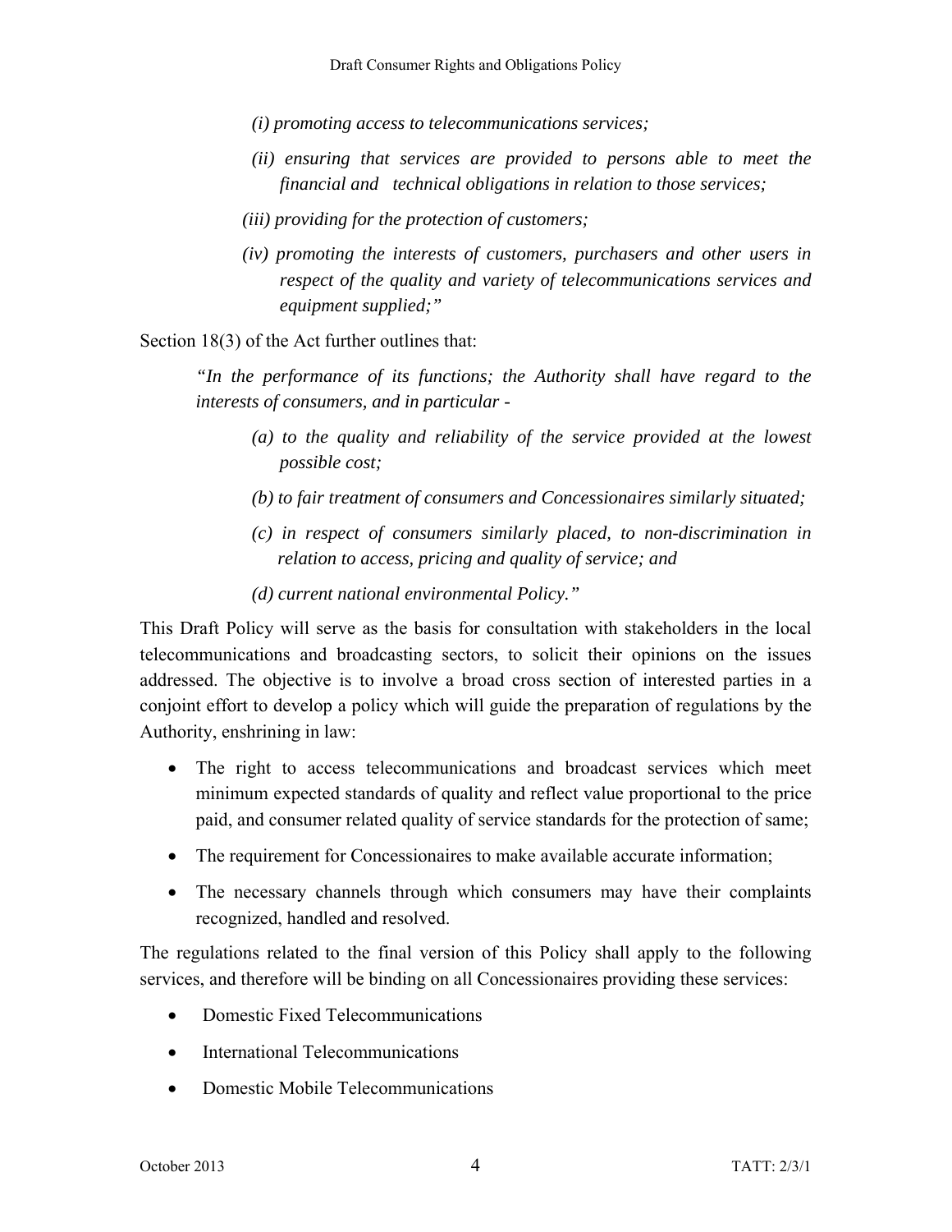*(i) promoting access to telecommunications services;*

*(ii) ensuring that services are provided to persons able to meet the financial and technical obligations in relation to those services;*

*(iii) providing for the protection of customers;*

*(iv) promoting the interests of customers, purchasers and other users in respect of the quality and variety of telecommunications services and equipment supplied;"*

Section 18(3) of the Act further outlines that:

> *"In the performance of its functions; the Authority shall have regard to the interests of consumers, and in particular -*
>
> *(a) to the quality and reliability of the service provided at the lowest possible cost;*
>
> *(b) to fair treatment of consumers and Concessionaires similarly situated;*
>
> *(c) in respect of consumers similarly placed, to non-discrimination in relation to access, pricing and quality of service; and*
>
> *(d) current national environmental Policy."*

This Draft Policy will serve as the basis for consultation with stakeholders in the local telecommunications and broadcasting sectors, to solicit their opinions on the issues addressed. The objective is to involve a broad cross section of interested parties in a conjoint effort to develop a policy which will guide the preparation of regulations by the Authority, enshrining in law:

- The right to access telecommunications and broadcast services which meet minimum expected standards of quality and reflect value proportional to the price paid, and consumer related quality of service standards for the protection of same;
- The requirement for Concessionaires to make available accurate information;
- The necessary channels through which consumers may have their complaints recognized, handled and resolved.

The regulations related to the final version of this Policy shall apply to the following services, and therefore will be binding on all Concessionaires providing these services:

- Domestic Fixed Telecommunications
- International Telecommunications
- Domestic Mobile Telecommunications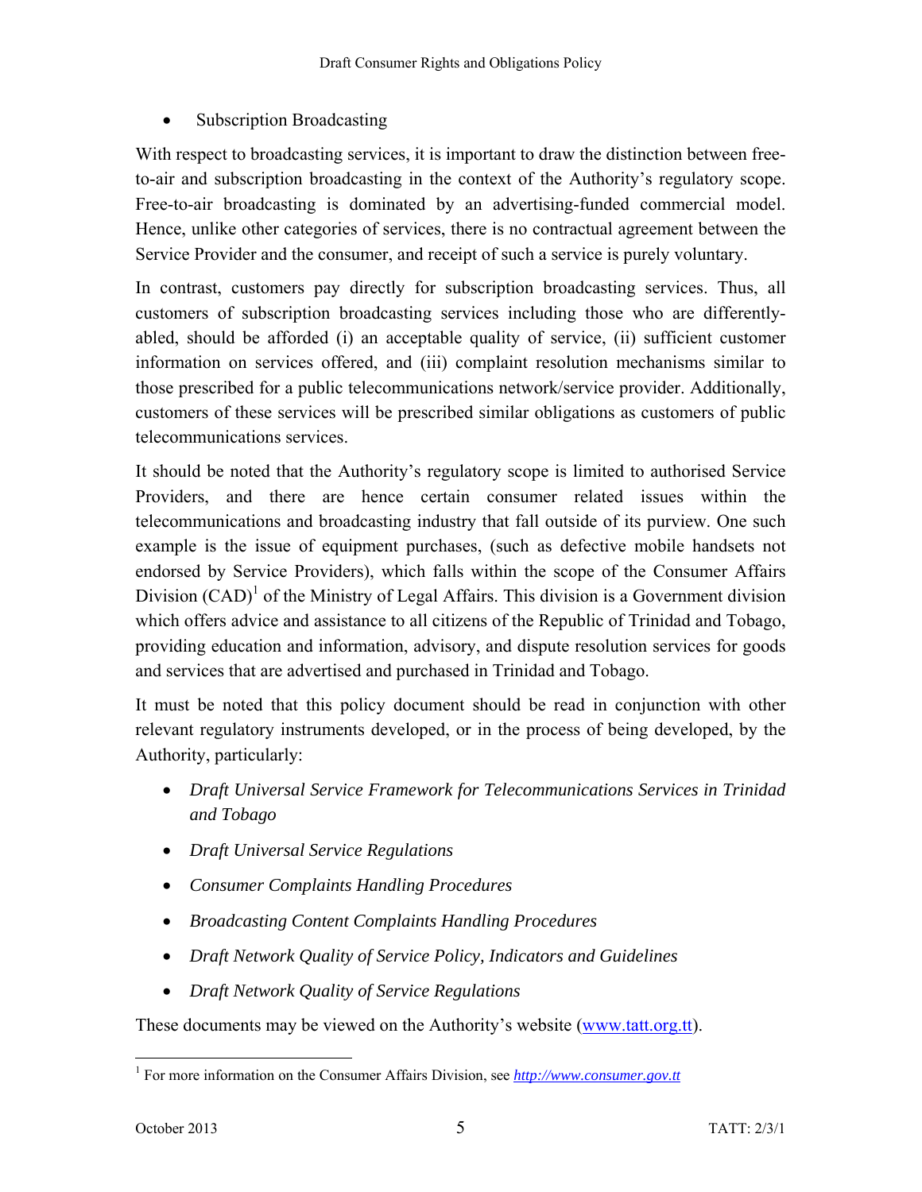- Subscription Broadcasting

With respect to broadcasting services, it is important to draw the distinction between free-to-air and subscription broadcasting in the context of the Authority's regulatory scope. Free-to-air broadcasting is dominated by an advertising-funded commercial model. Hence, unlike other categories of services, there is no contractual agreement between the Service Provider and the consumer, and receipt of such a service is purely voluntary.

In contrast, customers pay directly for subscription broadcasting services. Thus, all customers of subscription broadcasting services including those who are differently-abled, should be afforded (i) an acceptable quality of service, (ii) sufficient customer information on services offered, and (iii) complaint resolution mechanisms similar to those prescribed for a public telecommunications network/service provider. Additionally, customers of these services will be prescribed similar obligations as customers of public telecommunications services.

It should be noted that the Authority's regulatory scope is limited to authorised Service Providers, and there are hence certain consumer related issues within the telecommunications and broadcasting industry that fall outside of its purview. One such example is the issue of equipment purchases, (such as defective mobile handsets not endorsed by Service Providers), which falls within the scope of the Consumer Affairs Division (CAD)[1] of the Ministry of Legal Affairs. This division is a Government division which offers advice and assistance to all citizens of the Republic of Trinidad and Tobago, providing education and information, advisory, and dispute resolution services for goods and services that are advertised and purchased in Trinidad and Tobago.

It must be noted that this policy document should be read in conjunction with other relevant regulatory instruments developed, or in the process of being developed, by the Authority, particularly:

- *Draft Universal Service Framework for Telecommunications Services in Trinidad and Tobago*
- *Draft Universal Service Regulations*
- *Consumer Complaints Handling Procedures*
- *Broadcasting Content Complaints Handling Procedures*
- *Draft Network Quality of Service Policy, Indicators and Guidelines*
- *Draft Network Quality of Service Regulations*

These documents may be viewed on the Authority's website (www.tatt.org.tt).

[1] For more information on the Consumer Affairs Division, see ***http://www.consumer.gov.tt***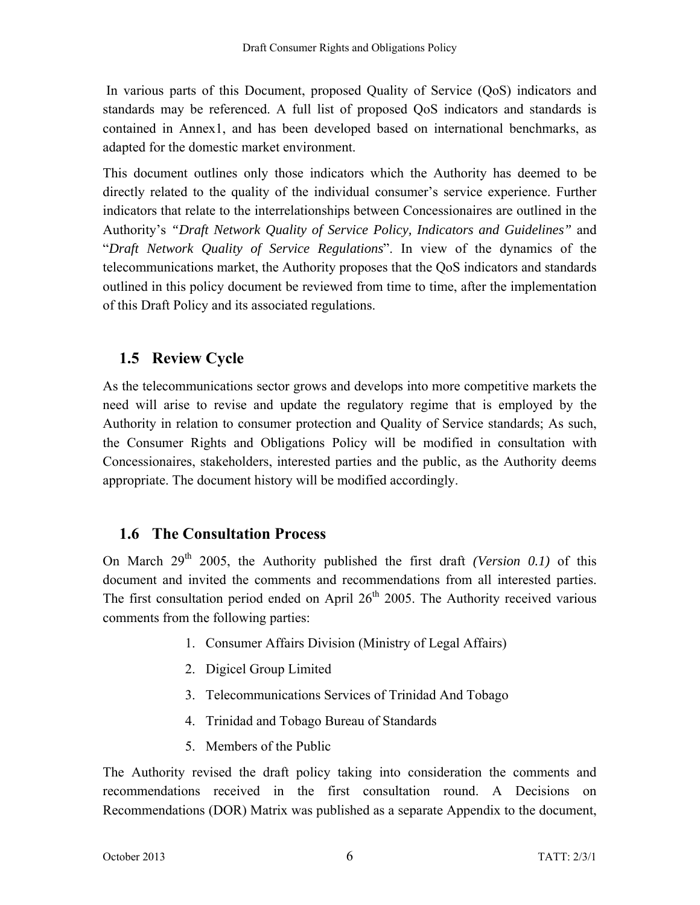In various parts of this Document, proposed Quality of Service (QoS) indicators and standards may be referenced. A full list of proposed QoS indicators and standards is contained in Annex1, and has been developed based on international benchmarks, as adapted for the domestic market environment.

This document outlines only those indicators which the Authority has deemed to be directly related to the quality of the individual consumer's service experience. Further indicators that relate to the interrelationships between Concessionaires are outlined in the Authority's *"Draft Network Quality of Service Policy, Indicators and Guidelines"* and "*Draft Network Quality of Service Regulations*". In view of the dynamics of the telecommunications market, the Authority proposes that the QoS indicators and standards outlined in this policy document be reviewed from time to time, after the implementation of this Draft Policy and its associated regulations.

## 1.5 Review Cycle

As the telecommunications sector grows and develops into more competitive markets the need will arise to revise and update the regulatory regime that is employed by the Authority in relation to consumer protection and Quality of Service standards; As such, the Consumer Rights and Obligations Policy will be modified in consultation with Concessionaires, stakeholders, interested parties and the public, as the Authority deems appropriate. The document history will be modified accordingly.

## 1.6 The Consultation Process

On March 29th 2005, the Authority published the first draft *(Version 0.1)* of this document and invited the comments and recommendations from all interested parties. The first consultation period ended on April 26th 2005. The Authority received various comments from the following parties:

1. Consumer Affairs Division (Ministry of Legal Affairs)
2. Digicel Group Limited
3. Telecommunications Services of Trinidad And Tobago
4. Trinidad and Tobago Bureau of Standards
5. Members of the Public

The Authority revised the draft policy taking into consideration the comments and recommendations received in the first consultation round. A Decisions on Recommendations (DOR) Matrix was published as a separate Appendix to the document,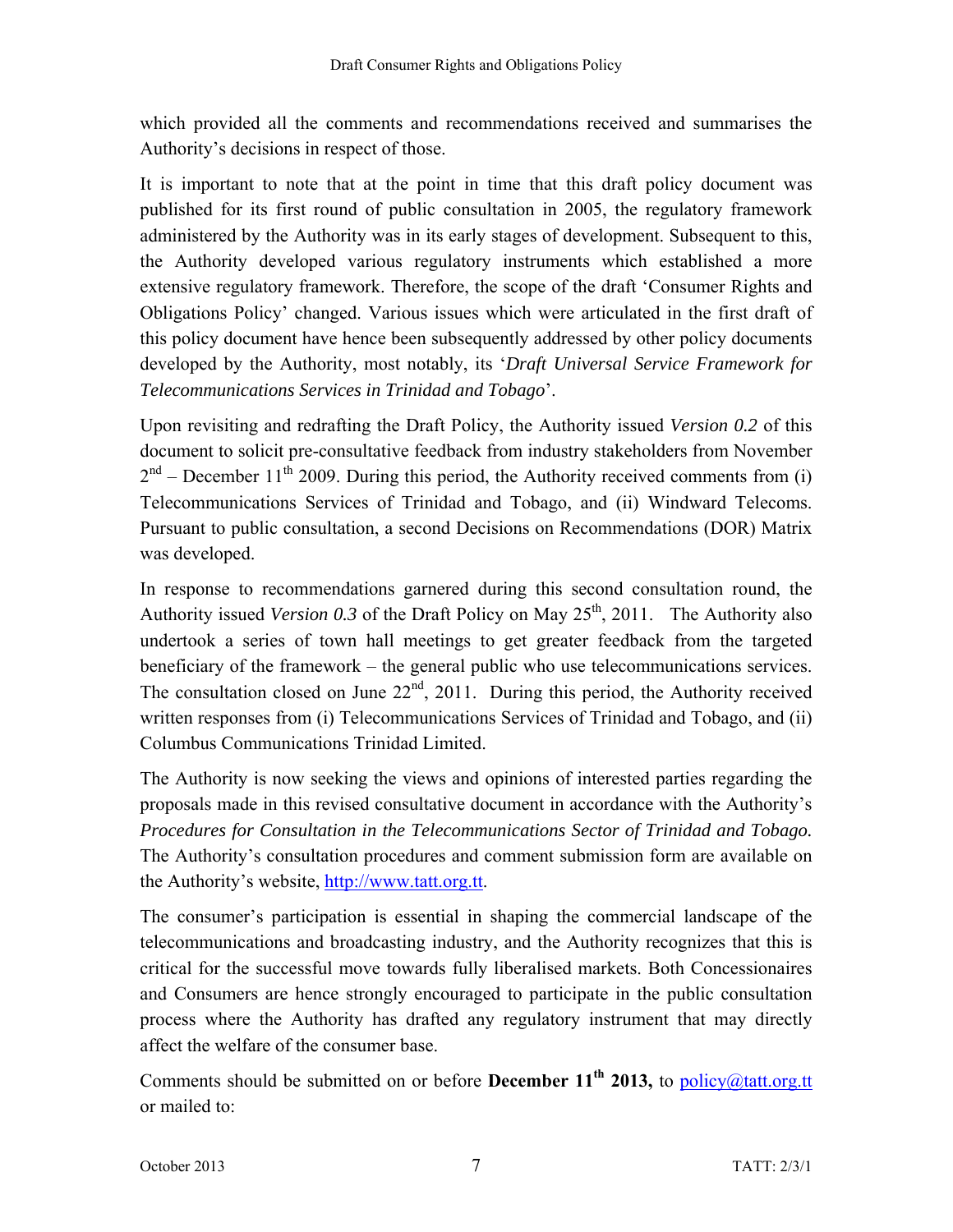which provided all the comments and recommendations received and summarises the Authority's decisions in respect of those.

It is important to note that at the point in time that this draft policy document was published for its first round of public consultation in 2005, the regulatory framework administered by the Authority was in its early stages of development. Subsequent to this, the Authority developed various regulatory instruments which established a more extensive regulatory framework. Therefore, the scope of the draft 'Consumer Rights and Obligations Policy' changed. Various issues which were articulated in the first draft of this policy document have hence been subsequently addressed by other policy documents developed by the Authority, most notably, its '*Draft Universal Service Framework for Telecommunications Services in Trinidad and Tobago*'.

Upon revisiting and redrafting the Draft Policy, the Authority issued *Version 0.2* of this document to solicit pre-consultative feedback from industry stakeholders from November 2nd – December 11th 2009. During this period, the Authority received comments from (i) Telecommunications Services of Trinidad and Tobago, and (ii) Windward Telecoms. Pursuant to public consultation, a second Decisions on Recommendations (DOR) Matrix was developed.

In response to recommendations garnered during this second consultation round, the Authority issued *Version 0.3* of the Draft Policy on May 25th, 2011. The Authority also undertook a series of town hall meetings to get greater feedback from the targeted beneficiary of the framework – the general public who use telecommunications services. The consultation closed on June 22nd, 2011. During this period, the Authority received written responses from (i) Telecommunications Services of Trinidad and Tobago, and (ii) Columbus Communications Trinidad Limited.

The Authority is now seeking the views and opinions of interested parties regarding the proposals made in this revised consultative document in accordance with the Authority's *Procedures for Consultation in the Telecommunications Sector of Trinidad and Tobago.* The Authority's consultation procedures and comment submission form are available on the Authority's website, http://www.tatt.org.tt.

The consumer's participation is essential in shaping the commercial landscape of the telecommunications and broadcasting industry, and the Authority recognizes that this is critical for the successful move towards fully liberalised markets. Both Concessionaires and Consumers are hence strongly encouraged to participate in the public consultation process where the Authority has drafted any regulatory instrument that may directly affect the welfare of the consumer base.

Comments should be submitted on or before **December 11th 2013,** to policy@tatt.org.tt or mailed to: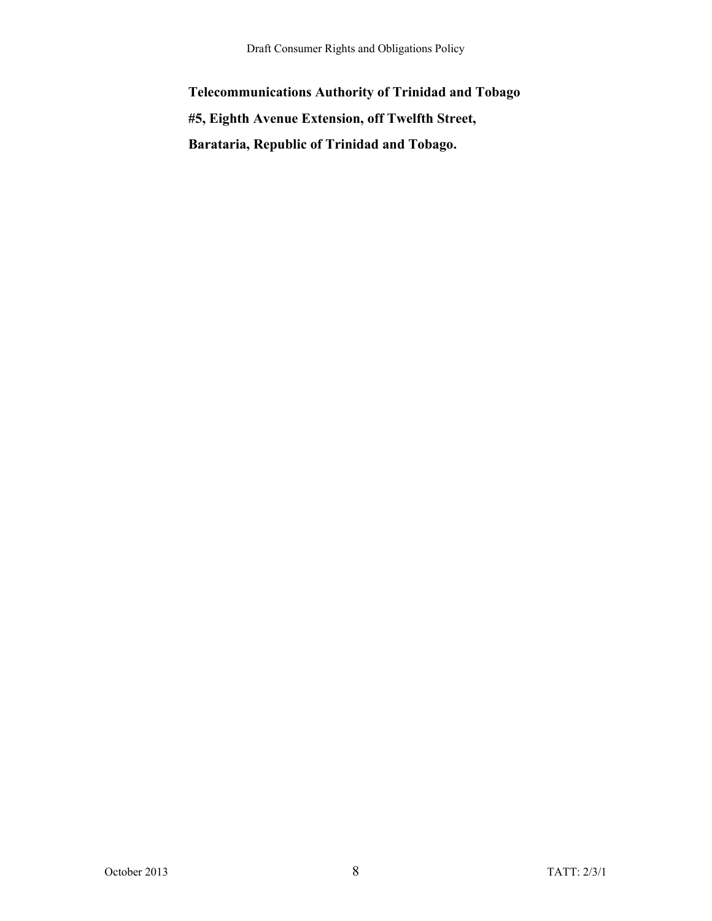**Telecommunications Authority of Trinidad and Tobago**

**#5, Eighth Avenue Extension, off Twelfth Street,**

**Barataria, Republic of Trinidad and Tobago.**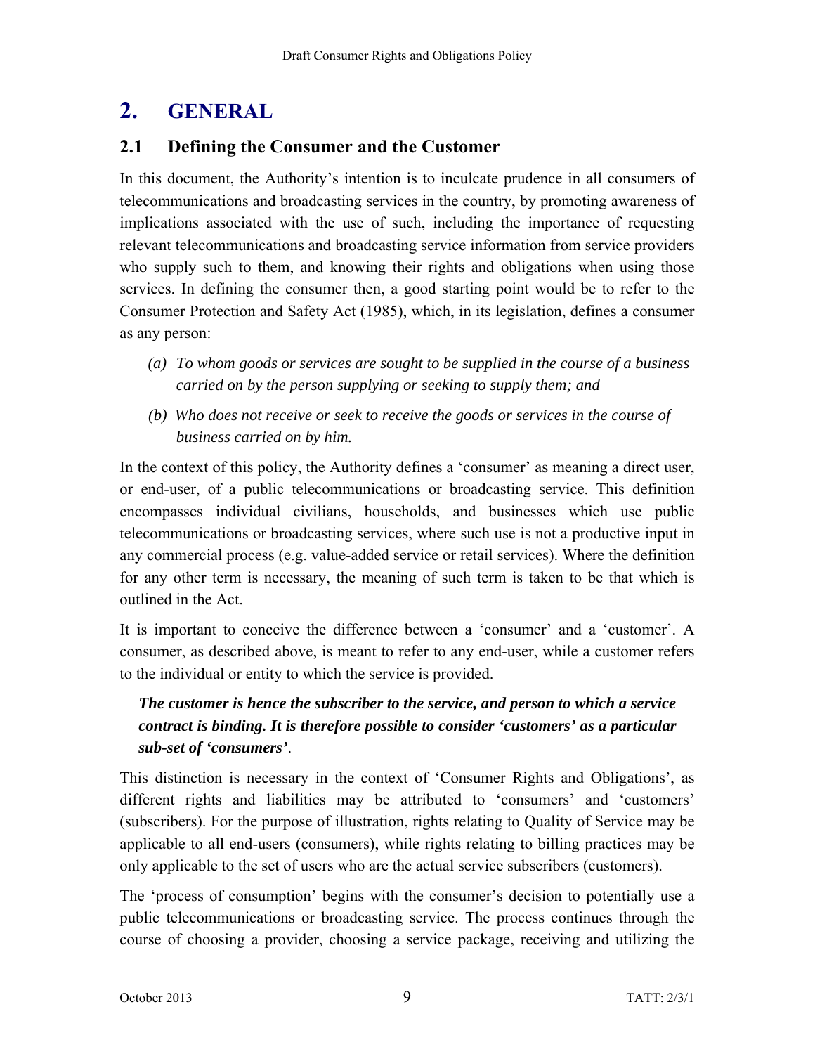# 2. GENERAL

## 2.1 Defining the Consumer and the Customer

In this document, the Authority's intention is to inculcate prudence in all consumers of telecommunications and broadcasting services in the country, by promoting awareness of implications associated with the use of such, including the importance of requesting relevant telecommunications and broadcasting service information from service providers who supply such to them, and knowing their rights and obligations when using those services. In defining the consumer then, a good starting point would be to refer to the Consumer Protection and Safety Act (1985), which, in its legislation, defines a consumer as any person:

*(a) To whom goods or services are sought to be supplied in the course of a business carried on by the person supplying or seeking to supply them; and*

*(b) Who does not receive or seek to receive the goods or services in the course of business carried on by him.*

In the context of this policy, the Authority defines a 'consumer' as meaning a direct user, or end-user, of a public telecommunications or broadcasting service. This definition encompasses individual civilians, households, and businesses which use public telecommunications or broadcasting services, where such use is not a productive input in any commercial process (e.g. value-added service or retail services). Where the definition for any other term is necessary, the meaning of such term is taken to be that which is outlined in the Act.

It is important to conceive the difference between a 'consumer' and a 'customer'. A consumer, as described above, is meant to refer to any end-user, while a customer refers to the individual or entity to which the service is provided.

***The customer is hence the subscriber to the service, and person to which a service contract is binding. It is therefore possible to consider 'customers' as a particular sub-set of 'consumers'***.

This distinction is necessary in the context of 'Consumer Rights and Obligations', as different rights and liabilities may be attributed to 'consumers' and 'customers' (subscribers). For the purpose of illustration, rights relating to Quality of Service may be applicable to all end-users (consumers), while rights relating to billing practices may be only applicable to the set of users who are the actual service subscribers (customers).

The 'process of consumption' begins with the consumer's decision to potentially use a public telecommunications or broadcasting service. The process continues through the course of choosing a provider, choosing a service package, receiving and utilizing the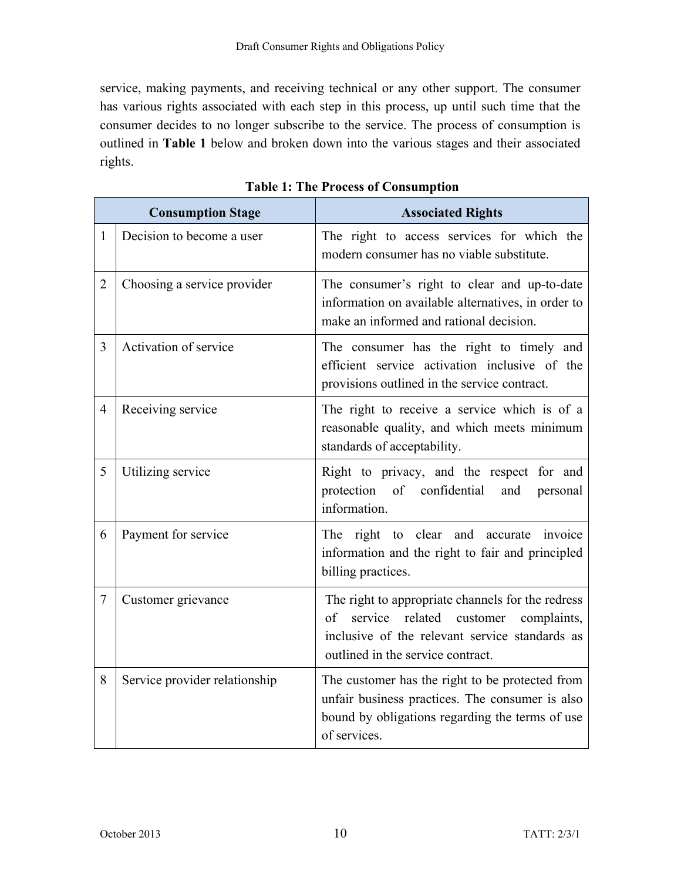service, making payments, and receiving technical or any other support. The consumer has various rights associated with each step in this process, up until such time that the consumer decides to no longer subscribe to the service. The process of consumption is outlined in **Table 1** below and broken down into the various stages and their associated rights.

**Table 1: The Process of Consumption**

| Consumption Stage | | Associated Rights |
|---|---|---|
| 1 | Decision to become a user | The right to access services for which the modern consumer has no viable substitute. |
| 2 | Choosing a service provider | The consumer's right to clear and up-to-date information on available alternatives, in order to make an informed and rational decision. |
| 3 | Activation of service | The consumer has the right to timely and efficient service activation inclusive of the provisions outlined in the service contract. |
| 4 | Receiving service | The right to receive a service which is of a reasonable quality, and which meets minimum standards of acceptability. |
| 5 | Utilizing service | Right to privacy, and the respect for and protection of confidential and personal information. |
| 6 | Payment for service | The right to clear and accurate invoice information and the right to fair and principled billing practices. |
| 7 | Customer grievance | The right to appropriate channels for the redress of service related customer complaints, inclusive of the relevant service standards as outlined in the service contract. |
| 8 | Service provider relationship | The customer has the right to be protected from unfair business practices. The consumer is also bound by obligations regarding the terms of use of services. |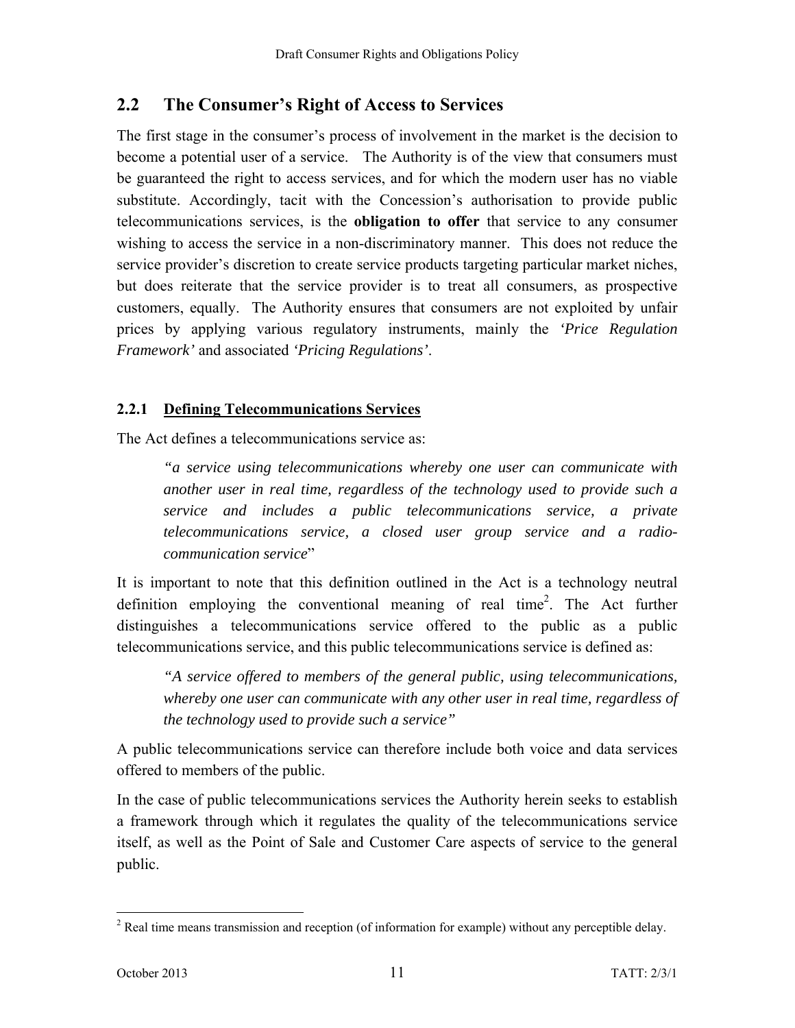## 2.2 The Consumer's Right of Access to Services

The first stage in the consumer's process of involvement in the market is the decision to become a potential user of a service. The Authority is of the view that consumers must be guaranteed the right to access services, and for which the modern user has no viable substitute. Accordingly, tacit with the Concession's authorisation to provide public telecommunications services, is the **obligation to offer** that service to any consumer wishing to access the service in a non-discriminatory manner. This does not reduce the service provider's discretion to create service products targeting particular market niches, but does reiterate that the service provider is to treat all consumers, as prospective customers, equally. The Authority ensures that consumers are not exploited by unfair prices by applying various regulatory instruments, mainly the *'Price Regulation Framework'* and associated *'Pricing Regulations'*.

### 2.2.1 Defining Telecommunications Services

The Act defines a telecommunications service as:

> *"a service using telecommunications whereby one user can communicate with another user in real time, regardless of the technology used to provide such a service and includes a public telecommunications service, a private telecommunications service, a closed user group service and a radio-communication service"*

It is important to note that this definition outlined in the Act is a technology neutral definition employing the conventional meaning of real time[2]. The Act further distinguishes a telecommunications service offered to the public as a public telecommunications service, and this public telecommunications service is defined as:

> *"A service offered to members of the general public, using telecommunications, whereby one user can communicate with any other user in real time, regardless of the technology used to provide such a service"*

A public telecommunications service can therefore include both voice and data services offered to members of the public.

In the case of public telecommunications services the Authority herein seeks to establish a framework through which it regulates the quality of the telecommunications service itself, as well as the Point of Sale and Customer Care aspects of service to the general public.

---

[2] Real time means transmission and reception (of information for example) without any perceptible delay.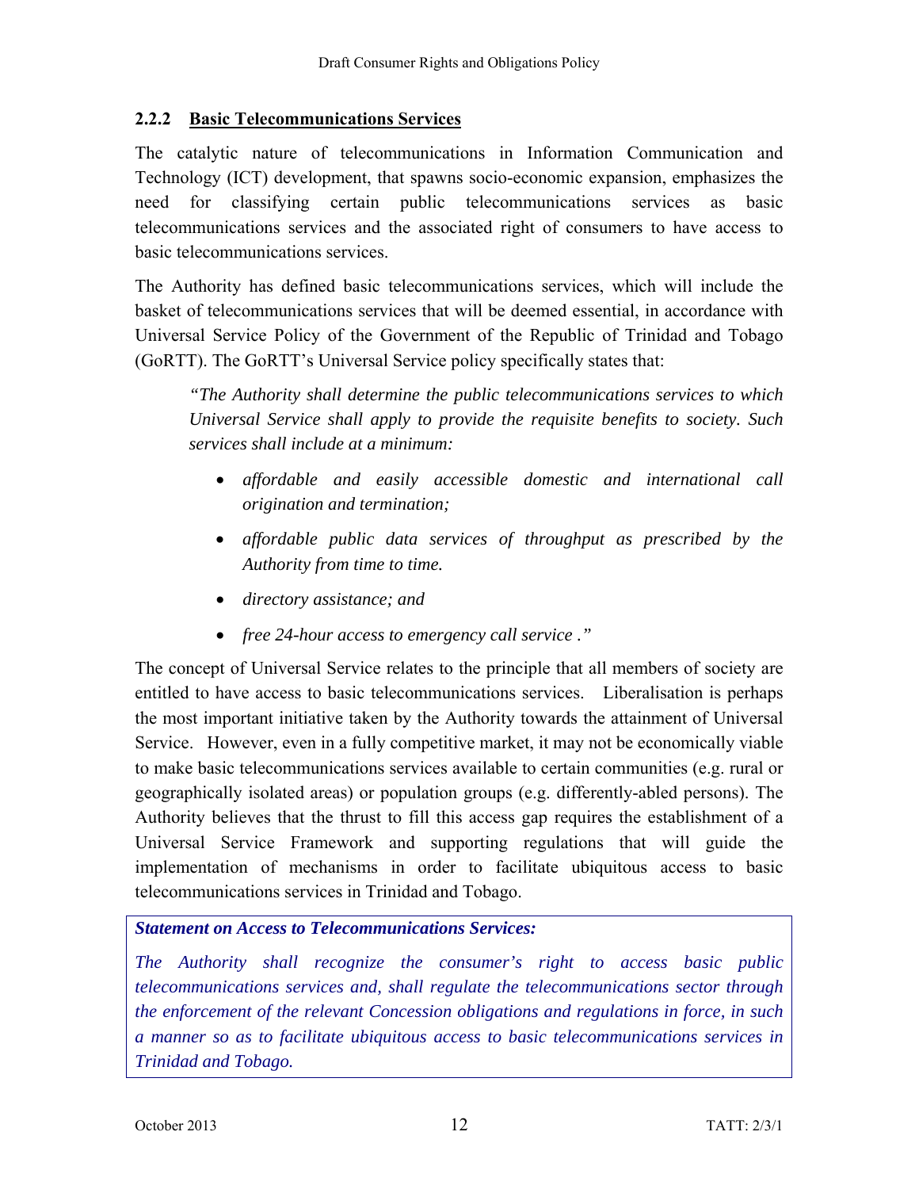### 2.2.2 Basic Telecommunications Services

The catalytic nature of telecommunications in Information Communication and Technology (ICT) development, that spawns socio-economic expansion, emphasizes the need for classifying certain public telecommunications services as basic telecommunications services and the associated right of consumers to have access to basic telecommunications services.

The Authority has defined basic telecommunications services, which will include the basket of telecommunications services that will be deemed essential, in accordance with Universal Service Policy of the Government of the Republic of Trinidad and Tobago (GoRTT). The GoRTT's Universal Service policy specifically states that:

> *"The Authority shall determine the public telecommunications services to which Universal Service shall apply to provide the requisite benefits to society. Such services shall include at a minimum:*
>
> - *affordable and easily accessible domestic and international call origination and termination;*
> - *affordable public data services of throughput as prescribed by the Authority from time to time.*
> - *directory assistance; and*
> - *free 24-hour access to emergency call service ."*

The concept of Universal Service relates to the principle that all members of society are entitled to have access to basic telecommunications services. Liberalisation is perhaps the most important initiative taken by the Authority towards the attainment of Universal Service. However, even in a fully competitive market, it may not be economically viable to make basic telecommunications services available to certain communities (e.g. rural or geographically isolated areas) or population groups (e.g. differently-abled persons). The Authority believes that the thrust to fill this access gap requires the establishment of a Universal Service Framework and supporting regulations that will guide the implementation of mechanisms in order to facilitate ubiquitous access to basic telecommunications services in Trinidad and Tobago.

***Statement on Access to Telecommunications Services:***

*The Authority shall recognize the consumer's right to access basic public telecommunications services and, shall regulate the telecommunications sector through the enforcement of the relevant Concession obligations and regulations in force, in such a manner so as to facilitate ubiquitous access to basic telecommunications services in Trinidad and Tobago.*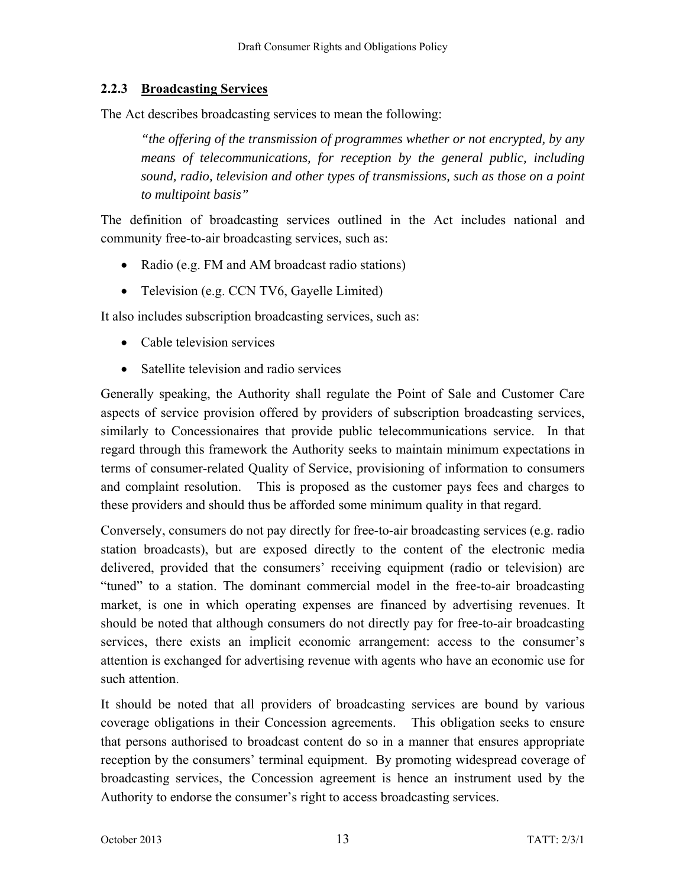### 2.2.3 Broadcasting Services

The Act describes broadcasting services to mean the following:

> *"the offering of the transmission of programmes whether or not encrypted, by any means of telecommunications, for reception by the general public, including sound, radio, television and other types of transmissions, such as those on a point to multipoint basis"*

The definition of broadcasting services outlined in the Act includes national and community free-to-air broadcasting services, such as:

- Radio (e.g. FM and AM broadcast radio stations)
- Television (e.g. CCN TV6, Gayelle Limited)

It also includes subscription broadcasting services, such as:

- Cable television services
- Satellite television and radio services

Generally speaking, the Authority shall regulate the Point of Sale and Customer Care aspects of service provision offered by providers of subscription broadcasting services, similarly to Concessionaires that provide public telecommunications service. In that regard through this framework the Authority seeks to maintain minimum expectations in terms of consumer-related Quality of Service, provisioning of information to consumers and complaint resolution. This is proposed as the customer pays fees and charges to these providers and should thus be afforded some minimum quality in that regard.

Conversely, consumers do not pay directly for free-to-air broadcasting services (e.g. radio station broadcasts), but are exposed directly to the content of the electronic media delivered, provided that the consumers' receiving equipment (radio or television) are "tuned" to a station. The dominant commercial model in the free-to-air broadcasting market, is one in which operating expenses are financed by advertising revenues. It should be noted that although consumers do not directly pay for free-to-air broadcasting services, there exists an implicit economic arrangement: access to the consumer's attention is exchanged for advertising revenue with agents who have an economic use for such attention.

It should be noted that all providers of broadcasting services are bound by various coverage obligations in their Concession agreements. This obligation seeks to ensure that persons authorised to broadcast content do so in a manner that ensures appropriate reception by the consumers' terminal equipment. By promoting widespread coverage of broadcasting services, the Concession agreement is hence an instrument used by the Authority to endorse the consumer's right to access broadcasting services.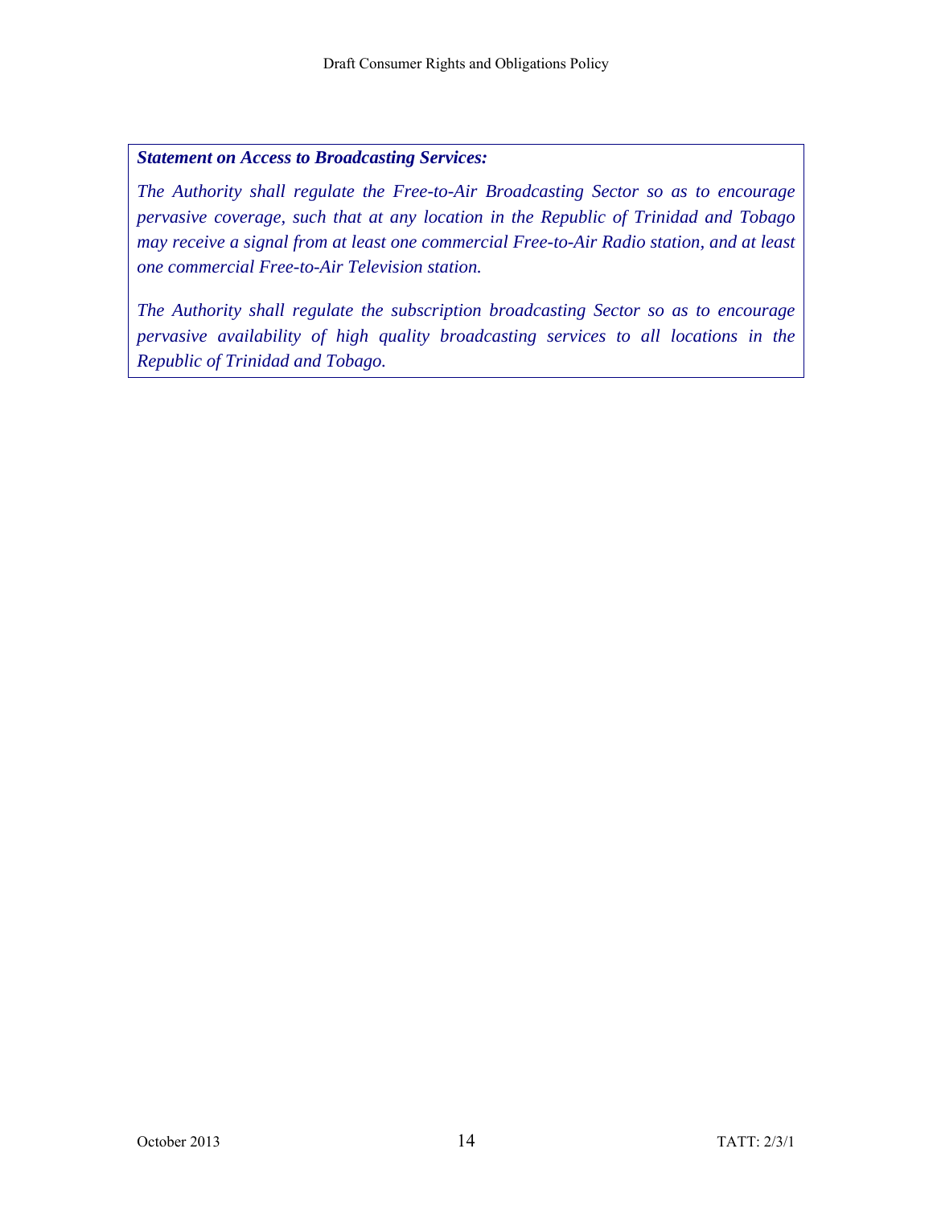***Statement on Access to Broadcasting Services:***

*The Authority shall regulate the Free-to-Air Broadcasting Sector so as to encourage pervasive coverage, such that at any location in the Republic of Trinidad and Tobago may receive a signal from at least one commercial Free-to-Air Radio station, and at least one commercial Free-to-Air Television station.*

*The Authority shall regulate the subscription broadcasting Sector so as to encourage pervasive availability of high quality broadcasting services to all locations in the Republic of Trinidad and Tobago.*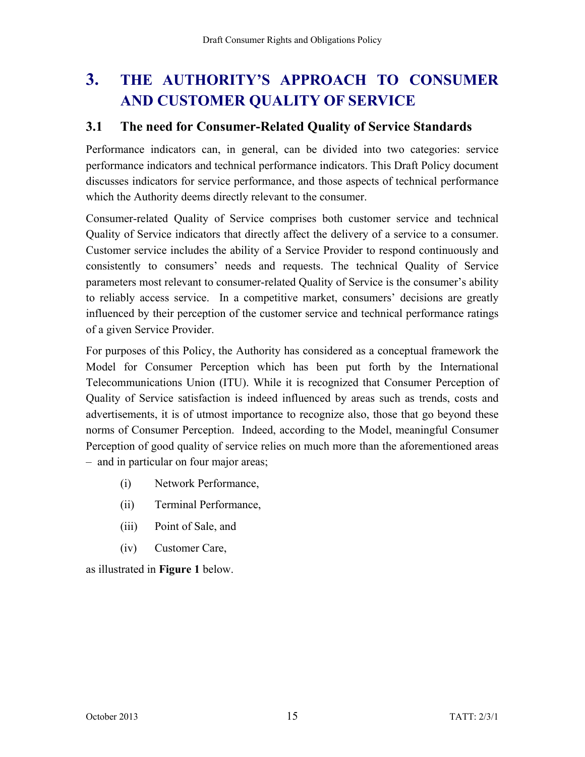# 3. THE AUTHORITY'S APPROACH TO CONSUMER AND CUSTOMER QUALITY OF SERVICE

## 3.1 The need for Consumer-Related Quality of Service Standards

Performance indicators can, in general, can be divided into two categories: service performance indicators and technical performance indicators. This Draft Policy document discusses indicators for service performance, and those aspects of technical performance which the Authority deems directly relevant to the consumer.

Consumer-related Quality of Service comprises both customer service and technical Quality of Service indicators that directly affect the delivery of a service to a consumer. Customer service includes the ability of a Service Provider to respond continuously and consistently to consumers' needs and requests. The technical Quality of Service parameters most relevant to consumer-related Quality of Service is the consumer's ability to reliably access service. In a competitive market, consumers' decisions are greatly influenced by their perception of the customer service and technical performance ratings of a given Service Provider.

For purposes of this Policy, the Authority has considered as a conceptual framework the Model for Consumer Perception which has been put forth by the International Telecommunications Union (ITU). While it is recognized that Consumer Perception of Quality of Service satisfaction is indeed influenced by areas such as trends, costs and advertisements, it is of utmost importance to recognize also, those that go beyond these norms of Consumer Perception. Indeed, according to the Model, meaningful Consumer Perception of good quality of service relies on much more than the aforementioned areas – and in particular on four major areas;

(i) Network Performance,

(ii) Terminal Performance,

(iii) Point of Sale, and

(iv) Customer Care,

as illustrated in **Figure 1** below.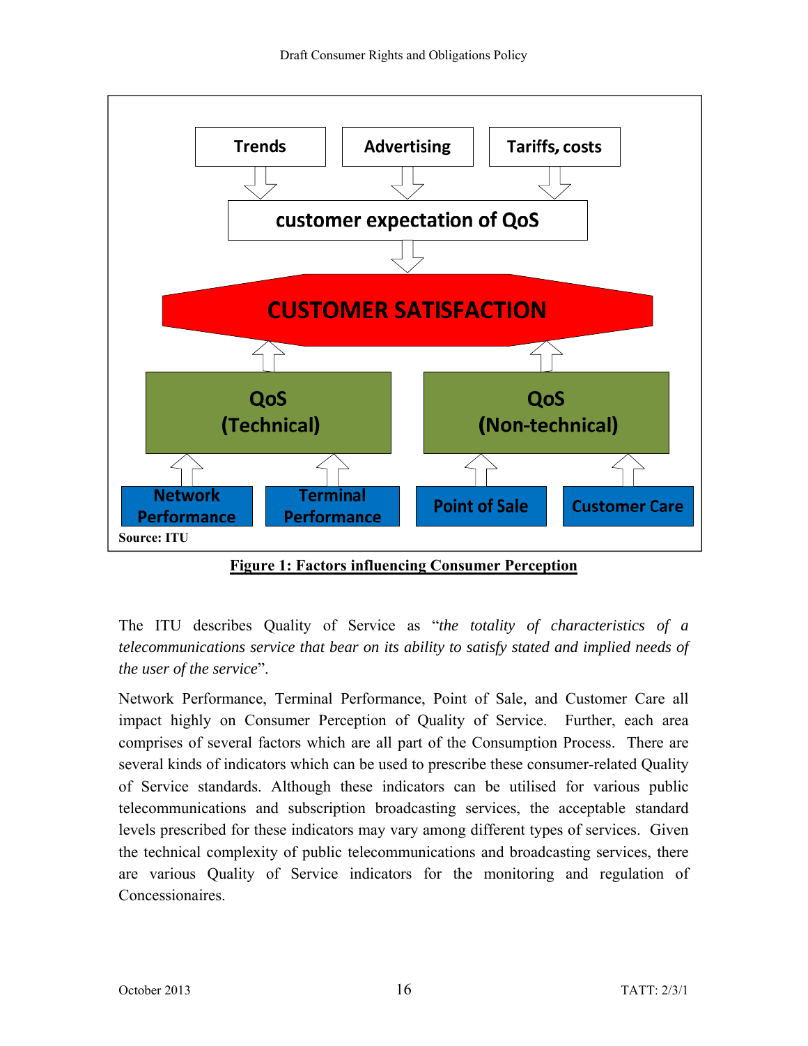Trends

Advertising

Tariffs, costs

customer expectation of QoS

CUSTOMER SATISFACTION

QoS (Technical)

QoS (Non-technical)

Network Performance

Terminal Performance

Point of Sale

Customer Care

**Source: ITU**

**Figure 1: Factors influencing Consumer Perception**

The ITU describes Quality of Service as "*the totality of characteristics of a telecommunications service that bear on its ability to satisfy stated and implied needs of the user of the service*".

Network Performance, Terminal Performance, Point of Sale, and Customer Care all impact highly on Consumer Perception of Quality of Service. Further, each area comprises of several factors which are all part of the Consumption Process. There are several kinds of indicators which can be used to prescribe these consumer-related Quality of Service standards. Although these indicators can be utilised for various public telecommunications and subscription broadcasting services, the acceptable standard levels prescribed for these indicators may vary among different types of services. Given the technical complexity of public telecommunications and broadcasting services, there are various Quality of Service indicators for the monitoring and regulation of Concessionaires.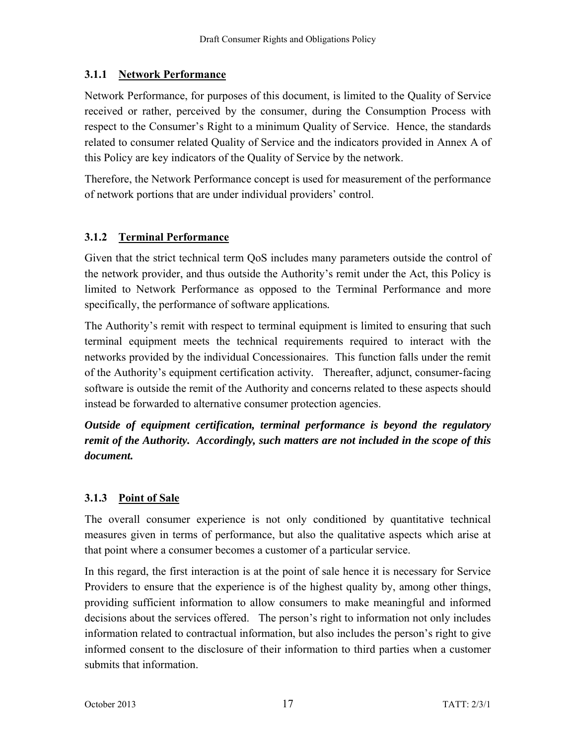### 3.1.1 Network Performance

Network Performance, for purposes of this document, is limited to the Quality of Service received or rather, perceived by the consumer, during the Consumption Process with respect to the Consumer's Right to a minimum Quality of Service. Hence, the standards related to consumer related Quality of Service and the indicators provided in Annex A of this Policy are key indicators of the Quality of Service by the network.

Therefore, the Network Performance concept is used for measurement of the performance of network portions that are under individual providers' control.

### 3.1.2 Terminal Performance

Given that the strict technical term QoS includes many parameters outside the control of the network provider, and thus outside the Authority's remit under the Act, this Policy is limited to Network Performance as opposed to the Terminal Performance and more specifically, the performance of software applications.

The Authority's remit with respect to terminal equipment is limited to ensuring that such terminal equipment meets the technical requirements required to interact with the networks provided by the individual Concessionaires. This function falls under the remit of the Authority's equipment certification activity. Thereafter, adjunct, consumer-facing software is outside the remit of the Authority and concerns related to these aspects should instead be forwarded to alternative consumer protection agencies.

***Outside of equipment certification, terminal performance is beyond the regulatory remit of the Authority. Accordingly, such matters are not included in the scope of this document.***

### 3.1.3 Point of Sale

The overall consumer experience is not only conditioned by quantitative technical measures given in terms of performance, but also the qualitative aspects which arise at that point where a consumer becomes a customer of a particular service.

In this regard, the first interaction is at the point of sale hence it is necessary for Service Providers to ensure that the experience is of the highest quality by, among other things, providing sufficient information to allow consumers to make meaningful and informed decisions about the services offered. The person's right to information not only includes information related to contractual information, but also includes the person's right to give informed consent to the disclosure of their information to third parties when a customer submits that information.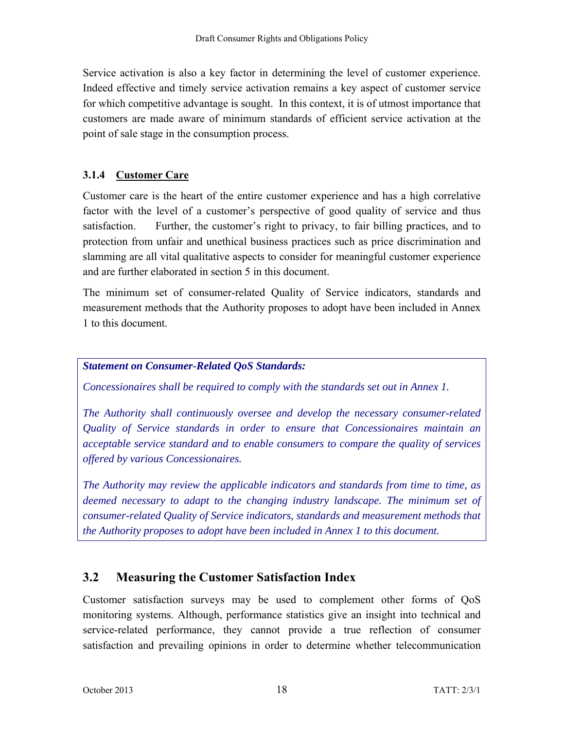Service activation is also a key factor in determining the level of customer experience. Indeed effective and timely service activation remains a key aspect of customer service for which competitive advantage is sought. In this context, it is of utmost importance that customers are made aware of minimum standards of efficient service activation at the point of sale stage in the consumption process.

#### 3.1.4 Customer Care

Customer care is the heart of the entire customer experience and has a high correlative factor with the level of a customer's perspective of good quality of service and thus satisfaction. Further, the customer's right to privacy, to fair billing practices, and to protection from unfair and unethical business practices such as price discrimination and slamming are all vital qualitative aspects to consider for meaningful customer experience and are further elaborated in section 5 in this document.

The minimum set of consumer-related Quality of Service indicators, standards and measurement methods that the Authority proposes to adopt have been included in Annex 1 to this document.

> ***Statement on Consumer-Related QoS Standards:***
>
> *Concessionaires shall be required to comply with the standards set out in Annex 1.*
>
> *The Authority shall continuously oversee and develop the necessary consumer-related Quality of Service standards in order to ensure that Concessionaires maintain an acceptable service standard and to enable consumers to compare the quality of services offered by various Concessionaires.*
>
> *The Authority may review the applicable indicators and standards from time to time, as deemed necessary to adapt to the changing industry landscape. The minimum set of consumer-related Quality of Service indicators, standards and measurement methods that the Authority proposes to adopt have been included in Annex 1 to this document.*

## 3.2 Measuring the Customer Satisfaction Index

Customer satisfaction surveys may be used to complement other forms of QoS monitoring systems. Although, performance statistics give an insight into technical and service-related performance, they cannot provide a true reflection of consumer satisfaction and prevailing opinions in order to determine whether telecommunication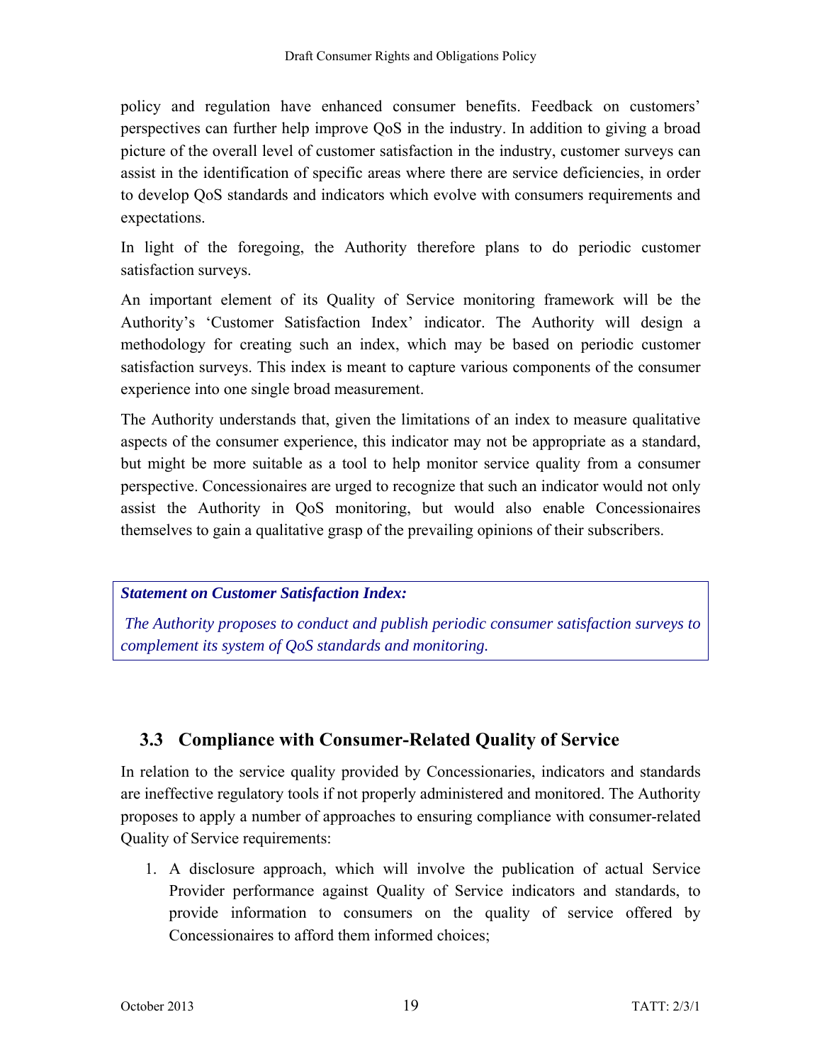policy and regulation have enhanced consumer benefits. Feedback on customers' perspectives can further help improve QoS in the industry. In addition to giving a broad picture of the overall level of customer satisfaction in the industry, customer surveys can assist in the identification of specific areas where there are service deficiencies, in order to develop QoS standards and indicators which evolve with consumers requirements and expectations.

In light of the foregoing, the Authority therefore plans to do periodic customer satisfaction surveys.

An important element of its Quality of Service monitoring framework will be the Authority's 'Customer Satisfaction Index' indicator. The Authority will design a methodology for creating such an index, which may be based on periodic customer satisfaction surveys. This index is meant to capture various components of the consumer experience into one single broad measurement.

The Authority understands that, given the limitations of an index to measure qualitative aspects of the consumer experience, this indicator may not be appropriate as a standard, but might be more suitable as a tool to help monitor service quality from a consumer perspective. Concessionaires are urged to recognize that such an indicator would not only assist the Authority in QoS monitoring, but would also enable Concessionaires themselves to gain a qualitative grasp of the prevailing opinions of their subscribers.

> ***Statement on Customer Satisfaction Index:***
>
> *The Authority proposes to conduct and publish periodic consumer satisfaction surveys to complement its system of QoS standards and monitoring.*

## 3.3 Compliance with Consumer-Related Quality of Service

In relation to the service quality provided by Concessionaries, indicators and standards are ineffective regulatory tools if not properly administered and monitored. The Authority proposes to apply a number of approaches to ensuring compliance with consumer-related Quality of Service requirements:

1. A disclosure approach, which will involve the publication of actual Service Provider performance against Quality of Service indicators and standards, to provide information to consumers on the quality of service offered by Concessionaires to afford them informed choices;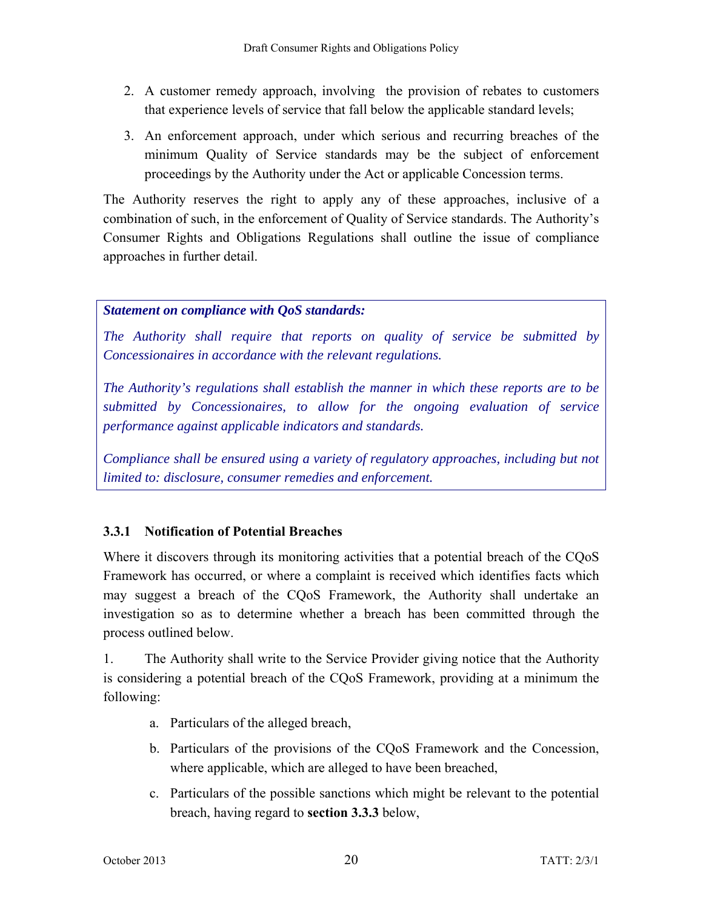2. A customer remedy approach, involving the provision of rebates to customers that experience levels of service that fall below the applicable standard levels;
3. An enforcement approach, under which serious and recurring breaches of the minimum Quality of Service standards may be the subject of enforcement proceedings by the Authority under the Act or applicable Concession terms.

The Authority reserves the right to apply any of these approaches, inclusive of a combination of such, in the enforcement of Quality of Service standards. The Authority's Consumer Rights and Obligations Regulations shall outline the issue of compliance approaches in further detail.

> ***Statement on compliance with QoS standards:***
>
> *The Authority shall require that reports on quality of service be submitted by Concessionaires in accordance with the relevant regulations.*
>
> *The Authority's regulations shall establish the manner in which these reports are to be submitted by Concessionaires, to allow for the ongoing evaluation of service performance against applicable indicators and standards.*
>
> *Compliance shall be ensured using a variety of regulatory approaches, including but not limited to: disclosure, consumer remedies and enforcement.*

### 3.3.1 Notification of Potential Breaches

Where it discovers through its monitoring activities that a potential breach of the CQoS Framework has occurred, or where a complaint is received which identifies facts which may suggest a breach of the CQoS Framework, the Authority shall undertake an investigation so as to determine whether a breach has been committed through the process outlined below.

1. The Authority shall write to the Service Provider giving notice that the Authority is considering a potential breach of the CQoS Framework, providing at a minimum the following:
   a. Particulars of the alleged breach,
   b. Particulars of the provisions of the CQoS Framework and the Concession, where applicable, which are alleged to have been breached,
   c. Particulars of the possible sanctions which might be relevant to the potential breach, having regard to **section 3.3.3** below,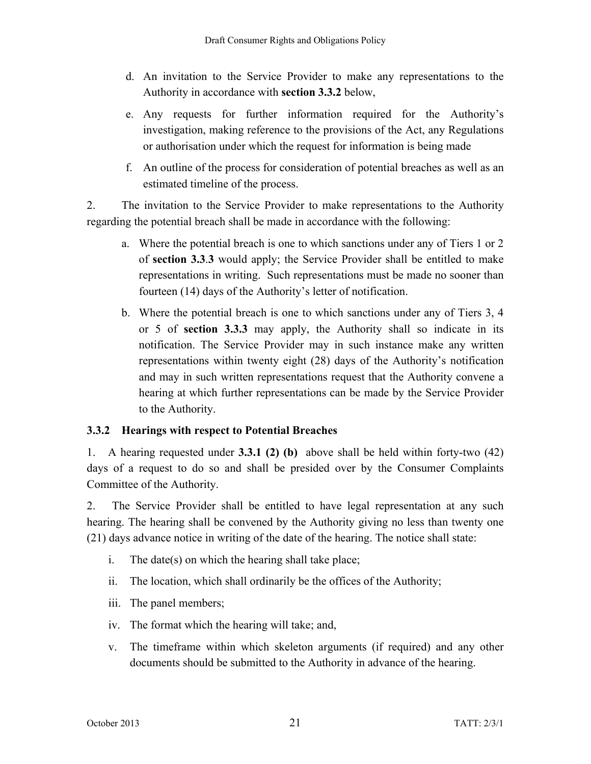d. An invitation to the Service Provider to make any representations to the Authority in accordance with **section 3.3.2** below,

e. Any requests for further information required for the Authority's investigation, making reference to the provisions of the Act, any Regulations or authorisation under which the request for information is being made

f. An outline of the process for consideration of potential breaches as well as an estimated timeline of the process.

2. The invitation to the Service Provider to make representations to the Authority regarding the potential breach shall be made in accordance with the following:

a. Where the potential breach is one to which sanctions under any of Tiers 1 or 2 of **section 3.3.3** would apply; the Service Provider shall be entitled to make representations in writing. Such representations must be made no sooner than fourteen (14) days of the Authority's letter of notification.

b. Where the potential breach is one to which sanctions under any of Tiers 3, 4 or 5 of **section 3.3.3** may apply, the Authority shall so indicate in its notification. The Service Provider may in such instance make any written representations within twenty eight (28) days of the Authority's notification and may in such written representations request that the Authority convene a hearing at which further representations can be made by the Service Provider to the Authority.

### 3.3.2 Hearings with respect to Potential Breaches

1. A hearing requested under **3.3.1 (2) (b)** above shall be held within forty-two (42) days of a request to do so and shall be presided over by the Consumer Complaints Committee of the Authority.

2. The Service Provider shall be entitled to have legal representation at any such hearing. The hearing shall be convened by the Authority giving no less than twenty one (21) days advance notice in writing of the date of the hearing. The notice shall state:

i. The date(s) on which the hearing shall take place;

ii. The location, which shall ordinarily be the offices of the Authority;

iii. The panel members;

iv. The format which the hearing will take; and,

v. The timeframe within which skeleton arguments (if required) and any other documents should be submitted to the Authority in advance of the hearing.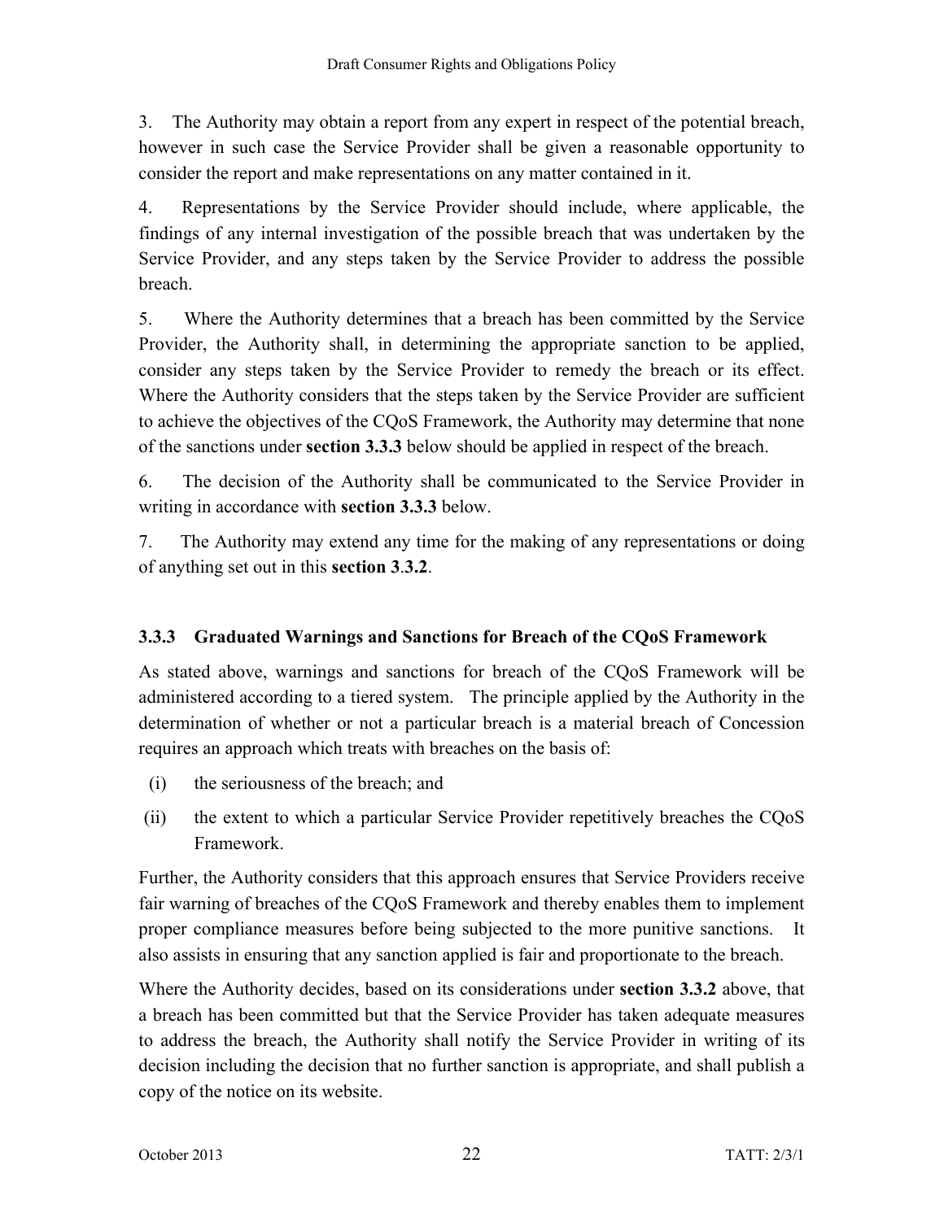3. The Authority may obtain a report from any expert in respect of the potential breach, however in such case the Service Provider shall be given a reasonable opportunity to consider the report and make representations on any matter contained in it.

4. Representations by the Service Provider should include, where applicable, the findings of any internal investigation of the possible breach that was undertaken by the Service Provider, and any steps taken by the Service Provider to address the possible breach.

5. Where the Authority determines that a breach has been committed by the Service Provider, the Authority shall, in determining the appropriate sanction to be applied, consider any steps taken by the Service Provider to remedy the breach or its effect. Where the Authority considers that the steps taken by the Service Provider are sufficient to achieve the objectives of the CQoS Framework, the Authority may determine that none of the sanctions under **section 3.3.3** below should be applied in respect of the breach.

6. The decision of the Authority shall be communicated to the Service Provider in writing in accordance with **section 3.3.3** below.

7. The Authority may extend any time for the making of any representations or doing of anything set out in this **section 3.3.2**.

### 3.3.3 Graduated Warnings and Sanctions for Breach of the CQoS Framework

As stated above, warnings and sanctions for breach of the CQoS Framework will be administered according to a tiered system. The principle applied by the Authority in the determination of whether or not a particular breach is a material breach of Concession requires an approach which treats with breaches on the basis of:

(i) the seriousness of the breach; and

(ii) the extent to which a particular Service Provider repetitively breaches the CQoS Framework.

Further, the Authority considers that this approach ensures that Service Providers receive fair warning of breaches of the CQoS Framework and thereby enables them to implement proper compliance measures before being subjected to the more punitive sanctions. It also assists in ensuring that any sanction applied is fair and proportionate to the breach.

Where the Authority decides, based on its considerations under **section 3.3.2** above, that a breach has been committed but that the Service Provider has taken adequate measures to address the breach, the Authority shall notify the Service Provider in writing of its decision including the decision that no further sanction is appropriate, and shall publish a copy of the notice on its website.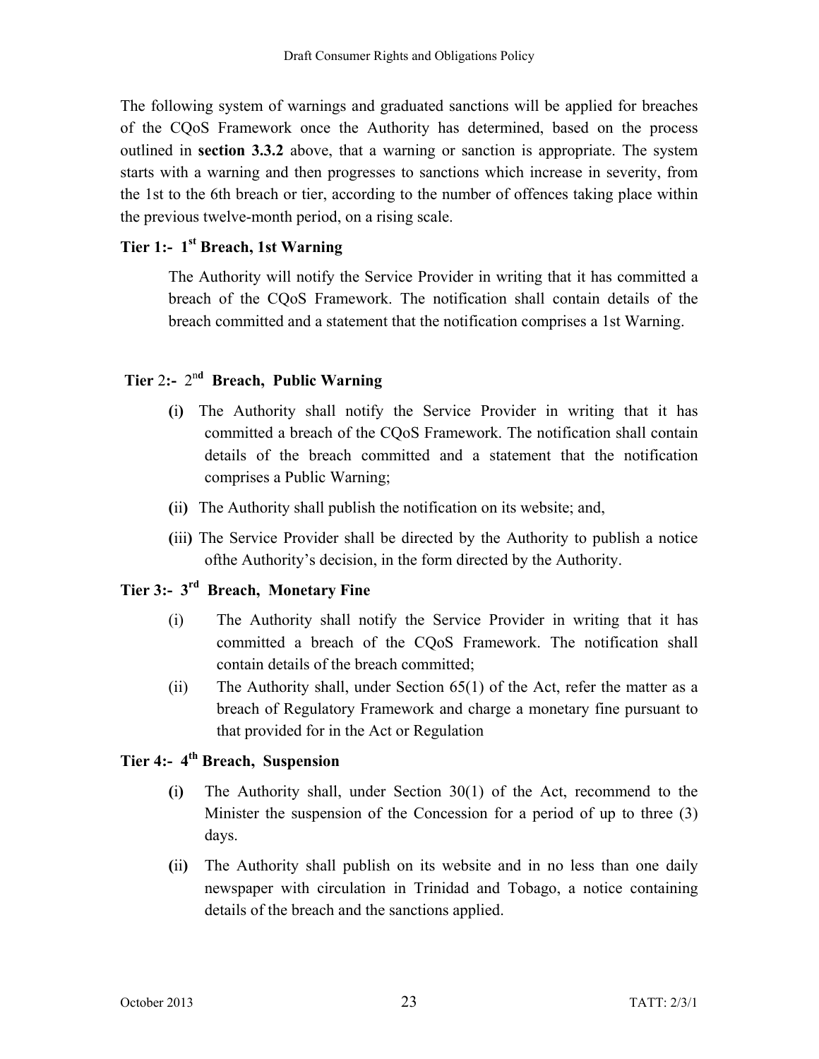The following system of warnings and graduated sanctions will be applied for breaches of the CQoS Framework once the Authority has determined, based on the process outlined in **section 3.3.2** above, that a warning or sanction is appropriate. The system starts with a warning and then progresses to sanctions which increase in severity, from the 1st to the 6th breach or tier, according to the number of offences taking place within the previous twelve-month period, on a rising scale.

**Tier 1:- 1st Breach, 1st Warning**

The Authority will notify the Service Provider in writing that it has committed a breach of the CQoS Framework. The notification shall contain details of the breach committed and a statement that the notification comprises a 1st Warning.

**Tier 2:- 2nd Breach, Public Warning**

**(i)** The Authority shall notify the Service Provider in writing that it has committed a breach of the CQoS Framework. The notification shall contain details of the breach committed and a statement that the notification comprises a Public Warning;

**(ii)** The Authority shall publish the notification on its website; and,

**(iii)** The Service Provider shall be directed by the Authority to publish a notice ofthe Authority's decision, in the form directed by the Authority.

**Tier 3:- 3rd Breach, Monetary Fine**

(i) The Authority shall notify the Service Provider in writing that it has committed a breach of the CQoS Framework. The notification shall contain details of the breach committed;

(ii) The Authority shall, under Section 65(1) of the Act, refer the matter as a breach of Regulatory Framework and charge a monetary fine pursuant to that provided for in the Act or Regulation

**Tier 4:- 4th Breach, Suspension**

**(i)** The Authority shall, under Section 30(1) of the Act, recommend to the Minister the suspension of the Concession for a period of up to three (3) days.

**(ii)** The Authority shall publish on its website and in no less than one daily newspaper with circulation in Trinidad and Tobago, a notice containing details of the breach and the sanctions applied.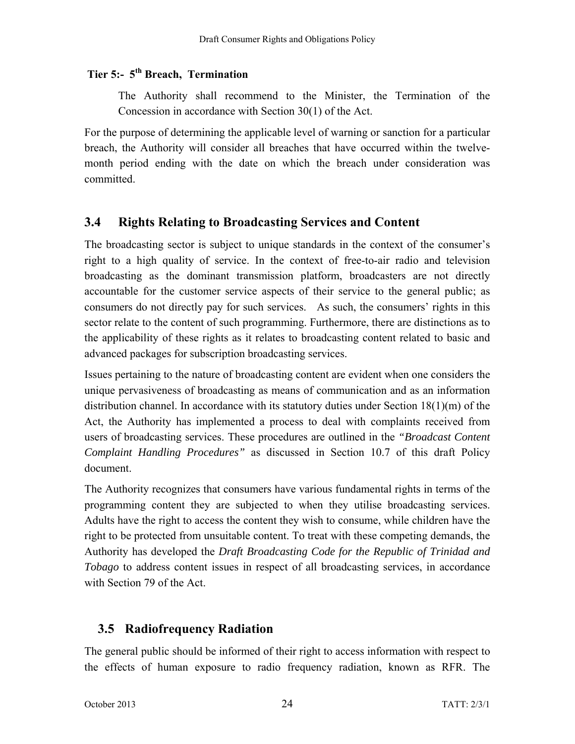**Tier 5:- 5th Breach, Termination**

The Authority shall recommend to the Minister, the Termination of the Concession in accordance with Section 30(1) of the Act.

For the purpose of determining the applicable level of warning or sanction for a particular breach, the Authority will consider all breaches that have occurred within the twelve-month period ending with the date on which the breach under consideration was committed.

## 3.4 Rights Relating to Broadcasting Services and Content

The broadcasting sector is subject to unique standards in the context of the consumer's right to a high quality of service. In the context of free-to-air radio and television broadcasting as the dominant transmission platform, broadcasters are not directly accountable for the customer service aspects of their service to the general public; as consumers do not directly pay for such services. As such, the consumers' rights in this sector relate to the content of such programming. Furthermore, there are distinctions as to the applicability of these rights as it relates to broadcasting content related to basic and advanced packages for subscription broadcasting services.

Issues pertaining to the nature of broadcasting content are evident when one considers the unique pervasiveness of broadcasting as means of communication and as an information distribution channel. In accordance with its statutory duties under Section 18(1)(m) of the Act, the Authority has implemented a process to deal with complaints received from users of broadcasting services. These procedures are outlined in the *"Broadcast Content Complaint Handling Procedures"* as discussed in Section 10.7 of this draft Policy document.

The Authority recognizes that consumers have various fundamental rights in terms of the programming content they are subjected to when they utilise broadcasting services. Adults have the right to access the content they wish to consume, while children have the right to be protected from unsuitable content. To treat with these competing demands, the Authority has developed the *Draft Broadcasting Code for the Republic of Trinidad and Tobago* to address content issues in respect of all broadcasting services, in accordance with Section 79 of the Act.

## 3.5 Radiofrequency Radiation

The general public should be informed of their right to access information with respect to the effects of human exposure to radio frequency radiation, known as RFR. The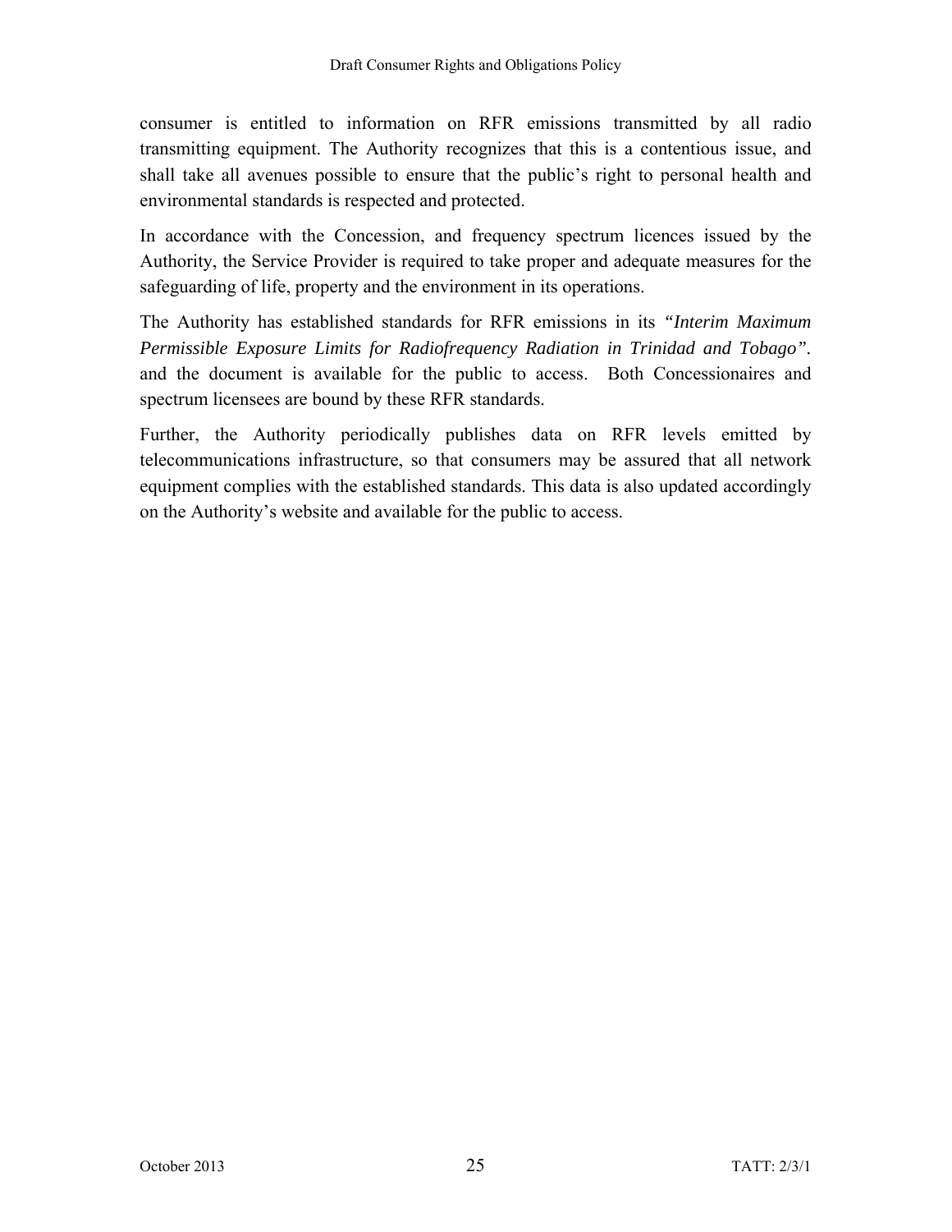consumer is entitled to information on RFR emissions transmitted by all radio transmitting equipment. The Authority recognizes that this is a contentious issue, and shall take all avenues possible to ensure that the public's right to personal health and environmental standards is respected and protected.

In accordance with the Concession, and frequency spectrum licences issued by the Authority, the Service Provider is required to take proper and adequate measures for the safeguarding of life, property and the environment in its operations.

The Authority has established standards for RFR emissions in its *"Interim Maximum Permissible Exposure Limits for Radiofrequency Radiation in Trinidad and Tobago"*. and the document is available for the public to access. Both Concessionaires and spectrum licensees are bound by these RFR standards.

Further, the Authority periodically publishes data on RFR levels emitted by telecommunications infrastructure, so that consumers may be assured that all network equipment complies with the established standards. This data is also updated accordingly on the Authority's website and available for the public to access.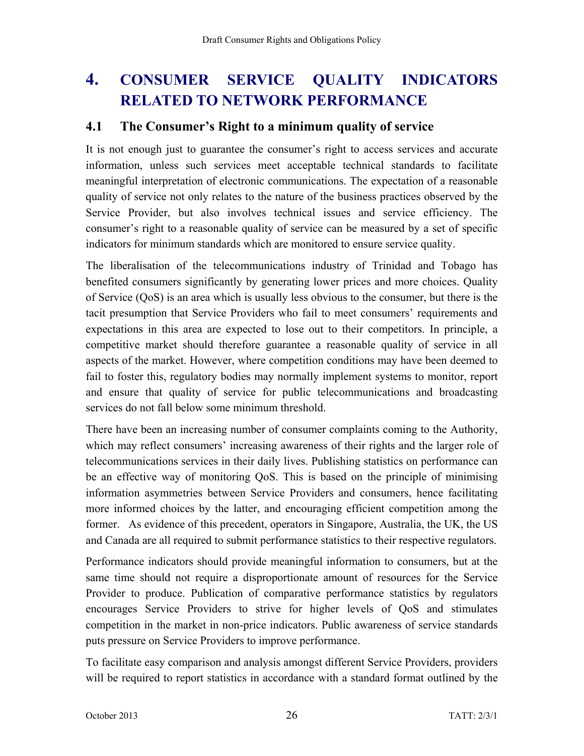# 4. CONSUMER SERVICE QUALITY INDICATORS RELATED TO NETWORK PERFORMANCE

## 4.1 The Consumer's Right to a minimum quality of service

It is not enough just to guarantee the consumer's right to access services and accurate information, unless such services meet acceptable technical standards to facilitate meaningful interpretation of electronic communications. The expectation of a reasonable quality of service not only relates to the nature of the business practices observed by the Service Provider, but also involves technical issues and service efficiency. The consumer's right to a reasonable quality of service can be measured by a set of specific indicators for minimum standards which are monitored to ensure service quality.

The liberalisation of the telecommunications industry of Trinidad and Tobago has benefited consumers significantly by generating lower prices and more choices. Quality of Service (QoS) is an area which is usually less obvious to the consumer, but there is the tacit presumption that Service Providers who fail to meet consumers' requirements and expectations in this area are expected to lose out to their competitors. In principle, a competitive market should therefore guarantee a reasonable quality of service in all aspects of the market. However, where competition conditions may have been deemed to fail to foster this, regulatory bodies may normally implement systems to monitor, report and ensure that quality of service for public telecommunications and broadcasting services do not fall below some minimum threshold.

There have been an increasing number of consumer complaints coming to the Authority, which may reflect consumers' increasing awareness of their rights and the larger role of telecommunications services in their daily lives. Publishing statistics on performance can be an effective way of monitoring QoS. This is based on the principle of minimising information asymmetries between Service Providers and consumers, hence facilitating more informed choices by the latter, and encouraging efficient competition among the former. As evidence of this precedent, operators in Singapore, Australia, the UK, the US and Canada are all required to submit performance statistics to their respective regulators.

Performance indicators should provide meaningful information to consumers, but at the same time should not require a disproportionate amount of resources for the Service Provider to produce. Publication of comparative performance statistics by regulators encourages Service Providers to strive for higher levels of QoS and stimulates competition in the market in non-price indicators. Public awareness of service standards puts pressure on Service Providers to improve performance.

To facilitate easy comparison and analysis amongst different Service Providers, providers will be required to report statistics in accordance with a standard format outlined by the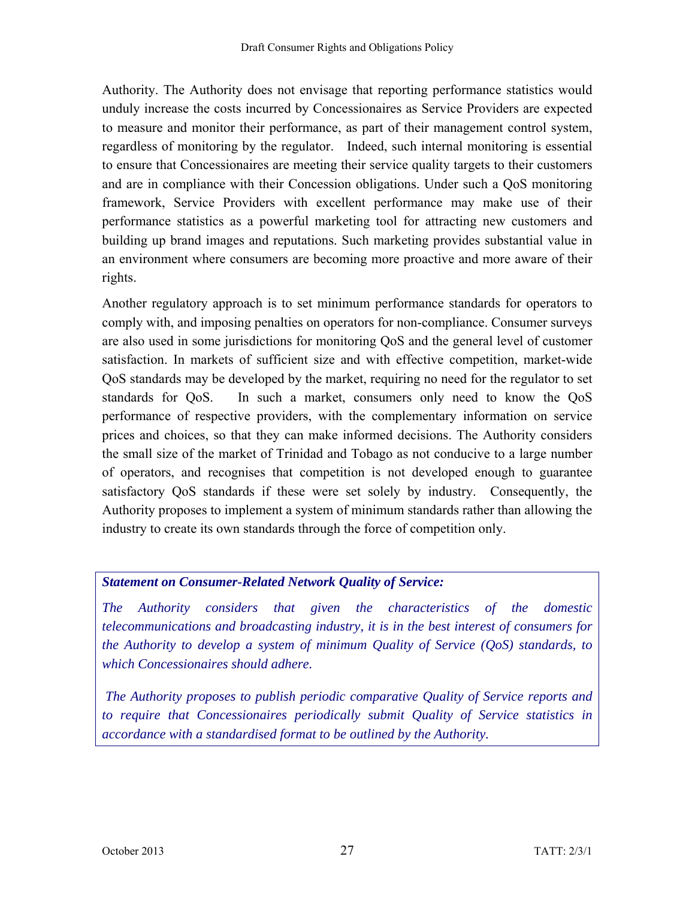Authority. The Authority does not envisage that reporting performance statistics would unduly increase the costs incurred by Concessionaires as Service Providers are expected to measure and monitor their performance, as part of their management control system, regardless of monitoring by the regulator. Indeed, such internal monitoring is essential to ensure that Concessionaires are meeting their service quality targets to their customers and are in compliance with their Concession obligations. Under such a QoS monitoring framework, Service Providers with excellent performance may make use of their performance statistics as a powerful marketing tool for attracting new customers and building up brand images and reputations. Such marketing provides substantial value in an environment where consumers are becoming more proactive and more aware of their rights.

Another regulatory approach is to set minimum performance standards for operators to comply with, and imposing penalties on operators for non-compliance. Consumer surveys are also used in some jurisdictions for monitoring QoS and the general level of customer satisfaction. In markets of sufficient size and with effective competition, market-wide QoS standards may be developed by the market, requiring no need for the regulator to set standards for QoS. In such a market, consumers only need to know the QoS performance of respective providers, with the complementary information on service prices and choices, so that they can make informed decisions. The Authority considers the small size of the market of Trinidad and Tobago as not conducive to a large number of operators, and recognises that competition is not developed enough to guarantee satisfactory QoS standards if these were set solely by industry. Consequently, the Authority proposes to implement a system of minimum standards rather than allowing the industry to create its own standards through the force of competition only.

***Statement on Consumer-Related Network Quality of Service:***

*The Authority considers that given the characteristics of the domestic telecommunications and broadcasting industry, it is in the best interest of consumers for the Authority to develop a system of minimum Quality of Service (QoS) standards, to which Concessionaires should adhere.*

*The Authority proposes to publish periodic comparative Quality of Service reports and to require that Concessionaires periodically submit Quality of Service statistics in accordance with a standardised format to be outlined by the Authority.*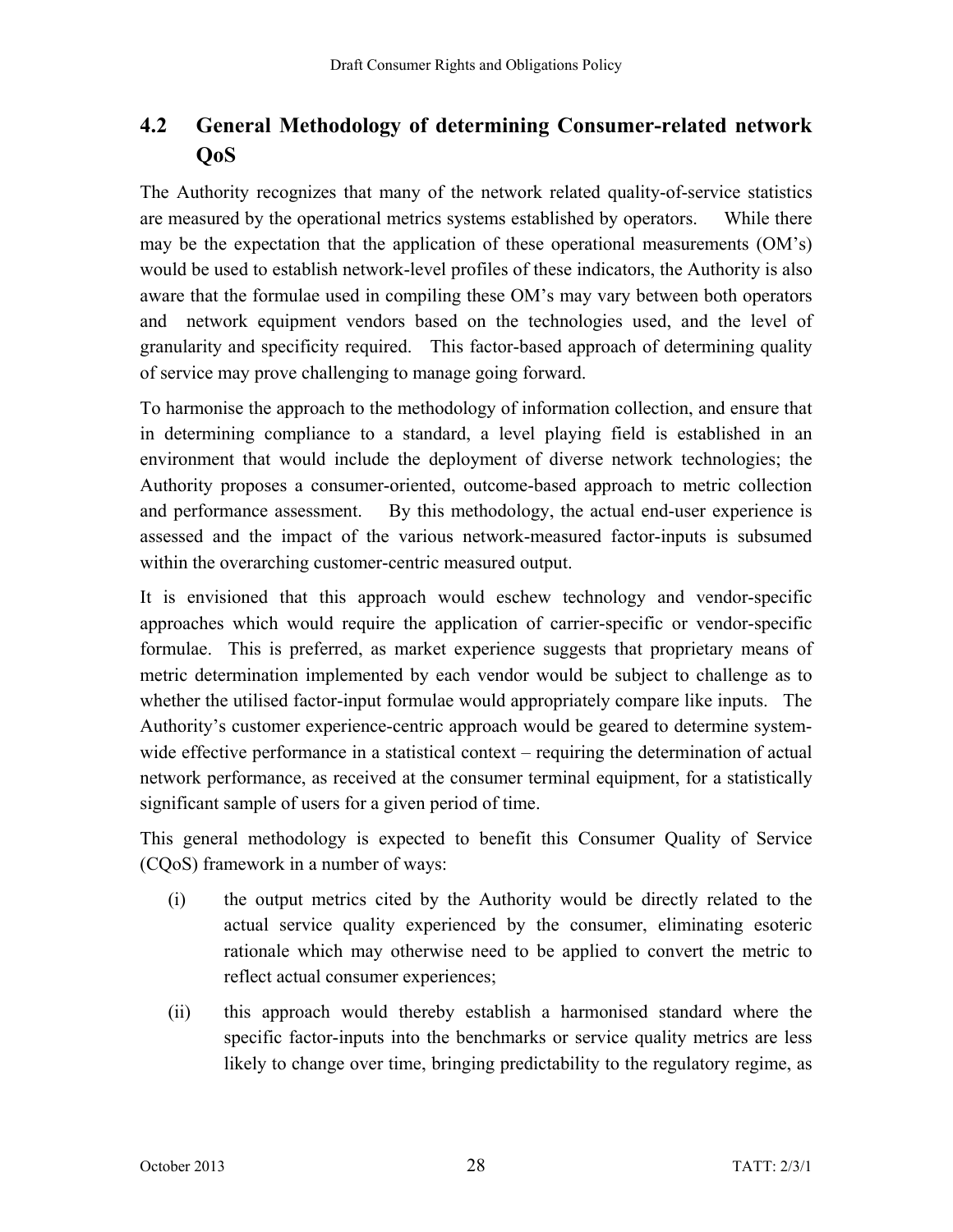## 4.2 General Methodology of determining Consumer-related network QoS

The Authority recognizes that many of the network related quality-of-service statistics are measured by the operational metrics systems established by operators. While there may be the expectation that the application of these operational measurements (OM's) would be used to establish network-level profiles of these indicators, the Authority is also aware that the formulae used in compiling these OM's may vary between both operators and network equipment vendors based on the technologies used, and the level of granularity and specificity required. This factor-based approach of determining quality of service may prove challenging to manage going forward.

To harmonise the approach to the methodology of information collection, and ensure that in determining compliance to a standard, a level playing field is established in an environment that would include the deployment of diverse network technologies; the Authority proposes a consumer-oriented, outcome-based approach to metric collection and performance assessment. By this methodology, the actual end-user experience is assessed and the impact of the various network-measured factor-inputs is subsumed within the overarching customer-centric measured output.

It is envisioned that this approach would eschew technology and vendor-specific approaches which would require the application of carrier-specific or vendor-specific formulae. This is preferred, as market experience suggests that proprietary means of metric determination implemented by each vendor would be subject to challenge as to whether the utilised factor-input formulae would appropriately compare like inputs. The Authority's customer experience-centric approach would be geared to determine system-wide effective performance in a statistical context – requiring the determination of actual network performance, as received at the consumer terminal equipment, for a statistically significant sample of users for a given period of time.

This general methodology is expected to benefit this Consumer Quality of Service (CQoS) framework in a number of ways:

(i) the output metrics cited by the Authority would be directly related to the actual service quality experienced by the consumer, eliminating esoteric rationale which may otherwise need to be applied to convert the metric to reflect actual consumer experiences;

(ii) this approach would thereby establish a harmonised standard where the specific factor-inputs into the benchmarks or service quality metrics are less likely to change over time, bringing predictability to the regulatory regime, as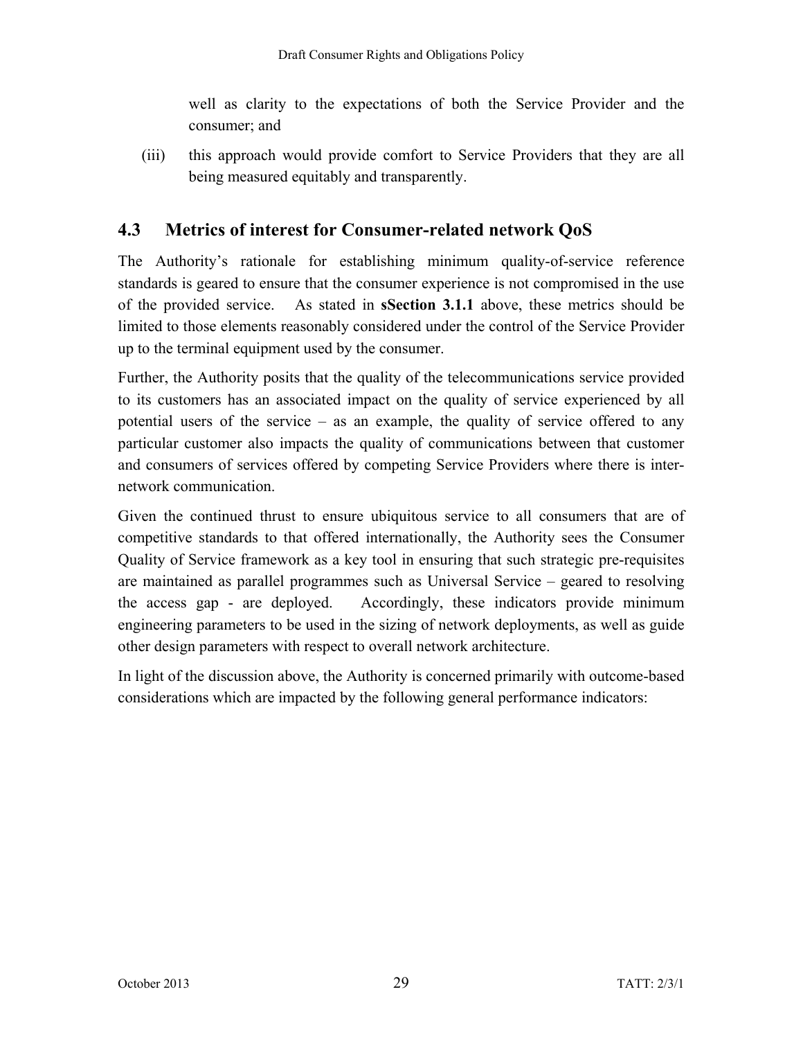well as clarity to the expectations of both the Service Provider and the consumer; and

(iii) this approach would provide comfort to Service Providers that they are all being measured equitably and transparently.

## 4.3 Metrics of interest for Consumer-related network QoS

The Authority's rationale for establishing minimum quality-of-service reference standards is geared to ensure that the consumer experience is not compromised in the use of the provided service. As stated in **sSection 3.1.1** above, these metrics should be limited to those elements reasonably considered under the control of the Service Provider up to the terminal equipment used by the consumer.

Further, the Authority posits that the quality of the telecommunications service provided to its customers has an associated impact on the quality of service experienced by all potential users of the service – as an example, the quality of service offered to any particular customer also impacts the quality of communications between that customer and consumers of services offered by competing Service Providers where there is inter-network communication.

Given the continued thrust to ensure ubiquitous service to all consumers that are of competitive standards to that offered internationally, the Authority sees the Consumer Quality of Service framework as a key tool in ensuring that such strategic pre-requisites are maintained as parallel programmes such as Universal Service – geared to resolving the access gap - are deployed. Accordingly, these indicators provide minimum engineering parameters to be used in the sizing of network deployments, as well as guide other design parameters with respect to overall network architecture.

In light of the discussion above, the Authority is concerned primarily with outcome-based considerations which are impacted by the following general performance indicators: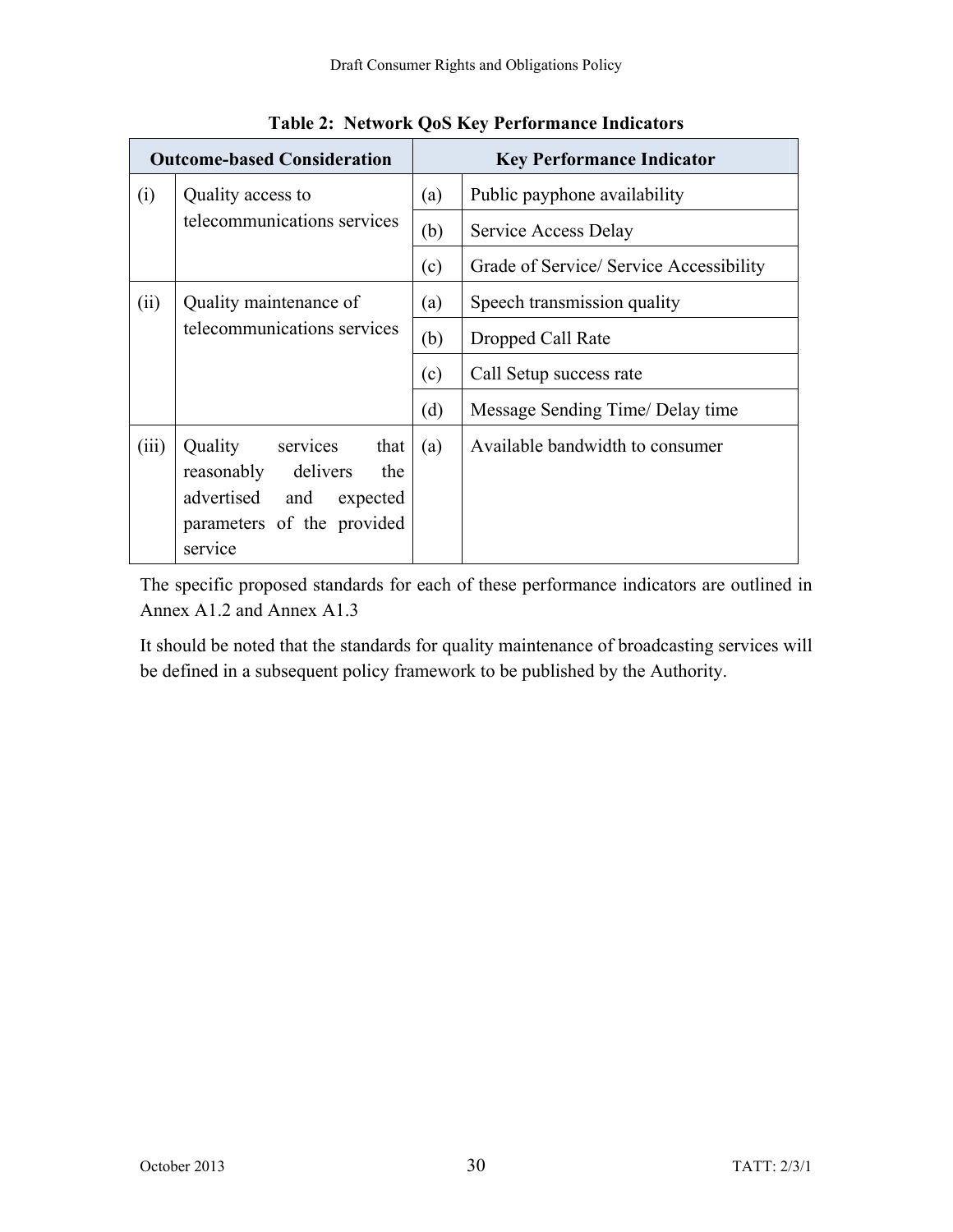**Table 2: Network QoS Key Performance Indicators**

| Outcome-based Consideration | | Key Performance Indicator | |
|---|---|---|---|
| (i) | Quality access to telecommunications services | (a) | Public payphone availability |
| | | (b) | Service Access Delay |
| | | (c) | Grade of Service/ Service Accessibility |
| (ii) | Quality maintenance of telecommunications services | (a) | Speech transmission quality |
| | | (b) | Dropped Call Rate |
| | | (c) | Call Setup success rate |
| | | (d) | Message Sending Time/ Delay time |
| (iii) | Quality services that reasonably delivers the advertised and expected parameters of the provided service | (a) | Available bandwidth to consumer |

The specific proposed standards for each of these performance indicators are outlined in Annex A1.2 and Annex A1.3

It should be noted that the standards for quality maintenance of broadcasting services will be defined in a subsequent policy framework to be published by the Authority.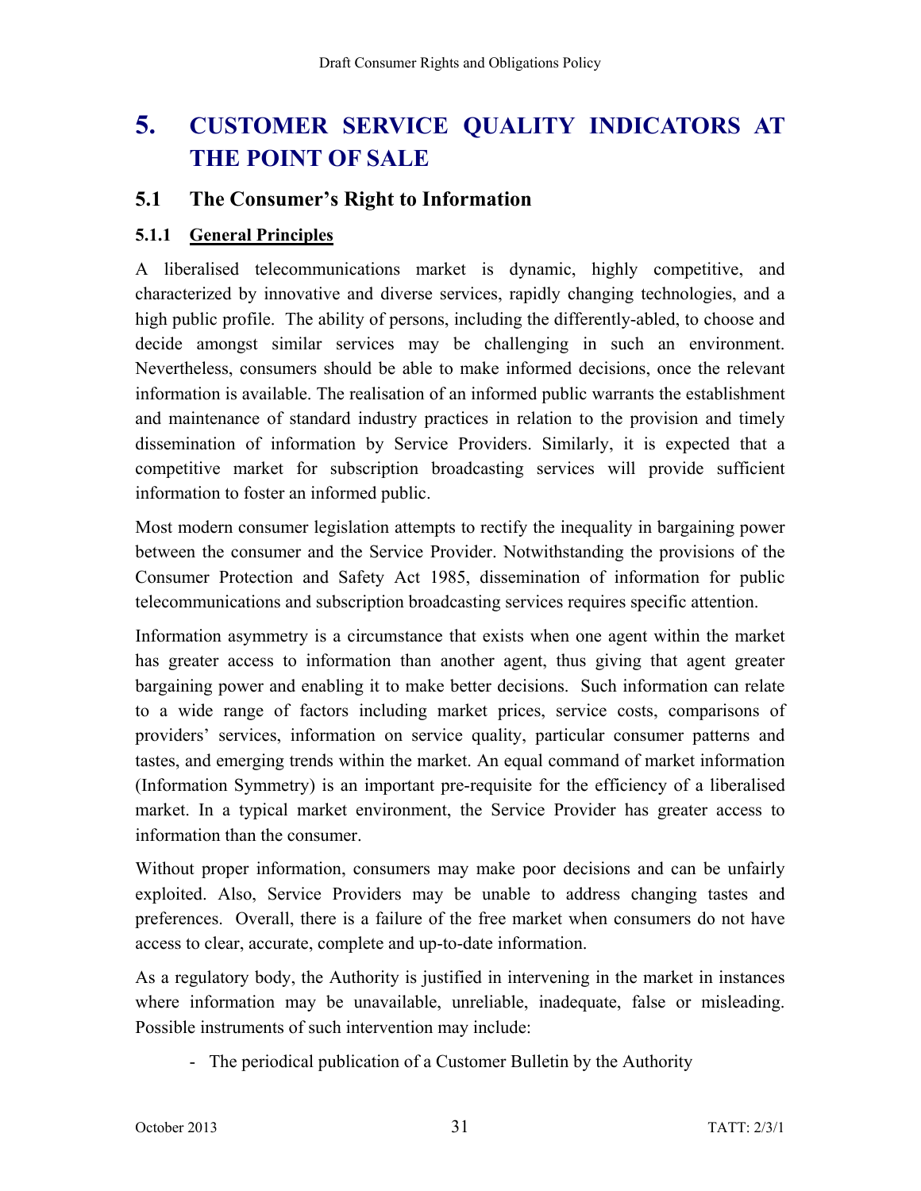# 5. CUSTOMER SERVICE QUALITY INDICATORS AT THE POINT OF SALE

## 5.1 The Consumer's Right to Information

### 5.1.1 General Principles

A liberalised telecommunications market is dynamic, highly competitive, and characterized by innovative and diverse services, rapidly changing technologies, and a high public profile. The ability of persons, including the differently-abled, to choose and decide amongst similar services may be challenging in such an environment. Nevertheless, consumers should be able to make informed decisions, once the relevant information is available. The realisation of an informed public warrants the establishment and maintenance of standard industry practices in relation to the provision and timely dissemination of information by Service Providers. Similarly, it is expected that a competitive market for subscription broadcasting services will provide sufficient information to foster an informed public.

Most modern consumer legislation attempts to rectify the inequality in bargaining power between the consumer and the Service Provider. Notwithstanding the provisions of the Consumer Protection and Safety Act 1985, dissemination of information for public telecommunications and subscription broadcasting services requires specific attention.

Information asymmetry is a circumstance that exists when one agent within the market has greater access to information than another agent, thus giving that agent greater bargaining power and enabling it to make better decisions. Such information can relate to a wide range of factors including market prices, service costs, comparisons of providers' services, information on service quality, particular consumer patterns and tastes, and emerging trends within the market. An equal command of market information (Information Symmetry) is an important pre-requisite for the efficiency of a liberalised market. In a typical market environment, the Service Provider has greater access to information than the consumer.

Without proper information, consumers may make poor decisions and can be unfairly exploited. Also, Service Providers may be unable to address changing tastes and preferences. Overall, there is a failure of the free market when consumers do not have access to clear, accurate, complete and up-to-date information.

As a regulatory body, the Authority is justified in intervening in the market in instances where information may be unavailable, unreliable, inadequate, false or misleading. Possible instruments of such intervention may include:

- The periodical publication of a Customer Bulletin by the Authority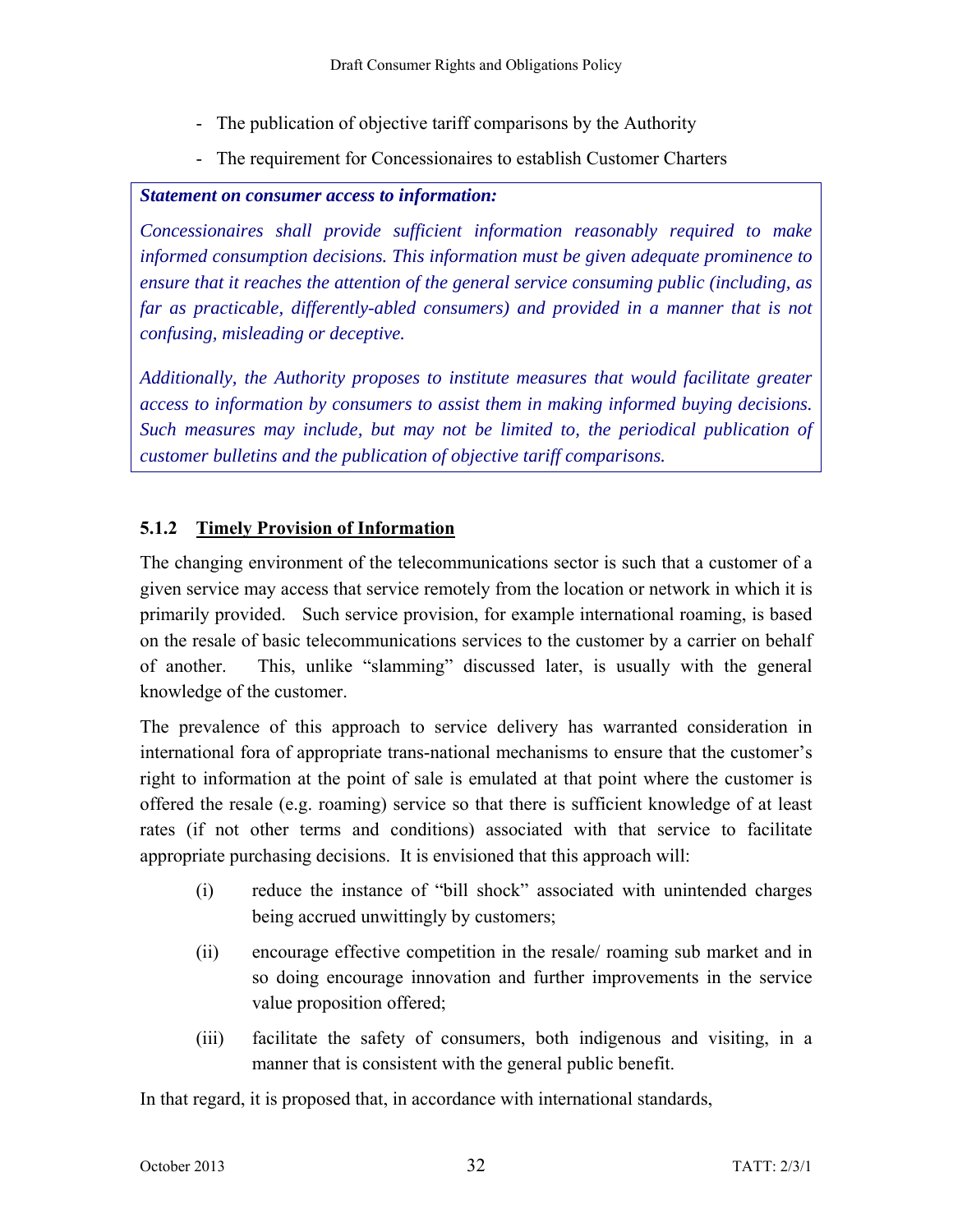- The publication of objective tariff comparisons by the Authority
- The requirement for Concessionaires to establish Customer Charters

> ***Statement on consumer access to information:***
>
> *Concessionaires shall provide sufficient information reasonably required to make informed consumption decisions. This information must be given adequate prominence to ensure that it reaches the attention of the general service consuming public (including, as far as practicable, differently-abled consumers) and provided in a manner that is not confusing, misleading or deceptive.*
>
> *Additionally, the Authority proposes to institute measures that would facilitate greater access to information by consumers to assist them in making informed buying decisions. Such measures may include, but may not be limited to, the periodical publication of customer bulletins and the publication of objective tariff comparisons.*

#### 5.1.2 Timely Provision of Information

The changing environment of the telecommunications sector is such that a customer of a given service may access that service remotely from the location or network in which it is primarily provided. Such service provision, for example international roaming, is based on the resale of basic telecommunications services to the customer by a carrier on behalf of another. This, unlike "slamming" discussed later, is usually with the general knowledge of the customer.

The prevalence of this approach to service delivery has warranted consideration in international fora of appropriate trans-national mechanisms to ensure that the customer's right to information at the point of sale is emulated at that point where the customer is offered the resale (e.g. roaming) service so that there is sufficient knowledge of at least rates (if not other terms and conditions) associated with that service to facilitate appropriate purchasing decisions. It is envisioned that this approach will:

(i) reduce the instance of "bill shock" associated with unintended charges being accrued unwittingly by customers;

(ii) encourage effective competition in the resale/ roaming sub market and in so doing encourage innovation and further improvements in the service value proposition offered;

(iii) facilitate the safety of consumers, both indigenous and visiting, in a manner that is consistent with the general public benefit.

In that regard, it is proposed that, in accordance with international standards,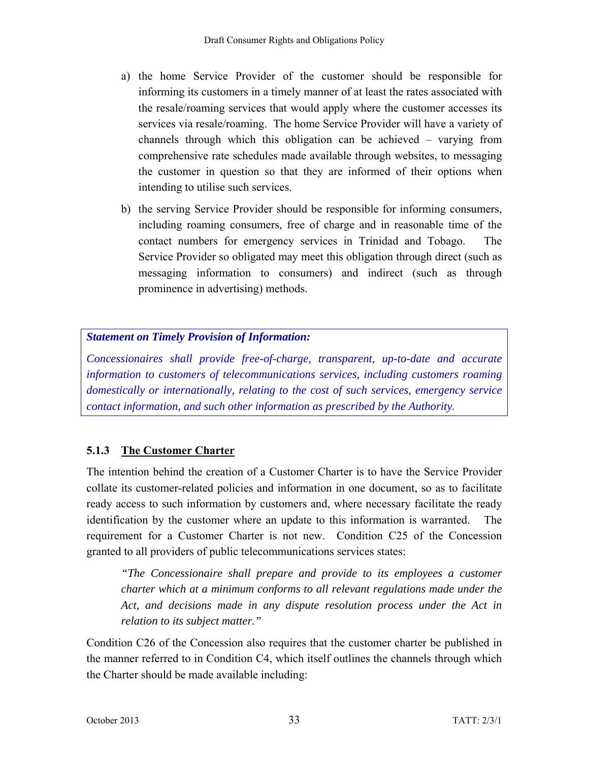a) the home Service Provider of the customer should be responsible for informing its customers in a timely manner of at least the rates associated with the resale/roaming services that would apply where the customer accesses its services via resale/roaming. The home Service Provider will have a variety of channels through which this obligation can be achieved – varying from comprehensive rate schedules made available through websites, to messaging the customer in question so that they are informed of their options when intending to utilise such services.

b) the serving Service Provider should be responsible for informing consumers, including roaming consumers, free of charge and in reasonable time of the contact numbers for emergency services in Trinidad and Tobago. The Service Provider so obligated may meet this obligation through direct (such as messaging information to consumers) and indirect (such as through prominence in advertising) methods.

> ***Statement on Timely Provision of Information:***
>
> *Concessionaires shall provide free-of-charge, transparent, up-to-date and accurate information to customers of telecommunications services, including customers roaming domestically or internationally, relating to the cost of such services, emergency service contact information, and such other information as prescribed by the Authority.*

#### 5.1.3 The Customer Charter

The intention behind the creation of a Customer Charter is to have the Service Provider collate its customer-related policies and information in one document, so as to facilitate ready access to such information by customers and, where necessary facilitate the ready identification by the customer where an update to this information is warranted. The requirement for a Customer Charter is not new. Condition C25 of the Concession granted to all providers of public telecommunications services states:

> *"The Concessionaire shall prepare and provide to its employees a customer charter which at a minimum conforms to all relevant regulations made under the Act, and decisions made in any dispute resolution process under the Act in relation to its subject matter."*

Condition C26 of the Concession also requires that the customer charter be published in the manner referred to in Condition C4, which itself outlines the channels through which the Charter should be made available including: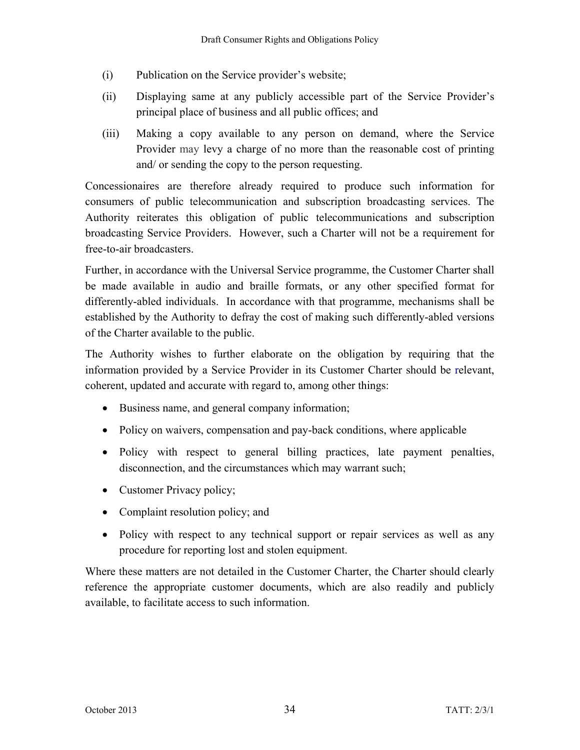(i) Publication on the Service provider's website;

(ii) Displaying same at any publicly accessible part of the Service Provider's principal place of business and all public offices; and

(iii) Making a copy available to any person on demand, where the Service Provider may levy a charge of no more than the reasonable cost of printing and/ or sending the copy to the person requesting.

Concessionaires are therefore already required to produce such information for consumers of public telecommunication and subscription broadcasting services. The Authority reiterates this obligation of public telecommunications and subscription broadcasting Service Providers. However, such a Charter will not be a requirement for free-to-air broadcasters.

Further, in accordance with the Universal Service programme, the Customer Charter shall be made available in audio and braille formats, or any other specified format for differently-abled individuals. In accordance with that programme, mechanisms shall be established by the Authority to defray the cost of making such differently-abled versions of the Charter available to the public.

The Authority wishes to further elaborate on the obligation by requiring that the information provided by a Service Provider in its Customer Charter should be relevant, coherent, updated and accurate with regard to, among other things:

- Business name, and general company information;
- Policy on waivers, compensation and pay-back conditions, where applicable
- Policy with respect to general billing practices, late payment penalties, disconnection, and the circumstances which may warrant such;
- Customer Privacy policy;
- Complaint resolution policy; and
- Policy with respect to any technical support or repair services as well as any procedure for reporting lost and stolen equipment.

Where these matters are not detailed in the Customer Charter, the Charter should clearly reference the appropriate customer documents, which are also readily and publicly available, to facilitate access to such information.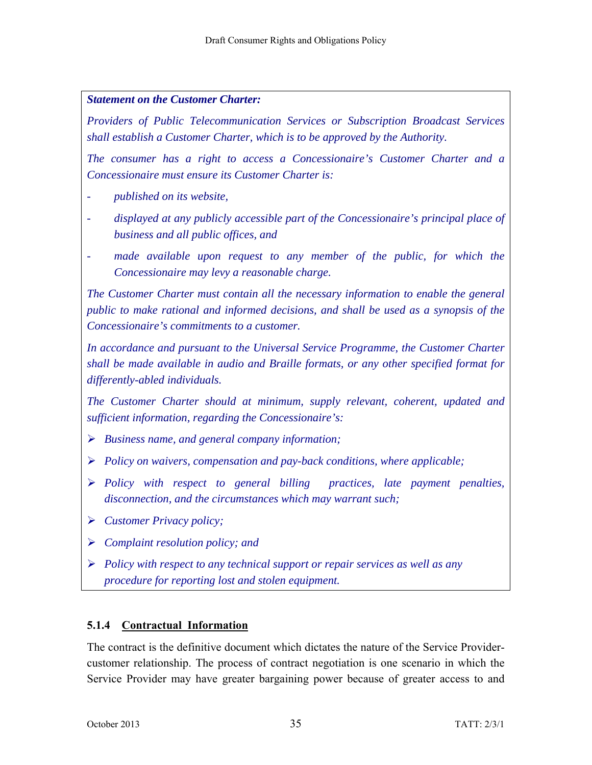***Statement on the Customer Charter:***

*Providers of Public Telecommunication Services or Subscription Broadcast Services shall establish a Customer Charter, which is to be approved by the Authority.*

*The consumer has a right to access a Concessionaire's Customer Charter and a Concessionaire must ensure its Customer Charter is:*

- *published on its website,*
- *displayed at any publicly accessible part of the Concessionaire's principal place of business and all public offices, and*
- *made available upon request to any member of the public, for which the Concessionaire may levy a reasonable charge.*

*The Customer Charter must contain all the necessary information to enable the general public to make rational and informed decisions, and shall be used as a synopsis of the Concessionaire's commitments to a customer.*

*In accordance and pursuant to the Universal Service Programme, the Customer Charter shall be made available in audio and Braille formats, or any other specified format for differently-abled individuals.*

*The Customer Charter should at minimum, supply relevant, coherent, updated and sufficient information, regarding the Concessionaire's:*

- *Business name, and general company information;*
- *Policy on waivers, compensation and pay-back conditions, where applicable;*
- *Policy with respect to general billing practices, late payment penalties, disconnection, and the circumstances which may warrant such;*
- *Customer Privacy policy;*
- *Complaint resolution policy; and*
- *Policy with respect to any technical support or repair services as well as any procedure for reporting lost and stolen equipment.*

#### 5.1.4 Contractual Information

The contract is the definitive document which dictates the nature of the Service Provider-customer relationship. The process of contract negotiation is one scenario in which the Service Provider may have greater bargaining power because of greater access to and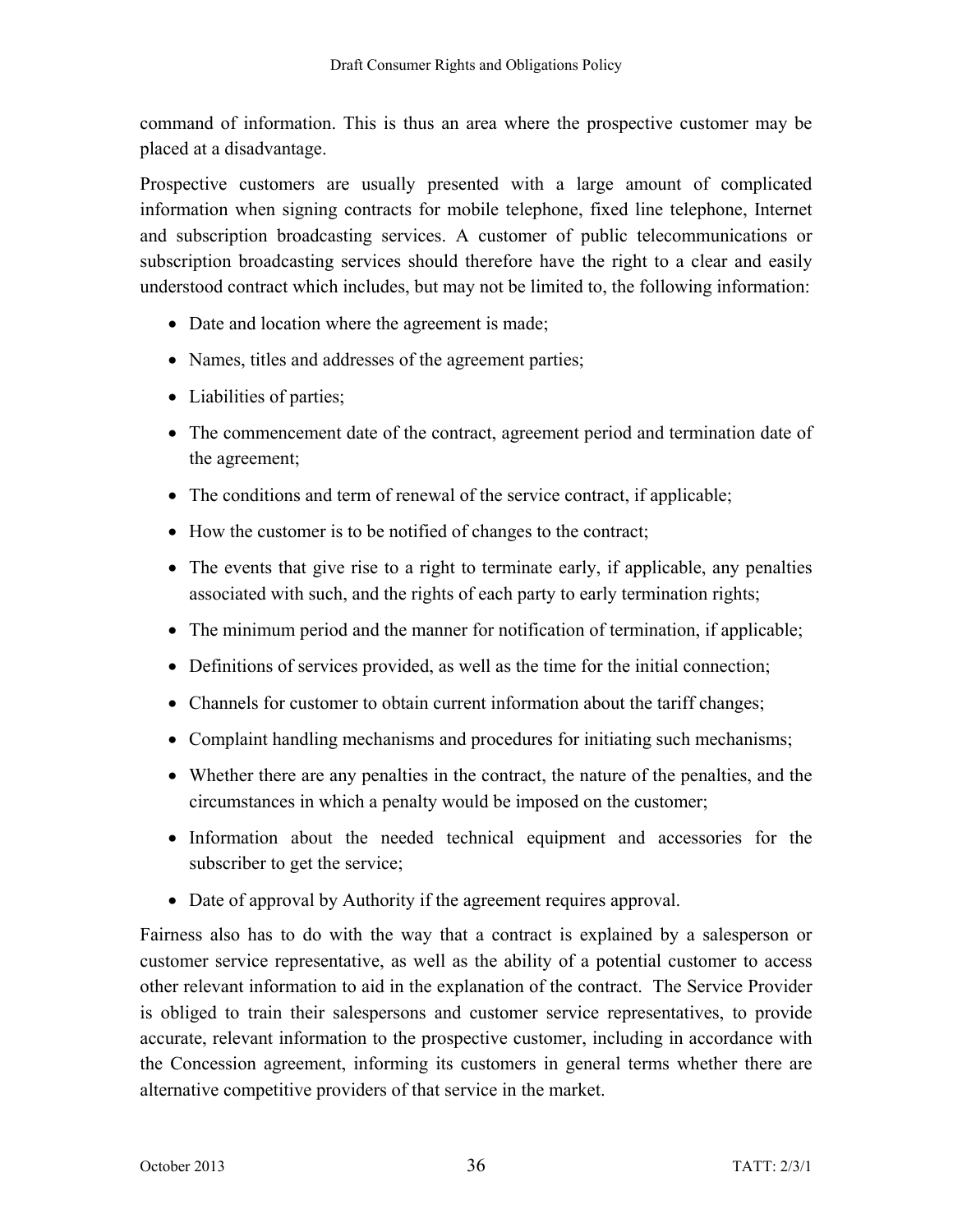command of information. This is thus an area where the prospective customer may be placed at a disadvantage.

Prospective customers are usually presented with a large amount of complicated information when signing contracts for mobile telephone, fixed line telephone, Internet and subscription broadcasting services. A customer of public telecommunications or subscription broadcasting services should therefore have the right to a clear and easily understood contract which includes, but may not be limited to, the following information:

- Date and location where the agreement is made;
- Names, titles and addresses of the agreement parties;
- Liabilities of parties;
- The commencement date of the contract, agreement period and termination date of the agreement;
- The conditions and term of renewal of the service contract, if applicable;
- How the customer is to be notified of changes to the contract;
- The events that give rise to a right to terminate early, if applicable, any penalties associated with such, and the rights of each party to early termination rights;
- The minimum period and the manner for notification of termination, if applicable;
- Definitions of services provided, as well as the time for the initial connection;
- Channels for customer to obtain current information about the tariff changes;
- Complaint handling mechanisms and procedures for initiating such mechanisms;
- Whether there are any penalties in the contract, the nature of the penalties, and the circumstances in which a penalty would be imposed on the customer;
- Information about the needed technical equipment and accessories for the subscriber to get the service;
- Date of approval by Authority if the agreement requires approval.

Fairness also has to do with the way that a contract is explained by a salesperson or customer service representative, as well as the ability of a potential customer to access other relevant information to aid in the explanation of the contract. The Service Provider is obliged to train their salespersons and customer service representatives, to provide accurate, relevant information to the prospective customer, including in accordance with the Concession agreement, informing its customers in general terms whether there are alternative competitive providers of that service in the market.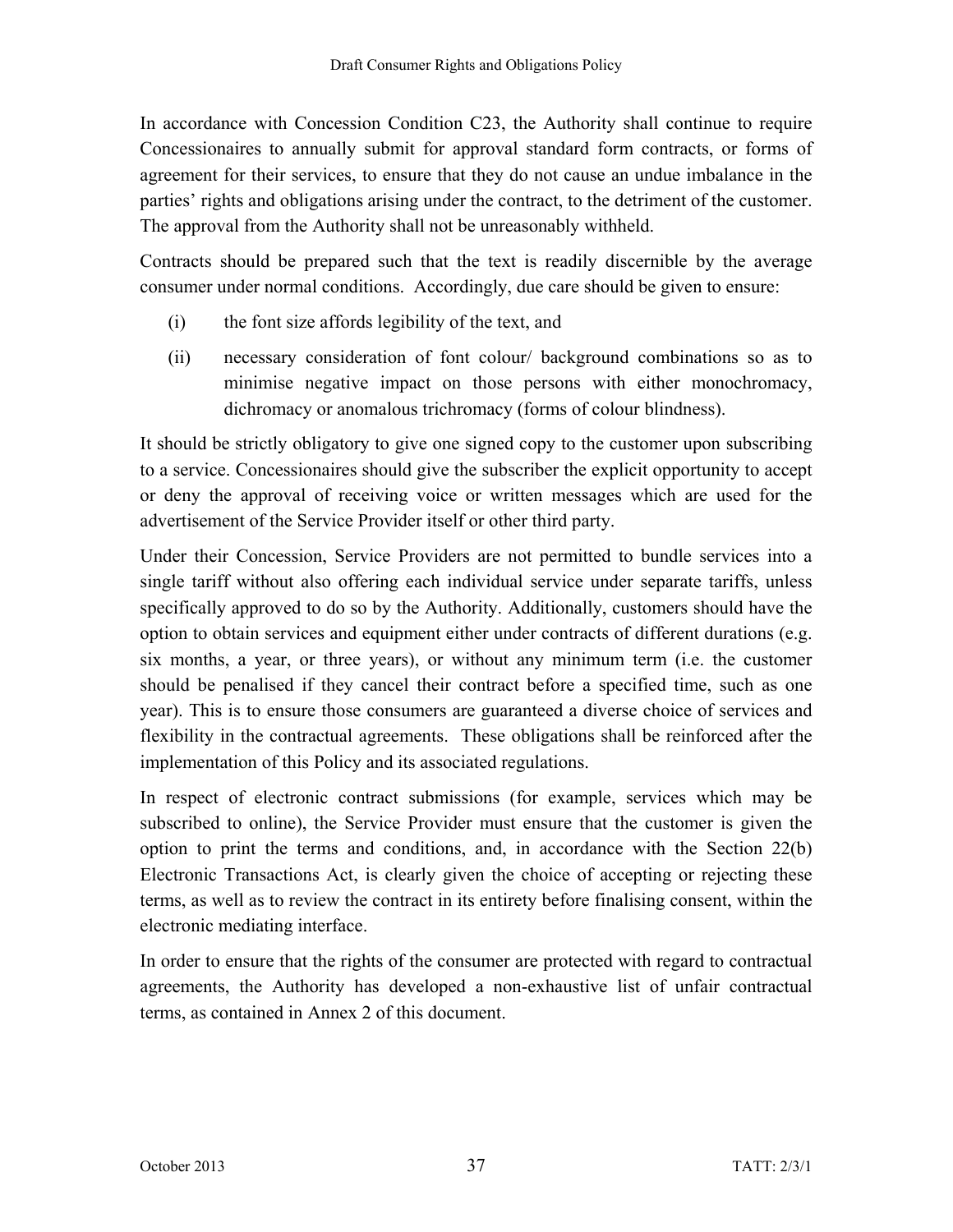In accordance with Concession Condition C23, the Authority shall continue to require Concessionaires to annually submit for approval standard form contracts, or forms of agreement for their services, to ensure that they do not cause an undue imbalance in the parties' rights and obligations arising under the contract, to the detriment of the customer. The approval from the Authority shall not be unreasonably withheld.

Contracts should be prepared such that the text is readily discernible by the average consumer under normal conditions. Accordingly, due care should be given to ensure:

(i) the font size affords legibility of the text, and

(ii) necessary consideration of font colour/ background combinations so as to minimise negative impact on those persons with either monochromacy, dichromacy or anomalous trichromacy (forms of colour blindness).

It should be strictly obligatory to give one signed copy to the customer upon subscribing to a service. Concessionaires should give the subscriber the explicit opportunity to accept or deny the approval of receiving voice or written messages which are used for the advertisement of the Service Provider itself or other third party.

Under their Concession, Service Providers are not permitted to bundle services into a single tariff without also offering each individual service under separate tariffs, unless specifically approved to do so by the Authority. Additionally, customers should have the option to obtain services and equipment either under contracts of different durations (e.g. six months, a year, or three years), or without any minimum term (i.e. the customer should be penalised if they cancel their contract before a specified time, such as one year). This is to ensure those consumers are guaranteed a diverse choice of services and flexibility in the contractual agreements. These obligations shall be reinforced after the implementation of this Policy and its associated regulations.

In respect of electronic contract submissions (for example, services which may be subscribed to online), the Service Provider must ensure that the customer is given the option to print the terms and conditions, and, in accordance with the Section 22(b) Electronic Transactions Act, is clearly given the choice of accepting or rejecting these terms, as well as to review the contract in its entirety before finalising consent, within the electronic mediating interface.

In order to ensure that the rights of the consumer are protected with regard to contractual agreements, the Authority has developed a non-exhaustive list of unfair contractual terms, as contained in Annex 2 of this document.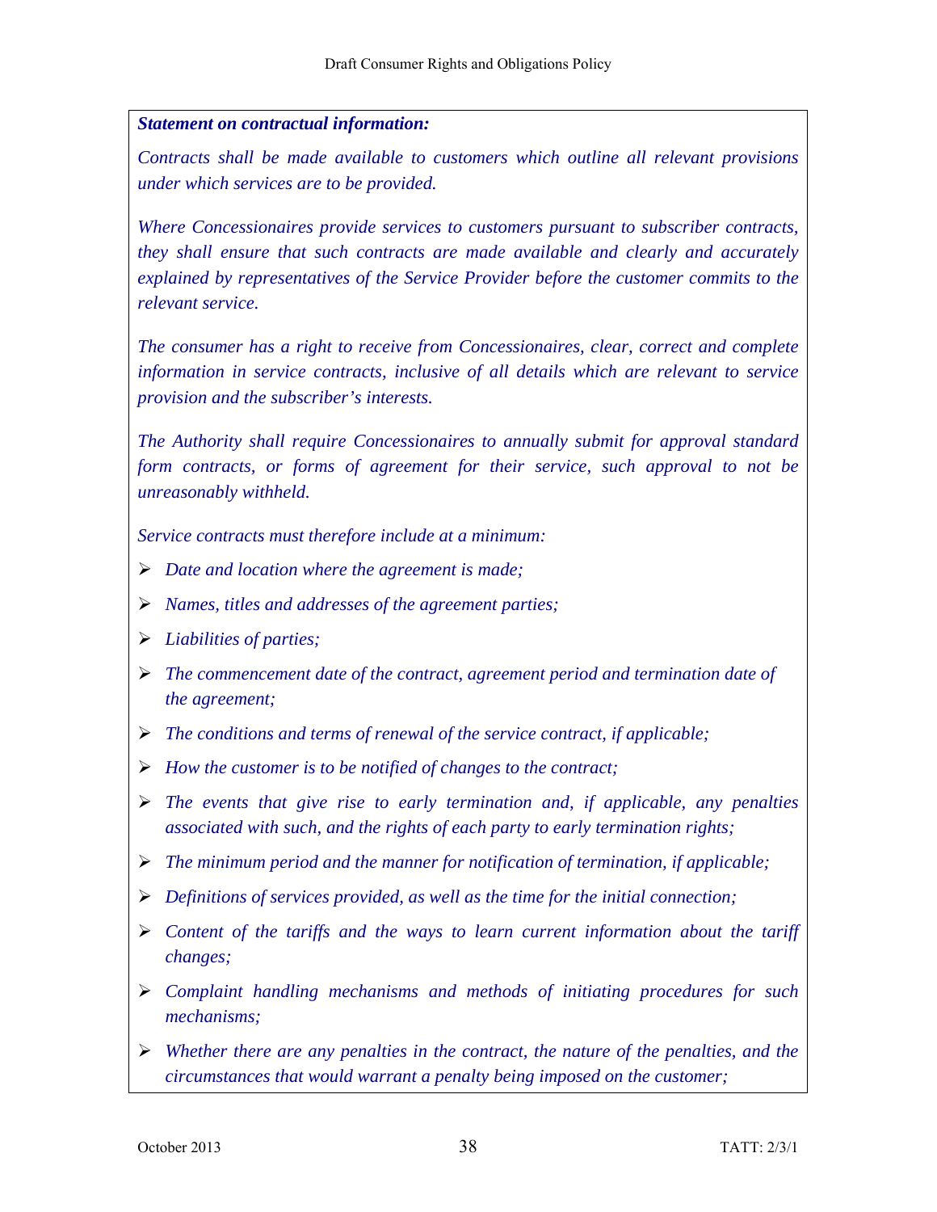***Statement on contractual information:***

*Contracts shall be made available to customers which outline all relevant provisions under which services are to be provided.*

*Where Concessionaires provide services to customers pursuant to subscriber contracts, they shall ensure that such contracts are made available and clearly and accurately explained by representatives of the Service Provider before the customer commits to the relevant service.*

*The consumer has a right to receive from Concessionaires, clear, correct and complete information in service contracts, inclusive of all details which are relevant to service provision and the subscriber's interests.*

*The Authority shall require Concessionaires to annually submit for approval standard form contracts, or forms of agreement for their service, such approval to not be unreasonably withheld.*

*Service contracts must therefore include at a minimum:*

- *Date and location where the agreement is made;*
- *Names, titles and addresses of the agreement parties;*
- *Liabilities of parties;*
- *The commencement date of the contract, agreement period and termination date of the agreement;*
- *The conditions and terms of renewal of the service contract, if applicable;*
- *How the customer is to be notified of changes to the contract;*
- *The events that give rise to early termination and, if applicable, any penalties associated with such, and the rights of each party to early termination rights;*
- *The minimum period and the manner for notification of termination, if applicable;*
- *Definitions of services provided, as well as the time for the initial connection;*
- *Content of the tariffs and the ways to learn current information about the tariff changes;*
- *Complaint handling mechanisms and methods of initiating procedures for such mechanisms;*
- *Whether there are any penalties in the contract, the nature of the penalties, and the circumstances that would warrant a penalty being imposed on the customer;*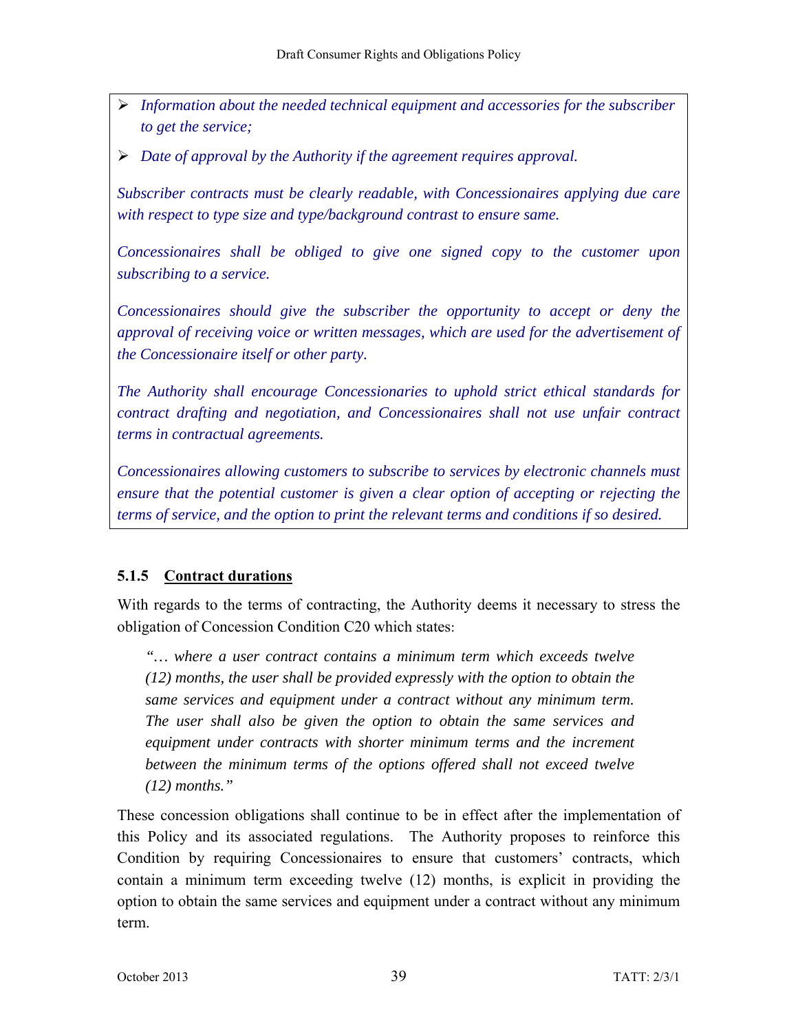- *Information about the needed technical equipment and accessories for the subscriber to get the service;*
- *Date of approval by the Authority if the agreement requires approval.*

*Subscriber contracts must be clearly readable, with Concessionaires applying due care with respect to type size and type/background contrast to ensure same.*

*Concessionaires shall be obliged to give one signed copy to the customer upon subscribing to a service.*

*Concessionaires should give the subscriber the opportunity to accept or deny the approval of receiving voice or written messages, which are used for the advertisement of the Concessionaire itself or other party.*

*The Authority shall encourage Concessionaries to uphold strict ethical standards for contract drafting and negotiation, and Concessionaires shall not use unfair contract terms in contractual agreements.*

*Concessionaires allowing customers to subscribe to services by electronic channels must ensure that the potential customer is given a clear option of accepting or rejecting the terms of service, and the option to print the relevant terms and conditions if so desired.*

### 5.1.5 Contract durations

With regards to the terms of contracting, the Authority deems it necessary to stress the obligation of Concession Condition C20 which states:

> *"… where a user contract contains a minimum term which exceeds twelve (12) months, the user shall be provided expressly with the option to obtain the same services and equipment under a contract without any minimum term. The user shall also be given the option to obtain the same services and equipment under contracts with shorter minimum terms and the increment between the minimum terms of the options offered shall not exceed twelve (12) months."*

These concession obligations shall continue to be in effect after the implementation of this Policy and its associated regulations. The Authority proposes to reinforce this Condition by requiring Concessionaires to ensure that customers' contracts, which contain a minimum term exceeding twelve (12) months, is explicit in providing the option to obtain the same services and equipment under a contract without any minimum term.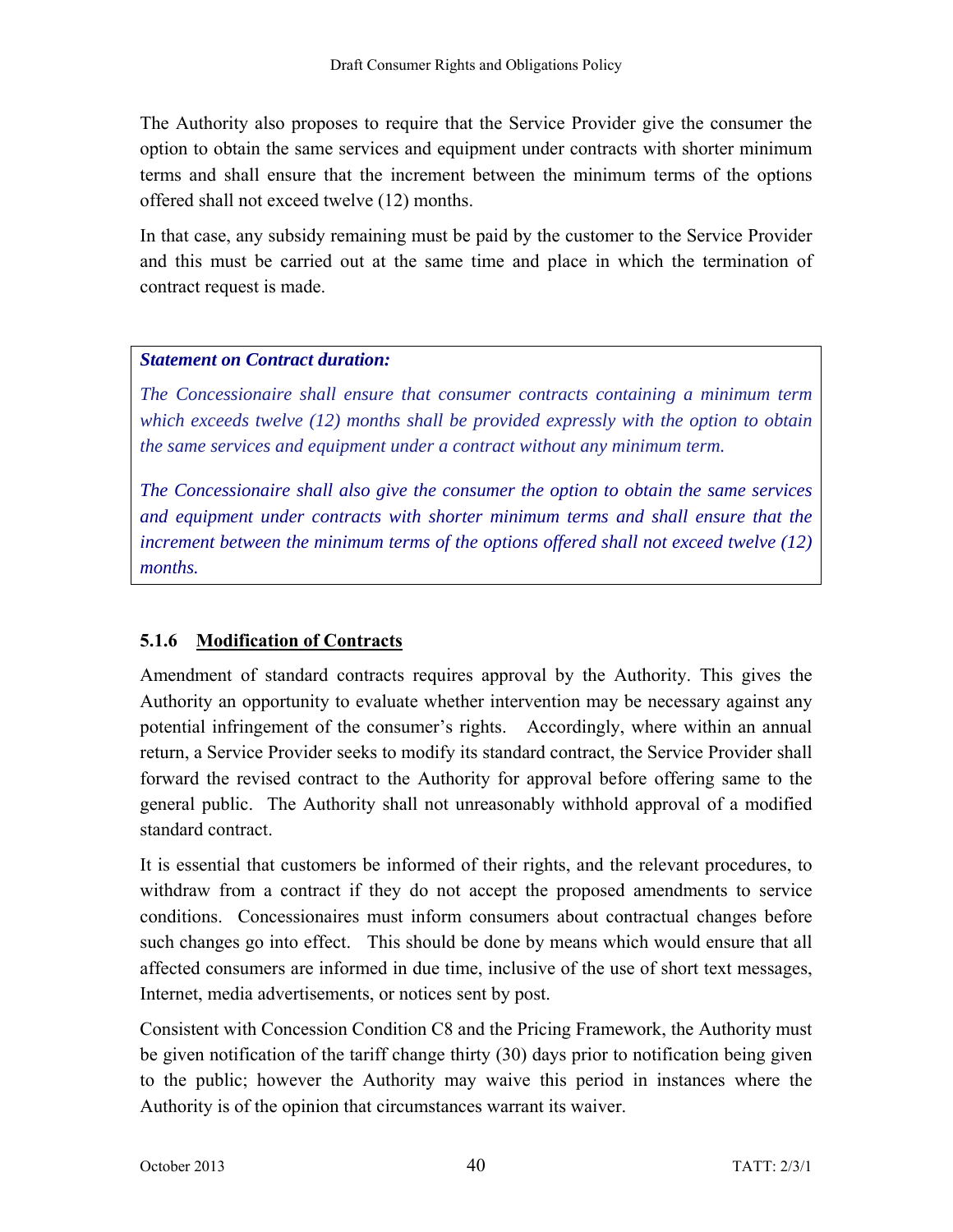The Authority also proposes to require that the Service Provider give the consumer the option to obtain the same services and equipment under contracts with shorter minimum terms and shall ensure that the increment between the minimum terms of the options offered shall not exceed twelve (12) months.

In that case, any subsidy remaining must be paid by the customer to the Service Provider and this must be carried out at the same time and place in which the termination of contract request is made.

> ***Statement on Contract duration:***
>
> *The Concessionaire shall ensure that consumer contracts containing a minimum term which exceeds twelve (12) months shall be provided expressly with the option to obtain the same services and equipment under a contract without any minimum term.*
>
> *The Concessionaire shall also give the consumer the option to obtain the same services and equipment under contracts with shorter minimum terms and shall ensure that the increment between the minimum terms of the options offered shall not exceed twelve (12) months.*

### 5.1.6 Modification of Contracts

Amendment of standard contracts requires approval by the Authority. This gives the Authority an opportunity to evaluate whether intervention may be necessary against any potential infringement of the consumer's rights. Accordingly, where within an annual return, a Service Provider seeks to modify its standard contract, the Service Provider shall forward the revised contract to the Authority for approval before offering same to the general public. The Authority shall not unreasonably withhold approval of a modified standard contract.

It is essential that customers be informed of their rights, and the relevant procedures, to withdraw from a contract if they do not accept the proposed amendments to service conditions. Concessionaires must inform consumers about contractual changes before such changes go into effect. This should be done by means which would ensure that all affected consumers are informed in due time, inclusive of the use of short text messages, Internet, media advertisements, or notices sent by post.

Consistent with Concession Condition C8 and the Pricing Framework, the Authority must be given notification of the tariff change thirty (30) days prior to notification being given to the public; however the Authority may waive this period in instances where the Authority is of the opinion that circumstances warrant its waiver.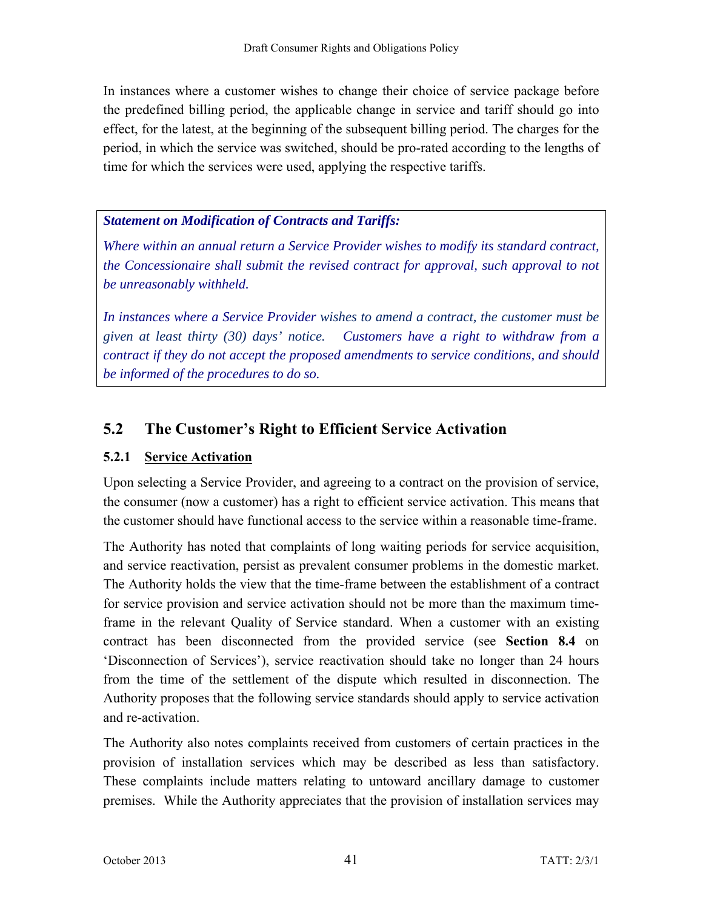In instances where a customer wishes to change their choice of service package before the predefined billing period, the applicable change in service and tariff should go into effect, for the latest, at the beginning of the subsequent billing period. The charges for the period, in which the service was switched, should be pro-rated according to the lengths of time for which the services were used, applying the respective tariffs.

> ***Statement on Modification of Contracts and Tariffs:***
>
> *Where within an annual return a Service Provider wishes to modify its standard contract, the Concessionaire shall submit the revised contract for approval, such approval to not be unreasonably withheld.*
>
> *In instances where a Service Provider wishes to amend a contract, the customer must be given at least thirty (30) days' notice. Customers have a right to withdraw from a contract if they do not accept the proposed amendments to service conditions, and should be informed of the procedures to do so.*

## 5.2 The Customer's Right to Efficient Service Activation

### 5.2.1 Service Activation

Upon selecting a Service Provider, and agreeing to a contract on the provision of service, the consumer (now a customer) has a right to efficient service activation. This means that the customer should have functional access to the service within a reasonable time-frame.

The Authority has noted that complaints of long waiting periods for service acquisition, and service reactivation, persist as prevalent consumer problems in the domestic market. The Authority holds the view that the time-frame between the establishment of a contract for service provision and service activation should not be more than the maximum time-frame in the relevant Quality of Service standard. When a customer with an existing contract has been disconnected from the provided service (see **Section 8.4** on 'Disconnection of Services'), service reactivation should take no longer than 24 hours from the time of the settlement of the dispute which resulted in disconnection. The Authority proposes that the following service standards should apply to service activation and re-activation.

The Authority also notes complaints received from customers of certain practices in the provision of installation services which may be described as less than satisfactory. These complaints include matters relating to untoward ancillary damage to customer premises. While the Authority appreciates that the provision of installation services may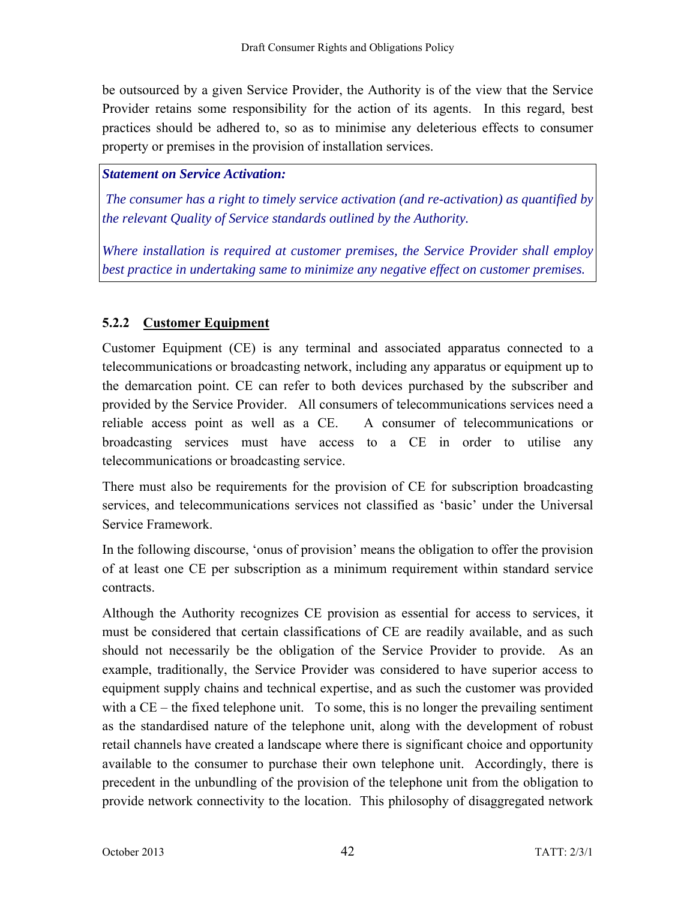be outsourced by a given Service Provider, the Authority is of the view that the Service Provider retains some responsibility for the action of its agents. In this regard, best practices should be adhered to, so as to minimise any deleterious effects to consumer property or premises in the provision of installation services.

> ***Statement on Service Activation:***
>
> *The consumer has a right to timely service activation (and re-activation) as quantified by the relevant Quality of Service standards outlined by the Authority.*
>
> *Where installation is required at customer premises, the Service Provider shall employ best practice in undertaking same to minimize any negative effect on customer premises.*

### 5.2.2 Customer Equipment

Customer Equipment (CE) is any terminal and associated apparatus connected to a telecommunications or broadcasting network, including any apparatus or equipment up to the demarcation point. CE can refer to both devices purchased by the subscriber and provided by the Service Provider. All consumers of telecommunications services need a reliable access point as well as a CE. A consumer of telecommunications or broadcasting services must have access to a CE in order to utilise any telecommunications or broadcasting service.

There must also be requirements for the provision of CE for subscription broadcasting services, and telecommunications services not classified as 'basic' under the Universal Service Framework.

In the following discourse, 'onus of provision' means the obligation to offer the provision of at least one CE per subscription as a minimum requirement within standard service contracts.

Although the Authority recognizes CE provision as essential for access to services, it must be considered that certain classifications of CE are readily available, and as such should not necessarily be the obligation of the Service Provider to provide. As an example, traditionally, the Service Provider was considered to have superior access to equipment supply chains and technical expertise, and as such the customer was provided with a CE – the fixed telephone unit. To some, this is no longer the prevailing sentiment as the standardised nature of the telephone unit, along with the development of robust retail channels have created a landscape where there is significant choice and opportunity available to the consumer to purchase their own telephone unit. Accordingly, there is precedent in the unbundling of the provision of the telephone unit from the obligation to provide network connectivity to the location. This philosophy of disaggregated network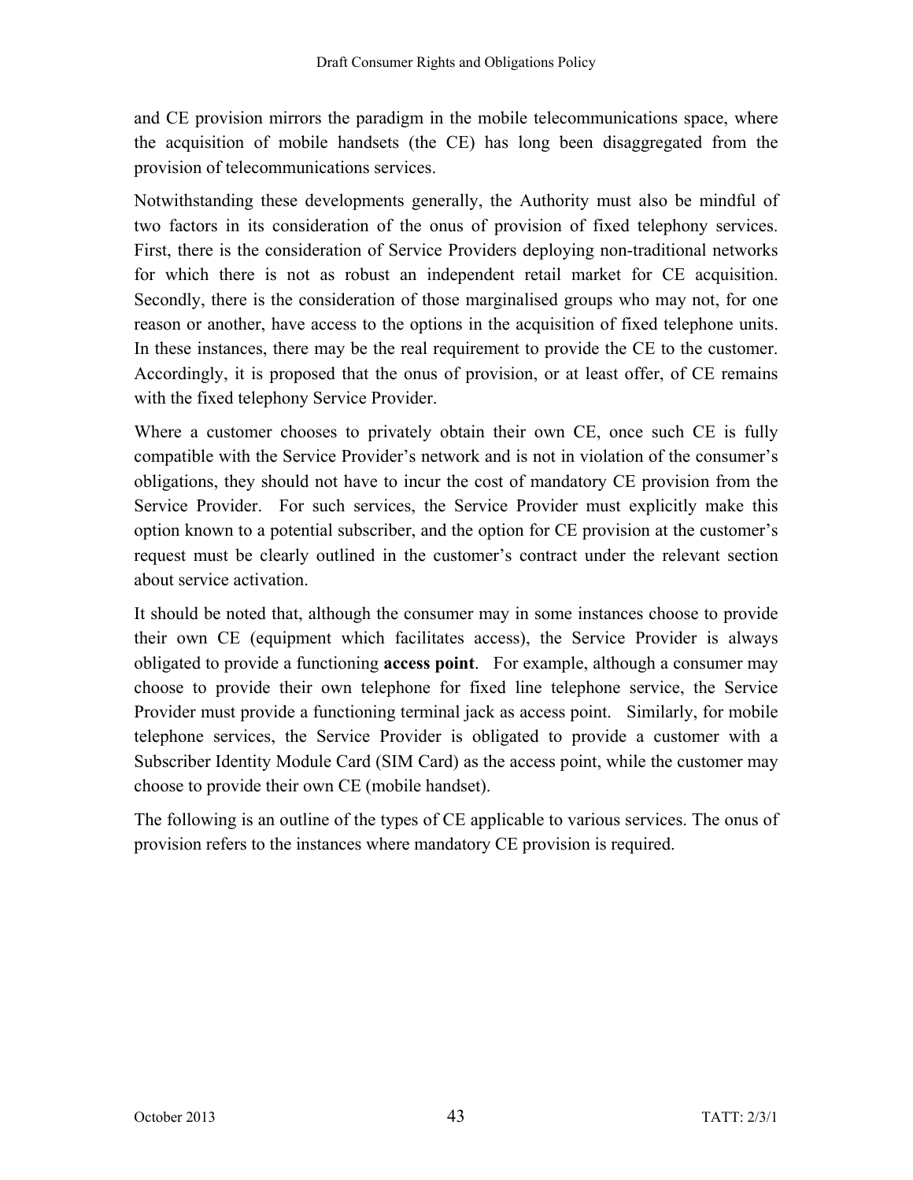and CE provision mirrors the paradigm in the mobile telecommunications space, where the acquisition of mobile handsets (the CE) has long been disaggregated from the provision of telecommunications services.

Notwithstanding these developments generally, the Authority must also be mindful of two factors in its consideration of the onus of provision of fixed telephony services. First, there is the consideration of Service Providers deploying non-traditional networks for which there is not as robust an independent retail market for CE acquisition. Secondly, there is the consideration of those marginalised groups who may not, for one reason or another, have access to the options in the acquisition of fixed telephone units. In these instances, there may be the real requirement to provide the CE to the customer. Accordingly, it is proposed that the onus of provision, or at least offer, of CE remains with the fixed telephony Service Provider.

Where a customer chooses to privately obtain their own CE, once such CE is fully compatible with the Service Provider's network and is not in violation of the consumer's obligations, they should not have to incur the cost of mandatory CE provision from the Service Provider. For such services, the Service Provider must explicitly make this option known to a potential subscriber, and the option for CE provision at the customer's request must be clearly outlined in the customer's contract under the relevant section about service activation.

It should be noted that, although the consumer may in some instances choose to provide their own CE (equipment which facilitates access), the Service Provider is always obligated to provide a functioning **access point**. For example, although a consumer may choose to provide their own telephone for fixed line telephone service, the Service Provider must provide a functioning terminal jack as access point. Similarly, for mobile telephone services, the Service Provider is obligated to provide a customer with a Subscriber Identity Module Card (SIM Card) as the access point, while the customer may choose to provide their own CE (mobile handset).

The following is an outline of the types of CE applicable to various services. The onus of provision refers to the instances where mandatory CE provision is required.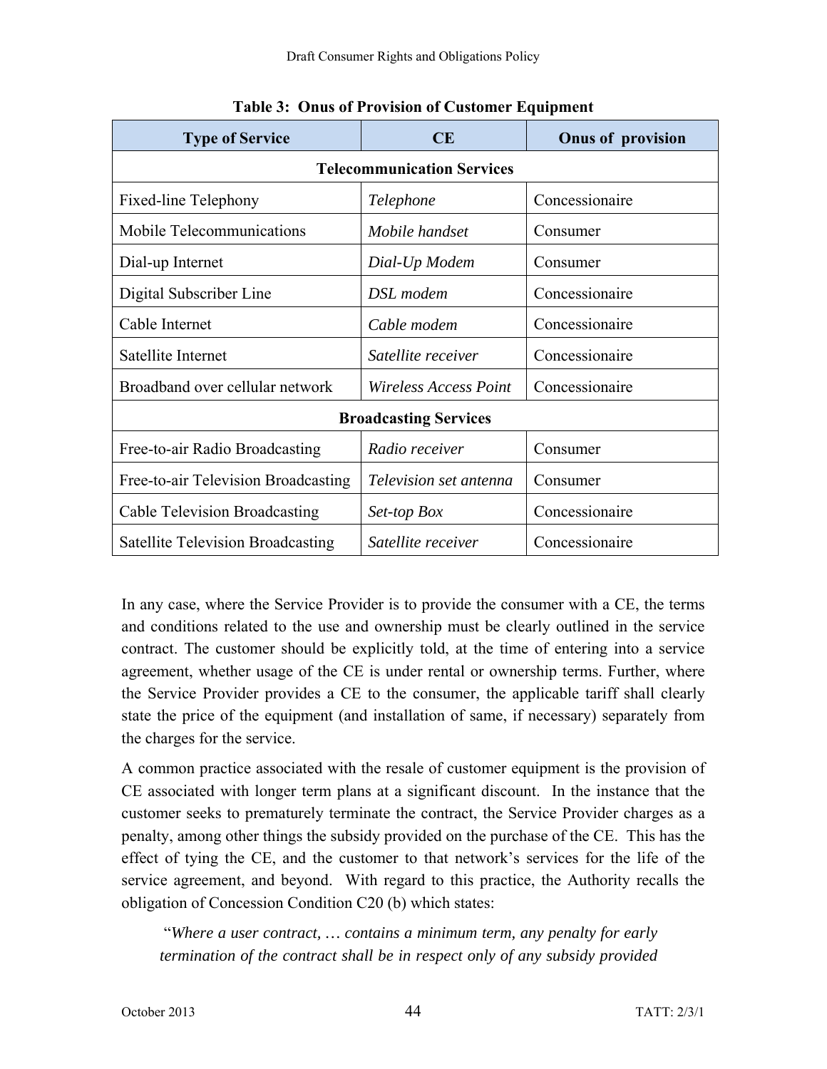**Table 3: Onus of Provision of Customer Equipment**

| Type of Service | CE | Onus of provision |
|---|---|---|
| **Telecommunication Services** | | |
| Fixed-line Telephony | *Telephone* | Concessionaire |
| Mobile Telecommunications | *Mobile handset* | Consumer |
| Dial-up Internet | *Dial-Up Modem* | Consumer |
| Digital Subscriber Line | *DSL modem* | Concessionaire |
| Cable Internet | *Cable modem* | Concessionaire |
| Satellite Internet | *Satellite receiver* | Concessionaire |
| Broadband over cellular network | *Wireless Access Point* | Concessionaire |
| **Broadcasting Services** | | |
| Free-to-air Radio Broadcasting | *Radio receiver* | Consumer |
| Free-to-air Television Broadcasting | *Television set antenna* | Consumer |
| Cable Television Broadcasting | *Set-top Box* | Concessionaire |
| Satellite Television Broadcasting | *Satellite receiver* | Concessionaire |

In any case, where the Service Provider is to provide the consumer with a CE, the terms and conditions related to the use and ownership must be clearly outlined in the service contract. The customer should be explicitly told, at the time of entering into a service agreement, whether usage of the CE is under rental or ownership terms. Further, where the Service Provider provides a CE to the consumer, the applicable tariff shall clearly state the price of the equipment (and installation of same, if necessary) separately from the charges for the service.

A common practice associated with the resale of customer equipment is the provision of CE associated with longer term plans at a significant discount. In the instance that the customer seeks to prematurely terminate the contract, the Service Provider charges as a penalty, among other things the subsidy provided on the purchase of the CE. This has the effect of tying the CE, and the customer to that network's services for the life of the service agreement, and beyond. With regard to this practice, the Authority recalls the obligation of Concession Condition C20 (b) which states:

> "*Where a user contract, … contains a minimum term, any penalty for early termination of the contract shall be in respect only of any subsidy provided*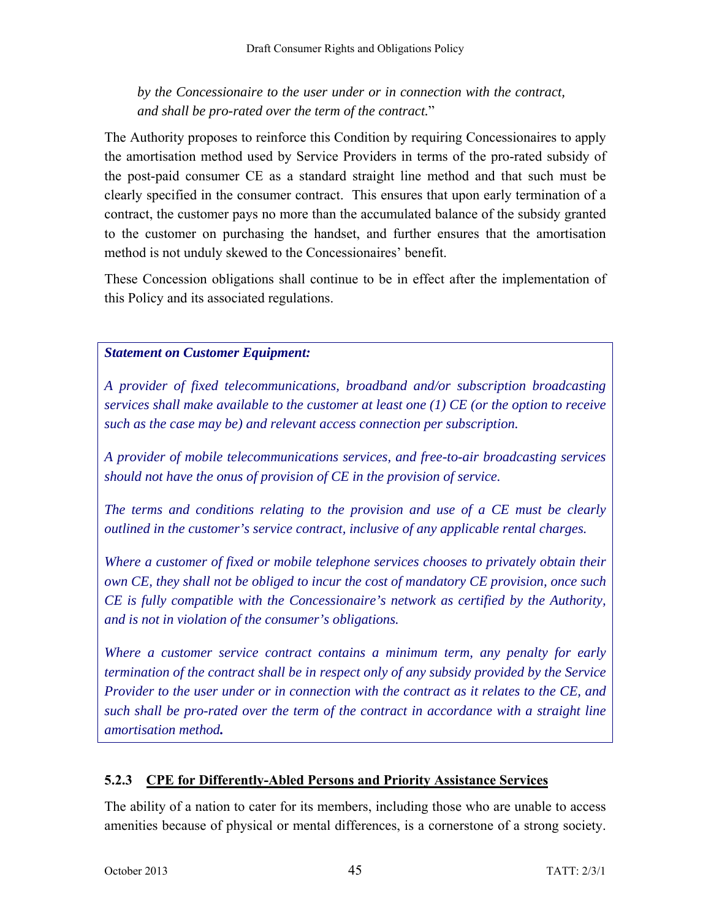*by the Concessionaire to the user under or in connection with the contract, and shall be pro-rated over the term of the contract.*"

The Authority proposes to reinforce this Condition by requiring Concessionaires to apply the amortisation method used by Service Providers in terms of the pro-rated subsidy of the post-paid consumer CE as a standard straight line method and that such must be clearly specified in the consumer contract. This ensures that upon early termination of a contract, the customer pays no more than the accumulated balance of the subsidy granted to the customer on purchasing the handset, and further ensures that the amortisation method is not unduly skewed to the Concessionaires' benefit.

These Concession obligations shall continue to be in effect after the implementation of this Policy and its associated regulations.

> ***Statement on Customer Equipment:***
>
> *A provider of fixed telecommunications, broadband and/or subscription broadcasting services shall make available to the customer at least one (1) CE (or the option to receive such as the case may be) and relevant access connection per subscription.*
>
> *A provider of mobile telecommunications services, and free-to-air broadcasting services should not have the onus of provision of CE in the provision of service.*
>
> *The terms and conditions relating to the provision and use of a CE must be clearly outlined in the customer's service contract, inclusive of any applicable rental charges.*
>
> *Where a customer of fixed or mobile telephone services chooses to privately obtain their own CE, they shall not be obliged to incur the cost of mandatory CE provision, once such CE is fully compatible with the Concessionaire's network as certified by the Authority, and is not in violation of the consumer's obligations.*
>
> *Where a customer service contract contains a minimum term, any penalty for early termination of the contract shall be in respect only of any subsidy provided by the Service Provider to the user under or in connection with the contract as it relates to the CE, and such shall be pro-rated over the term of the contract in accordance with a straight line amortisation method.*

### 5.2.3 CPE for Differently-Abled Persons and Priority Assistance Services

The ability of a nation to cater for its members, including those who are unable to access amenities because of physical or mental differences, is a cornerstone of a strong society.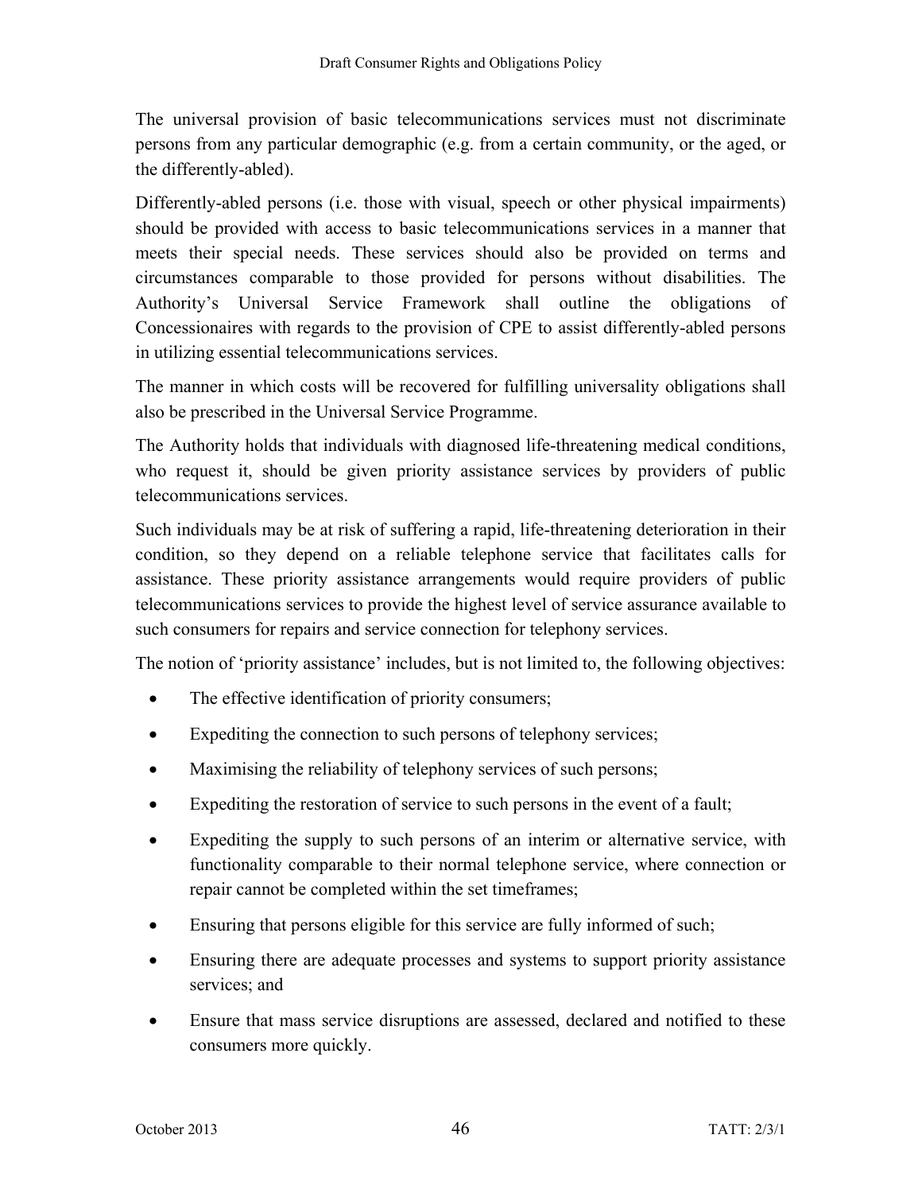The universal provision of basic telecommunications services must not discriminate persons from any particular demographic (e.g. from a certain community, or the aged, or the differently-abled).

Differently-abled persons (i.e. those with visual, speech or other physical impairments) should be provided with access to basic telecommunications services in a manner that meets their special needs. These services should also be provided on terms and circumstances comparable to those provided for persons without disabilities. The Authority's Universal Service Framework shall outline the obligations of Concessionaires with regards to the provision of CPE to assist differently-abled persons in utilizing essential telecommunications services.

The manner in which costs will be recovered for fulfilling universality obligations shall also be prescribed in the Universal Service Programme.

The Authority holds that individuals with diagnosed life-threatening medical conditions, who request it, should be given priority assistance services by providers of public telecommunications services.

Such individuals may be at risk of suffering a rapid, life-threatening deterioration in their condition, so they depend on a reliable telephone service that facilitates calls for assistance. These priority assistance arrangements would require providers of public telecommunications services to provide the highest level of service assurance available to such consumers for repairs and service connection for telephony services.

The notion of 'priority assistance' includes, but is not limited to, the following objectives:

- The effective identification of priority consumers;
- Expediting the connection to such persons of telephony services;
- Maximising the reliability of telephony services of such persons;
- Expediting the restoration of service to such persons in the event of a fault;
- Expediting the supply to such persons of an interim or alternative service, with functionality comparable to their normal telephone service, where connection or repair cannot be completed within the set timeframes;
- Ensuring that persons eligible for this service are fully informed of such;
- Ensuring there are adequate processes and systems to support priority assistance services; and
- Ensure that mass service disruptions are assessed, declared and notified to these consumers more quickly.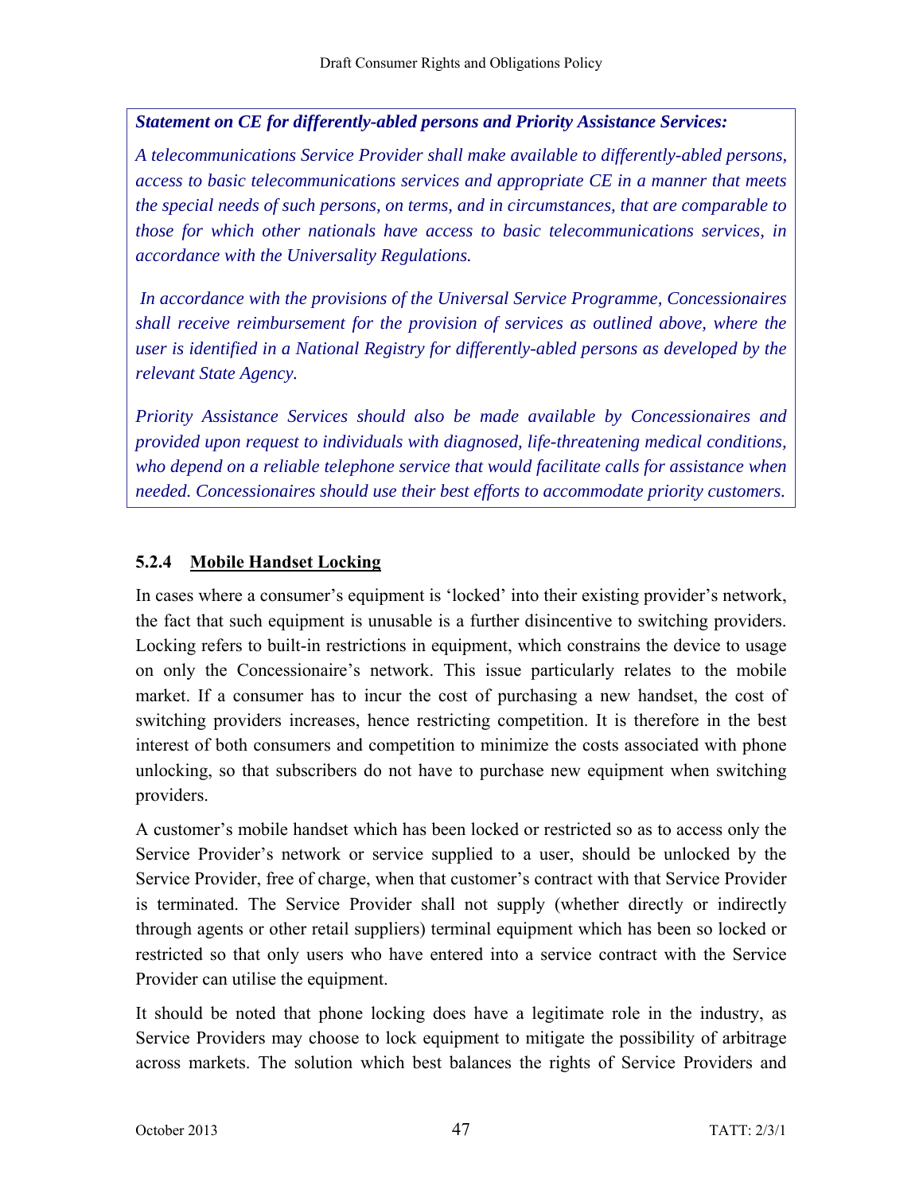***Statement on CE for differently-abled persons and Priority Assistance Services:***

*A telecommunications Service Provider shall make available to differently-abled persons, access to basic telecommunications services and appropriate CE in a manner that meets the special needs of such persons, on terms, and in circumstances, that are comparable to those for which other nationals have access to basic telecommunications services, in accordance with the Universality Regulations.*

*In accordance with the provisions of the Universal Service Programme, Concessionaires shall receive reimbursement for the provision of services as outlined above, where the user is identified in a National Registry for differently-abled persons as developed by the relevant State Agency.*

*Priority Assistance Services should also be made available by Concessionaires and provided upon request to individuals with diagnosed, life-threatening medical conditions, who depend on a reliable telephone service that would facilitate calls for assistance when needed. Concessionaires should use their best efforts to accommodate priority customers.*

#### 5.2.4 Mobile Handset Locking

In cases where a consumer's equipment is 'locked' into their existing provider's network, the fact that such equipment is unusable is a further disincentive to switching providers. Locking refers to built-in restrictions in equipment, which constrains the device to usage on only the Concessionaire's network. This issue particularly relates to the mobile market. If a consumer has to incur the cost of purchasing a new handset, the cost of switching providers increases, hence restricting competition. It is therefore in the best interest of both consumers and competition to minimize the costs associated with phone unlocking, so that subscribers do not have to purchase new equipment when switching providers.

A customer's mobile handset which has been locked or restricted so as to access only the Service Provider's network or service supplied to a user, should be unlocked by the Service Provider, free of charge, when that customer's contract with that Service Provider is terminated. The Service Provider shall not supply (whether directly or indirectly through agents or other retail suppliers) terminal equipment which has been so locked or restricted so that only users who have entered into a service contract with the Service Provider can utilise the equipment.

It should be noted that phone locking does have a legitimate role in the industry, as Service Providers may choose to lock equipment to mitigate the possibility of arbitrage across markets. The solution which best balances the rights of Service Providers and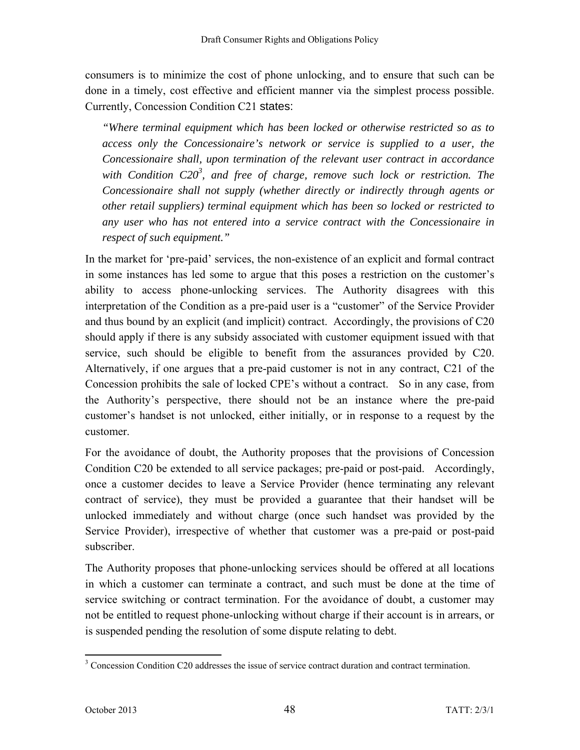consumers is to minimize the cost of phone unlocking, and to ensure that such can be done in a timely, cost effective and efficient manner via the simplest process possible. Currently, Concession Condition C21 states:

> *"Where terminal equipment which has been locked or otherwise restricted so as to access only the Concessionaire's network or service is supplied to a user, the Concessionaire shall, upon termination of the relevant user contract in accordance with Condition C20[3], and free of charge, remove such lock or restriction. The Concessionaire shall not supply (whether directly or indirectly through agents or other retail suppliers) terminal equipment which has been so locked or restricted to any user who has not entered into a service contract with the Concessionaire in respect of such equipment."*

In the market for 'pre-paid' services, the non-existence of an explicit and formal contract in some instances has led some to argue that this poses a restriction on the customer's ability to access phone-unlocking services. The Authority disagrees with this interpretation of the Condition as a pre-paid user is a "customer" of the Service Provider and thus bound by an explicit (and implicit) contract. Accordingly, the provisions of C20 should apply if there is any subsidy associated with customer equipment issued with that service, such should be eligible to benefit from the assurances provided by C20. Alternatively, if one argues that a pre-paid customer is not in any contract, C21 of the Concession prohibits the sale of locked CPE's without a contract. So in any case, from the Authority's perspective, there should not be an instance where the pre-paid customer's handset is not unlocked, either initially, or in response to a request by the customer.

For the avoidance of doubt, the Authority proposes that the provisions of Concession Condition C20 be extended to all service packages; pre-paid or post-paid. Accordingly, once a customer decides to leave a Service Provider (hence terminating any relevant contract of service), they must be provided a guarantee that their handset will be unlocked immediately and without charge (once such handset was provided by the Service Provider), irrespective of whether that customer was a pre-paid or post-paid subscriber.

The Authority proposes that phone-unlocking services should be offered at all locations in which a customer can terminate a contract, and such must be done at the time of service switching or contract termination. For the avoidance of doubt, a customer may not be entitled to request phone-unlocking without charge if their account is in arrears, or is suspended pending the resolution of some dispute relating to debt.

---

[3] Concession Condition C20 addresses the issue of service contract duration and contract termination.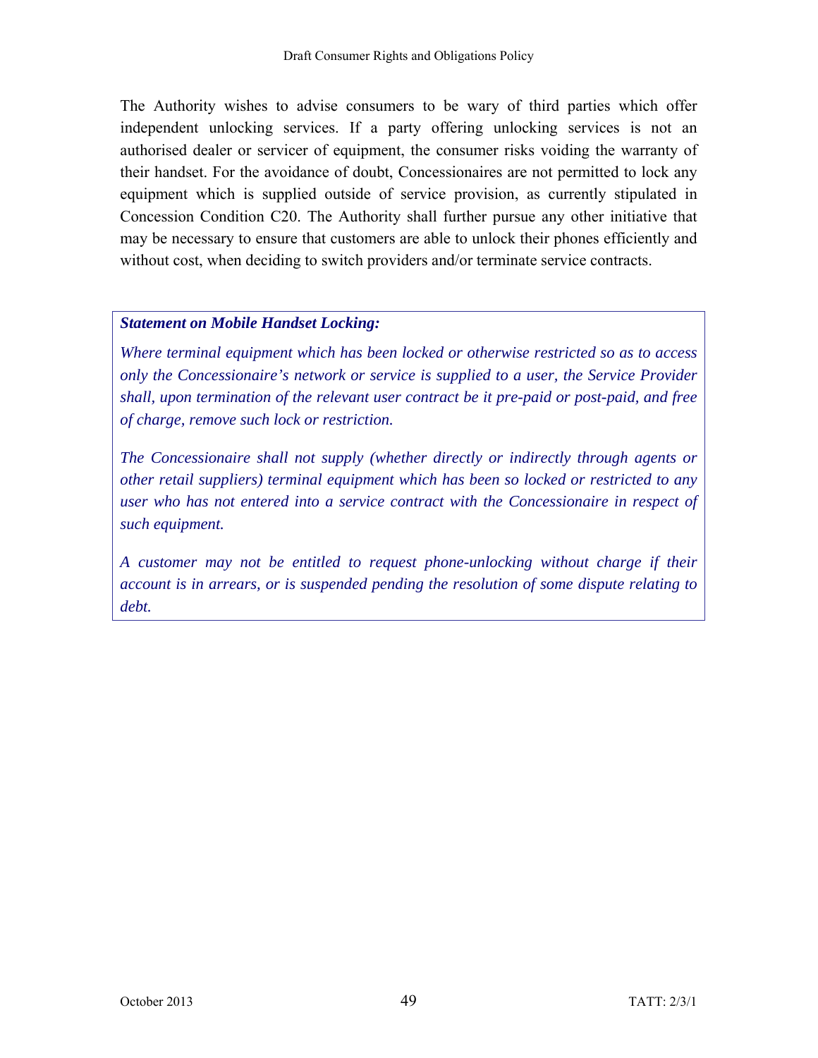The Authority wishes to advise consumers to be wary of third parties which offer independent unlocking services. If a party offering unlocking services is not an authorised dealer or servicer of equipment, the consumer risks voiding the warranty of their handset. For the avoidance of doubt, Concessionaires are not permitted to lock any equipment which is supplied outside of service provision, as currently stipulated in Concession Condition C20. The Authority shall further pursue any other initiative that may be necessary to ensure that customers are able to unlock their phones efficiently and without cost, when deciding to switch providers and/or terminate service contracts.

> ***Statement on Mobile Handset Locking:***
>
> *Where terminal equipment which has been locked or otherwise restricted so as to access only the Concessionaire's network or service is supplied to a user, the Service Provider shall, upon termination of the relevant user contract be it pre-paid or post-paid, and free of charge, remove such lock or restriction.*
>
> *The Concessionaire shall not supply (whether directly or indirectly through agents or other retail suppliers) terminal equipment which has been so locked or restricted to any user who has not entered into a service contract with the Concessionaire in respect of such equipment.*
>
> *A customer may not be entitled to request phone-unlocking without charge if their account is in arrears, or is suspended pending the resolution of some dispute relating to debt.*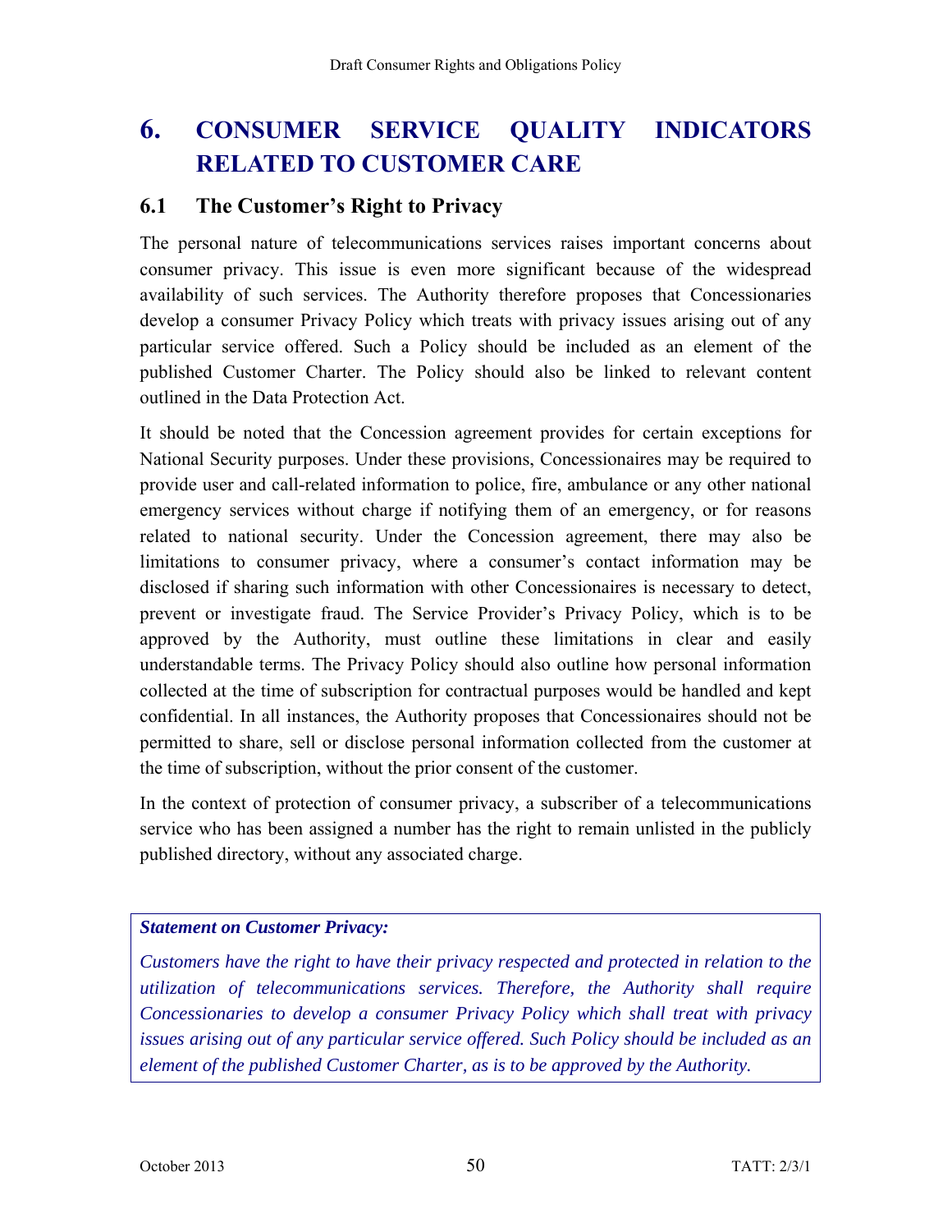# 6. CONSUMER SERVICE QUALITY INDICATORS RELATED TO CUSTOMER CARE

## 6.1 The Customer's Right to Privacy

The personal nature of telecommunications services raises important concerns about consumer privacy. This issue is even more significant because of the widespread availability of such services. The Authority therefore proposes that Concessionaries develop a consumer Privacy Policy which treats with privacy issues arising out of any particular service offered. Such a Policy should be included as an element of the published Customer Charter. The Policy should also be linked to relevant content outlined in the Data Protection Act.

It should be noted that the Concession agreement provides for certain exceptions for National Security purposes. Under these provisions, Concessionaires may be required to provide user and call-related information to police, fire, ambulance or any other national emergency services without charge if notifying them of an emergency, or for reasons related to national security. Under the Concession agreement, there may also be limitations to consumer privacy, where a consumer's contact information may be disclosed if sharing such information with other Concessionaires is necessary to detect, prevent or investigate fraud. The Service Provider's Privacy Policy, which is to be approved by the Authority, must outline these limitations in clear and easily understandable terms. The Privacy Policy should also outline how personal information collected at the time of subscription for contractual purposes would be handled and kept confidential. In all instances, the Authority proposes that Concessionaires should not be permitted to share, sell or disclose personal information collected from the customer at the time of subscription, without the prior consent of the customer.

In the context of protection of consumer privacy, a subscriber of a telecommunications service who has been assigned a number has the right to remain unlisted in the publicly published directory, without any associated charge.

> ***Statement on Customer Privacy:***
>
> *Customers have the right to have their privacy respected and protected in relation to the utilization of telecommunications services. Therefore, the Authority shall require Concessionaries to develop a consumer Privacy Policy which shall treat with privacy issues arising out of any particular service offered. Such Policy should be included as an element of the published Customer Charter, as is to be approved by the Authority.*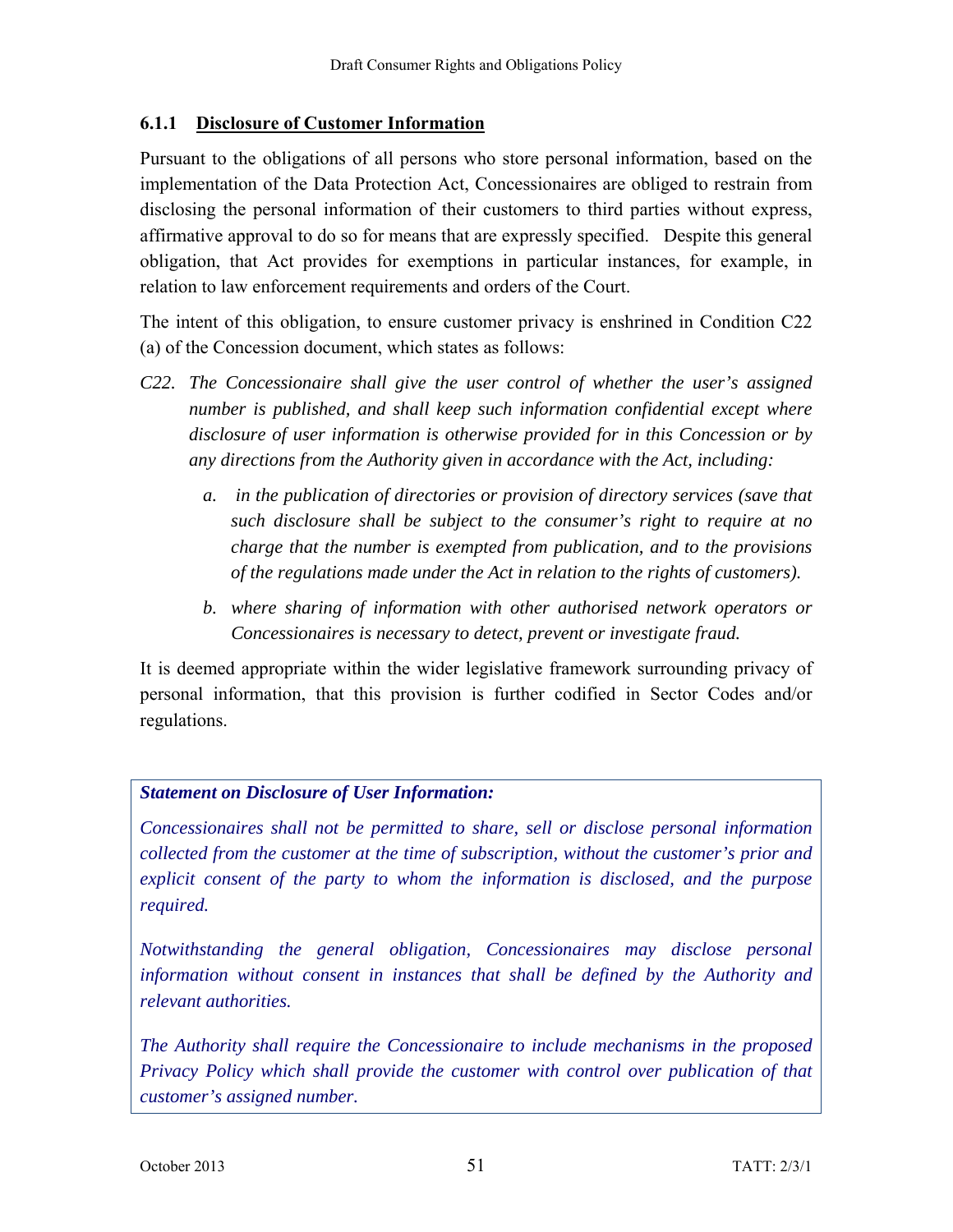#### 6.1.1 Disclosure of Customer Information

Pursuant to the obligations of all persons who store personal information, based on the implementation of the Data Protection Act, Concessionaires are obliged to restrain from disclosing the personal information of their customers to third parties without express, affirmative approval to do so for means that are expressly specified. Despite this general obligation, that Act provides for exemptions in particular instances, for example, in relation to law enforcement requirements and orders of the Court.

The intent of this obligation, to ensure customer privacy is enshrined in Condition C22 (a) of the Concession document, which states as follows:

*C22. The Concessionaire shall give the user control of whether the user's assigned number is published, and shall keep such information confidential except where disclosure of user information is otherwise provided for in this Concession or by any directions from the Authority given in accordance with the Act, including:*

*a. in the publication of directories or provision of directory services (save that such disclosure shall be subject to the consumer's right to require at no charge that the number is exempted from publication, and to the provisions of the regulations made under the Act in relation to the rights of customers).*

*b. where sharing of information with other authorised network operators or Concessionaires is necessary to detect, prevent or investigate fraud.*

It is deemed appropriate within the wider legislative framework surrounding privacy of personal information, that this provision is further codified in Sector Codes and/or regulations.

> ***Statement on Disclosure of User Information:***
>
> *Concessionaires shall not be permitted to share, sell or disclose personal information collected from the customer at the time of subscription, without the customer's prior and explicit consent of the party to whom the information is disclosed, and the purpose required.*
>
> *Notwithstanding the general obligation, Concessionaires may disclose personal information without consent in instances that shall be defined by the Authority and relevant authorities.*
>
> *The Authority shall require the Concessionaire to include mechanisms in the proposed Privacy Policy which shall provide the customer with control over publication of that customer's assigned number.*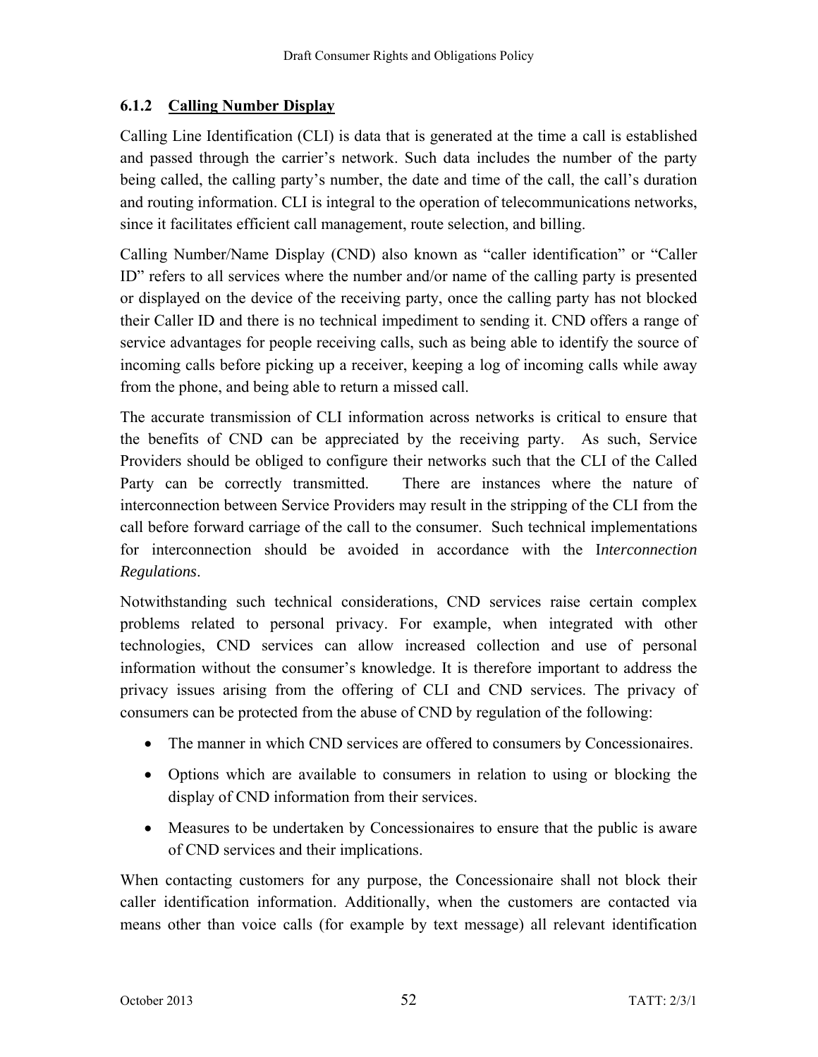### 6.1.2 Calling Number Display

Calling Line Identification (CLI) is data that is generated at the time a call is established and passed through the carrier's network. Such data includes the number of the party being called, the calling party's number, the date and time of the call, the call's duration and routing information. CLI is integral to the operation of telecommunications networks, since it facilitates efficient call management, route selection, and billing.

Calling Number/Name Display (CND) also known as "caller identification" or "Caller ID" refers to all services where the number and/or name of the calling party is presented or displayed on the device of the receiving party, once the calling party has not blocked their Caller ID and there is no technical impediment to sending it. CND offers a range of service advantages for people receiving calls, such as being able to identify the source of incoming calls before picking up a receiver, keeping a log of incoming calls while away from the phone, and being able to return a missed call.

The accurate transmission of CLI information across networks is critical to ensure that the benefits of CND can be appreciated by the receiving party. As such, Service Providers should be obliged to configure their networks such that the CLI of the Called Party can be correctly transmitted. There are instances where the nature of interconnection between Service Providers may result in the stripping of the CLI from the call before forward carriage of the call to the consumer. Such technical implementations for interconnection should be avoided in accordance with the I*nterconnection Regulations*.

Notwithstanding such technical considerations, CND services raise certain complex problems related to personal privacy. For example, when integrated with other technologies, CND services can allow increased collection and use of personal information without the consumer's knowledge. It is therefore important to address the privacy issues arising from the offering of CLI and CND services. The privacy of consumers can be protected from the abuse of CND by regulation of the following:

- The manner in which CND services are offered to consumers by Concessionaires.
- Options which are available to consumers in relation to using or blocking the display of CND information from their services.
- Measures to be undertaken by Concessionaires to ensure that the public is aware of CND services and their implications.

When contacting customers for any purpose, the Concessionaire shall not block their caller identification information. Additionally, when the customers are contacted via means other than voice calls (for example by text message) all relevant identification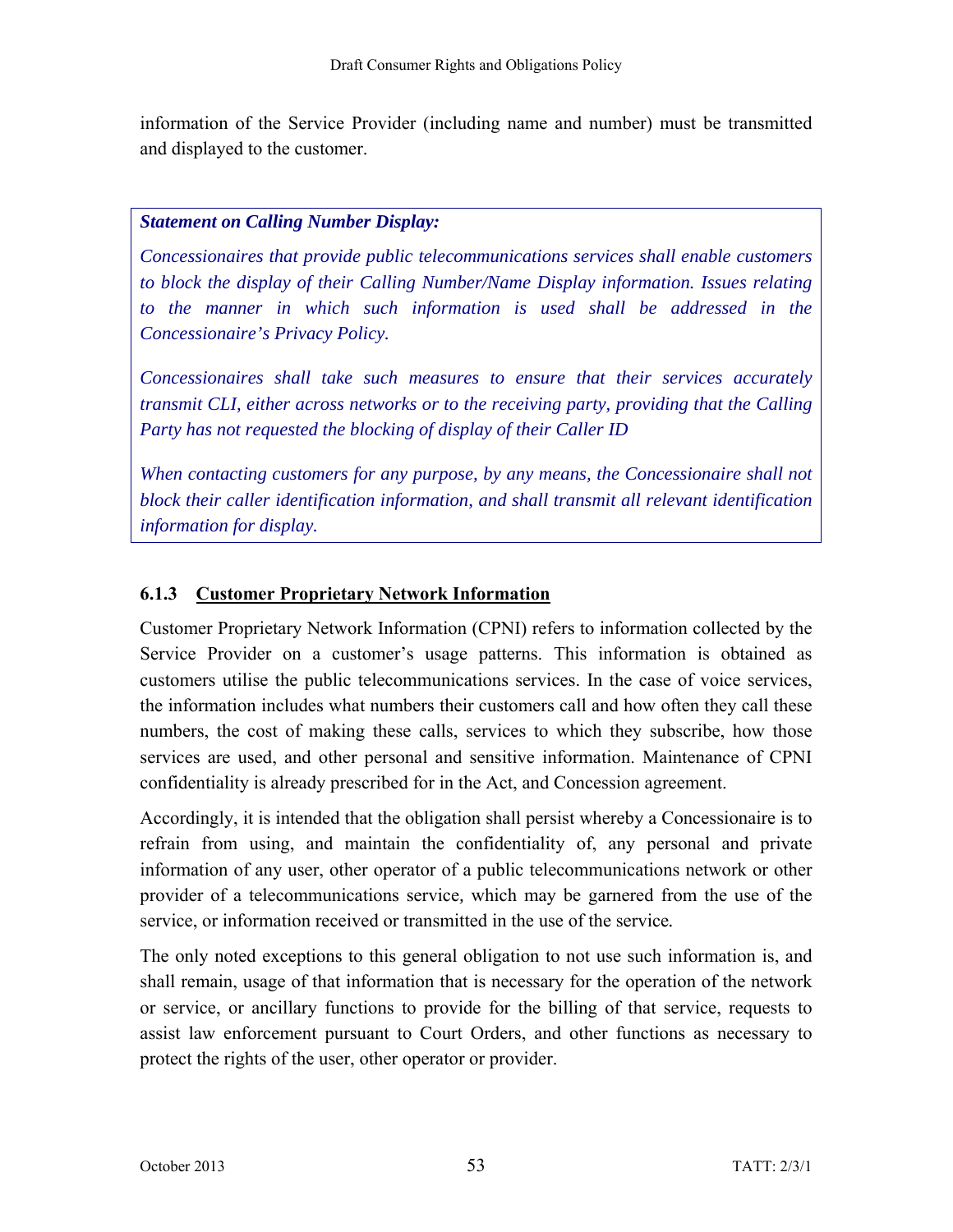information of the Service Provider (including name and number) must be transmitted and displayed to the customer.

***Statement on Calling Number Display:***

*Concessionaires that provide public telecommunications services shall enable customers to block the display of their Calling Number/Name Display information. Issues relating to the manner in which such information is used shall be addressed in the Concessionaire's Privacy Policy.*

*Concessionaires shall take such measures to ensure that their services accurately transmit CLI, either across networks or to the receiving party, providing that the Calling Party has not requested the blocking of display of their Caller ID*

*When contacting customers for any purpose, by any means, the Concessionaire shall not block their caller identification information, and shall transmit all relevant identification information for display.*

### 6.1.3 Customer Proprietary Network Information

Customer Proprietary Network Information (CPNI) refers to information collected by the Service Provider on a customer's usage patterns. This information is obtained as customers utilise the public telecommunications services. In the case of voice services, the information includes what numbers their customers call and how often they call these numbers, the cost of making these calls, services to which they subscribe, how those services are used, and other personal and sensitive information. Maintenance of CPNI confidentiality is already prescribed for in the Act, and Concession agreement.

Accordingly, it is intended that the obligation shall persist whereby a Concessionaire is to refrain from using, and maintain the confidentiality of, any personal and private information of any user, other operator of a public telecommunications network or other provider of a telecommunications service, which may be garnered from the use of the service, or information received or transmitted in the use of the service.

The only noted exceptions to this general obligation to not use such information is, and shall remain, usage of that information that is necessary for the operation of the network or service, or ancillary functions to provide for the billing of that service, requests to assist law enforcement pursuant to Court Orders, and other functions as necessary to protect the rights of the user, other operator or provider.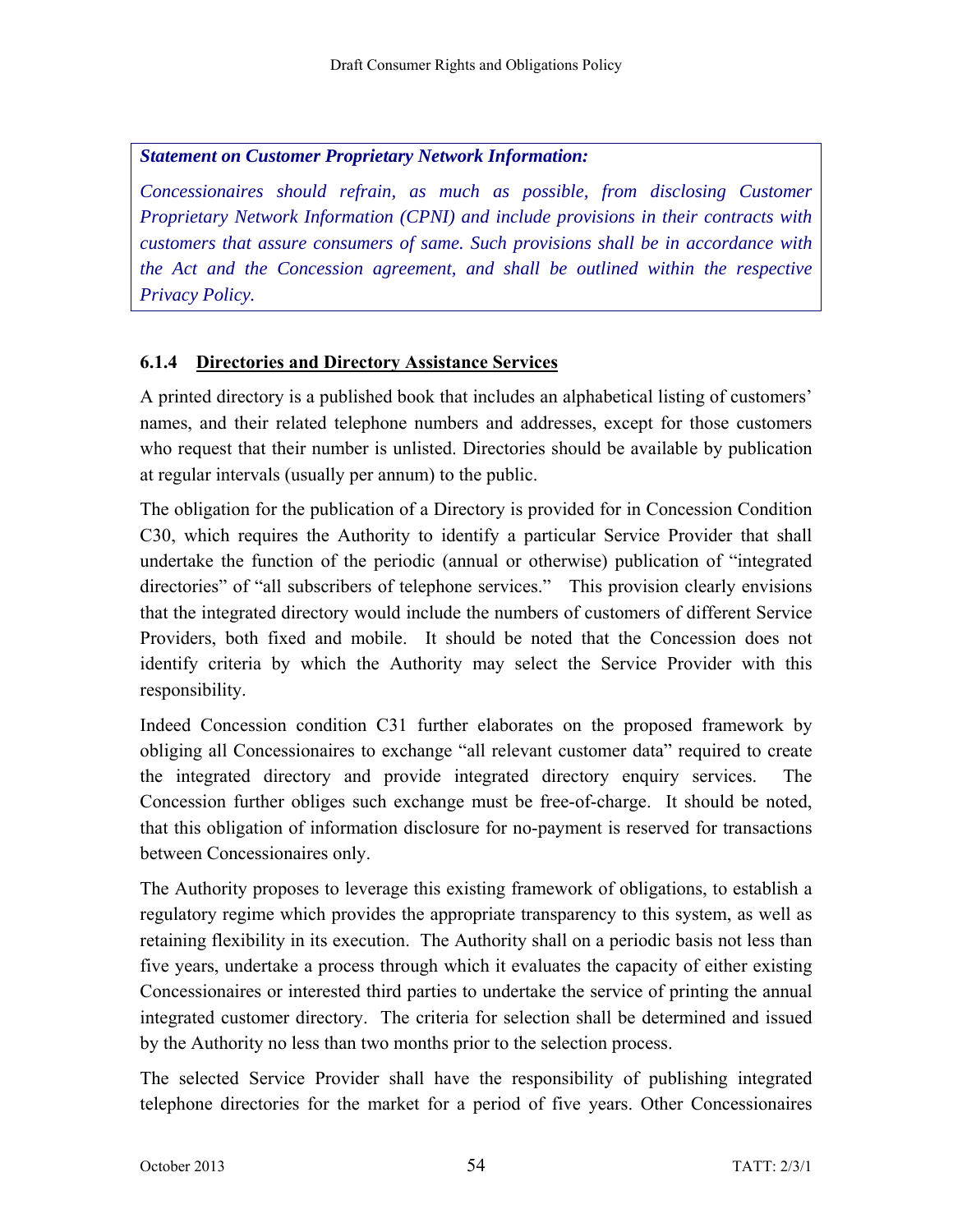***Statement on Customer Proprietary Network Information:***

*Concessionaires should refrain, as much as possible, from disclosing Customer Proprietary Network Information (CPNI) and include provisions in their contracts with customers that assure consumers of same. Such provisions shall be in accordance with the Act and the Concession agreement, and shall be outlined within the respective Privacy Policy.*

#### 6.1.4 Directories and Directory Assistance Services

A printed directory is a published book that includes an alphabetical listing of customers' names, and their related telephone numbers and addresses, except for those customers who request that their number is unlisted. Directories should be available by publication at regular intervals (usually per annum) to the public.

The obligation for the publication of a Directory is provided for in Concession Condition C30, which requires the Authority to identify a particular Service Provider that shall undertake the function of the periodic (annual or otherwise) publication of "integrated directories" of "all subscribers of telephone services." This provision clearly envisions that the integrated directory would include the numbers of customers of different Service Providers, both fixed and mobile. It should be noted that the Concession does not identify criteria by which the Authority may select the Service Provider with this responsibility.

Indeed Concession condition C31 further elaborates on the proposed framework by obliging all Concessionaires to exchange "all relevant customer data" required to create the integrated directory and provide integrated directory enquiry services. The Concession further obliges such exchange must be free-of-charge. It should be noted, that this obligation of information disclosure for no-payment is reserved for transactions between Concessionaires only.

The Authority proposes to leverage this existing framework of obligations, to establish a regulatory regime which provides the appropriate transparency to this system, as well as retaining flexibility in its execution. The Authority shall on a periodic basis not less than five years, undertake a process through which it evaluates the capacity of either existing Concessionaires or interested third parties to undertake the service of printing the annual integrated customer directory. The criteria for selection shall be determined and issued by the Authority no less than two months prior to the selection process.

The selected Service Provider shall have the responsibility of publishing integrated telephone directories for the market for a period of five years. Other Concessionaires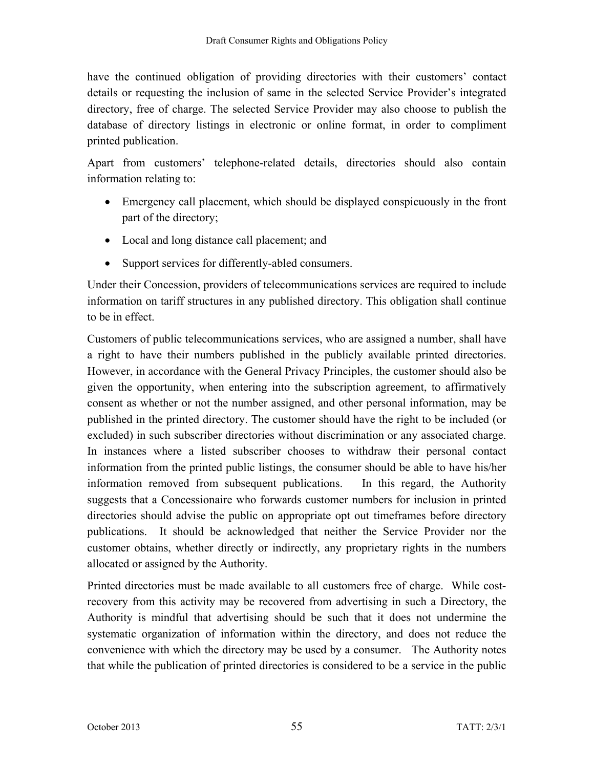have the continued obligation of providing directories with their customers' contact details or requesting the inclusion of same in the selected Service Provider's integrated directory, free of charge. The selected Service Provider may also choose to publish the database of directory listings in electronic or online format, in order to compliment printed publication.

Apart from customers' telephone-related details, directories should also contain information relating to:

- Emergency call placement, which should be displayed conspicuously in the front part of the directory;
- Local and long distance call placement; and
- Support services for differently-abled consumers.

Under their Concession, providers of telecommunications services are required to include information on tariff structures in any published directory. This obligation shall continue to be in effect.

Customers of public telecommunications services, who are assigned a number, shall have a right to have their numbers published in the publicly available printed directories. However, in accordance with the General Privacy Principles, the customer should also be given the opportunity, when entering into the subscription agreement, to affirmatively consent as whether or not the number assigned, and other personal information, may be published in the printed directory. The customer should have the right to be included (or excluded) in such subscriber directories without discrimination or any associated charge. In instances where a listed subscriber chooses to withdraw their personal contact information from the printed public listings, the consumer should be able to have his/her information removed from subsequent publications. In this regard, the Authority suggests that a Concessionaire who forwards customer numbers for inclusion in printed directories should advise the public on appropriate opt out timeframes before directory publications. It should be acknowledged that neither the Service Provider nor the customer obtains, whether directly or indirectly, any proprietary rights in the numbers allocated or assigned by the Authority.

Printed directories must be made available to all customers free of charge. While cost-recovery from this activity may be recovered from advertising in such a Directory, the Authority is mindful that advertising should be such that it does not undermine the systematic organization of information within the directory, and does not reduce the convenience with which the directory may be used by a consumer. The Authority notes that while the publication of printed directories is considered to be a service in the public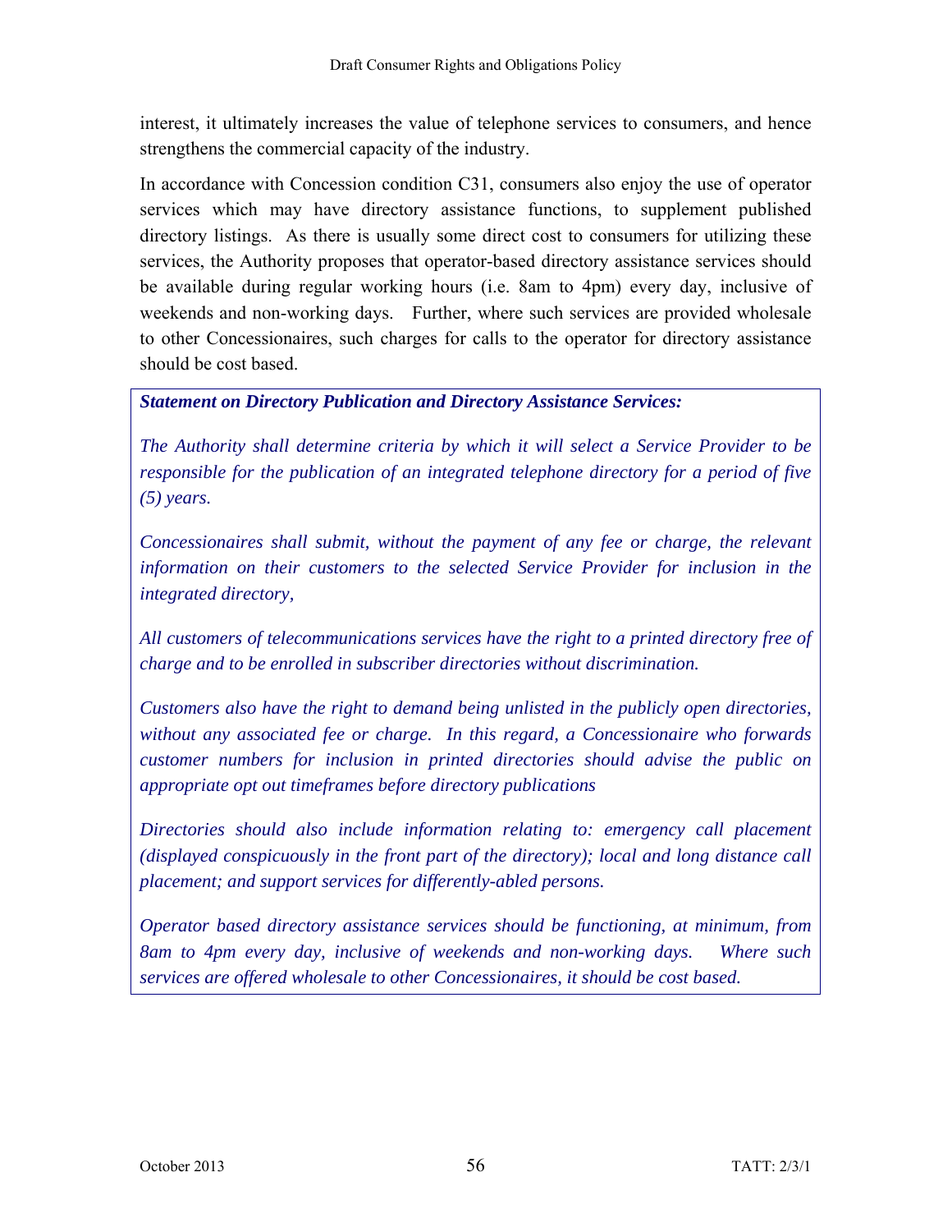interest, it ultimately increases the value of telephone services to consumers, and hence strengthens the commercial capacity of the industry.

In accordance with Concession condition C31, consumers also enjoy the use of operator services which may have directory assistance functions, to supplement published directory listings. As there is usually some direct cost to consumers for utilizing these services, the Authority proposes that operator-based directory assistance services should be available during regular working hours (i.e. 8am to 4pm) every day, inclusive of weekends and non-working days. Further, where such services are provided wholesale to other Concessionaires, such charges for calls to the operator for directory assistance should be cost based.

> ***Statement on Directory Publication and Directory Assistance Services:***
>
> *The Authority shall determine criteria by which it will select a Service Provider to be responsible for the publication of an integrated telephone directory for a period of five (5) years.*
>
> *Concessionaires shall submit, without the payment of any fee or charge, the relevant information on their customers to the selected Service Provider for inclusion in the integrated directory,*
>
> *All customers of telecommunications services have the right to a printed directory free of charge and to be enrolled in subscriber directories without discrimination.*
>
> *Customers also have the right to demand being unlisted in the publicly open directories, without any associated fee or charge. In this regard, a Concessionaire who forwards customer numbers for inclusion in printed directories should advise the public on appropriate opt out timeframes before directory publications*
>
> *Directories should also include information relating to: emergency call placement (displayed conspicuously in the front part of the directory); local and long distance call placement; and support services for differently-abled persons.*
>
> *Operator based directory assistance services should be functioning, at minimum, from 8am to 4pm every day, inclusive of weekends and non-working days. Where such services are offered wholesale to other Concessionaires, it should be cost based.*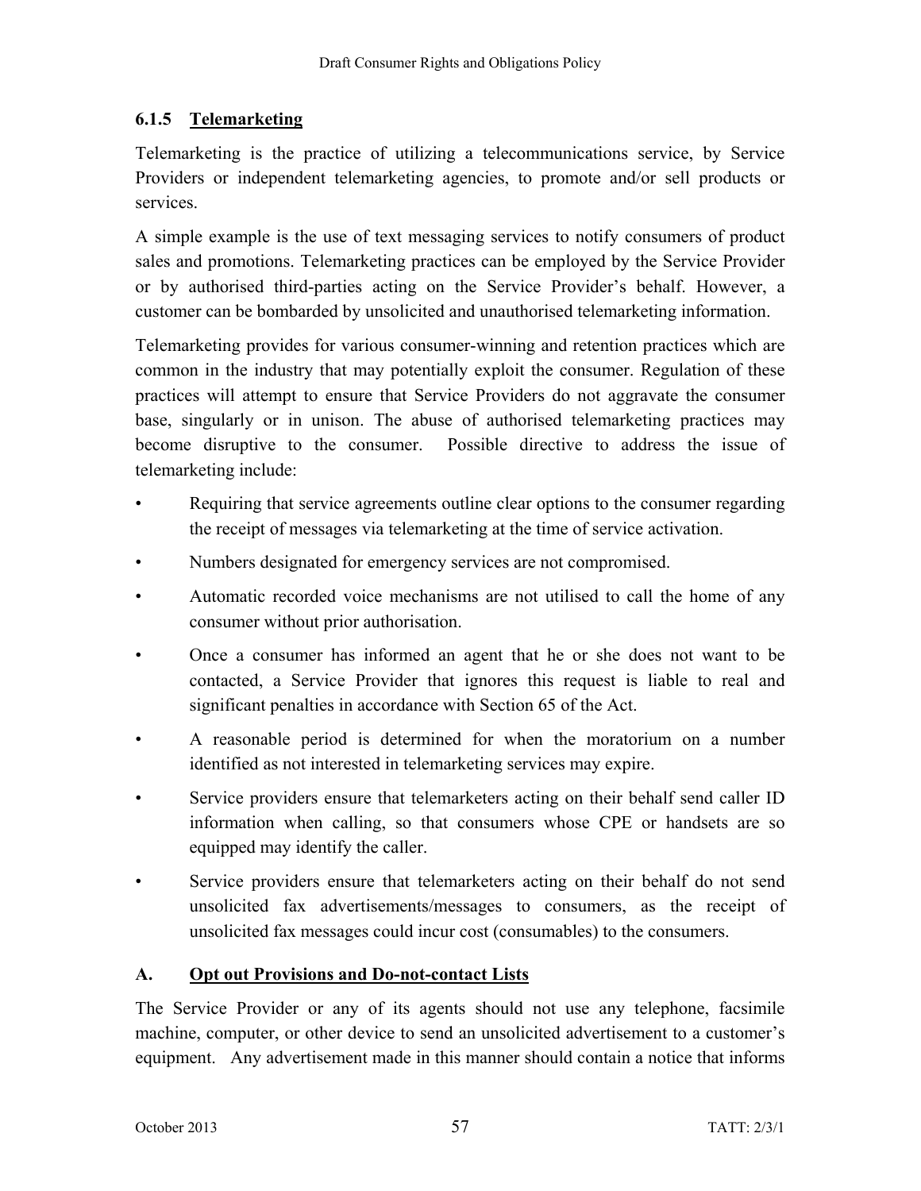### 6.1.5 Telemarketing

Telemarketing is the practice of utilizing a telecommunications service, by Service Providers or independent telemarketing agencies, to promote and/or sell products or services.

A simple example is the use of text messaging services to notify consumers of product sales and promotions. Telemarketing practices can be employed by the Service Provider or by authorised third-parties acting on the Service Provider's behalf. However, a customer can be bombarded by unsolicited and unauthorised telemarketing information.

Telemarketing provides for various consumer-winning and retention practices which are common in the industry that may potentially exploit the consumer. Regulation of these practices will attempt to ensure that Service Providers do not aggravate the consumer base, singularly or in unison. The abuse of authorised telemarketing practices may become disruptive to the consumer. Possible directive to address the issue of telemarketing include:

- Requiring that service agreements outline clear options to the consumer regarding the receipt of messages via telemarketing at the time of service activation.
- Numbers designated for emergency services are not compromised.
- Automatic recorded voice mechanisms are not utilised to call the home of any consumer without prior authorisation.
- Once a consumer has informed an agent that he or she does not want to be contacted, a Service Provider that ignores this request is liable to real and significant penalties in accordance with Section 65 of the Act.
- A reasonable period is determined for when the moratorium on a number identified as not interested in telemarketing services may expire.
- Service providers ensure that telemarketers acting on their behalf send caller ID information when calling, so that consumers whose CPE or handsets are so equipped may identify the caller.
- Service providers ensure that telemarketers acting on their behalf do not send unsolicited fax advertisements/messages to consumers, as the receipt of unsolicited fax messages could incur cost (consumables) to the consumers.

### A. Opt out Provisions and Do-not-contact Lists

The Service Provider or any of its agents should not use any telephone, facsimile machine, computer, or other device to send an unsolicited advertisement to a customer's equipment. Any advertisement made in this manner should contain a notice that informs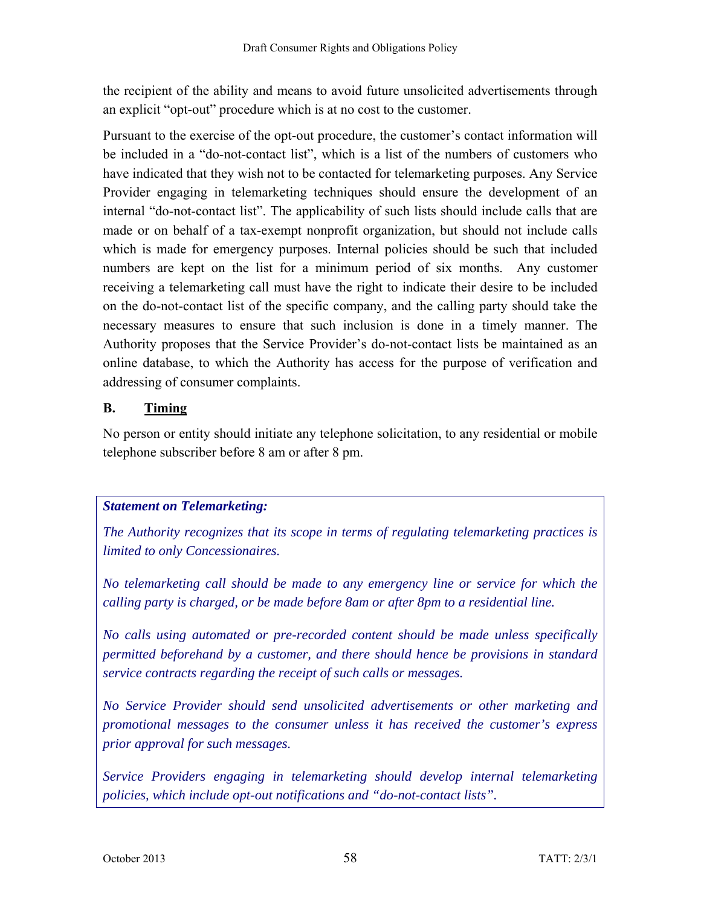the recipient of the ability and means to avoid future unsolicited advertisements through an explicit "opt-out" procedure which is at no cost to the customer.

Pursuant to the exercise of the opt-out procedure, the customer's contact information will be included in a "do-not-contact list", which is a list of the numbers of customers who have indicated that they wish not to be contacted for telemarketing purposes. Any Service Provider engaging in telemarketing techniques should ensure the development of an internal "do-not-contact list". The applicability of such lists should include calls that are made or on behalf of a tax-exempt nonprofit organization, but should not include calls which is made for emergency purposes. Internal policies should be such that included numbers are kept on the list for a minimum period of six months. Any customer receiving a telemarketing call must have the right to indicate their desire to be included on the do-not-contact list of the specific company, and the calling party should take the necessary measures to ensure that such inclusion is done in a timely manner. The Authority proposes that the Service Provider's do-not-contact lists be maintained as an online database, to which the Authority has access for the purpose of verification and addressing of consumer complaints.

### B. <u>Timing</u>

No person or entity should initiate any telephone solicitation, to any residential or mobile telephone subscriber before 8 am or after 8 pm.

> ***Statement on Telemarketing:***
>
> *The Authority recognizes that its scope in terms of regulating telemarketing practices is limited to only Concessionaires.*
>
> *No telemarketing call should be made to any emergency line or service for which the calling party is charged, or be made before 8am or after 8pm to a residential line.*
>
> *No calls using automated or pre-recorded content should be made unless specifically permitted beforehand by a customer, and there should hence be provisions in standard service contracts regarding the receipt of such calls or messages.*
>
> *No Service Provider should send unsolicited advertisements or other marketing and promotional messages to the consumer unless it has received the customer's express prior approval for such messages.*
>
> *Service Providers engaging in telemarketing should develop internal telemarketing policies, which include opt-out notifications and "do-not-contact lists".*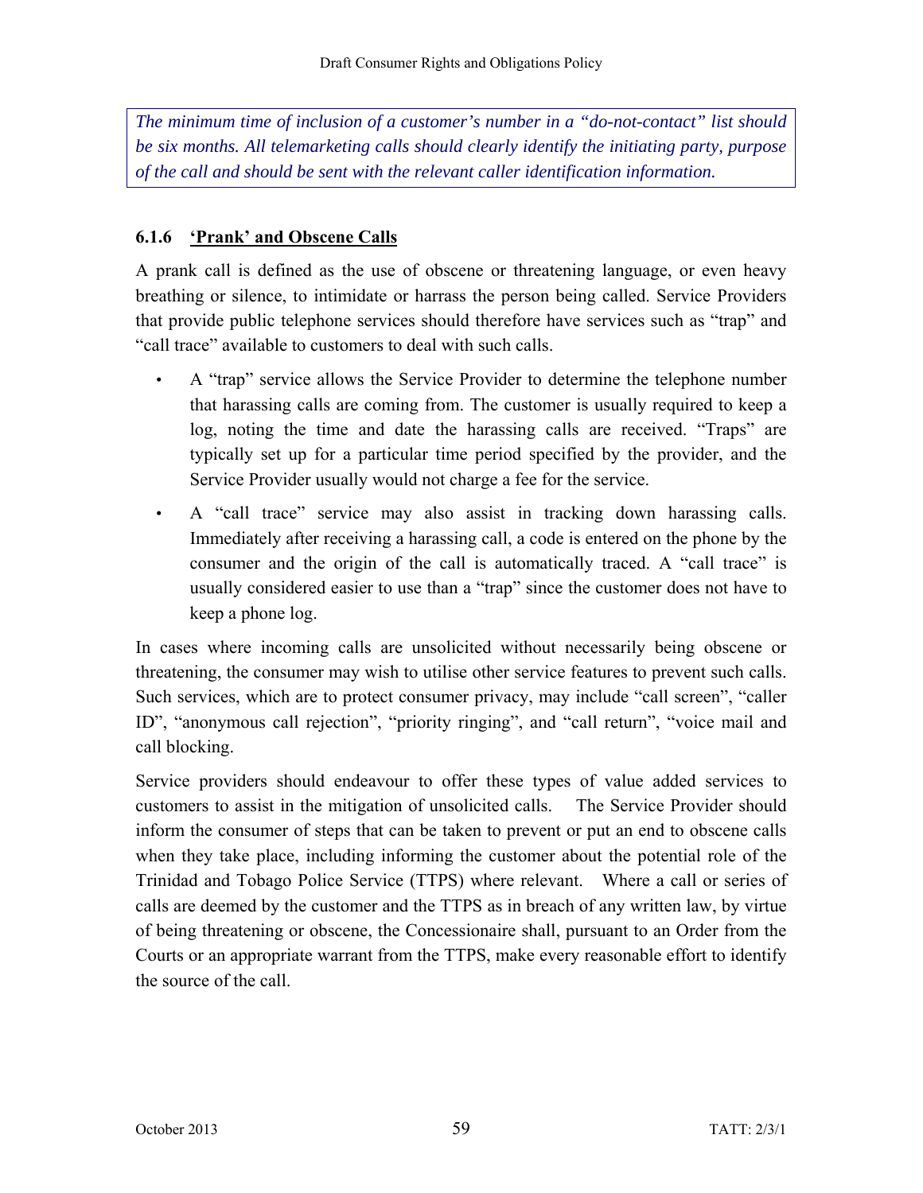*The minimum time of inclusion of a customer's number in a "do-not-contact" list should be six months. All telemarketing calls should clearly identify the initiating party, purpose of the call and should be sent with the relevant caller identification information.*

### 6.1.6 'Prank' and Obscene Calls

A prank call is defined as the use of obscene or threatening language, or even heavy breathing or silence, to intimidate or harrass the person being called. Service Providers that provide public telephone services should therefore have services such as "trap" and "call trace" available to customers to deal with such calls.

- A "trap" service allows the Service Provider to determine the telephone number that harassing calls are coming from. The customer is usually required to keep a log, noting the time and date the harassing calls are received. "Traps" are typically set up for a particular time period specified by the provider, and the Service Provider usually would not charge a fee for the service.
- A "call trace" service may also assist in tracking down harassing calls. Immediately after receiving a harassing call, a code is entered on the phone by the consumer and the origin of the call is automatically traced. A "call trace" is usually considered easier to use than a "trap" since the customer does not have to keep a phone log.

In cases where incoming calls are unsolicited without necessarily being obscene or threatening, the consumer may wish to utilise other service features to prevent such calls. Such services, which are to protect consumer privacy, may include "call screen", "caller ID", "anonymous call rejection", "priority ringing", and "call return", "voice mail and call blocking.

Service providers should endeavour to offer these types of value added services to customers to assist in the mitigation of unsolicited calls. The Service Provider should inform the consumer of steps that can be taken to prevent or put an end to obscene calls when they take place, including informing the customer about the potential role of the Trinidad and Tobago Police Service (TTPS) where relevant. Where a call or series of calls are deemed by the customer and the TTPS as in breach of any written law, by virtue of being threatening or obscene, the Concessionaire shall, pursuant to an Order from the Courts or an appropriate warrant from the TTPS, make every reasonable effort to identify the source of the call.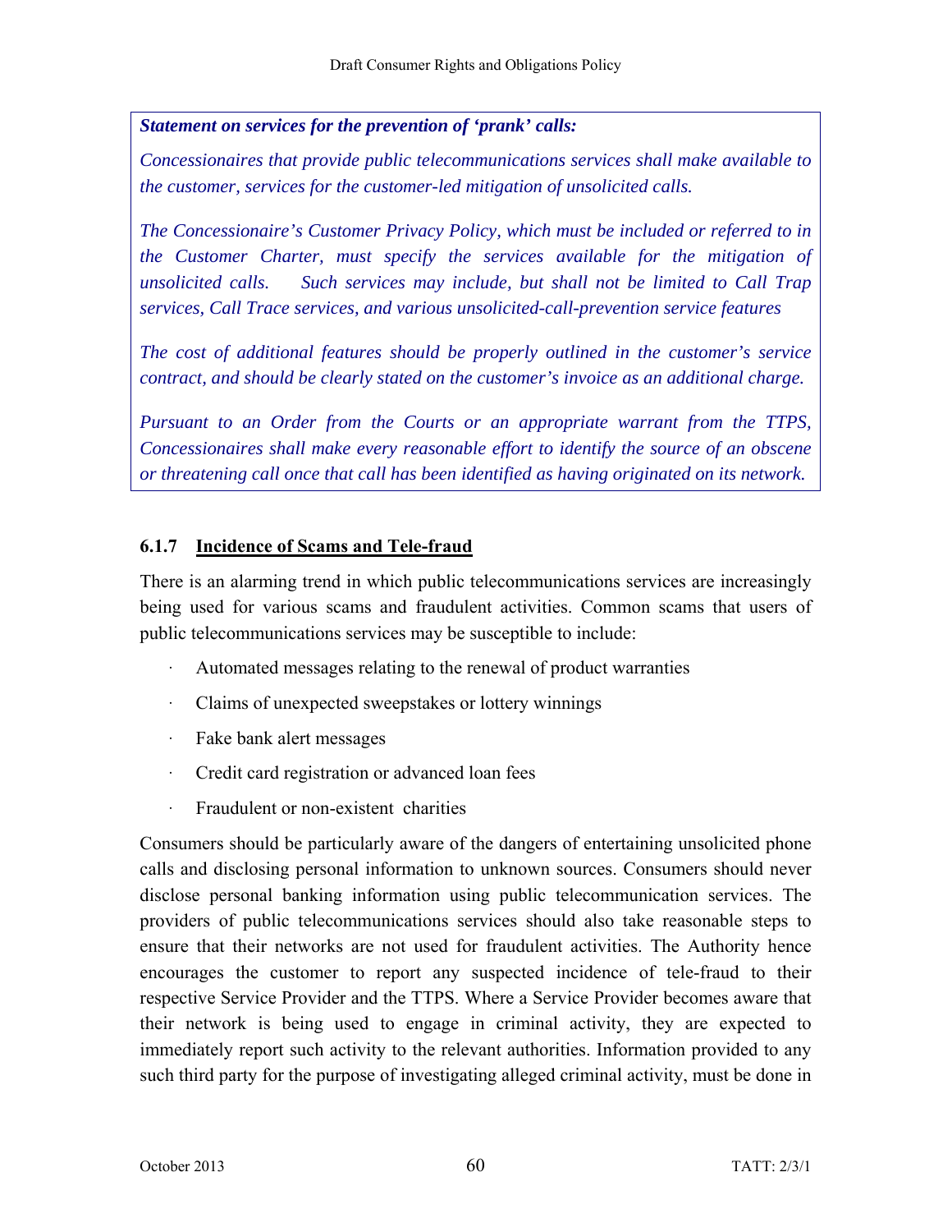***Statement on services for the prevention of 'prank' calls:***

*Concessionaires that provide public telecommunications services shall make available to the customer, services for the customer-led mitigation of unsolicited calls.*

*The Concessionaire's Customer Privacy Policy, which must be included or referred to in the Customer Charter, must specify the services available for the mitigation of unsolicited calls. Such services may include, but shall not be limited to Call Trap services, Call Trace services, and various unsolicited-call-prevention service features*

*The cost of additional features should be properly outlined in the customer's service contract, and should be clearly stated on the customer's invoice as an additional charge.*

*Pursuant to an Order from the Courts or an appropriate warrant from the TTPS, Concessionaires shall make every reasonable effort to identify the source of an obscene or threatening call once that call has been identified as having originated on its network.*

#### 6.1.7 Incidence of Scams and Tele-fraud

There is an alarming trend in which public telecommunications services are increasingly being used for various scams and fraudulent activities. Common scams that users of public telecommunications services may be susceptible to include:

- Automated messages relating to the renewal of product warranties
- Claims of unexpected sweepstakes or lottery winnings
- Fake bank alert messages
- Credit card registration or advanced loan fees
- Fraudulent or non-existent charities

Consumers should be particularly aware of the dangers of entertaining unsolicited phone calls and disclosing personal information to unknown sources. Consumers should never disclose personal banking information using public telecommunication services. The providers of public telecommunications services should also take reasonable steps to ensure that their networks are not used for fraudulent activities. The Authority hence encourages the customer to report any suspected incidence of tele-fraud to their respective Service Provider and the TTPS. Where a Service Provider becomes aware that their network is being used to engage in criminal activity, they are expected to immediately report such activity to the relevant authorities. Information provided to any such third party for the purpose of investigating alleged criminal activity, must be done in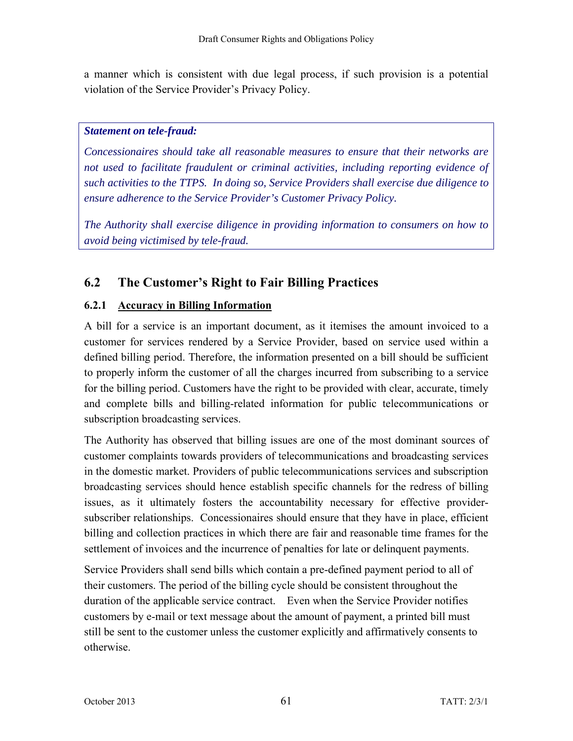a manner which is consistent with due legal process, if such provision is a potential violation of the Service Provider's Privacy Policy.

> ***Statement on tele-fraud:***
>
> *Concessionaires should take all reasonable measures to ensure that their networks are not used to facilitate fraudulent or criminal activities, including reporting evidence of such activities to the TTPS. In doing so, Service Providers shall exercise due diligence to ensure adherence to the Service Provider's Customer Privacy Policy.*
>
> *The Authority shall exercise diligence in providing information to consumers on how to avoid being victimised by tele-fraud.*

## 6.2 The Customer's Right to Fair Billing Practices

### 6.2.1 Accuracy in Billing Information

A bill for a service is an important document, as it itemises the amount invoiced to a customer for services rendered by a Service Provider, based on service used within a defined billing period. Therefore, the information presented on a bill should be sufficient to properly inform the customer of all the charges incurred from subscribing to a service for the billing period. Customers have the right to be provided with clear, accurate, timely and complete bills and billing-related information for public telecommunications or subscription broadcasting services.

The Authority has observed that billing issues are one of the most dominant sources of customer complaints towards providers of telecommunications and broadcasting services in the domestic market. Providers of public telecommunications services and subscription broadcasting services should hence establish specific channels for the redress of billing issues, as it ultimately fosters the accountability necessary for effective provider-subscriber relationships. Concessionaires should ensure that they have in place, efficient billing and collection practices in which there are fair and reasonable time frames for the settlement of invoices and the incurrence of penalties for late or delinquent payments.

Service Providers shall send bills which contain a pre-defined payment period to all of their customers. The period of the billing cycle should be consistent throughout the duration of the applicable service contract. Even when the Service Provider notifies customers by e-mail or text message about the amount of payment, a printed bill must still be sent to the customer unless the customer explicitly and affirmatively consents to otherwise.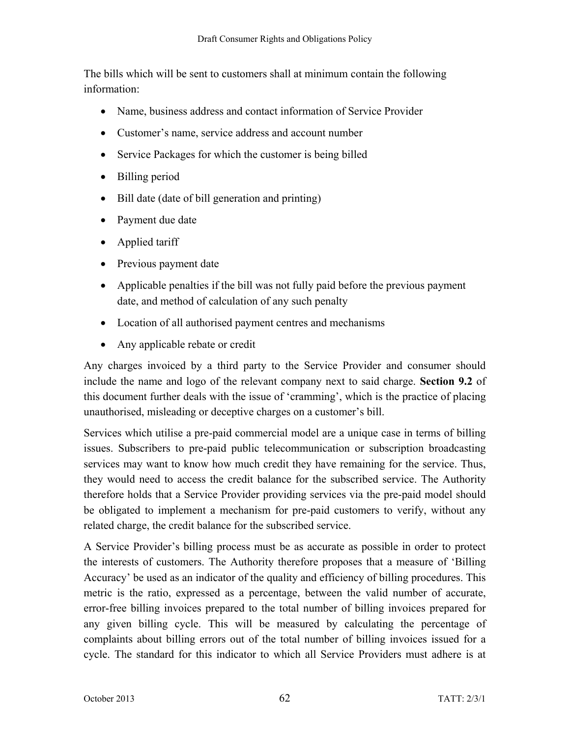The bills which will be sent to customers shall at minimum contain the following information:

- Name, business address and contact information of Service Provider
- Customer's name, service address and account number
- Service Packages for which the customer is being billed
- Billing period
- Bill date (date of bill generation and printing)
- Payment due date
- Applied tariff
- Previous payment date
- Applicable penalties if the bill was not fully paid before the previous payment date, and method of calculation of any such penalty
- Location of all authorised payment centres and mechanisms
- Any applicable rebate or credit

Any charges invoiced by a third party to the Service Provider and consumer should include the name and logo of the relevant company next to said charge. **Section 9.2** of this document further deals with the issue of 'cramming', which is the practice of placing unauthorised, misleading or deceptive charges on a customer's bill.

Services which utilise a pre-paid commercial model are a unique case in terms of billing issues. Subscribers to pre-paid public telecommunication or subscription broadcasting services may want to know how much credit they have remaining for the service. Thus, they would need to access the credit balance for the subscribed service. The Authority therefore holds that a Service Provider providing services via the pre-paid model should be obligated to implement a mechanism for pre-paid customers to verify, without any related charge, the credit balance for the subscribed service.

A Service Provider's billing process must be as accurate as possible in order to protect the interests of customers. The Authority therefore proposes that a measure of 'Billing Accuracy' be used as an indicator of the quality and efficiency of billing procedures. This metric is the ratio, expressed as a percentage, between the valid number of accurate, error-free billing invoices prepared to the total number of billing invoices prepared for any given billing cycle. This will be measured by calculating the percentage of complaints about billing errors out of the total number of billing invoices issued for a cycle. The standard for this indicator to which all Service Providers must adhere is at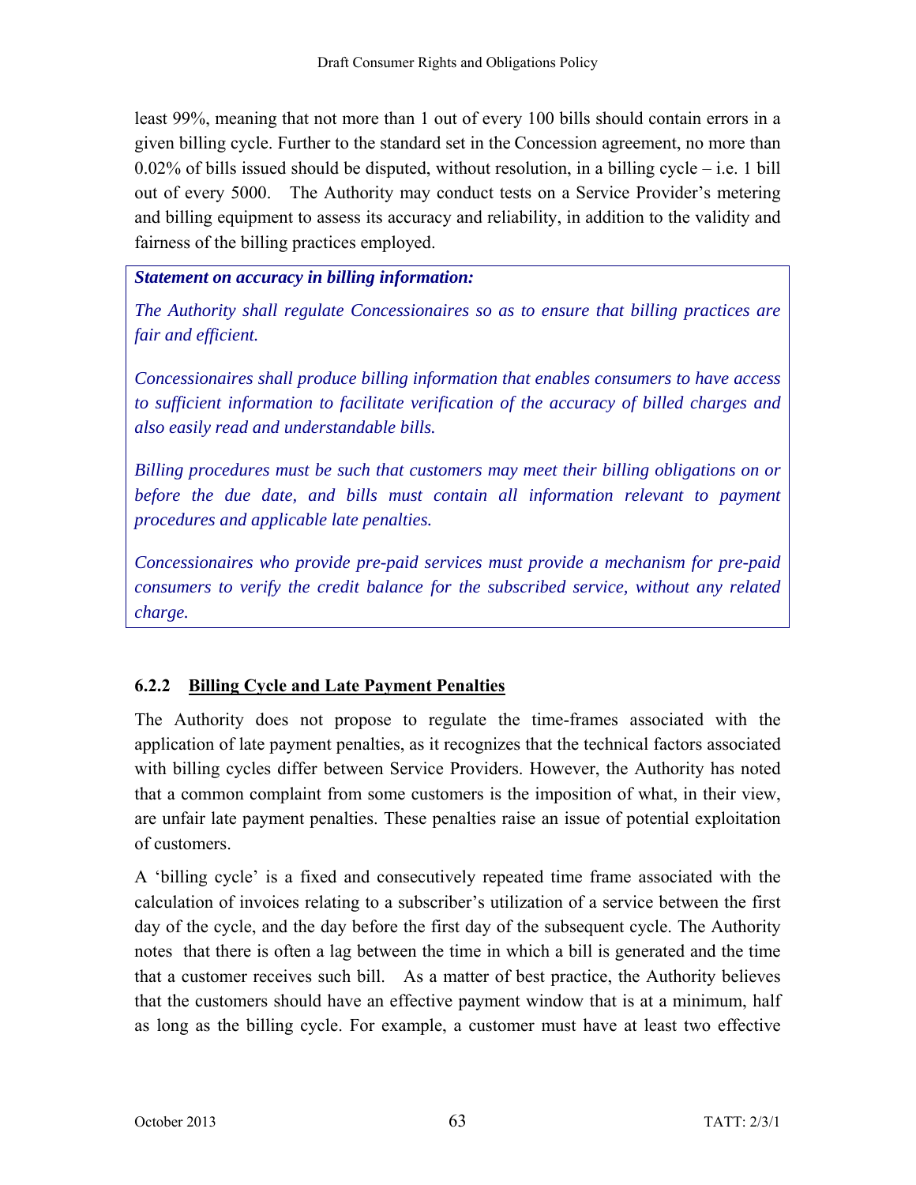least 99%, meaning that not more than 1 out of every 100 bills should contain errors in a given billing cycle. Further to the standard set in the Concession agreement, no more than 0.02% of bills issued should be disputed, without resolution, in a billing cycle – i.e. 1 bill out of every 5000. The Authority may conduct tests on a Service Provider's metering and billing equipment to assess its accuracy and reliability, in addition to the validity and fairness of the billing practices employed.

> ***Statement on accuracy in billing information:***
>
> *The Authority shall regulate Concessionaires so as to ensure that billing practices are fair and efficient.*
>
> *Concessionaires shall produce billing information that enables consumers to have access to sufficient information to facilitate verification of the accuracy of billed charges and also easily read and understandable bills.*
>
> *Billing procedures must be such that customers may meet their billing obligations on or before the due date, and bills must contain all information relevant to payment procedures and applicable late penalties.*
>
> *Concessionaires who provide pre-paid services must provide a mechanism for pre-paid consumers to verify the credit balance for the subscribed service, without any related charge.*

#### 6.2.2 Billing Cycle and Late Payment Penalties

The Authority does not propose to regulate the time-frames associated with the application of late payment penalties, as it recognizes that the technical factors associated with billing cycles differ between Service Providers. However, the Authority has noted that a common complaint from some customers is the imposition of what, in their view, are unfair late payment penalties. These penalties raise an issue of potential exploitation of customers.

A 'billing cycle' is a fixed and consecutively repeated time frame associated with the calculation of invoices relating to a subscriber's utilization of a service between the first day of the cycle, and the day before the first day of the subsequent cycle. The Authority notes that there is often a lag between the time in which a bill is generated and the time that a customer receives such bill. As a matter of best practice, the Authority believes that the customers should have an effective payment window that is at a minimum, half as long as the billing cycle. For example, a customer must have at least two effective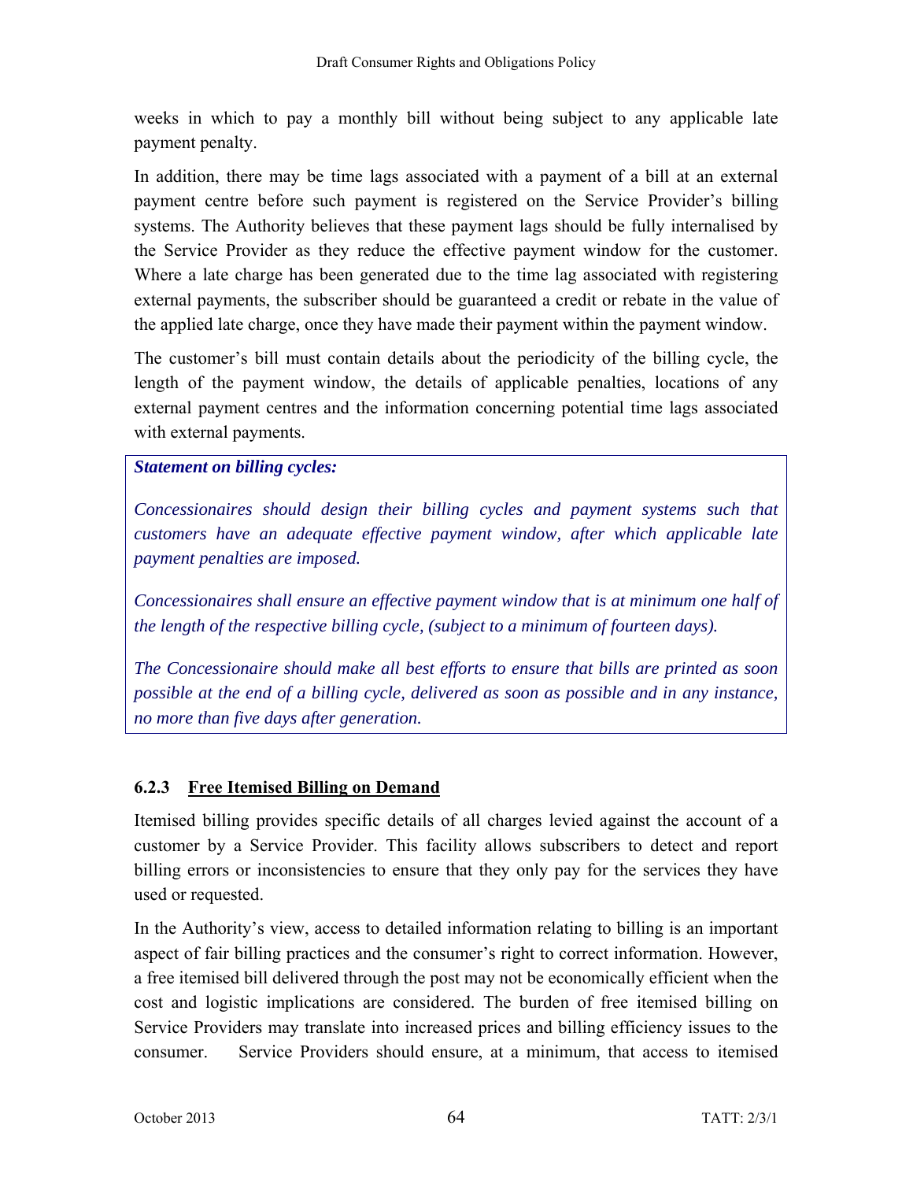weeks in which to pay a monthly bill without being subject to any applicable late payment penalty.

In addition, there may be time lags associated with a payment of a bill at an external payment centre before such payment is registered on the Service Provider's billing systems. The Authority believes that these payment lags should be fully internalised by the Service Provider as they reduce the effective payment window for the customer. Where a late charge has been generated due to the time lag associated with registering external payments, the subscriber should be guaranteed a credit or rebate in the value of the applied late charge, once they have made their payment within the payment window.

The customer's bill must contain details about the periodicity of the billing cycle, the length of the payment window, the details of applicable penalties, locations of any external payment centres and the information concerning potential time lags associated with external payments.

> ***Statement on billing cycles:***
>
> *Concessionaires should design their billing cycles and payment systems such that customers have an adequate effective payment window, after which applicable late payment penalties are imposed.*
>
> *Concessionaires shall ensure an effective payment window that is at minimum one half of the length of the respective billing cycle, (subject to a minimum of fourteen days).*
>
> *The Concessionaire should make all best efforts to ensure that bills are printed as soon possible at the end of a billing cycle, delivered as soon as possible and in any instance, no more than five days after generation.*

#### 6.2.3 Free Itemised Billing on Demand

Itemised billing provides specific details of all charges levied against the account of a customer by a Service Provider. This facility allows subscribers to detect and report billing errors or inconsistencies to ensure that they only pay for the services they have used or requested.

In the Authority's view, access to detailed information relating to billing is an important aspect of fair billing practices and the consumer's right to correct information. However, a free itemised bill delivered through the post may not be economically efficient when the cost and logistic implications are considered. The burden of free itemised billing on Service Providers may translate into increased prices and billing efficiency issues to the consumer. Service Providers should ensure, at a minimum, that access to itemised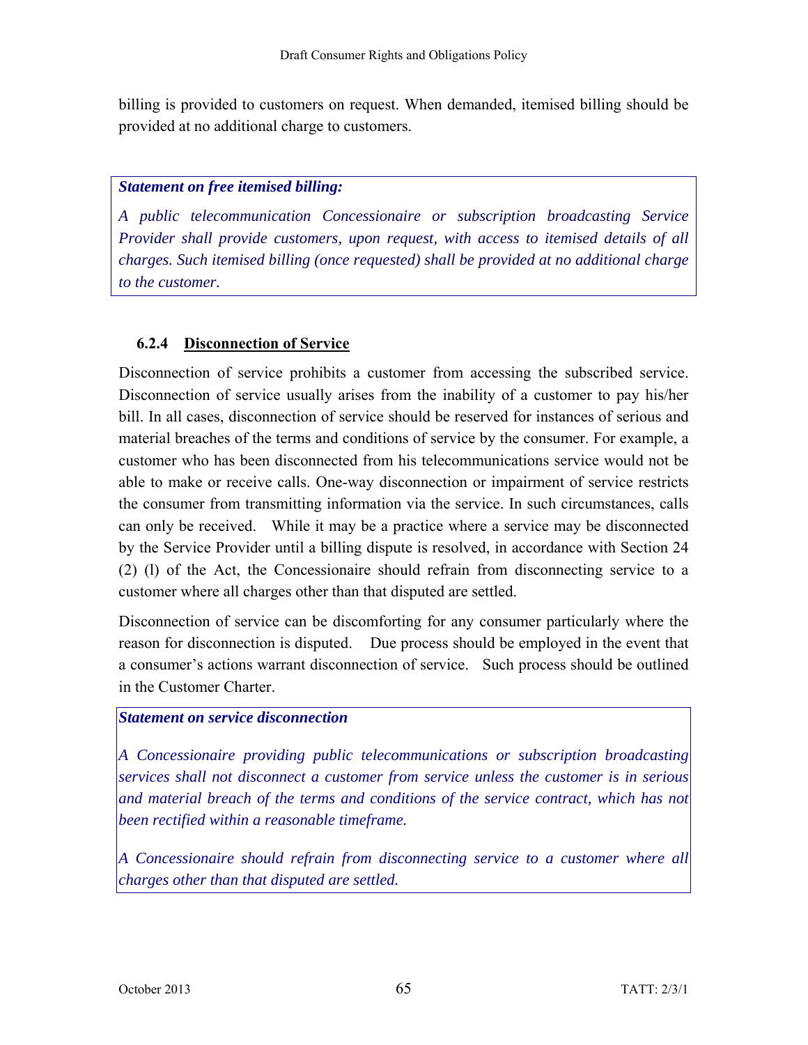billing is provided to customers on request. When demanded, itemised billing should be provided at no additional charge to customers.

> ***Statement on free itemised billing:***
>
> *A public telecommunication Concessionaire or subscription broadcasting Service Provider shall provide customers, upon request, with access to itemised details of all charges. Such itemised billing (once requested) shall be provided at no additional charge to the customer.*

### 6.2.4 Disconnection of Service

Disconnection of service prohibits a customer from accessing the subscribed service. Disconnection of service usually arises from the inability of a customer to pay his/her bill. In all cases, disconnection of service should be reserved for instances of serious and material breaches of the terms and conditions of service by the consumer. For example, a customer who has been disconnected from his telecommunications service would not be able to make or receive calls. One-way disconnection or impairment of service restricts the consumer from transmitting information via the service. In such circumstances, calls can only be received. While it may be a practice where a service may be disconnected by the Service Provider until a billing dispute is resolved, in accordance with Section 24 (2) (l) of the Act, the Concessionaire should refrain from disconnecting service to a customer where all charges other than that disputed are settled.

Disconnection of service can be discomforting for any consumer particularly where the reason for disconnection is disputed. Due process should be employed in the event that a consumer's actions warrant disconnection of service. Such process should be outlined in the Customer Charter.

> ***Statement on service disconnection***
>
> *A Concessionaire providing public telecommunications or subscription broadcasting services shall not disconnect a customer from service unless the customer is in serious and material breach of the terms and conditions of the service contract, which has not been rectified within a reasonable timeframe.*
>
> *A Concessionaire should refrain from disconnecting service to a customer where all charges other than that disputed are settled.*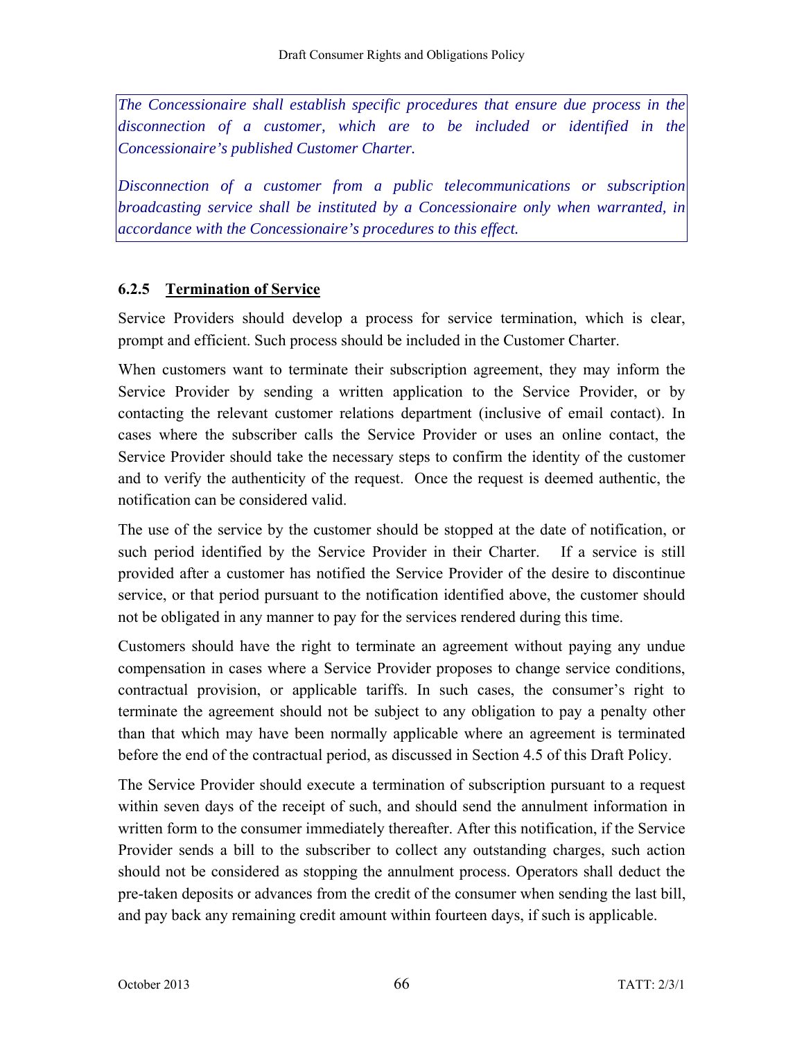*The Concessionaire shall establish specific procedures that ensure due process in the disconnection of a customer, which are to be included or identified in the Concessionaire's published Customer Charter.*

*Disconnection of a customer from a public telecommunications or subscription broadcasting service shall be instituted by a Concessionaire only when warranted, in accordance with the Concessionaire's procedures to this effect.*

### 6.2.5 Termination of Service

Service Providers should develop a process for service termination, which is clear, prompt and efficient. Such process should be included in the Customer Charter.

When customers want to terminate their subscription agreement, they may inform the Service Provider by sending a written application to the Service Provider, or by contacting the relevant customer relations department (inclusive of email contact). In cases where the subscriber calls the Service Provider or uses an online contact, the Service Provider should take the necessary steps to confirm the identity of the customer and to verify the authenticity of the request. Once the request is deemed authentic, the notification can be considered valid.

The use of the service by the customer should be stopped at the date of notification, or such period identified by the Service Provider in their Charter. If a service is still provided after a customer has notified the Service Provider of the desire to discontinue service, or that period pursuant to the notification identified above, the customer should not be obligated in any manner to pay for the services rendered during this time.

Customers should have the right to terminate an agreement without paying any undue compensation in cases where a Service Provider proposes to change service conditions, contractual provision, or applicable tariffs. In such cases, the consumer's right to terminate the agreement should not be subject to any obligation to pay a penalty other than that which may have been normally applicable where an agreement is terminated before the end of the contractual period, as discussed in Section 4.5 of this Draft Policy.

The Service Provider should execute a termination of subscription pursuant to a request within seven days of the receipt of such, and should send the annulment information in written form to the consumer immediately thereafter. After this notification, if the Service Provider sends a bill to the subscriber to collect any outstanding charges, such action should not be considered as stopping the annulment process. Operators shall deduct the pre-taken deposits or advances from the credit of the consumer when sending the last bill, and pay back any remaining credit amount within fourteen days, if such is applicable.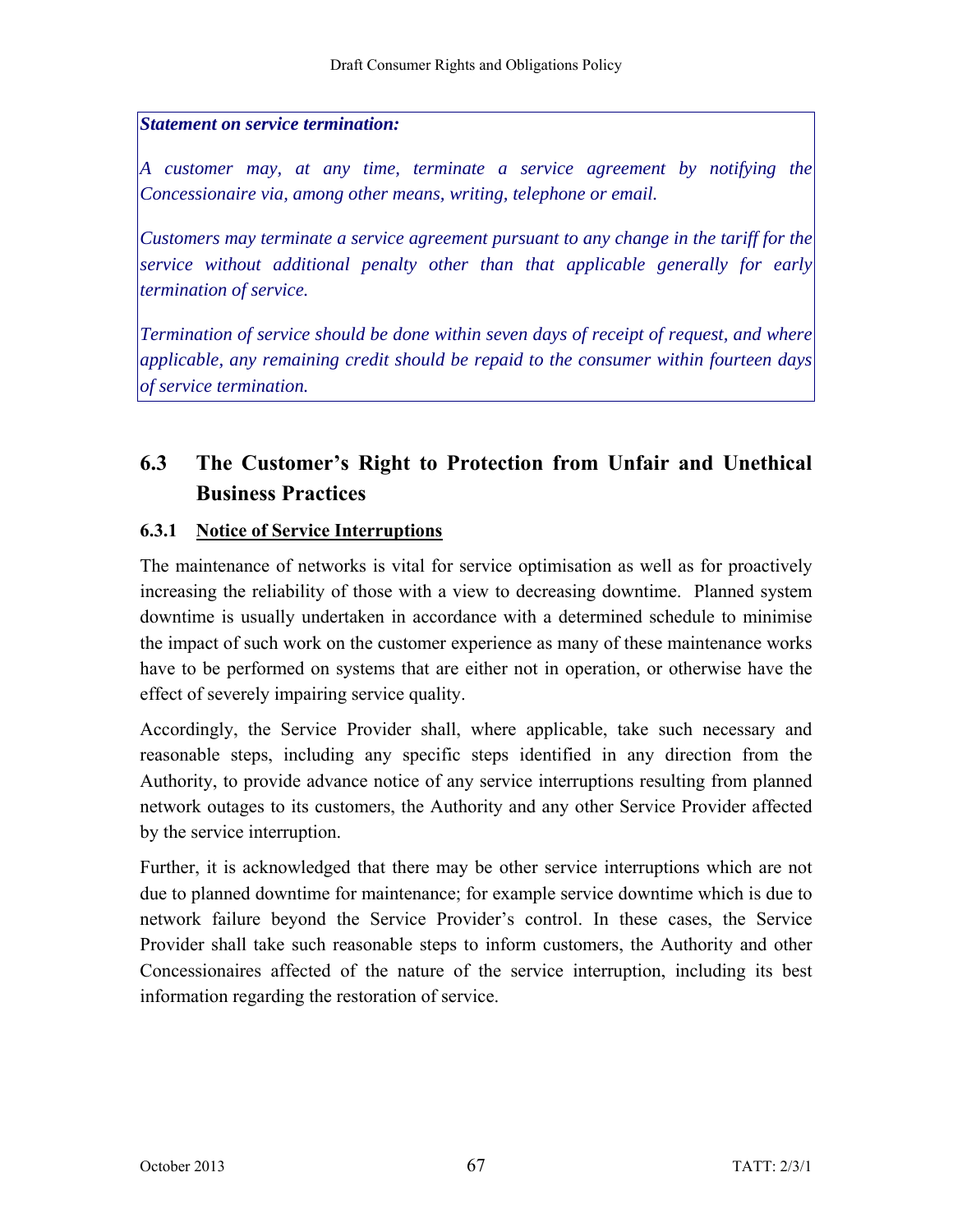***Statement on service termination:***

*A customer may, at any time, terminate a service agreement by notifying the Concessionaire via, among other means, writing, telephone or email.*

*Customers may terminate a service agreement pursuant to any change in the tariff for the service without additional penalty other than that applicable generally for early termination of service.*

*Termination of service should be done within seven days of receipt of request, and where applicable, any remaining credit should be repaid to the consumer within fourteen days of service termination.*

## 6.3 The Customer's Right to Protection from Unfair and Unethical Business Practices

### 6.3.1 Notice of Service Interruptions

The maintenance of networks is vital for service optimisation as well as for proactively increasing the reliability of those with a view to decreasing downtime. Planned system downtime is usually undertaken in accordance with a determined schedule to minimise the impact of such work on the customer experience as many of these maintenance works have to be performed on systems that are either not in operation, or otherwise have the effect of severely impairing service quality.

Accordingly, the Service Provider shall, where applicable, take such necessary and reasonable steps, including any specific steps identified in any direction from the Authority, to provide advance notice of any service interruptions resulting from planned network outages to its customers, the Authority and any other Service Provider affected by the service interruption.

Further, it is acknowledged that there may be other service interruptions which are not due to planned downtime for maintenance; for example service downtime which is due to network failure beyond the Service Provider's control. In these cases, the Service Provider shall take such reasonable steps to inform customers, the Authority and other Concessionaires affected of the nature of the service interruption, including its best information regarding the restoration of service.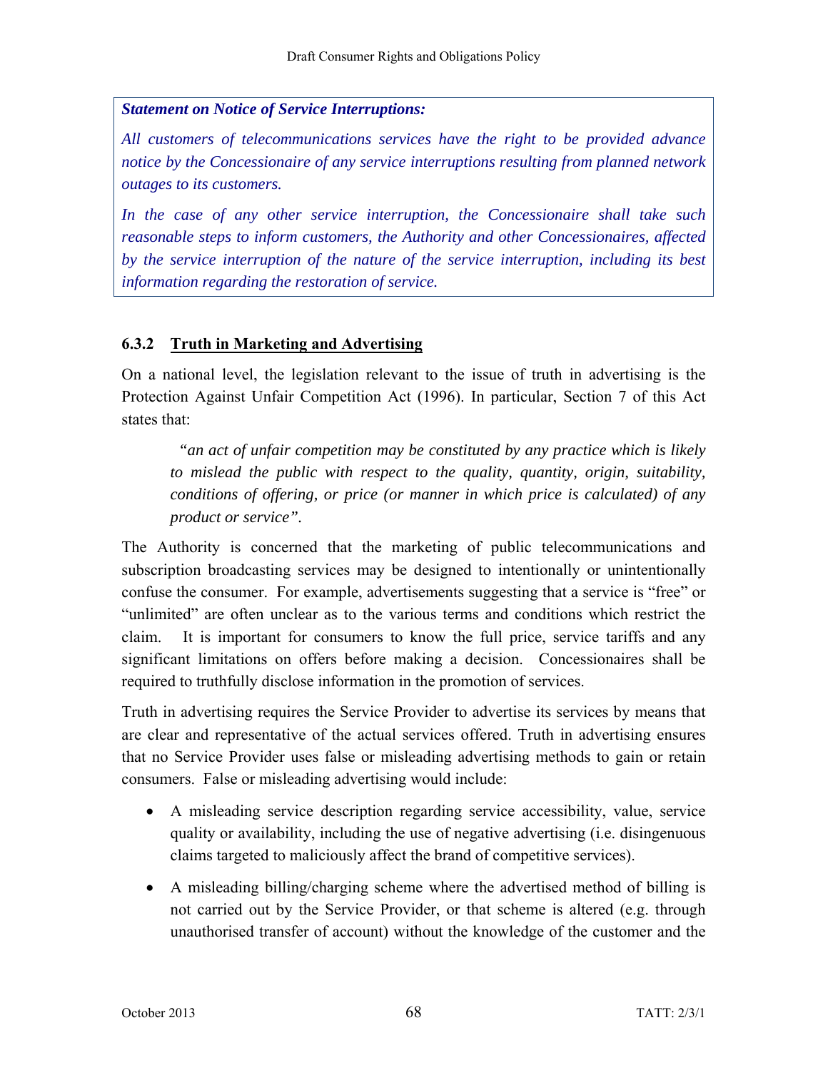***Statement on Notice of Service Interruptions:***

*All customers of telecommunications services have the right to be provided advance notice by the Concessionaire of any service interruptions resulting from planned network outages to its customers.*

*In the case of any other service interruption, the Concessionaire shall take such reasonable steps to inform customers, the Authority and other Concessionaires, affected by the service interruption of the nature of the service interruption, including its best information regarding the restoration of service.*

### 6.3.2 Truth in Marketing and Advertising

On a national level, the legislation relevant to the issue of truth in advertising is the Protection Against Unfair Competition Act (1996). In particular, Section 7 of this Act states that:

> *"an act of unfair competition may be constituted by any practice which is likely to mislead the public with respect to the quality, quantity, origin, suitability, conditions of offering, or price (or manner in which price is calculated) of any product or service".*

The Authority is concerned that the marketing of public telecommunications and subscription broadcasting services may be designed to intentionally or unintentionally confuse the consumer. For example, advertisements suggesting that a service is "free" or "unlimited" are often unclear as to the various terms and conditions which restrict the claim. It is important for consumers to know the full price, service tariffs and any significant limitations on offers before making a decision. Concessionaires shall be required to truthfully disclose information in the promotion of services.

Truth in advertising requires the Service Provider to advertise its services by means that are clear and representative of the actual services offered. Truth in advertising ensures that no Service Provider uses false or misleading advertising methods to gain or retain consumers. False or misleading advertising would include:

- A misleading service description regarding service accessibility, value, service quality or availability, including the use of negative advertising (i.e. disingenuous claims targeted to maliciously affect the brand of competitive services).
- A misleading billing/charging scheme where the advertised method of billing is not carried out by the Service Provider, or that scheme is altered (e.g. through unauthorised transfer of account) without the knowledge of the customer and the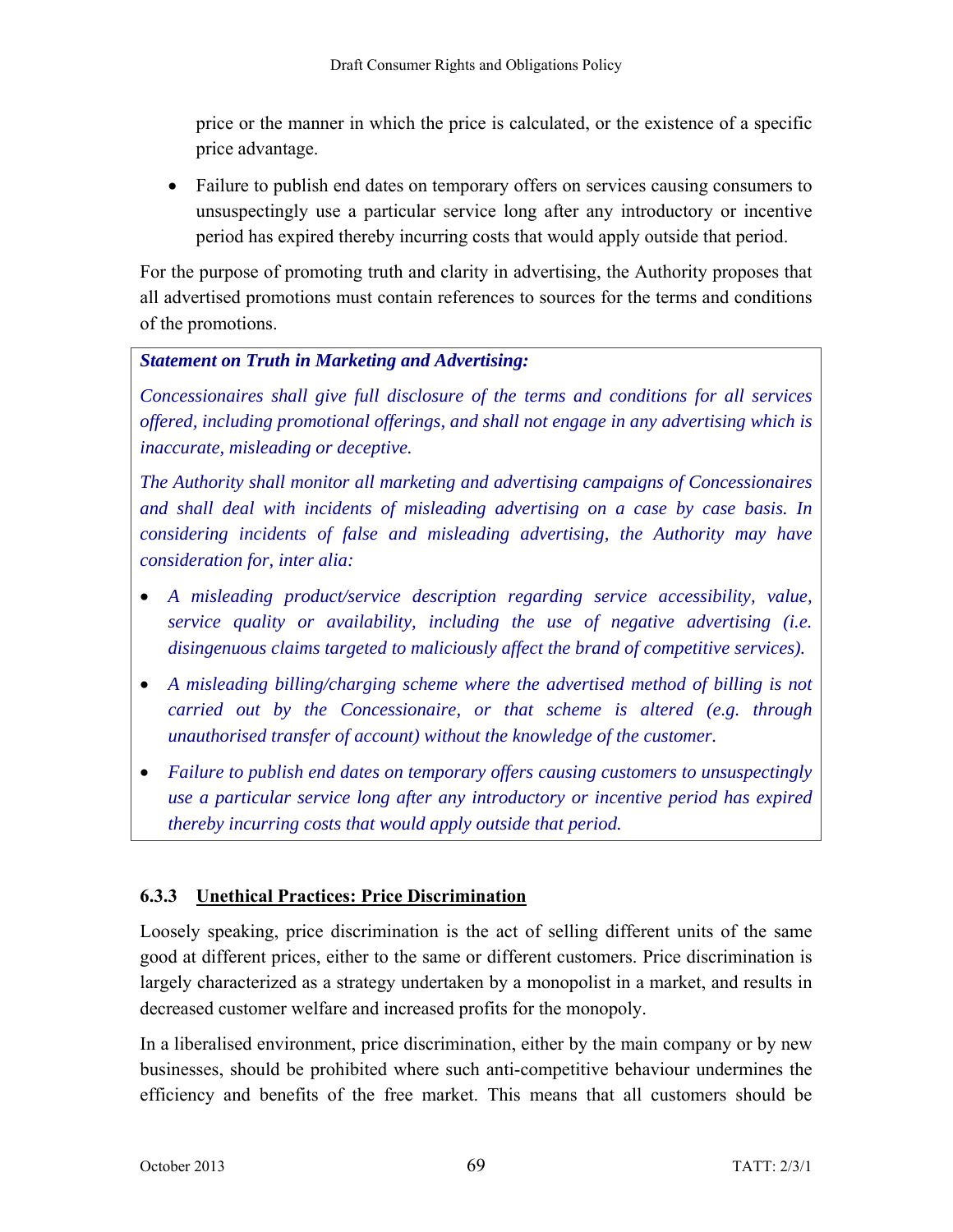price or the manner in which the price is calculated, or the existence of a specific price advantage.

- Failure to publish end dates on temporary offers on services causing consumers to unsuspectingly use a particular service long after any introductory or incentive period has expired thereby incurring costs that would apply outside that period.

For the purpose of promoting truth and clarity in advertising, the Authority proposes that all advertised promotions must contain references to sources for the terms and conditions of the promotions.

> ***Statement on Truth in Marketing and Advertising:***
>
> *Concessionaires shall give full disclosure of the terms and conditions for all services offered, including promotional offerings, and shall not engage in any advertising which is inaccurate, misleading or deceptive.*
>
> *The Authority shall monitor all marketing and advertising campaigns of Concessionaires and shall deal with incidents of misleading advertising on a case by case basis. In considering incidents of false and misleading advertising, the Authority may have consideration for, inter alia:*
>
> - *A misleading product/service description regarding service accessibility, value, service quality or availability, including the use of negative advertising (i.e. disingenuous claims targeted to maliciously affect the brand of competitive services).*
> - *A misleading billing/charging scheme where the advertised method of billing is not carried out by the Concessionaire, or that scheme is altered (e.g. through unauthorised transfer of account) without the knowledge of the customer.*
> - *Failure to publish end dates on temporary offers causing customers to unsuspectingly use a particular service long after any introductory or incentive period has expired thereby incurring costs that would apply outside that period.*

### 6.3.3 Unethical Practices: Price Discrimination

Loosely speaking, price discrimination is the act of selling different units of the same good at different prices, either to the same or different customers. Price discrimination is largely characterized as a strategy undertaken by a monopolist in a market, and results in decreased customer welfare and increased profits for the monopoly.

In a liberalised environment, price discrimination, either by the main company or by new businesses, should be prohibited where such anti-competitive behaviour undermines the efficiency and benefits of the free market. This means that all customers should be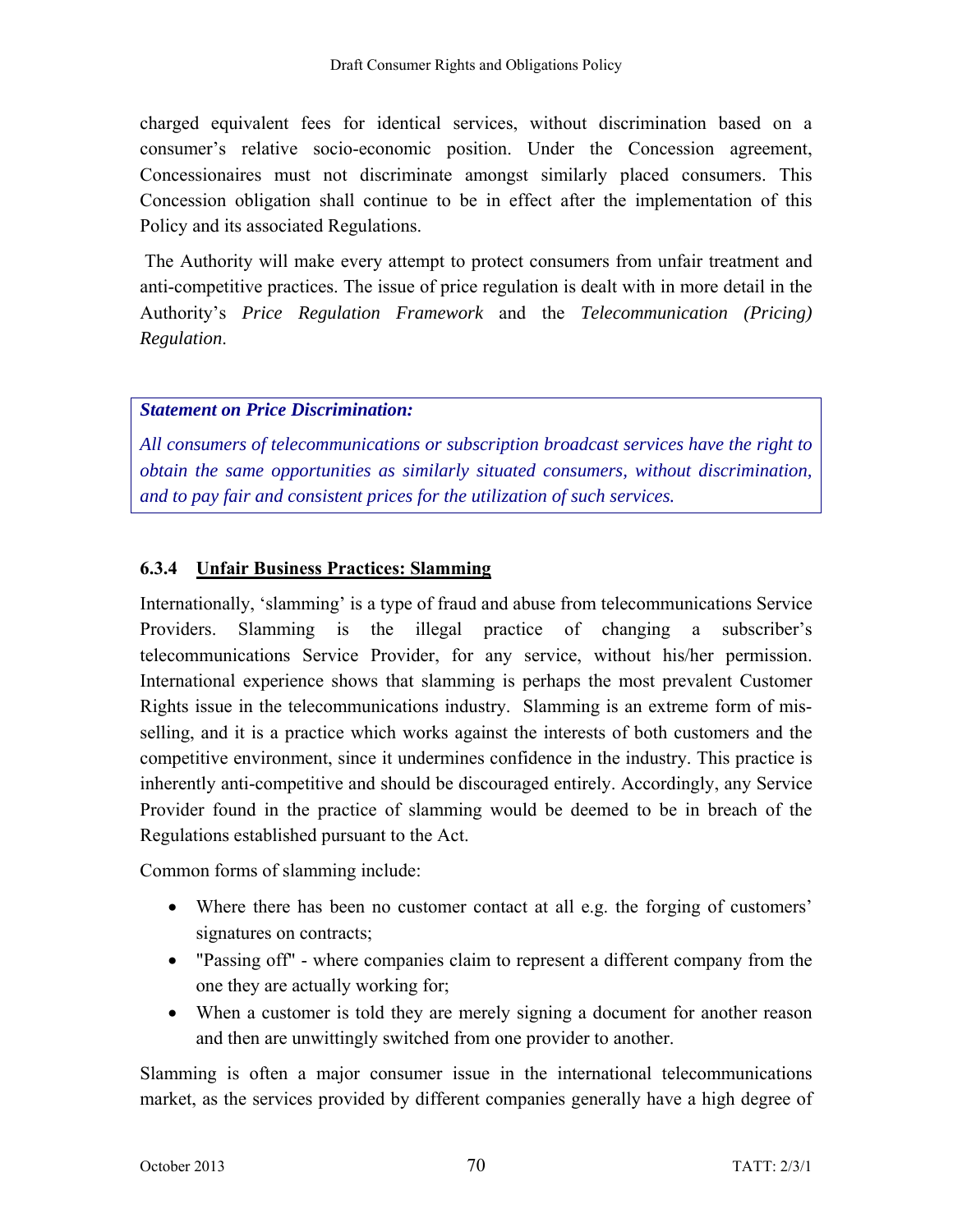charged equivalent fees for identical services, without discrimination based on a consumer's relative socio-economic position. Under the Concession agreement, Concessionaires must not discriminate amongst similarly placed consumers. This Concession obligation shall continue to be in effect after the implementation of this Policy and its associated Regulations.

The Authority will make every attempt to protect consumers from unfair treatment and anti-competitive practices. The issue of price regulation is dealt with in more detail in the Authority's *Price Regulation Framework* and the *Telecommunication (Pricing) Regulation*.

> ***Statement on Price Discrimination:***
>
> *All consumers of telecommunications or subscription broadcast services have the right to obtain the same opportunities as similarly situated consumers, without discrimination, and to pay fair and consistent prices for the utilization of such services.*

#### 6.3.4 Unfair Business Practices: Slamming

Internationally, 'slamming' is a type of fraud and abuse from telecommunications Service Providers. Slamming is the illegal practice of changing a subscriber's telecommunications Service Provider, for any service, without his/her permission. International experience shows that slamming is perhaps the most prevalent Customer Rights issue in the telecommunications industry. Slamming is an extreme form of mis-selling, and it is a practice which works against the interests of both customers and the competitive environment, since it undermines confidence in the industry. This practice is inherently anti-competitive and should be discouraged entirely. Accordingly, any Service Provider found in the practice of slamming would be deemed to be in breach of the Regulations established pursuant to the Act.

Common forms of slamming include:

- Where there has been no customer contact at all e.g. the forging of customers' signatures on contracts;
- "Passing off" - where companies claim to represent a different company from the one they are actually working for;
- When a customer is told they are merely signing a document for another reason and then are unwittingly switched from one provider to another.

Slamming is often a major consumer issue in the international telecommunications market, as the services provided by different companies generally have a high degree of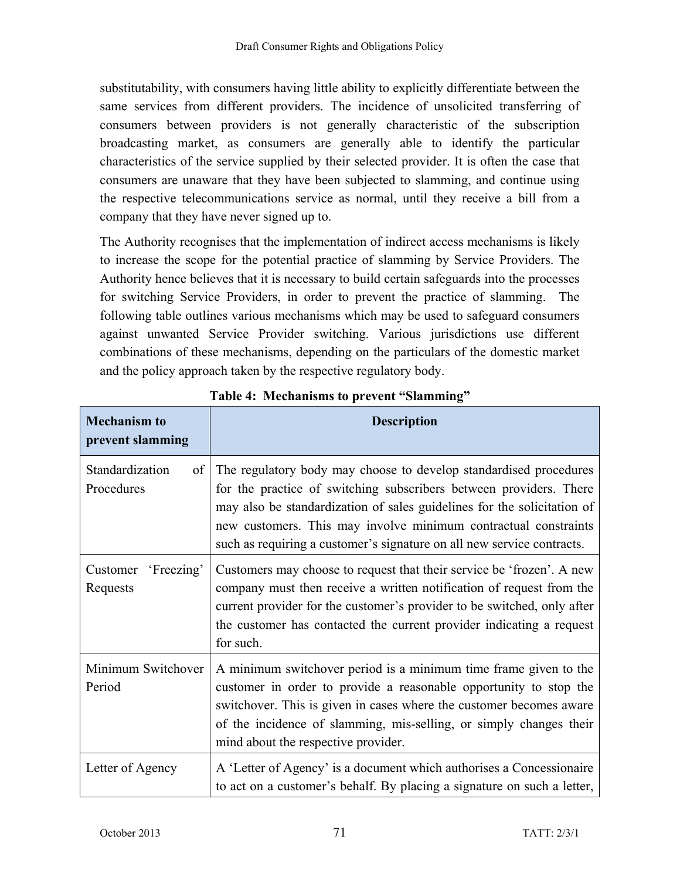substitutability, with consumers having little ability to explicitly differentiate between the same services from different providers. The incidence of unsolicited transferring of consumers between providers is not generally characteristic of the subscription broadcasting market, as consumers are generally able to identify the particular characteristics of the service supplied by their selected provider. It is often the case that consumers are unaware that they have been subjected to slamming, and continue using the respective telecommunications service as normal, until they receive a bill from a company that they have never signed up to.

The Authority recognises that the implementation of indirect access mechanisms is likely to increase the scope for the potential practice of slamming by Service Providers. The Authority hence believes that it is necessary to build certain safeguards into the processes for switching Service Providers, in order to prevent the practice of slamming. The following table outlines various mechanisms which may be used to safeguard consumers against unwanted Service Provider switching. Various jurisdictions use different combinations of these mechanisms, depending on the particulars of the domestic market and the policy approach taken by the respective regulatory body.

**Table 4: Mechanisms to prevent "Slamming"**

| Mechanism to prevent slamming | Description |
| --- | --- |
| Standardization of Procedures | The regulatory body may choose to develop standardised procedures for the practice of switching subscribers between providers. There may also be standardization of sales guidelines for the solicitation of new customers. This may involve minimum contractual constraints such as requiring a customer's signature on all new service contracts. |
| Customer 'Freezing' Requests | Customers may choose to request that their service be 'frozen'. A new company must then receive a written notification of request from the current provider for the customer's provider to be switched, only after the customer has contacted the current provider indicating a request for such. |
| Minimum Switchover Period | A minimum switchover period is a minimum time frame given to the customer in order to provide a reasonable opportunity to stop the switchover. This is given in cases where the customer becomes aware of the incidence of slamming, mis-selling, or simply changes their mind about the respective provider. |
| Letter of Agency | A 'Letter of Agency' is a document which authorises a Concessionaire to act on a customer's behalf. By placing a signature on such a letter, |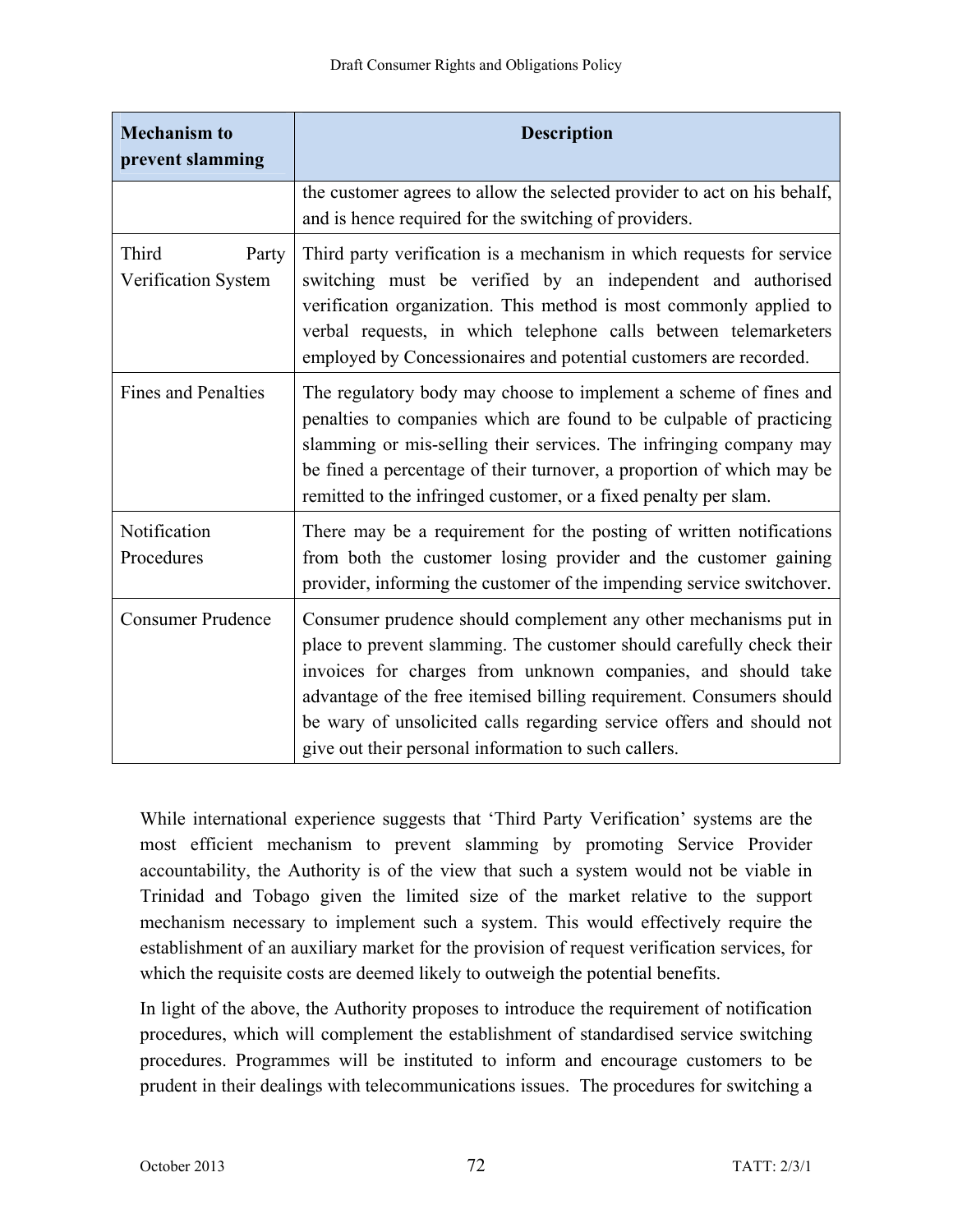| Mechanism to prevent slamming | Description |
| --- | --- |
| | the customer agrees to allow the selected provider to act on his behalf, and is hence required for the switching of providers. |
| Third Party Verification System | Third party verification is a mechanism in which requests for service switching must be verified by an independent and authorised verification organization. This method is most commonly applied to verbal requests, in which telephone calls between telemarketers employed by Concessionaires and potential customers are recorded. |
| Fines and Penalties | The regulatory body may choose to implement a scheme of fines and penalties to companies which are found to be culpable of practicing slamming or mis-selling their services. The infringing company may be fined a percentage of their turnover, a proportion of which may be remitted to the infringed customer, or a fixed penalty per slam. |
| Notification Procedures | There may be a requirement for the posting of written notifications from both the customer losing provider and the customer gaining provider, informing the customer of the impending service switchover. |
| Consumer Prudence | Consumer prudence should complement any other mechanisms put in place to prevent slamming. The customer should carefully check their invoices for charges from unknown companies, and should take advantage of the free itemised billing requirement. Consumers should be wary of unsolicited calls regarding service offers and should not give out their personal information to such callers. |

While international experience suggests that 'Third Party Verification' systems are the most efficient mechanism to prevent slamming by promoting Service Provider accountability, the Authority is of the view that such a system would not be viable in Trinidad and Tobago given the limited size of the market relative to the support mechanism necessary to implement such a system. This would effectively require the establishment of an auxiliary market for the provision of request verification services, for which the requisite costs are deemed likely to outweigh the potential benefits.

In light of the above, the Authority proposes to introduce the requirement of notification procedures, which will complement the establishment of standardised service switching procedures. Programmes will be instituted to inform and encourage customers to be prudent in their dealings with telecommunications issues. The procedures for switching a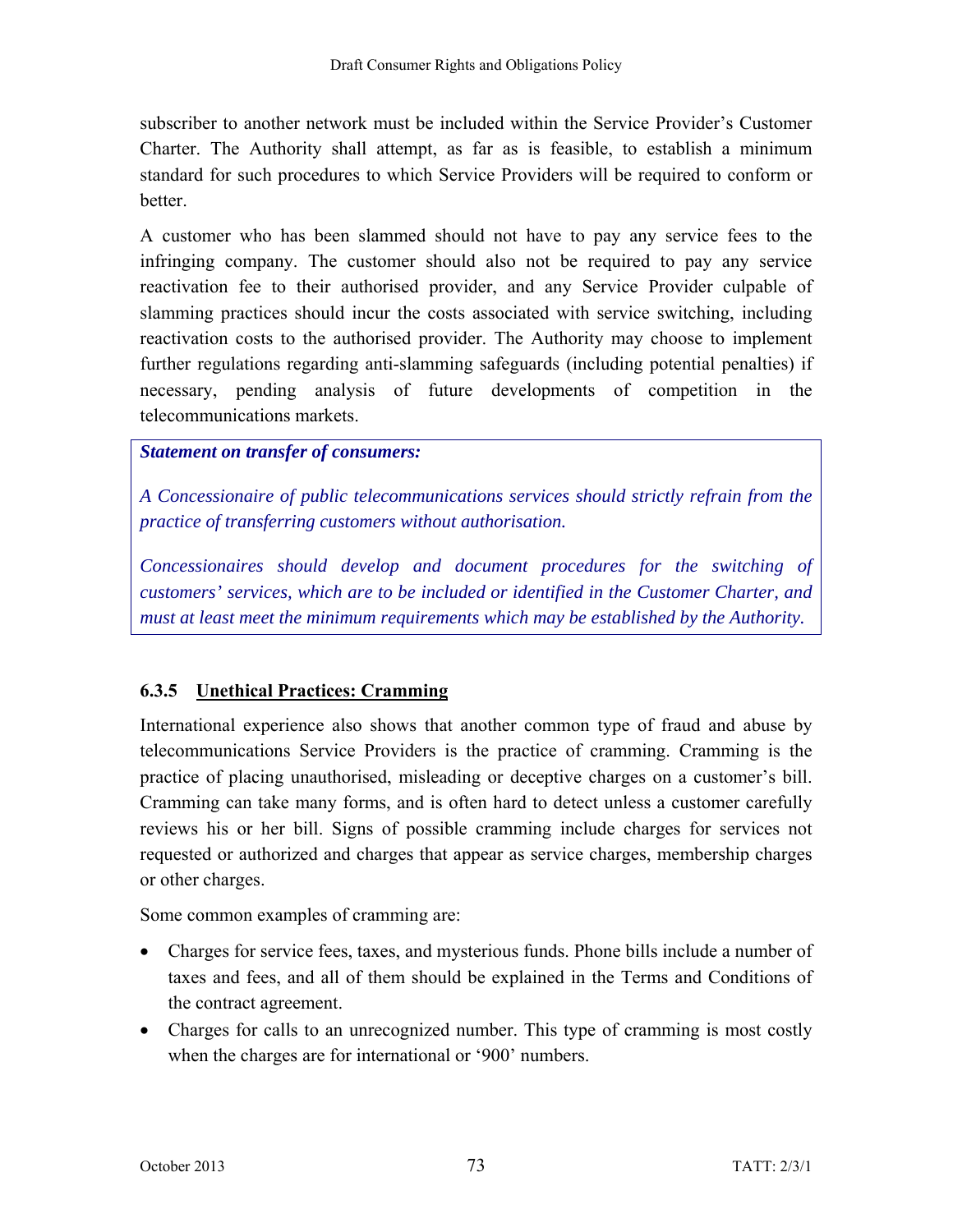subscriber to another network must be included within the Service Provider's Customer Charter. The Authority shall attempt, as far as is feasible, to establish a minimum standard for such procedures to which Service Providers will be required to conform or better.

A customer who has been slammed should not have to pay any service fees to the infringing company. The customer should also not be required to pay any service reactivation fee to their authorised provider, and any Service Provider culpable of slamming practices should incur the costs associated with service switching, including reactivation costs to the authorised provider. The Authority may choose to implement further regulations regarding anti-slamming safeguards (including potential penalties) if necessary, pending analysis of future developments of competition in the telecommunications markets.

> ***Statement on transfer of consumers:***
>
> *A Concessionaire of public telecommunications services should strictly refrain from the practice of transferring customers without authorisation.*
>
> *Concessionaires should develop and document procedures for the switching of customers' services, which are to be included or identified in the Customer Charter, and must at least meet the minimum requirements which may be established by the Authority.*

### 6.3.5 Unethical Practices: Cramming

International experience also shows that another common type of fraud and abuse by telecommunications Service Providers is the practice of cramming. Cramming is the practice of placing unauthorised, misleading or deceptive charges on a customer's bill. Cramming can take many forms, and is often hard to detect unless a customer carefully reviews his or her bill. Signs of possible cramming include charges for services not requested or authorized and charges that appear as service charges, membership charges or other charges.

Some common examples of cramming are:

- Charges for service fees, taxes, and mysterious funds. Phone bills include a number of taxes and fees, and all of them should be explained in the Terms and Conditions of the contract agreement.
- Charges for calls to an unrecognized number. This type of cramming is most costly when the charges are for international or '900' numbers.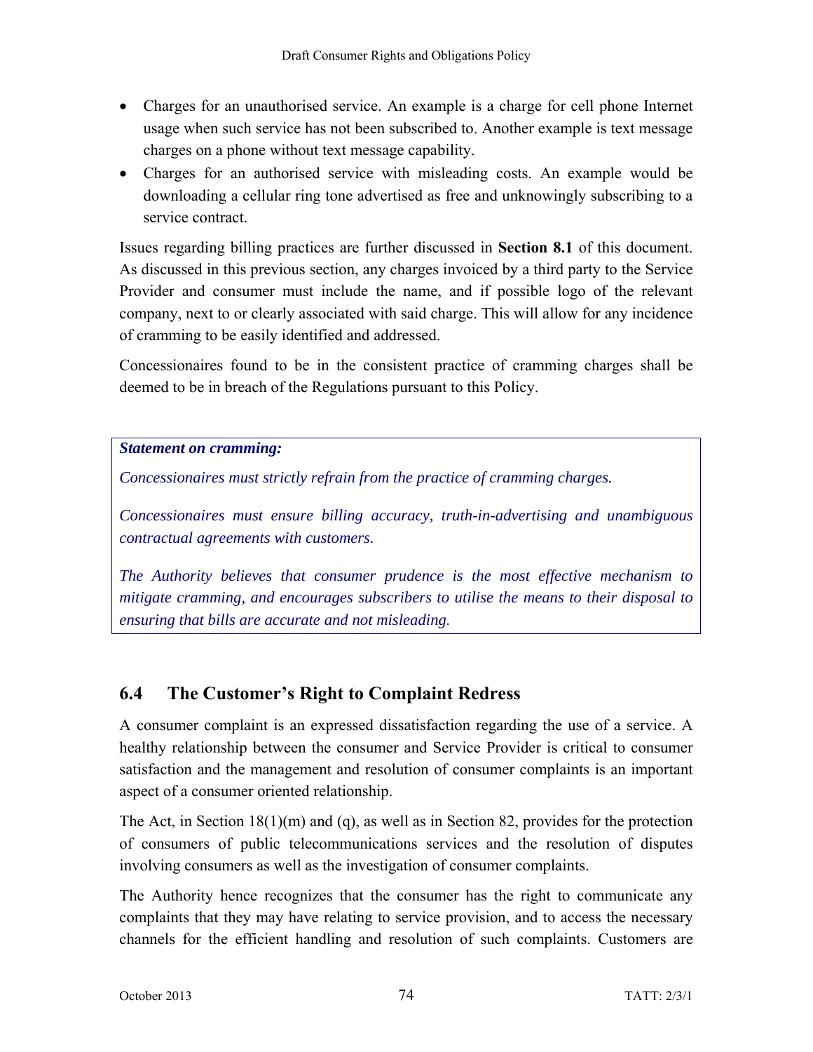- Charges for an unauthorised service. An example is a charge for cell phone Internet usage when such service has not been subscribed to. Another example is text message charges on a phone without text message capability.
- Charges for an authorised service with misleading costs. An example would be downloading a cellular ring tone advertised as free and unknowingly subscribing to a service contract.

Issues regarding billing practices are further discussed in **Section 8.1** of this document. As discussed in this previous section, any charges invoiced by a third party to the Service Provider and consumer must include the name, and if possible logo of the relevant company, next to or clearly associated with said charge. This will allow for any incidence of cramming to be easily identified and addressed.

Concessionaires found to be in the consistent practice of cramming charges shall be deemed to be in breach of the Regulations pursuant to this Policy.

> ***Statement on cramming:***
>
> *Concessionaires must strictly refrain from the practice of cramming charges.*
>
> *Concessionaires must ensure billing accuracy, truth-in-advertising and unambiguous contractual agreements with customers.*
>
> *The Authority believes that consumer prudence is the most effective mechanism to mitigate cramming, and encourages subscribers to utilise the means to their disposal to ensuring that bills are accurate and not misleading.*

## 6.4 The Customer's Right to Complaint Redress

A consumer complaint is an expressed dissatisfaction regarding the use of a service. A healthy relationship between the consumer and Service Provider is critical to consumer satisfaction and the management and resolution of consumer complaints is an important aspect of a consumer oriented relationship.

The Act, in Section 18(1)(m) and (q), as well as in Section 82, provides for the protection of consumers of public telecommunications services and the resolution of disputes involving consumers as well as the investigation of consumer complaints.

The Authority hence recognizes that the consumer has the right to communicate any complaints that they may have relating to service provision, and to access the necessary channels for the efficient handling and resolution of such complaints. Customers are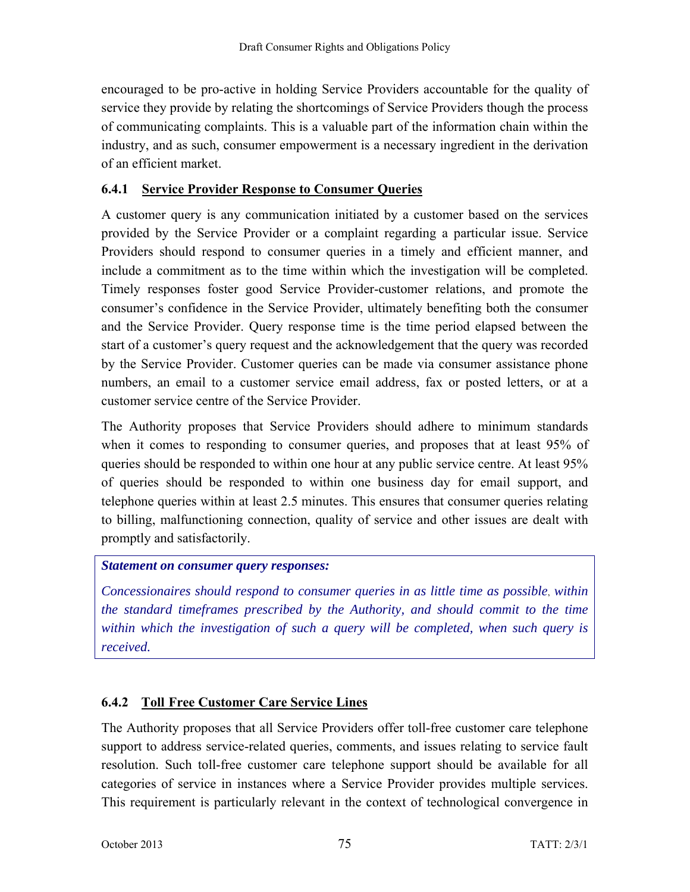encouraged to be pro-active in holding Service Providers accountable for the quality of service they provide by relating the shortcomings of Service Providers though the process of communicating complaints. This is a valuable part of the information chain within the industry, and as such, consumer empowerment is a necessary ingredient in the derivation of an efficient market.

### 6.4.1 Service Provider Response to Consumer Queries

A customer query is any communication initiated by a customer based on the services provided by the Service Provider or a complaint regarding a particular issue. Service Providers should respond to consumer queries in a timely and efficient manner, and include a commitment as to the time within which the investigation will be completed. Timely responses foster good Service Provider-customer relations, and promote the consumer's confidence in the Service Provider, ultimately benefiting both the consumer and the Service Provider. Query response time is the time period elapsed between the start of a customer's query request and the acknowledgement that the query was recorded by the Service Provider. Customer queries can be made via consumer assistance phone numbers, an email to a customer service email address, fax or posted letters, or at a customer service centre of the Service Provider.

The Authority proposes that Service Providers should adhere to minimum standards when it comes to responding to consumer queries, and proposes that at least 95% of queries should be responded to within one hour at any public service centre. At least 95% of queries should be responded to within one business day for email support, and telephone queries within at least 2.5 minutes. This ensures that consumer queries relating to billing, malfunctioning connection, quality of service and other issues are dealt with promptly and satisfactorily.

> ***Statement on consumer query responses:***
>
> *Concessionaires should respond to consumer queries in as little time as possible, within the standard timeframes prescribed by the Authority, and should commit to the time within which the investigation of such a query will be completed, when such query is received.*

### 6.4.2 Toll Free Customer Care Service Lines

The Authority proposes that all Service Providers offer toll-free customer care telephone support to address service-related queries, comments, and issues relating to service fault resolution. Such toll-free customer care telephone support should be available for all categories of service in instances where a Service Provider provides multiple services. This requirement is particularly relevant in the context of technological convergence in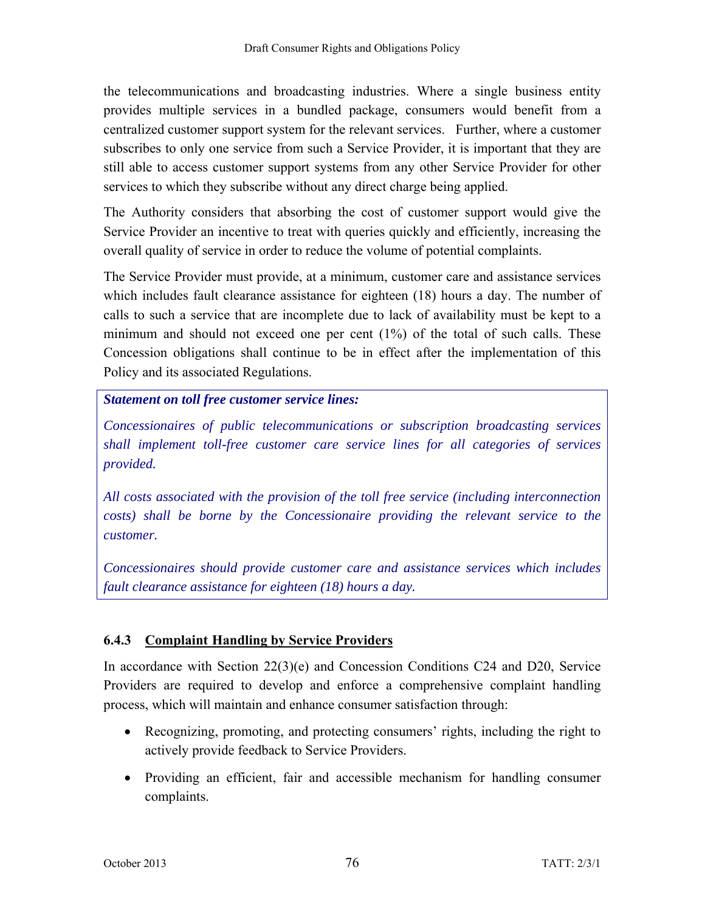the telecommunications and broadcasting industries. Where a single business entity provides multiple services in a bundled package, consumers would benefit from a centralized customer support system for the relevant services. Further, where a customer subscribes to only one service from such a Service Provider, it is important that they are still able to access customer support systems from any other Service Provider for other services to which they subscribe without any direct charge being applied.

The Authority considers that absorbing the cost of customer support would give the Service Provider an incentive to treat with queries quickly and efficiently, increasing the overall quality of service in order to reduce the volume of potential complaints.

The Service Provider must provide, at a minimum, customer care and assistance services which includes fault clearance assistance for eighteen (18) hours a day. The number of calls to such a service that are incomplete due to lack of availability must be kept to a minimum and should not exceed one per cent (1%) of the total of such calls. These Concession obligations shall continue to be in effect after the implementation of this Policy and its associated Regulations.

> ***Statement on toll free customer service lines:***
>
> *Concessionaires of public telecommunications or subscription broadcasting services shall implement toll-free customer care service lines for all categories of services provided.*
>
> *All costs associated with the provision of the toll free service (including interconnection costs) shall be borne by the Concessionaire providing the relevant service to the customer.*
>
> *Concessionaires should provide customer care and assistance services which includes fault clearance assistance for eighteen (18) hours a day.*

### 6.4.3 Complaint Handling by Service Providers

In accordance with Section 22(3)(e) and Concession Conditions C24 and D20, Service Providers are required to develop and enforce a comprehensive complaint handling process, which will maintain and enhance consumer satisfaction through:

- Recognizing, promoting, and protecting consumers' rights, including the right to actively provide feedback to Service Providers.
- Providing an efficient, fair and accessible mechanism for handling consumer complaints.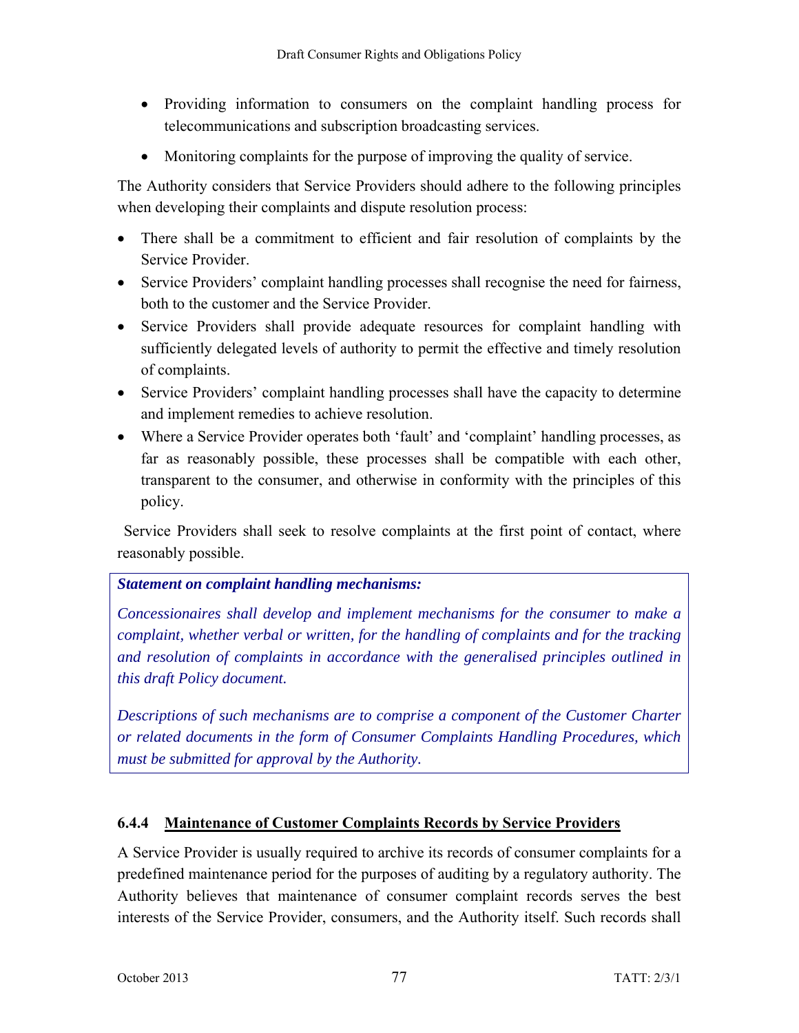- Providing information to consumers on the complaint handling process for telecommunications and subscription broadcasting services.
- Monitoring complaints for the purpose of improving the quality of service.

The Authority considers that Service Providers should adhere to the following principles when developing their complaints and dispute resolution process:

- There shall be a commitment to efficient and fair resolution of complaints by the Service Provider.
- Service Providers' complaint handling processes shall recognise the need for fairness, both to the customer and the Service Provider.
- Service Providers shall provide adequate resources for complaint handling with sufficiently delegated levels of authority to permit the effective and timely resolution of complaints.
- Service Providers' complaint handling processes shall have the capacity to determine and implement remedies to achieve resolution.
- Where a Service Provider operates both 'fault' and 'complaint' handling processes, as far as reasonably possible, these processes shall be compatible with each other, transparent to the consumer, and otherwise in conformity with the principles of this policy.

Service Providers shall seek to resolve complaints at the first point of contact, where reasonably possible.

> ***Statement on complaint handling mechanisms:***
>
> *Concessionaires shall develop and implement mechanisms for the consumer to make a complaint, whether verbal or written, for the handling of complaints and for the tracking and resolution of complaints in accordance with the generalised principles outlined in this draft Policy document.*
>
> *Descriptions of such mechanisms are to comprise a component of the Customer Charter or related documents in the form of Consumer Complaints Handling Procedures, which must be submitted for approval by the Authority.*

#### 6.4.4 Maintenance of Customer Complaints Records by Service Providers

A Service Provider is usually required to archive its records of consumer complaints for a predefined maintenance period for the purposes of auditing by a regulatory authority. The Authority believes that maintenance of consumer complaint records serves the best interests of the Service Provider, consumers, and the Authority itself. Such records shall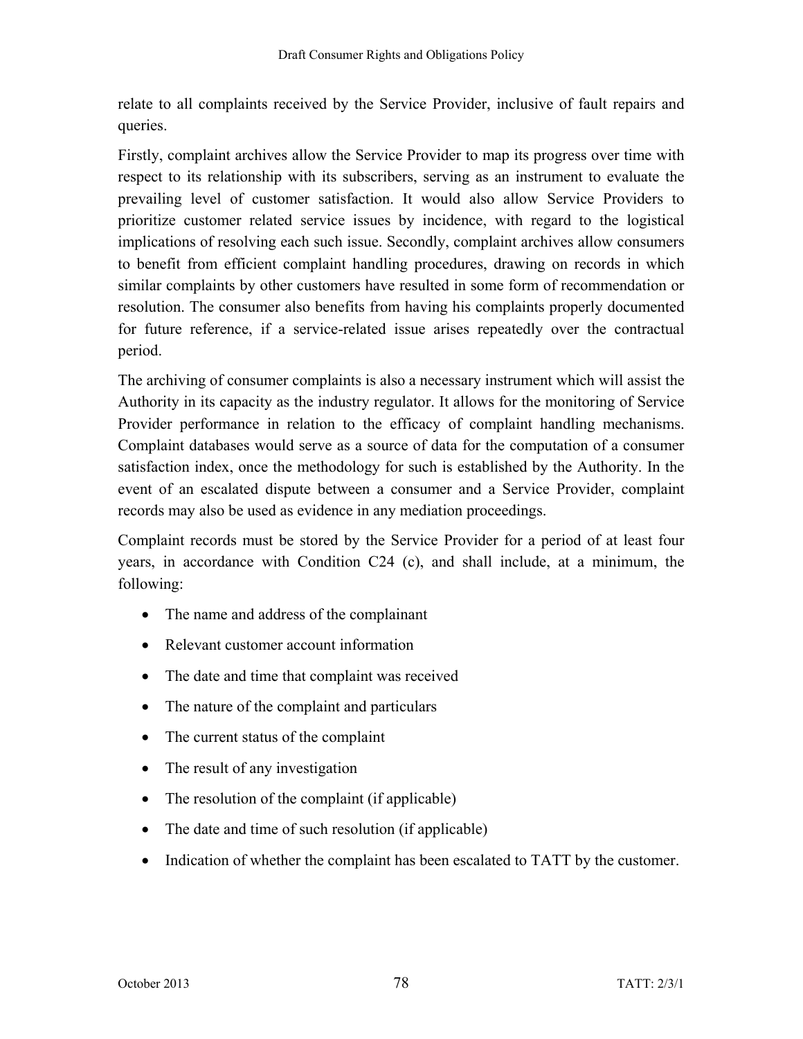relate to all complaints received by the Service Provider, inclusive of fault repairs and queries.

Firstly, complaint archives allow the Service Provider to map its progress over time with respect to its relationship with its subscribers, serving as an instrument to evaluate the prevailing level of customer satisfaction. It would also allow Service Providers to prioritize customer related service issues by incidence, with regard to the logistical implications of resolving each such issue. Secondly, complaint archives allow consumers to benefit from efficient complaint handling procedures, drawing on records in which similar complaints by other customers have resulted in some form of recommendation or resolution. The consumer also benefits from having his complaints properly documented for future reference, if a service-related issue arises repeatedly over the contractual period.

The archiving of consumer complaints is also a necessary instrument which will assist the Authority in its capacity as the industry regulator. It allows for the monitoring of Service Provider performance in relation to the efficacy of complaint handling mechanisms. Complaint databases would serve as a source of data for the computation of a consumer satisfaction index, once the methodology for such is established by the Authority. In the event of an escalated dispute between a consumer and a Service Provider, complaint records may also be used as evidence in any mediation proceedings.

Complaint records must be stored by the Service Provider for a period of at least four years, in accordance with Condition C24 (c), and shall include, at a minimum, the following:

- The name and address of the complainant
- Relevant customer account information
- The date and time that complaint was received
- The nature of the complaint and particulars
- The current status of the complaint
- The result of any investigation
- The resolution of the complaint (if applicable)
- The date and time of such resolution (if applicable)
- Indication of whether the complaint has been escalated to TATT by the customer.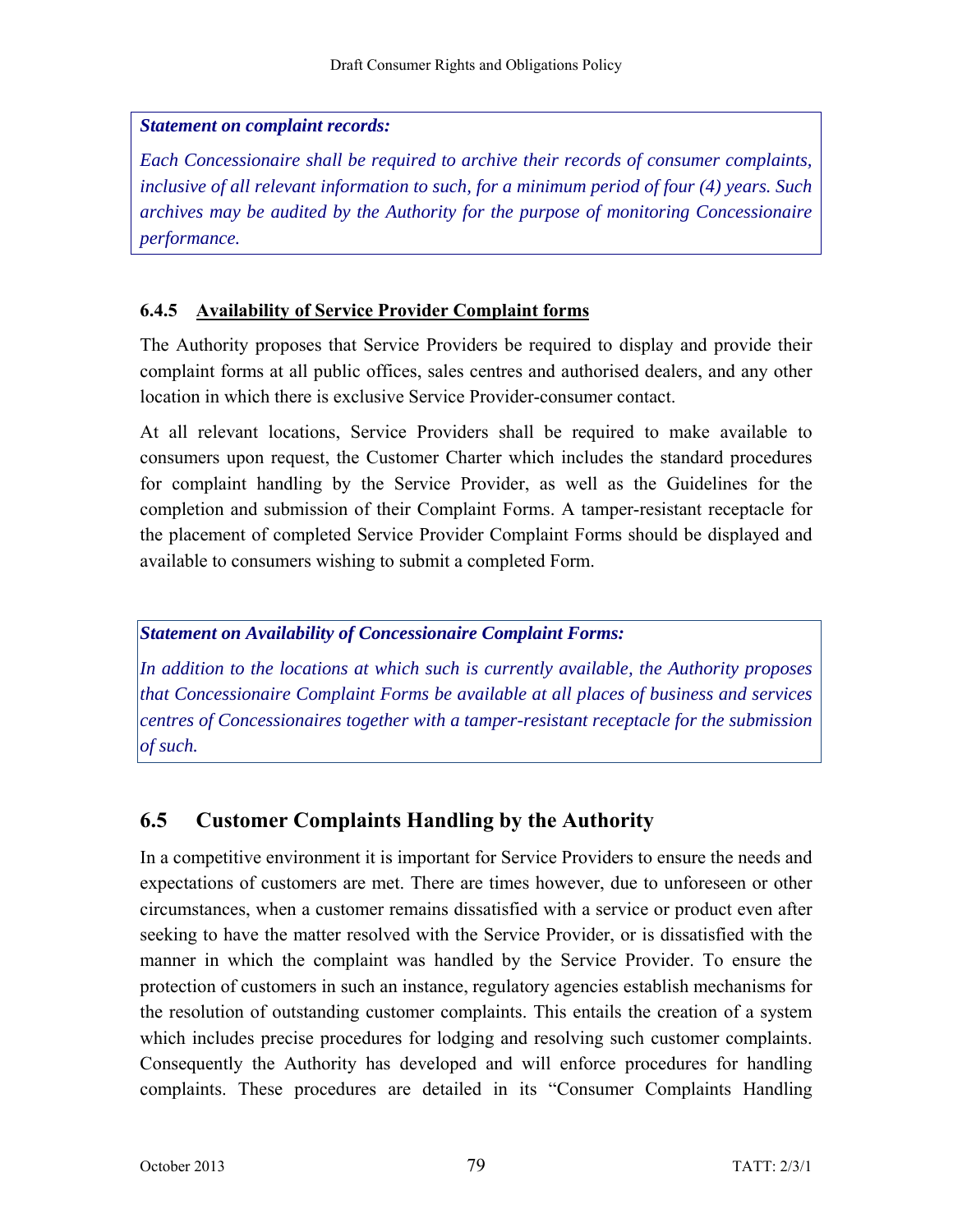***Statement on complaint records:***

*Each Concessionaire shall be required to archive their records of consumer complaints, inclusive of all relevant information to such, for a minimum period of four (4) years. Such archives may be audited by the Authority for the purpose of monitoring Concessionaire performance.*

### 6.4.5 <u>Availability of Service Provider Complaint forms</u>

The Authority proposes that Service Providers be required to display and provide their complaint forms at all public offices, sales centres and authorised dealers, and any other location in which there is exclusive Service Provider-consumer contact.

At all relevant locations, Service Providers shall be required to make available to consumers upon request, the Customer Charter which includes the standard procedures for complaint handling by the Service Provider, as well as the Guidelines for the completion and submission of their Complaint Forms. A tamper-resistant receptacle for the placement of completed Service Provider Complaint Forms should be displayed and available to consumers wishing to submit a completed Form.

***Statement on Availability of Concessionaire Complaint Forms:***

*In addition to the locations at which such is currently available, the Authority proposes that Concessionaire Complaint Forms be available at all places of business and services centres of Concessionaires together with a tamper-resistant receptacle for the submission of such.*

## 6.5 Customer Complaints Handling by the Authority

In a competitive environment it is important for Service Providers to ensure the needs and expectations of customers are met. There are times however, due to unforeseen or other circumstances, when a customer remains dissatisfied with a service or product even after seeking to have the matter resolved with the Service Provider, or is dissatisfied with the manner in which the complaint was handled by the Service Provider. To ensure the protection of customers in such an instance, regulatory agencies establish mechanisms for the resolution of outstanding customer complaints. This entails the creation of a system which includes precise procedures for lodging and resolving such customer complaints. Consequently the Authority has developed and will enforce procedures for handling complaints. These procedures are detailed in its "Consumer Complaints Handling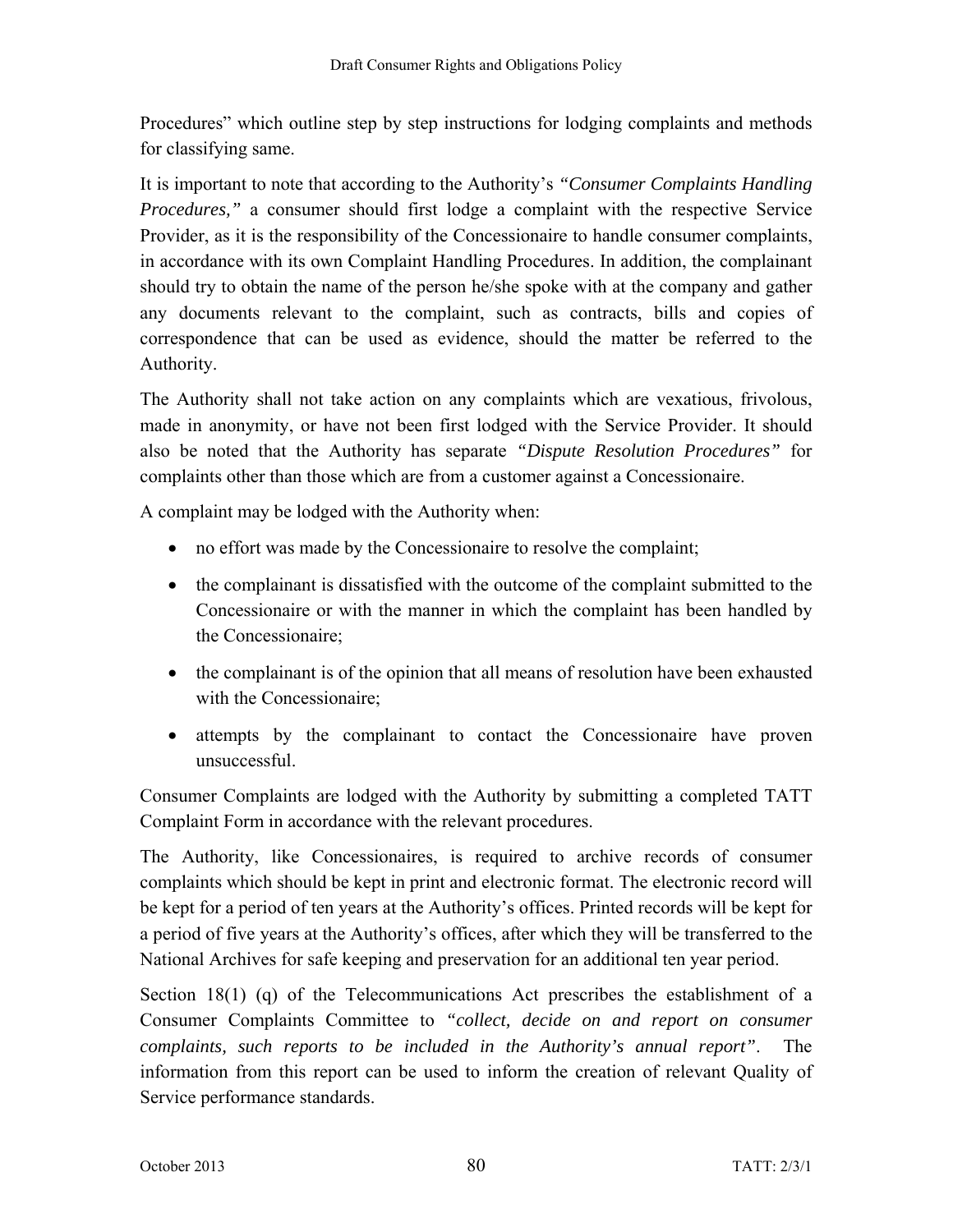Procedures" which outline step by step instructions for lodging complaints and methods for classifying same.

It is important to note that according to the Authority's *"Consumer Complaints Handling Procedures,"* a consumer should first lodge a complaint with the respective Service Provider, as it is the responsibility of the Concessionaire to handle consumer complaints, in accordance with its own Complaint Handling Procedures. In addition, the complainant should try to obtain the name of the person he/she spoke with at the company and gather any documents relevant to the complaint, such as contracts, bills and copies of correspondence that can be used as evidence, should the matter be referred to the Authority.

The Authority shall not take action on any complaints which are vexatious, frivolous, made in anonymity, or have not been first lodged with the Service Provider. It should also be noted that the Authority has separate *"Dispute Resolution Procedures"* for complaints other than those which are from a customer against a Concessionaire.

A complaint may be lodged with the Authority when:

- no effort was made by the Concessionaire to resolve the complaint;
- the complainant is dissatisfied with the outcome of the complaint submitted to the Concessionaire or with the manner in which the complaint has been handled by the Concessionaire;
- the complainant is of the opinion that all means of resolution have been exhausted with the Concessionaire;
- attempts by the complainant to contact the Concessionaire have proven unsuccessful.

Consumer Complaints are lodged with the Authority by submitting a completed TATT Complaint Form in accordance with the relevant procedures.

The Authority, like Concessionaires, is required to archive records of consumer complaints which should be kept in print and electronic format. The electronic record will be kept for a period of ten years at the Authority's offices. Printed records will be kept for a period of five years at the Authority's offices, after which they will be transferred to the National Archives for safe keeping and preservation for an additional ten year period.

Section 18(1) (q) of the Telecommunications Act prescribes the establishment of a Consumer Complaints Committee to *"collect, decide on and report on consumer complaints, such reports to be included in the Authority's annual report"*. The information from this report can be used to inform the creation of relevant Quality of Service performance standards.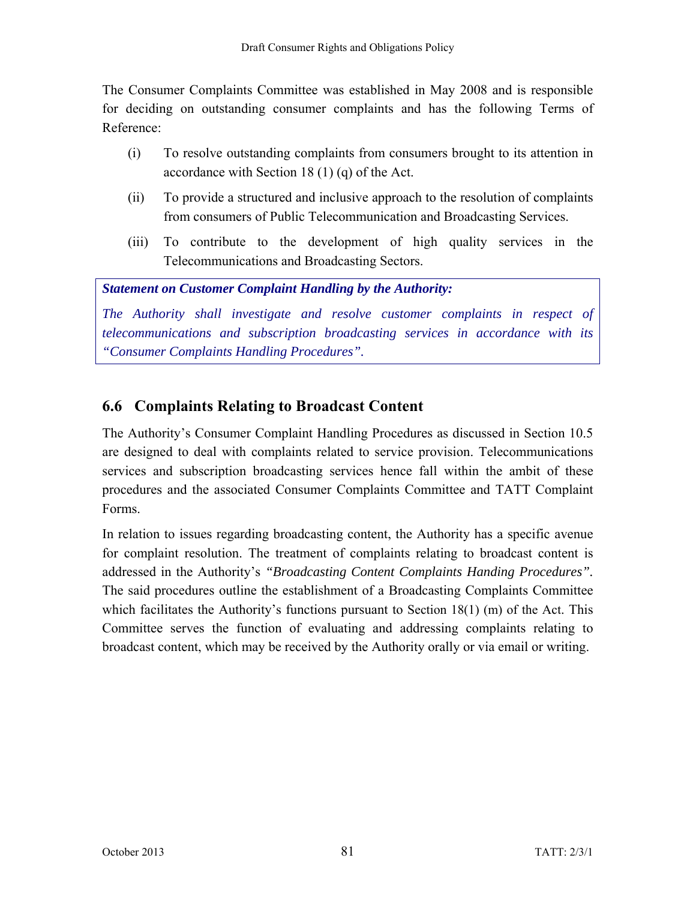The Consumer Complaints Committee was established in May 2008 and is responsible for deciding on outstanding consumer complaints and has the following Terms of Reference:

(i) To resolve outstanding complaints from consumers brought to its attention in accordance with Section 18 (1) (q) of the Act.

(ii) To provide a structured and inclusive approach to the resolution of complaints from consumers of Public Telecommunication and Broadcasting Services.

(iii) To contribute to the development of high quality services in the Telecommunications and Broadcasting Sectors.

> ***Statement on Customer Complaint Handling by the Authority:***
>
> *The Authority shall investigate and resolve customer complaints in respect of telecommunications and subscription broadcasting services in accordance with its "Consumer Complaints Handling Procedures".*

## 6.6 Complaints Relating to Broadcast Content

The Authority's Consumer Complaint Handling Procedures as discussed in Section 10.5 are designed to deal with complaints related to service provision. Telecommunications services and subscription broadcasting services hence fall within the ambit of these procedures and the associated Consumer Complaints Committee and TATT Complaint Forms.

In relation to issues regarding broadcasting content, the Authority has a specific avenue for complaint resolution. The treatment of complaints relating to broadcast content is addressed in the Authority's *"Broadcasting Content Complaints Handing Procedures".* The said procedures outline the establishment of a Broadcasting Complaints Committee which facilitates the Authority's functions pursuant to Section 18(1) (m) of the Act. This Committee serves the function of evaluating and addressing complaints relating to broadcast content, which may be received by the Authority orally or via email or writing.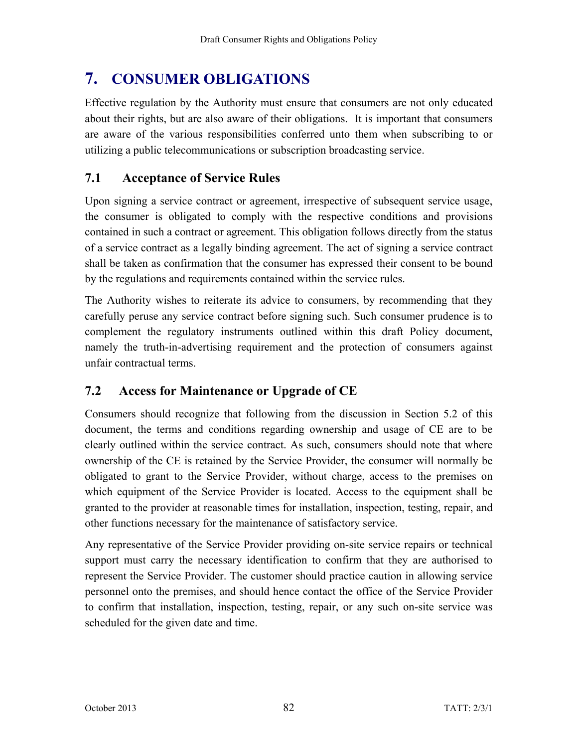# 7. CONSUMER OBLIGATIONS

Effective regulation by the Authority must ensure that consumers are not only educated about their rights, but are also aware of their obligations. It is important that consumers are aware of the various responsibilities conferred unto them when subscribing to or utilizing a public telecommunications or subscription broadcasting service.

## 7.1 Acceptance of Service Rules

Upon signing a service contract or agreement, irrespective of subsequent service usage, the consumer is obligated to comply with the respective conditions and provisions contained in such a contract or agreement. This obligation follows directly from the status of a service contract as a legally binding agreement. The act of signing a service contract shall be taken as confirmation that the consumer has expressed their consent to be bound by the regulations and requirements contained within the service rules.

The Authority wishes to reiterate its advice to consumers, by recommending that they carefully peruse any service contract before signing such. Such consumer prudence is to complement the regulatory instruments outlined within this draft Policy document, namely the truth-in-advertising requirement and the protection of consumers against unfair contractual terms.

## 7.2 Access for Maintenance or Upgrade of CE

Consumers should recognize that following from the discussion in Section 5.2 of this document, the terms and conditions regarding ownership and usage of CE are to be clearly outlined within the service contract. As such, consumers should note that where ownership of the CE is retained by the Service Provider, the consumer will normally be obligated to grant to the Service Provider, without charge, access to the premises on which equipment of the Service Provider is located. Access to the equipment shall be granted to the provider at reasonable times for installation, inspection, testing, repair, and other functions necessary for the maintenance of satisfactory service.

Any representative of the Service Provider providing on-site service repairs or technical support must carry the necessary identification to confirm that they are authorised to represent the Service Provider. The customer should practice caution in allowing service personnel onto the premises, and should hence contact the office of the Service Provider to confirm that installation, inspection, testing, repair, or any such on-site service was scheduled for the given date and time.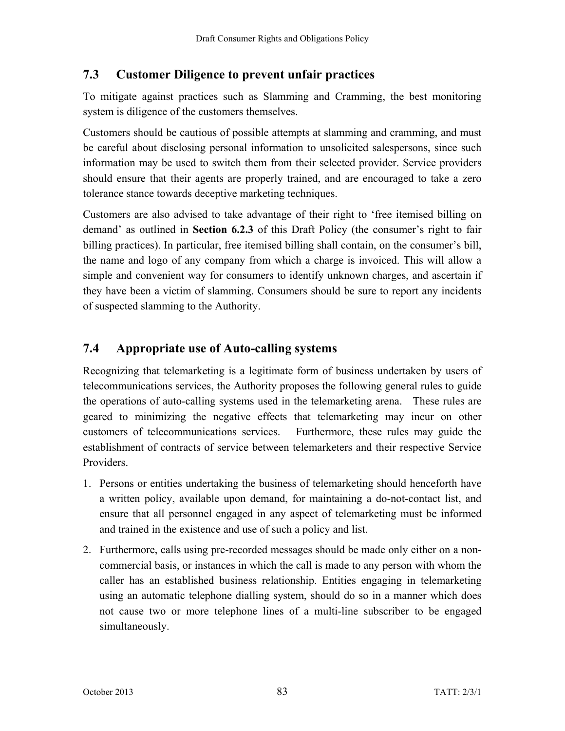## 7.3 Customer Diligence to prevent unfair practices

To mitigate against practices such as Slamming and Cramming, the best monitoring system is diligence of the customers themselves.

Customers should be cautious of possible attempts at slamming and cramming, and must be careful about disclosing personal information to unsolicited salespersons, since such information may be used to switch them from their selected provider. Service providers should ensure that their agents are properly trained, and are encouraged to take a zero tolerance stance towards deceptive marketing techniques.

Customers are also advised to take advantage of their right to 'free itemised billing on demand' as outlined in **Section 6.2.3** of this Draft Policy (the consumer's right to fair billing practices). In particular, free itemised billing shall contain, on the consumer's bill, the name and logo of any company from which a charge is invoiced. This will allow a simple and convenient way for consumers to identify unknown charges, and ascertain if they have been a victim of slamming. Consumers should be sure to report any incidents of suspected slamming to the Authority.

## 7.4 Appropriate use of Auto-calling systems

Recognizing that telemarketing is a legitimate form of business undertaken by users of telecommunications services, the Authority proposes the following general rules to guide the operations of auto-calling systems used in the telemarketing arena. These rules are geared to minimizing the negative effects that telemarketing may incur on other customers of telecommunications services. Furthermore, these rules may guide the establishment of contracts of service between telemarketers and their respective Service Providers.

1. Persons or entities undertaking the business of telemarketing should henceforth have a written policy, available upon demand, for maintaining a do-not-contact list, and ensure that all personnel engaged in any aspect of telemarketing must be informed and trained in the existence and use of such a policy and list.
2. Furthermore, calls using pre-recorded messages should be made only either on a non-commercial basis, or instances in which the call is made to any person with whom the caller has an established business relationship. Entities engaging in telemarketing using an automatic telephone dialling system, should do so in a manner which does not cause two or more telephone lines of a multi-line subscriber to be engaged simultaneously.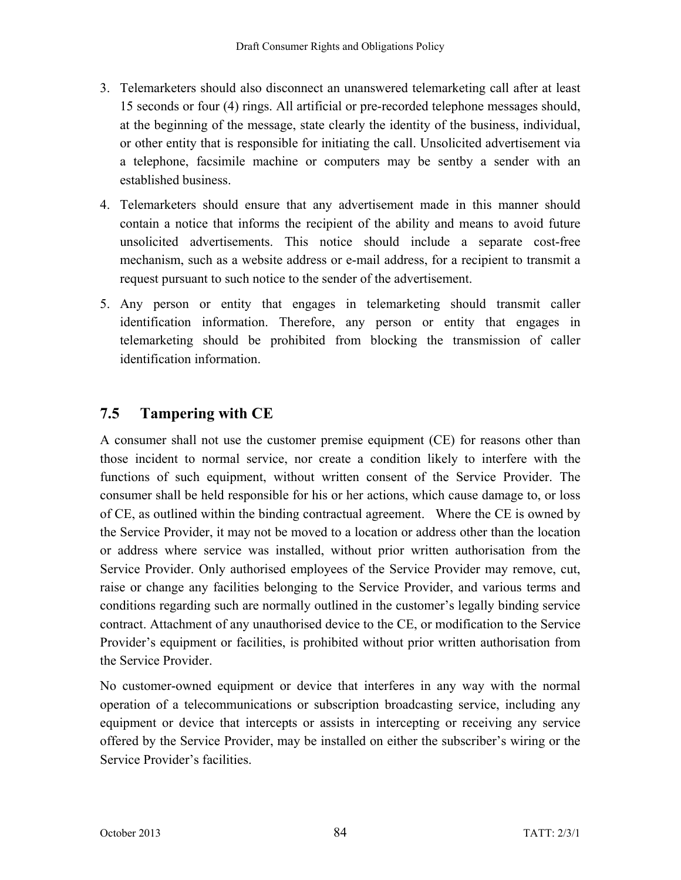3. Telemarketers should also disconnect an unanswered telemarketing call after at least 15 seconds or four (4) rings. All artificial or pre-recorded telephone messages should, at the beginning of the message, state clearly the identity of the business, individual, or other entity that is responsible for initiating the call. Unsolicited advertisement via a telephone, facsimile machine or computers may be sentby a sender with an established business.
4. Telemarketers should ensure that any advertisement made in this manner should contain a notice that informs the recipient of the ability and means to avoid future unsolicited advertisements. This notice should include a separate cost-free mechanism, such as a website address or e-mail address, for a recipient to transmit a request pursuant to such notice to the sender of the advertisement.
5. Any person or entity that engages in telemarketing should transmit caller identification information. Therefore, any person or entity that engages in telemarketing should be prohibited from blocking the transmission of caller identification information.

## 7.5 Tampering with CE

A consumer shall not use the customer premise equipment (CE) for reasons other than those incident to normal service, nor create a condition likely to interfere with the functions of such equipment, without written consent of the Service Provider. The consumer shall be held responsible for his or her actions, which cause damage to, or loss of CE, as outlined within the binding contractual agreement. Where the CE is owned by the Service Provider, it may not be moved to a location or address other than the location or address where service was installed, without prior written authorisation from the Service Provider. Only authorised employees of the Service Provider may remove, cut, raise or change any facilities belonging to the Service Provider, and various terms and conditions regarding such are normally outlined in the customer's legally binding service contract. Attachment of any unauthorised device to the CE, or modification to the Service Provider's equipment or facilities, is prohibited without prior written authorisation from the Service Provider.

No customer-owned equipment or device that interferes in any way with the normal operation of a telecommunications or subscription broadcasting service, including any equipment or device that intercepts or assists in intercepting or receiving any service offered by the Service Provider, may be installed on either the subscriber's wiring or the Service Provider's facilities.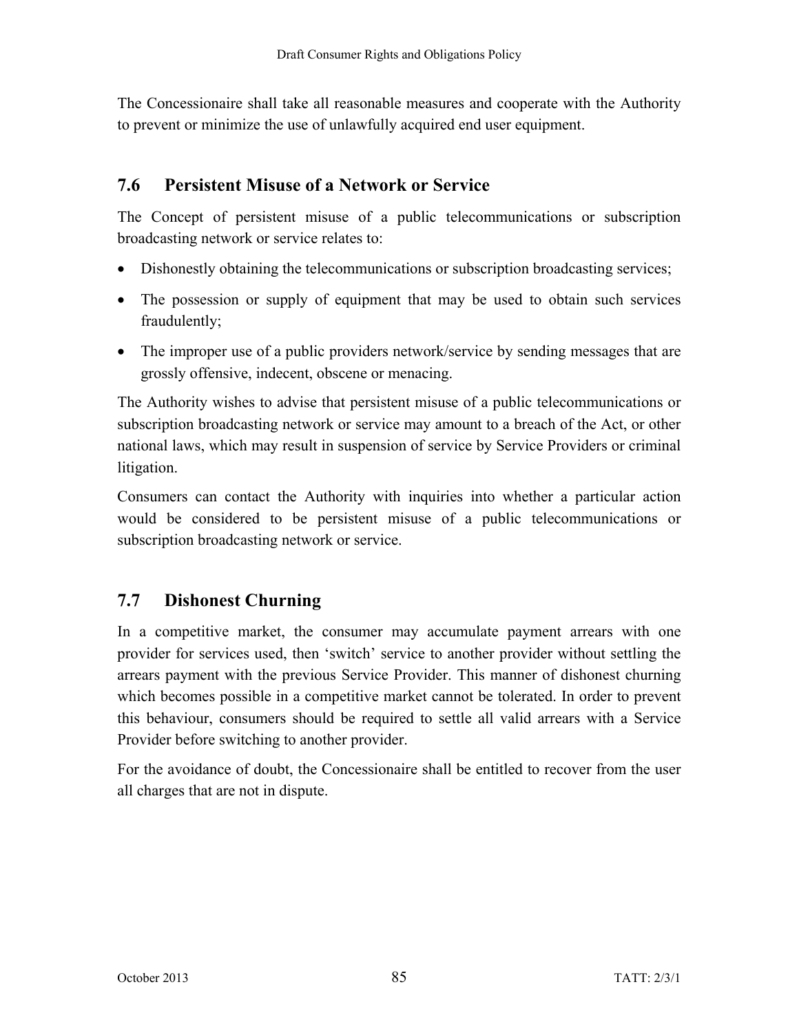The Concessionaire shall take all reasonable measures and cooperate with the Authority to prevent or minimize the use of unlawfully acquired end user equipment.

## 7.6 Persistent Misuse of a Network or Service

The Concept of persistent misuse of a public telecommunications or subscription broadcasting network or service relates to:

- Dishonestly obtaining the telecommunications or subscription broadcasting services;
- The possession or supply of equipment that may be used to obtain such services fraudulently;
- The improper use of a public providers network/service by sending messages that are grossly offensive, indecent, obscene or menacing.

The Authority wishes to advise that persistent misuse of a public telecommunications or subscription broadcasting network or service may amount to a breach of the Act, or other national laws, which may result in suspension of service by Service Providers or criminal litigation.

Consumers can contact the Authority with inquiries into whether a particular action would be considered to be persistent misuse of a public telecommunications or subscription broadcasting network or service.

## 7.7 Dishonest Churning

In a competitive market, the consumer may accumulate payment arrears with one provider for services used, then 'switch' service to another provider without settling the arrears payment with the previous Service Provider. This manner of dishonest churning which becomes possible in a competitive market cannot be tolerated. In order to prevent this behaviour, consumers should be required to settle all valid arrears with a Service Provider before switching to another provider.

For the avoidance of doubt, the Concessionaire shall be entitled to recover from the user all charges that are not in dispute.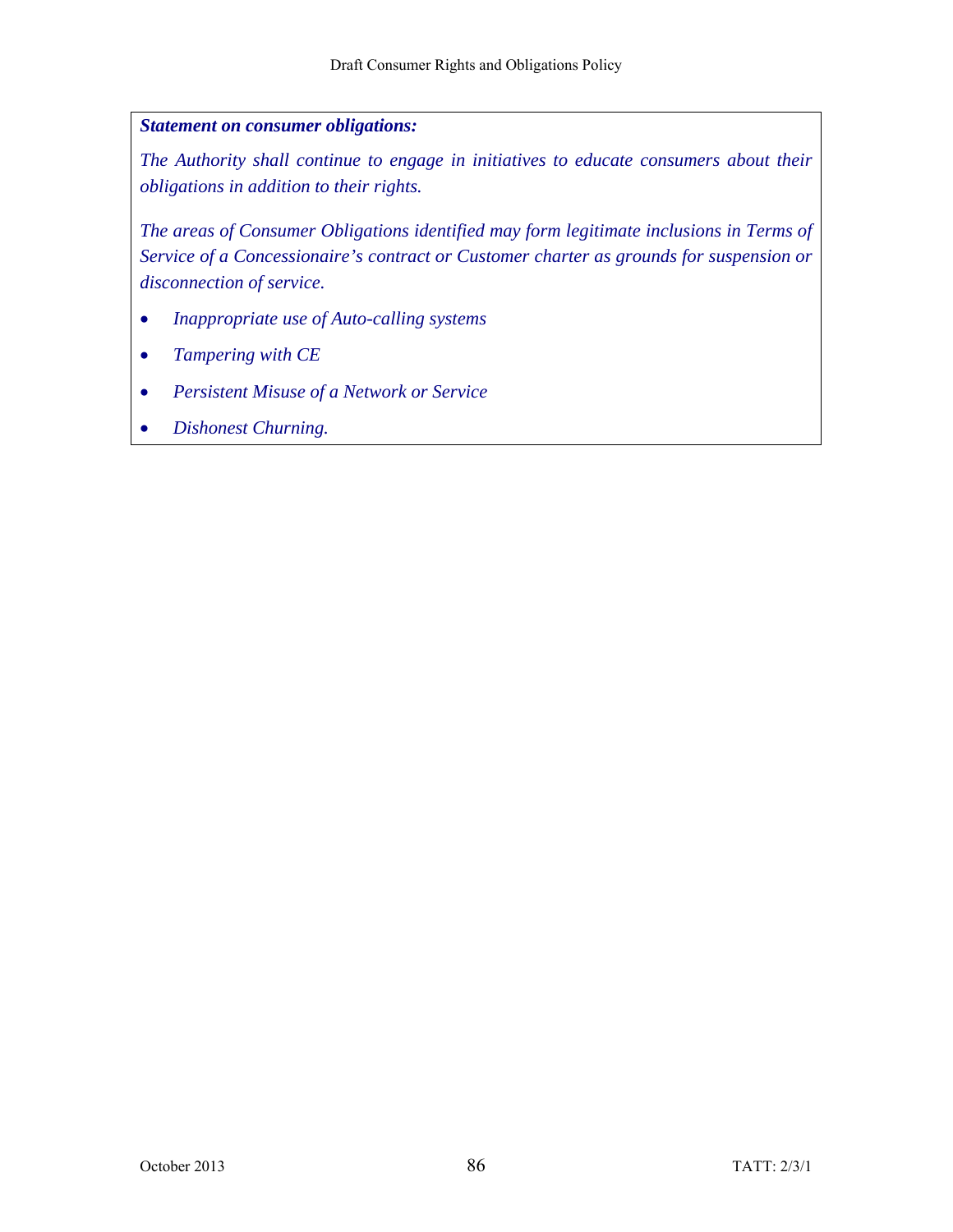***Statement on consumer obligations:***

*The Authority shall continue to engage in initiatives to educate consumers about their obligations in addition to their rights.*

*The areas of Consumer Obligations identified may form legitimate inclusions in Terms of Service of a Concessionaire's contract or Customer charter as grounds for suspension or disconnection of service.*

- *Inappropriate use of Auto-calling systems*
- *Tampering with CE*
- *Persistent Misuse of a Network or Service*
- *Dishonest Churning.*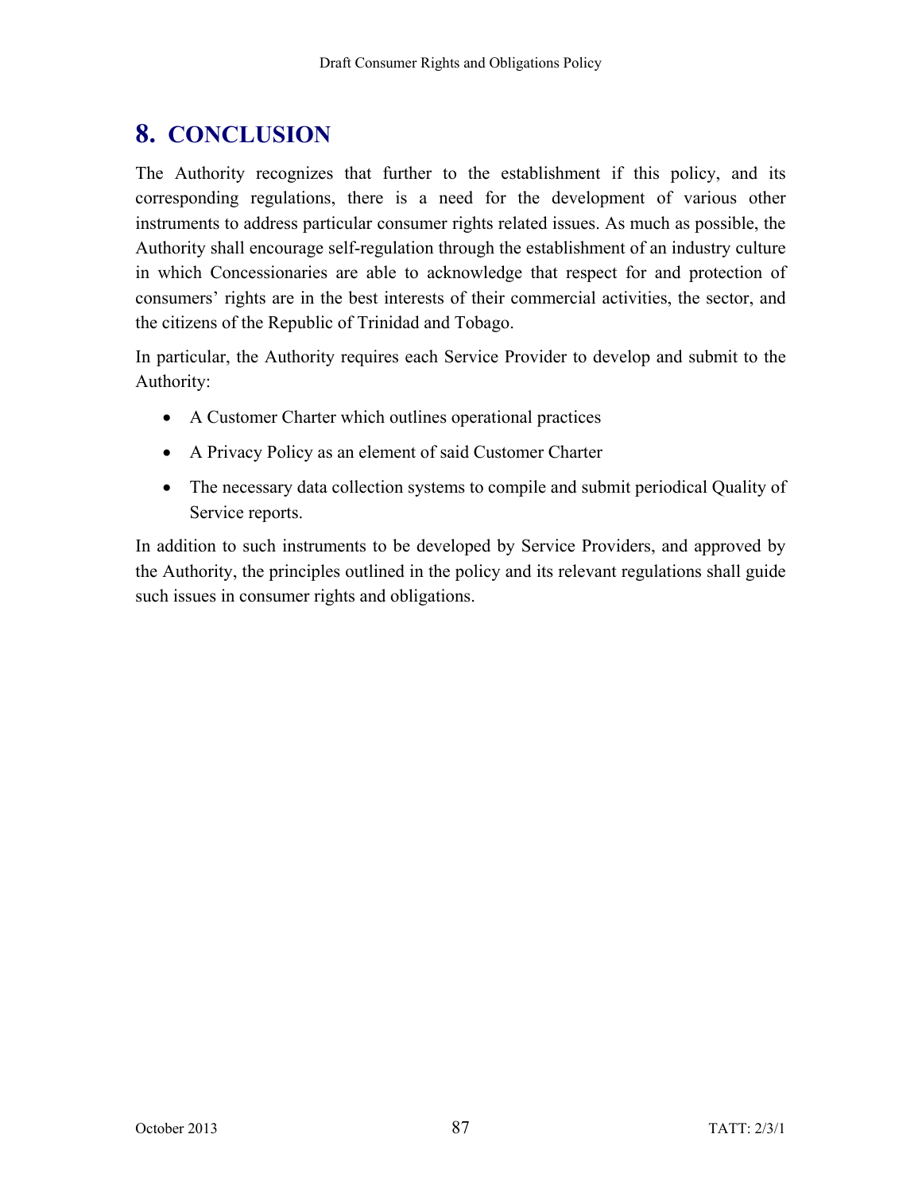# 8. CONCLUSION

The Authority recognizes that further to the establishment if this policy, and its corresponding regulations, there is a need for the development of various other instruments to address particular consumer rights related issues. As much as possible, the Authority shall encourage self-regulation through the establishment of an industry culture in which Concessionaries are able to acknowledge that respect for and protection of consumers' rights are in the best interests of their commercial activities, the sector, and the citizens of the Republic of Trinidad and Tobago.

In particular, the Authority requires each Service Provider to develop and submit to the Authority:

- A Customer Charter which outlines operational practices
- A Privacy Policy as an element of said Customer Charter
- The necessary data collection systems to compile and submit periodical Quality of Service reports.

In addition to such instruments to be developed by Service Providers, and approved by the Authority, the principles outlined in the policy and its relevant regulations shall guide such issues in consumer rights and obligations.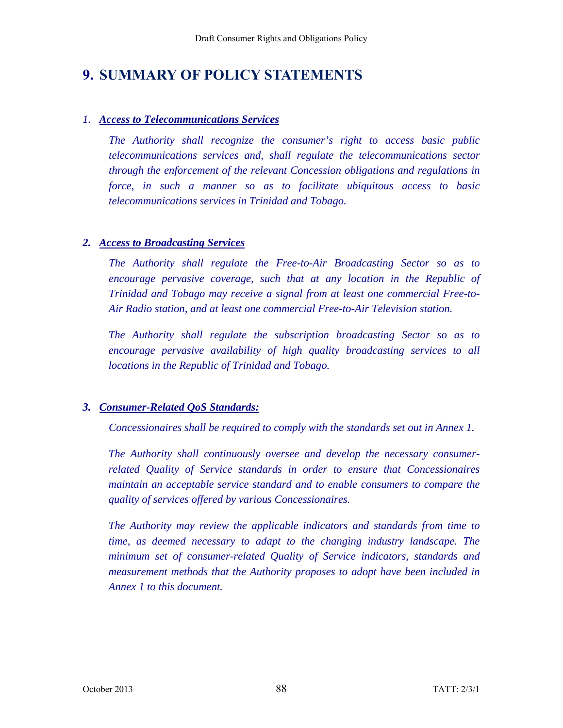# 9. SUMMARY OF POLICY STATEMENTS

1. ***Access to Telecommunications Services***

    *The Authority shall recognize the consumer's right to access basic public telecommunications services and, shall regulate the telecommunications sector through the enforcement of the relevant Concession obligations and regulations in force, in such a manner so as to facilitate ubiquitous access to basic telecommunications services in Trinidad and Tobago.*

2. ***Access to Broadcasting Services***

    *The Authority shall regulate the Free-to-Air Broadcasting Sector so as to encourage pervasive coverage, such that at any location in the Republic of Trinidad and Tobago may receive a signal from at least one commercial Free-to-Air Radio station, and at least one commercial Free-to-Air Television station.*

    *The Authority shall regulate the subscription broadcasting Sector so as to encourage pervasive availability of high quality broadcasting services to all locations in the Republic of Trinidad and Tobago.*

3. ***Consumer-Related QoS Standards:***

    *Concessionaires shall be required to comply with the standards set out in Annex 1.*

    *The Authority shall continuously oversee and develop the necessary consumer-related Quality of Service standards in order to ensure that Concessionaires maintain an acceptable service standard and to enable consumers to compare the quality of services offered by various Concessionaires.*

    *The Authority may review the applicable indicators and standards from time to time, as deemed necessary to adapt to the changing industry landscape. The minimum set of consumer-related Quality of Service indicators, standards and measurement methods that the Authority proposes to adopt have been included in Annex 1 to this document.*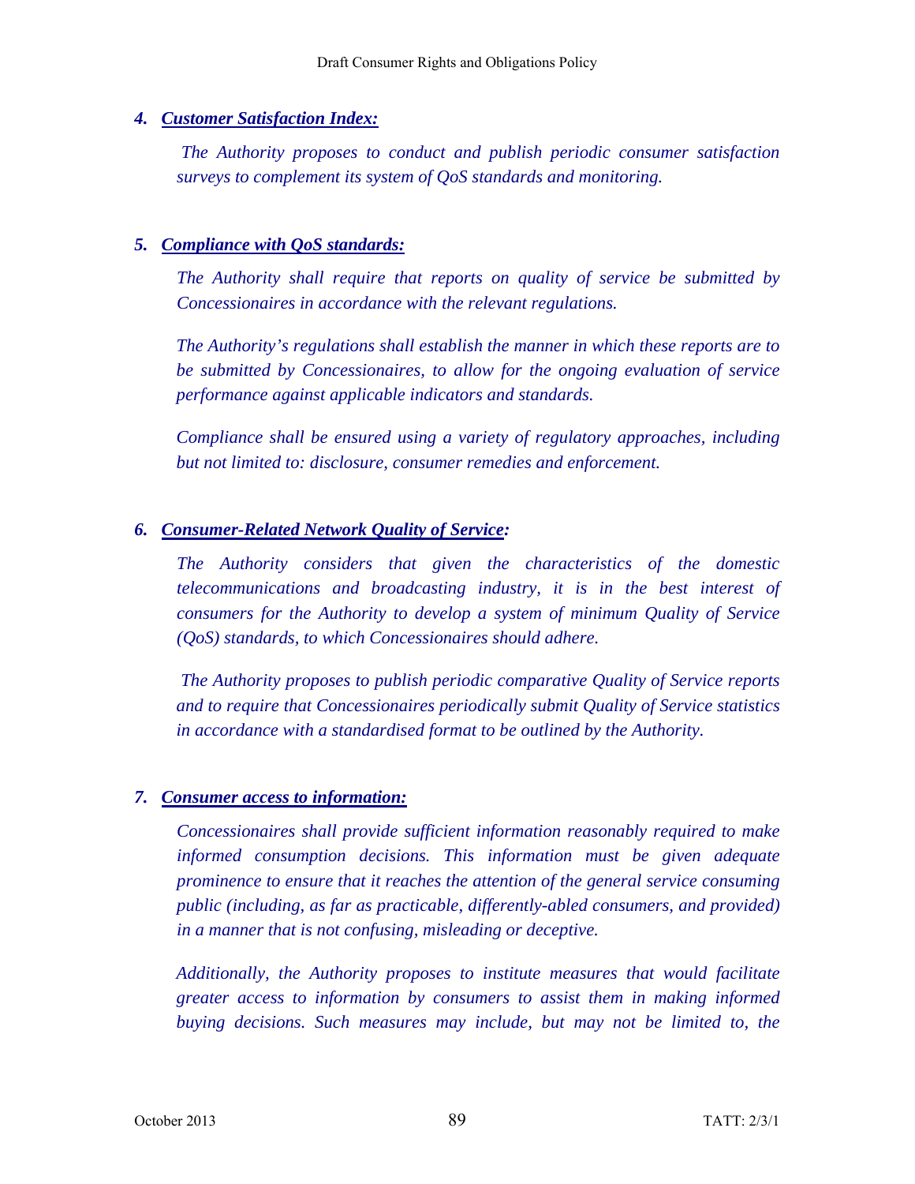### 4. ***Customer Satisfaction Index:***

*The Authority proposes to conduct and publish periodic consumer satisfaction surveys to complement its system of QoS standards and monitoring.*

### 5. ***Compliance with QoS standards:***

*The Authority shall require that reports on quality of service be submitted by Concessionaires in accordance with the relevant regulations.*

*The Authority's regulations shall establish the manner in which these reports are to be submitted by Concessionaires, to allow for the ongoing evaluation of service performance against applicable indicators and standards.*

*Compliance shall be ensured using a variety of regulatory approaches, including but not limited to: disclosure, consumer remedies and enforcement.*

### 6. ***Consumer-Related Network Quality of Service:***

*The Authority considers that given the characteristics of the domestic telecommunications and broadcasting industry, it is in the best interest of consumers for the Authority to develop a system of minimum Quality of Service (QoS) standards, to which Concessionaires should adhere.*

*The Authority proposes to publish periodic comparative Quality of Service reports and to require that Concessionaires periodically submit Quality of Service statistics in accordance with a standardised format to be outlined by the Authority.*

### 7. ***Consumer access to information:***

*Concessionaires shall provide sufficient information reasonably required to make informed consumption decisions. This information must be given adequate prominence to ensure that it reaches the attention of the general service consuming public (including, as far as practicable, differently-abled consumers, and provided) in a manner that is not confusing, misleading or deceptive.*

*Additionally, the Authority proposes to institute measures that would facilitate greater access to information by consumers to assist them in making informed buying decisions. Such measures may include, but may not be limited to, the*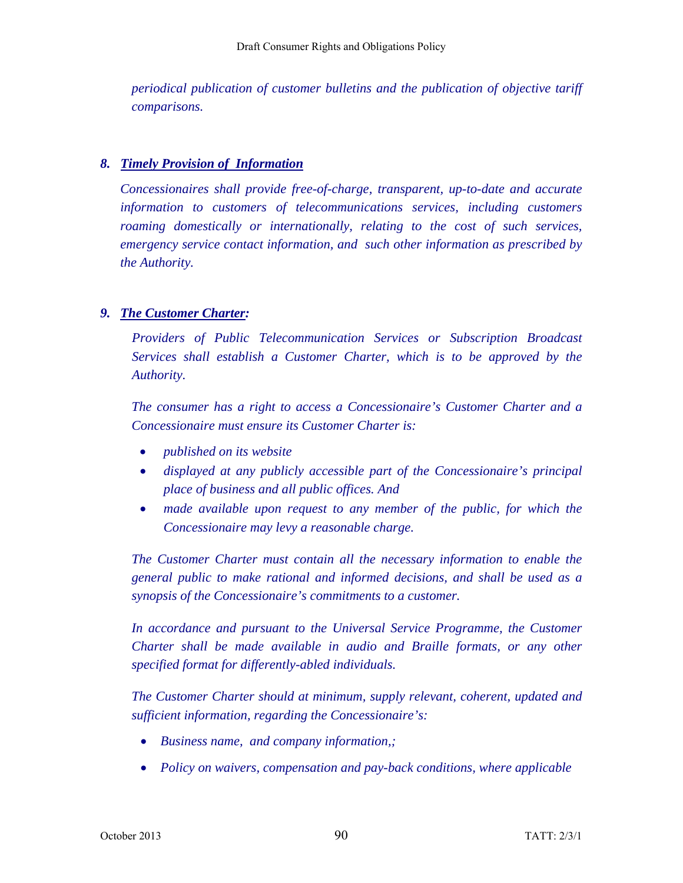*periodical publication of customer bulletins and the publication of objective tariff comparisons.*

### *8. Timely Provision of Information*

*Concessionaires shall provide free-of-charge, transparent, up-to-date and accurate information to customers of telecommunications services, including customers roaming domestically or internationally, relating to the cost of such services, emergency service contact information, and such other information as prescribed by the Authority.*

### *9. The Customer Charter:*

*Providers of Public Telecommunication Services or Subscription Broadcast Services shall establish a Customer Charter, which is to be approved by the Authority.*

*The consumer has a right to access a Concessionaire's Customer Charter and a Concessionaire must ensure its Customer Charter is:*

- *published on its website*
- *displayed at any publicly accessible part of the Concessionaire's principal place of business and all public offices. And*
- *made available upon request to any member of the public, for which the Concessionaire may levy a reasonable charge.*

*The Customer Charter must contain all the necessary information to enable the general public to make rational and informed decisions, and shall be used as a synopsis of the Concessionaire's commitments to a customer.*

*In accordance and pursuant to the Universal Service Programme, the Customer Charter shall be made available in audio and Braille formats, or any other specified format for differently-abled individuals.*

*The Customer Charter should at minimum, supply relevant, coherent, updated and sufficient information, regarding the Concessionaire's:*

- *Business name, and company information,;*
- *Policy on waivers, compensation and pay-back conditions, where applicable*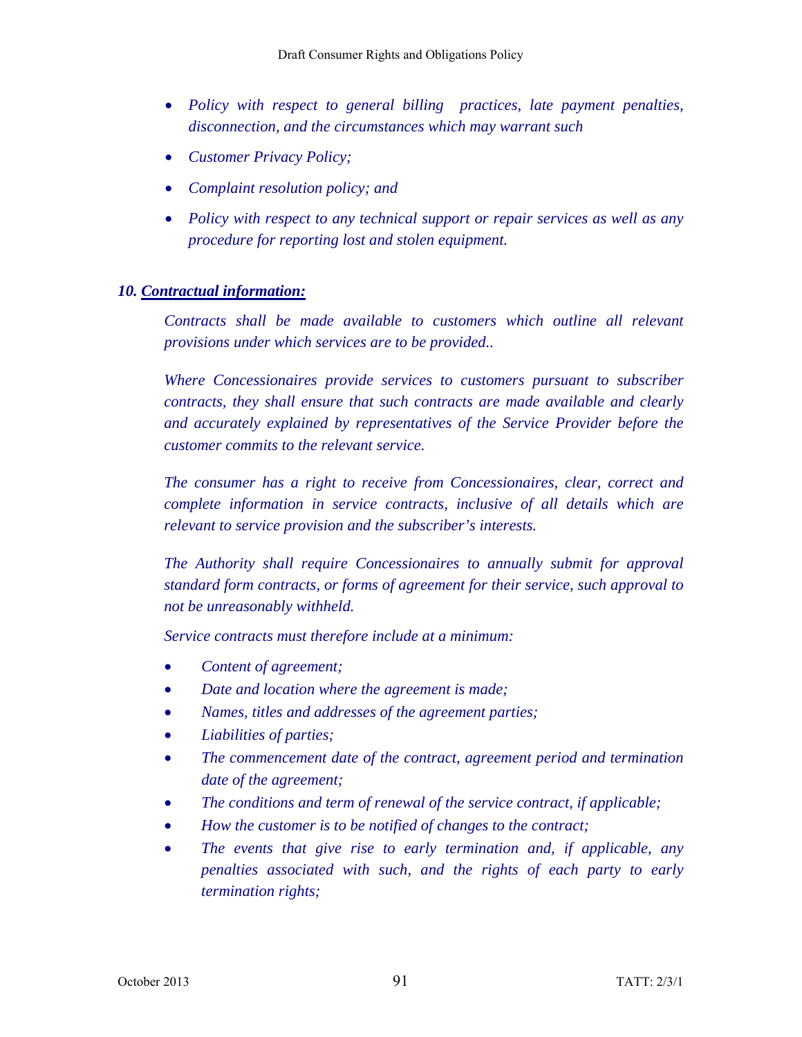- *Policy with respect to general billing practices, late payment penalties, disconnection, and the circumstances which may warrant such*
- *Customer Privacy Policy;*
- *Complaint resolution policy; and*
- *Policy with respect to any technical support or repair services as well as any procedure for reporting lost and stolen equipment.*

### *10. Contractual information:*

*Contracts shall be made available to customers which outline all relevant provisions under which services are to be provided..*

*Where Concessionaires provide services to customers pursuant to subscriber contracts, they shall ensure that such contracts are made available and clearly and accurately explained by representatives of the Service Provider before the customer commits to the relevant service.*

*The consumer has a right to receive from Concessionaires, clear, correct and complete information in service contracts, inclusive of all details which are relevant to service provision and the subscriber's interests.*

*The Authority shall require Concessionaires to annually submit for approval standard form contracts, or forms of agreement for their service, such approval to not be unreasonably withheld.*

*Service contracts must therefore include at a minimum:*

- *Content of agreement;*
- *Date and location where the agreement is made;*
- *Names, titles and addresses of the agreement parties;*
- *Liabilities of parties;*
- *The commencement date of the contract, agreement period and termination date of the agreement;*
- *The conditions and term of renewal of the service contract, if applicable;*
- *How the customer is to be notified of changes to the contract;*
- *The events that give rise to early termination and, if applicable, any penalties associated with such, and the rights of each party to early termination rights;*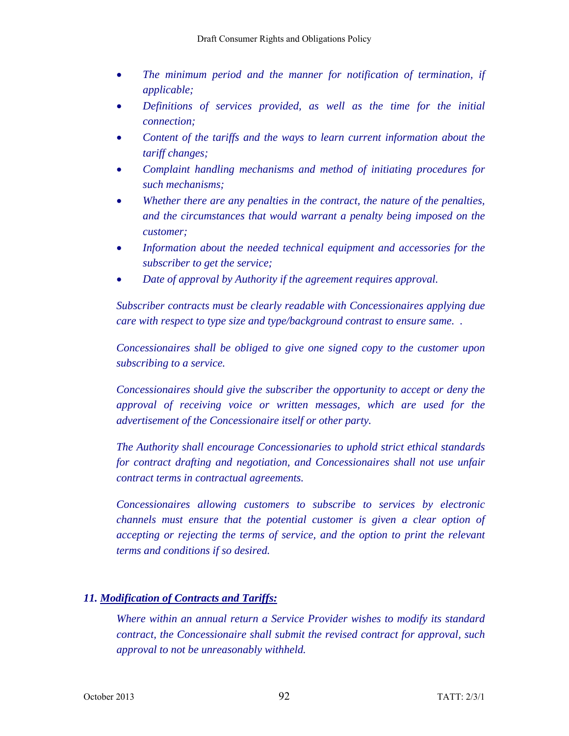- *The minimum period and the manner for notification of termination, if applicable;*
- *Definitions of services provided, as well as the time for the initial connection;*
- *Content of the tariffs and the ways to learn current information about the tariff changes;*
- *Complaint handling mechanisms and method of initiating procedures for such mechanisms;*
- *Whether there are any penalties in the contract, the nature of the penalties, and the circumstances that would warrant a penalty being imposed on the customer;*
- *Information about the needed technical equipment and accessories for the subscriber to get the service;*
- *Date of approval by Authority if the agreement requires approval.*

*Subscriber contracts must be clearly readable with Concessionaires applying due care with respect to type size and type/background contrast to ensure same. .*

*Concessionaires shall be obliged to give one signed copy to the customer upon subscribing to a service.*

*Concessionaires should give the subscriber the opportunity to accept or deny the approval of receiving voice or written messages, which are used for the advertisement of the Concessionaire itself or other party.*

*The Authority shall encourage Concessionaries to uphold strict ethical standards for contract drafting and negotiation, and Concessionaires shall not use unfair contract terms in contractual agreements.*

*Concessionaires allowing customers to subscribe to services by electronic channels must ensure that the potential customer is given a clear option of accepting or rejecting the terms of service, and the option to print the relevant terms and conditions if so desired.*

## *11. Modification of Contracts and Tariffs:*

*Where within an annual return a Service Provider wishes to modify its standard contract, the Concessionaire shall submit the revised contract for approval, such approval to not be unreasonably withheld.*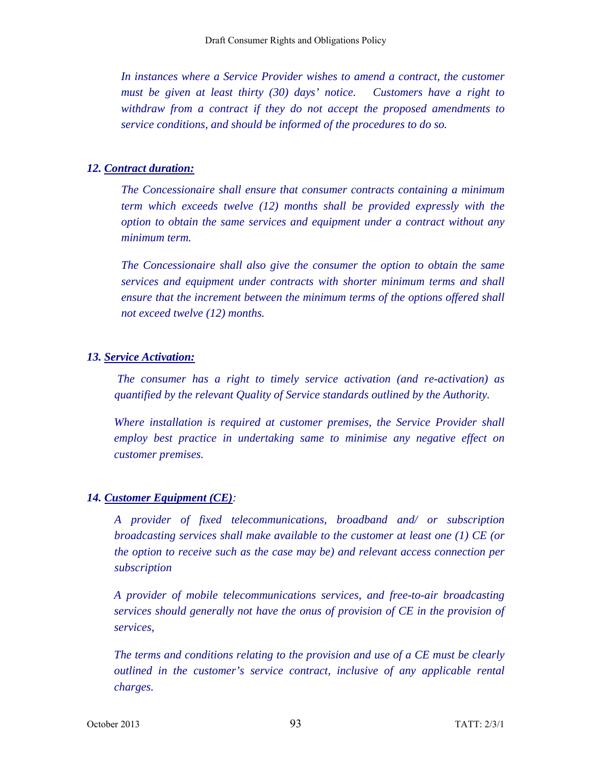*In instances where a Service Provider wishes to amend a contract, the customer must be given at least thirty (30) days' notice. Customers have a right to withdraw from a contract if they do not accept the proposed amendments to service conditions, and should be informed of the procedures to do so.*

### *12. Contract duration:*

*The Concessionaire shall ensure that consumer contracts containing a minimum term which exceeds twelve (12) months shall be provided expressly with the option to obtain the same services and equipment under a contract without any minimum term.*

*The Concessionaire shall also give the consumer the option to obtain the same services and equipment under contracts with shorter minimum terms and shall ensure that the increment between the minimum terms of the options offered shall not exceed twelve (12) months.*

### *13. Service Activation:*

*The consumer has a right to timely service activation (and re-activation) as quantified by the relevant Quality of Service standards outlined by the Authority.*

*Where installation is required at customer premises, the Service Provider shall employ best practice in undertaking same to minimise any negative effect on customer premises.*

### *14. Customer Equipment (CE):*

*A provider of fixed telecommunications, broadband and/ or subscription broadcasting services shall make available to the customer at least one (1) CE (or the option to receive such as the case may be) and relevant access connection per subscription*

*A provider of mobile telecommunications services, and free-to-air broadcasting services should generally not have the onus of provision of CE in the provision of services,*

*The terms and conditions relating to the provision and use of a CE must be clearly outlined in the customer's service contract, inclusive of any applicable rental charges.*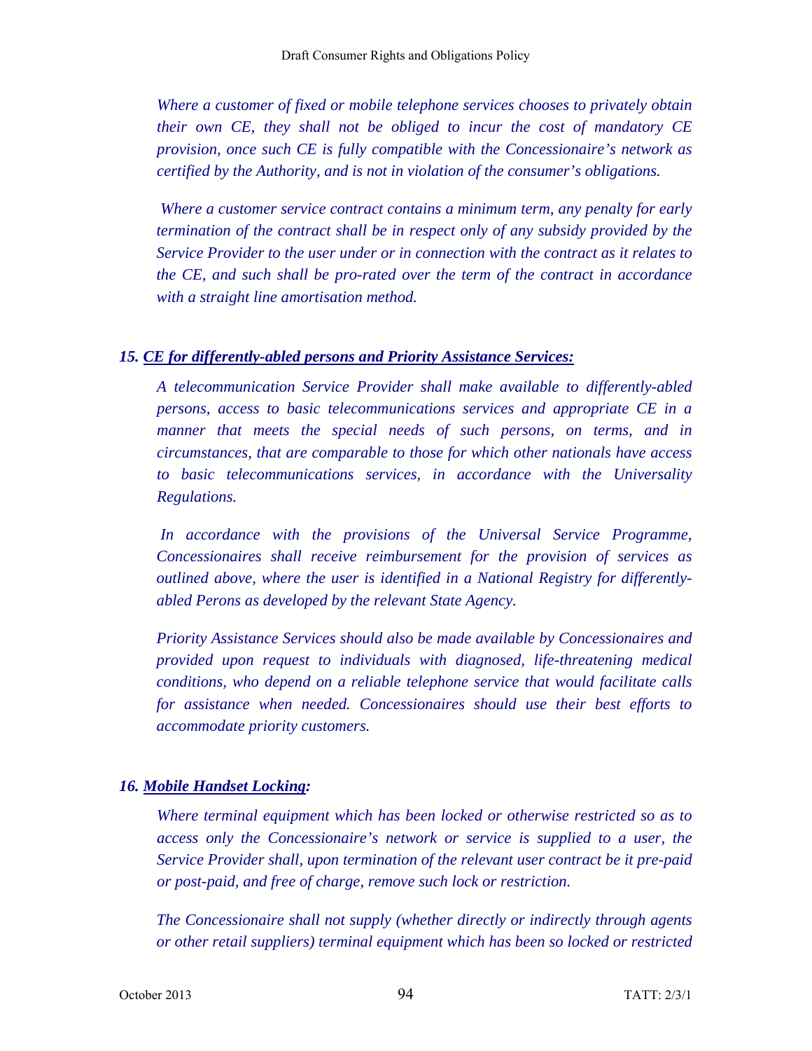*Where a customer of fixed or mobile telephone services chooses to privately obtain their own CE, they shall not be obliged to incur the cost of mandatory CE provision, once such CE is fully compatible with the Concessionaire's network as certified by the Authority, and is not in violation of the consumer's obligations.*

*Where a customer service contract contains a minimum term, any penalty for early termination of the contract shall be in respect only of any subsidy provided by the Service Provider to the user under or in connection with the contract as it relates to the CE, and such shall be pro-rated over the term of the contract in accordance with a straight line amortisation method.*

### *15. <u>CE for differently-abled persons and Priority Assistance Services:</u>*

*A telecommunication Service Provider shall make available to differently-abled persons, access to basic telecommunications services and appropriate CE in a manner that meets the special needs of such persons, on terms, and in circumstances, that are comparable to those for which other nationals have access to basic telecommunications services, in accordance with the Universality Regulations.*

*In accordance with the provisions of the Universal Service Programme, Concessionaires shall receive reimbursement for the provision of services as outlined above, where the user is identified in a National Registry for differently-abled Perons as developed by the relevant State Agency.*

*Priority Assistance Services should also be made available by Concessionaires and provided upon request to individuals with diagnosed, life-threatening medical conditions, who depend on a reliable telephone service that would facilitate calls for assistance when needed. Concessionaires should use their best efforts to accommodate priority customers.*

### *16. <u>Mobile Handset Locking</u>:*

*Where terminal equipment which has been locked or otherwise restricted so as to access only the Concessionaire's network or service is supplied to a user, the Service Provider shall, upon termination of the relevant user contract be it pre-paid or post-paid, and free of charge, remove such lock or restriction.*

*The Concessionaire shall not supply (whether directly or indirectly through agents or other retail suppliers) terminal equipment which has been so locked or restricted*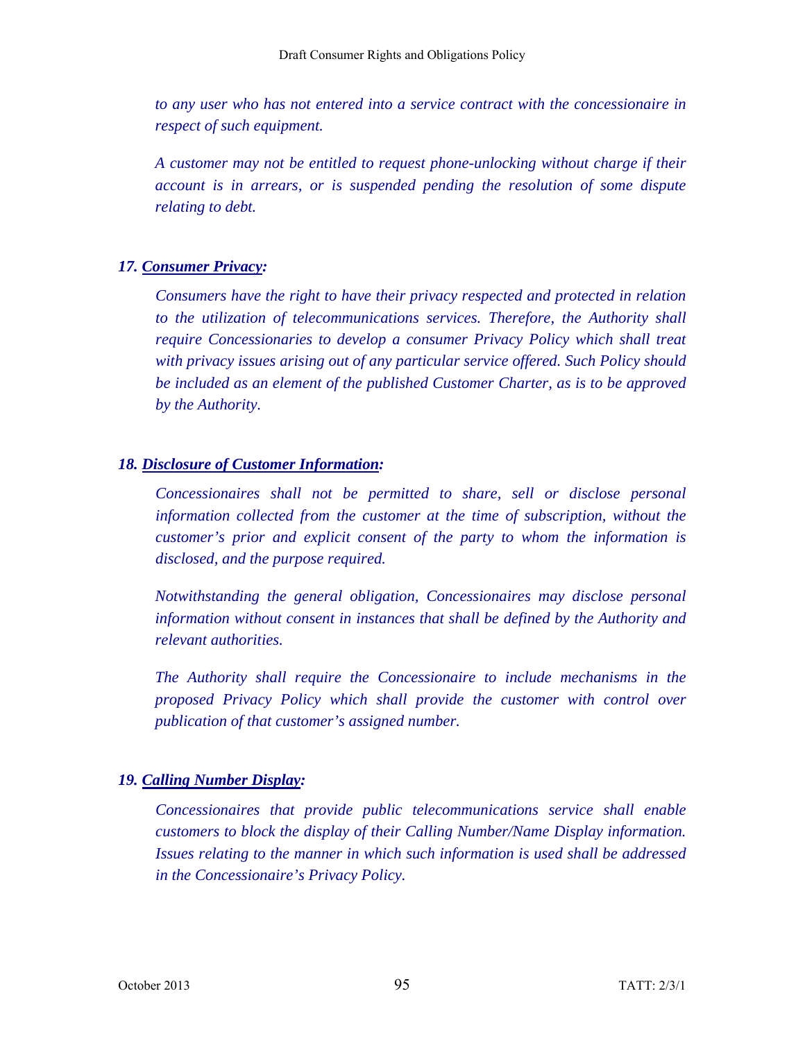*to any user who has not entered into a service contract with the concessionaire in respect of such equipment.*

*A customer may not be entitled to request phone-unlocking without charge if their account is in arrears, or is suspended pending the resolution of some dispute relating to debt.*

### *17. Consumer Privacy:*

*Consumers have the right to have their privacy respected and protected in relation to the utilization of telecommunications services. Therefore, the Authority shall require Concessionaries to develop a consumer Privacy Policy which shall treat with privacy issues arising out of any particular service offered. Such Policy should be included as an element of the published Customer Charter, as is to be approved by the Authority.*

### *18. Disclosure of Customer Information:*

*Concessionaires shall not be permitted to share, sell or disclose personal information collected from the customer at the time of subscription, without the customer's prior and explicit consent of the party to whom the information is disclosed, and the purpose required.*

*Notwithstanding the general obligation, Concessionaires may disclose personal information without consent in instances that shall be defined by the Authority and relevant authorities.*

*The Authority shall require the Concessionaire to include mechanisms in the proposed Privacy Policy which shall provide the customer with control over publication of that customer's assigned number.*

### *19. Calling Number Display:*

*Concessionaires that provide public telecommunications service shall enable customers to block the display of their Calling Number/Name Display information. Issues relating to the manner in which such information is used shall be addressed in the Concessionaire's Privacy Policy.*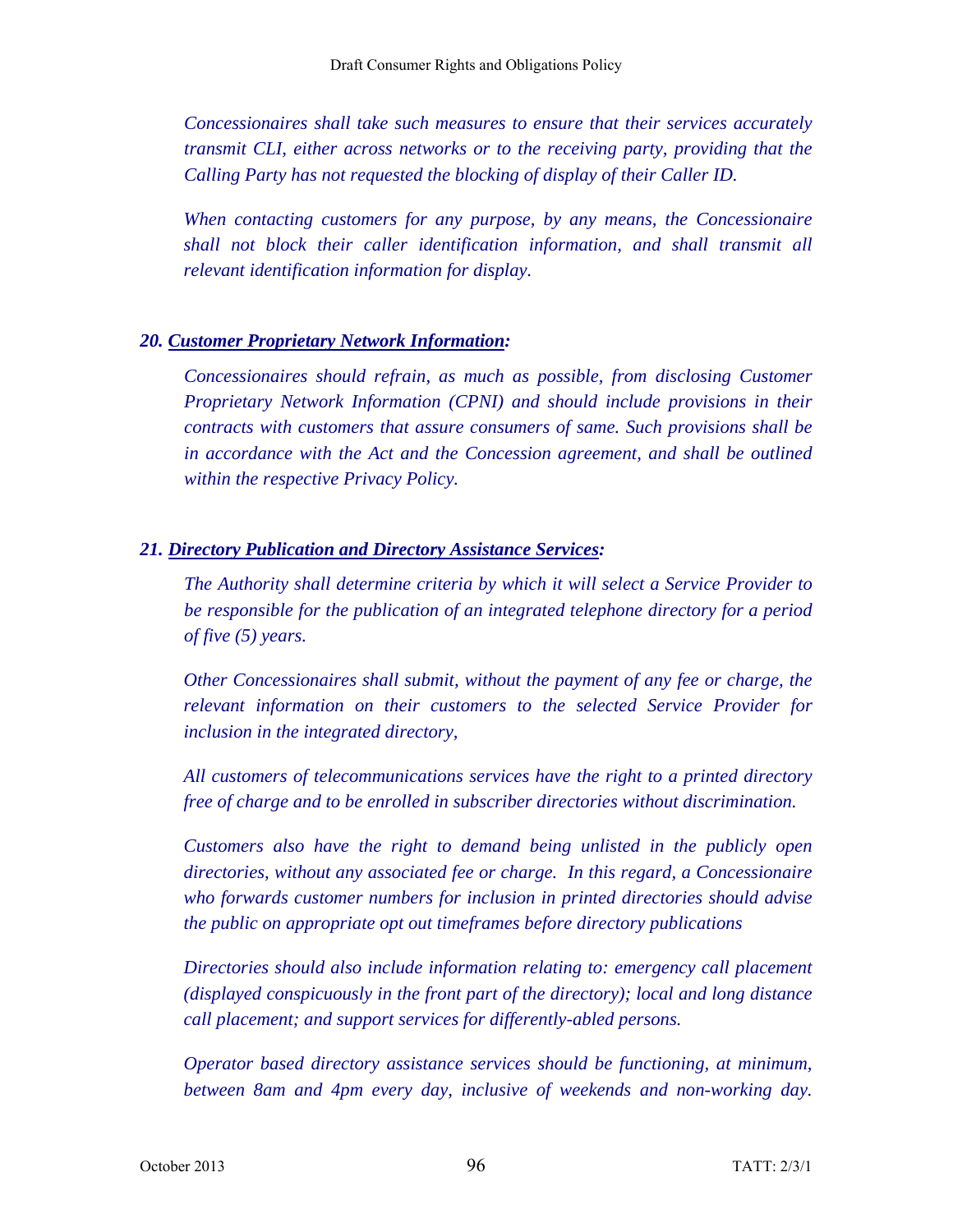*Concessionaires shall take such measures to ensure that their services accurately transmit CLI, either across networks or to the receiving party, providing that the Calling Party has not requested the blocking of display of their Caller ID.*

*When contacting customers for any purpose, by any means, the Concessionaire shall not block their caller identification information, and shall transmit all relevant identification information for display.*

### *20. <u>Customer Proprietary Network Information</u>:*

*Concessionaires should refrain, as much as possible, from disclosing Customer Proprietary Network Information (CPNI) and should include provisions in their contracts with customers that assure consumers of same. Such provisions shall be in accordance with the Act and the Concession agreement, and shall be outlined within the respective Privacy Policy.*

### *21. <u>Directory Publication and Directory Assistance Services</u>:*

*The Authority shall determine criteria by which it will select a Service Provider to be responsible for the publication of an integrated telephone directory for a period of five (5) years.*

*Other Concessionaires shall submit, without the payment of any fee or charge, the relevant information on their customers to the selected Service Provider for inclusion in the integrated directory,*

*All customers of telecommunications services have the right to a printed directory free of charge and to be enrolled in subscriber directories without discrimination.*

*Customers also have the right to demand being unlisted in the publicly open directories, without any associated fee or charge. In this regard, a Concessionaire who forwards customer numbers for inclusion in printed directories should advise the public on appropriate opt out timeframes before directory publications*

*Directories should also include information relating to: emergency call placement (displayed conspicuously in the front part of the directory); local and long distance call placement; and support services for differently-abled persons.*

*Operator based directory assistance services should be functioning, at minimum, between 8am and 4pm every day, inclusive of weekends and non-working day.*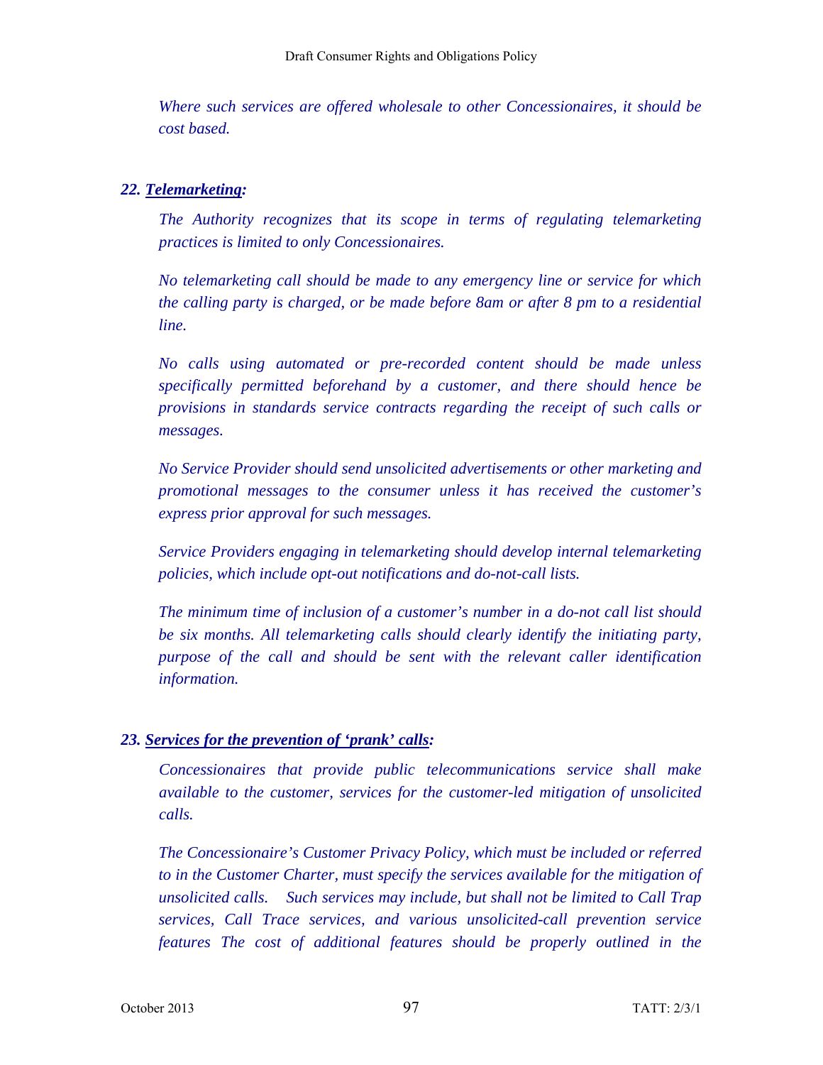*Where such services are offered wholesale to other Concessionaires, it should be cost based.*

### *22. <u>Telemarketing</u>:*

*The Authority recognizes that its scope in terms of regulating telemarketing practices is limited to only Concessionaires.*

*No telemarketing call should be made to any emergency line or service for which the calling party is charged, or be made before 8am or after 8 pm to a residential line.*

*No calls using automated or pre-recorded content should be made unless specifically permitted beforehand by a customer, and there should hence be provisions in standards service contracts regarding the receipt of such calls or messages.*

*No Service Provider should send unsolicited advertisements or other marketing and promotional messages to the consumer unless it has received the customer's express prior approval for such messages.*

*Service Providers engaging in telemarketing should develop internal telemarketing policies, which include opt-out notifications and do-not-call lists.*

*The minimum time of inclusion of a customer's number in a do-not call list should be six months. All telemarketing calls should clearly identify the initiating party, purpose of the call and should be sent with the relevant caller identification information.*

### *23. <u>Services for the prevention of 'prank' calls</u>:*

*Concessionaires that provide public telecommunications service shall make available to the customer, services for the customer-led mitigation of unsolicited calls.*

*The Concessionaire's Customer Privacy Policy, which must be included or referred to in the Customer Charter, must specify the services available for the mitigation of unsolicited calls. Such services may include, but shall not be limited to Call Trap services, Call Trace services, and various unsolicited-call prevention service features The cost of additional features should be properly outlined in the*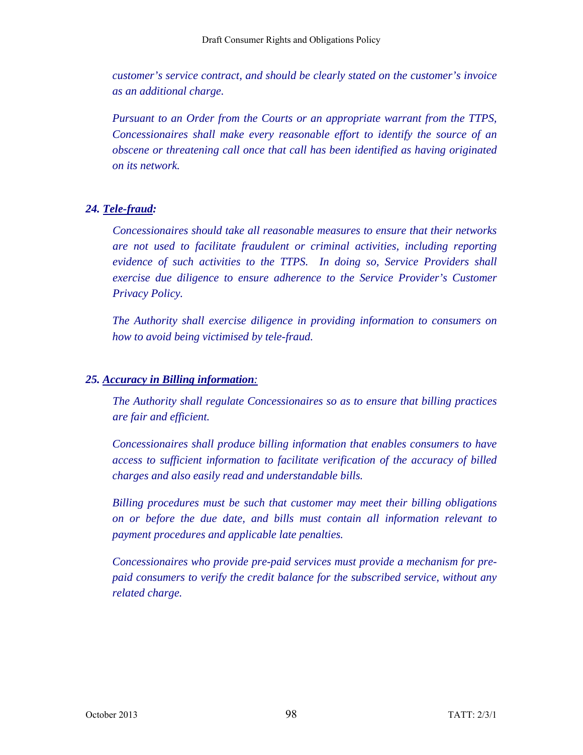*customer's service contract, and should be clearly stated on the customer's invoice as an additional charge.*

*Pursuant to an Order from the Courts or an appropriate warrant from the TTPS, Concessionaires shall make every reasonable effort to identify the source of an obscene or threatening call once that call has been identified as having originated on its network.*

### *24. Tele-fraud:*

*Concessionaires should take all reasonable measures to ensure that their networks are not used to facilitate fraudulent or criminal activities, including reporting evidence of such activities to the TTPS. In doing so, Service Providers shall exercise due diligence to ensure adherence to the Service Provider's Customer Privacy Policy.*

*The Authority shall exercise diligence in providing information to consumers on how to avoid being victimised by tele-fraud.*

### *25. Accuracy in Billing information:*

*The Authority shall regulate Concessionaires so as to ensure that billing practices are fair and efficient.*

*Concessionaires shall produce billing information that enables consumers to have access to sufficient information to facilitate verification of the accuracy of billed charges and also easily read and understandable bills.*

*Billing procedures must be such that customer may meet their billing obligations on or before the due date, and bills must contain all information relevant to payment procedures and applicable late penalties.*

*Concessionaires who provide pre-paid services must provide a mechanism for pre-paid consumers to verify the credit balance for the subscribed service, without any related charge.*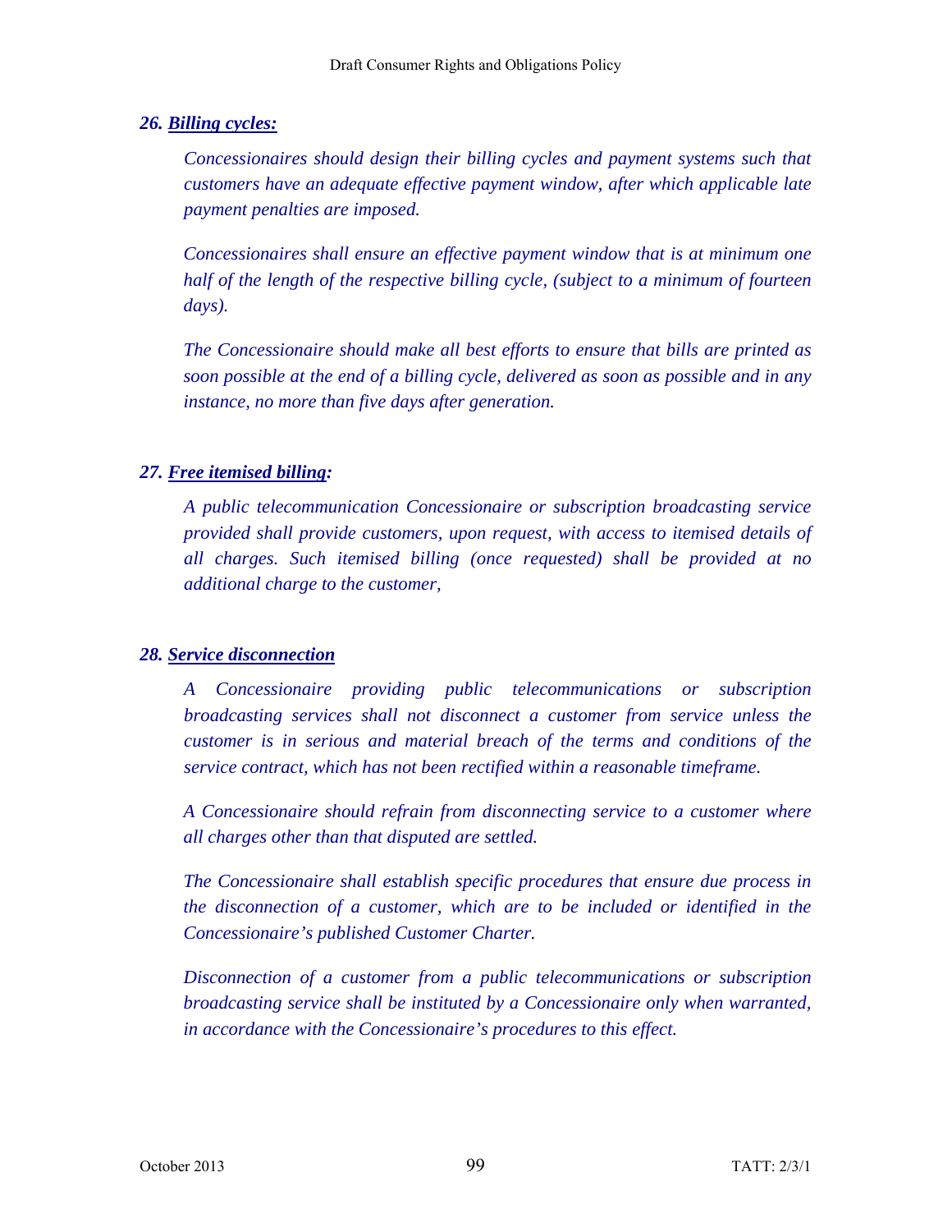### *26. Billing cycles:*

*Concessionaires should design their billing cycles and payment systems such that customers have an adequate effective payment window, after which applicable late payment penalties are imposed.*

*Concessionaires shall ensure an effective payment window that is at minimum one half of the length of the respective billing cycle, (subject to a minimum of fourteen days).*

*The Concessionaire should make all best efforts to ensure that bills are printed as soon possible at the end of a billing cycle, delivered as soon as possible and in any instance, no more than five days after generation.*

### *27. Free itemised billing:*

*A public telecommunication Concessionaire or subscription broadcasting service provided shall provide customers, upon request, with access to itemised details of all charges. Such itemised billing (once requested) shall be provided at no additional charge to the customer,*

### *28. Service disconnection*

*A Concessionaire providing public telecommunications or subscription broadcasting services shall not disconnect a customer from service unless the customer is in serious and material breach of the terms and conditions of the service contract, which has not been rectified within a reasonable timeframe.*

*A Concessionaire should refrain from disconnecting service to a customer where all charges other than that disputed are settled.*

*The Concessionaire shall establish specific procedures that ensure due process in the disconnection of a customer, which are to be included or identified in the Concessionaire's published Customer Charter.*

*Disconnection of a customer from a public telecommunications or subscription broadcasting service shall be instituted by a Concessionaire only when warranted, in accordance with the Concessionaire's procedures to this effect.*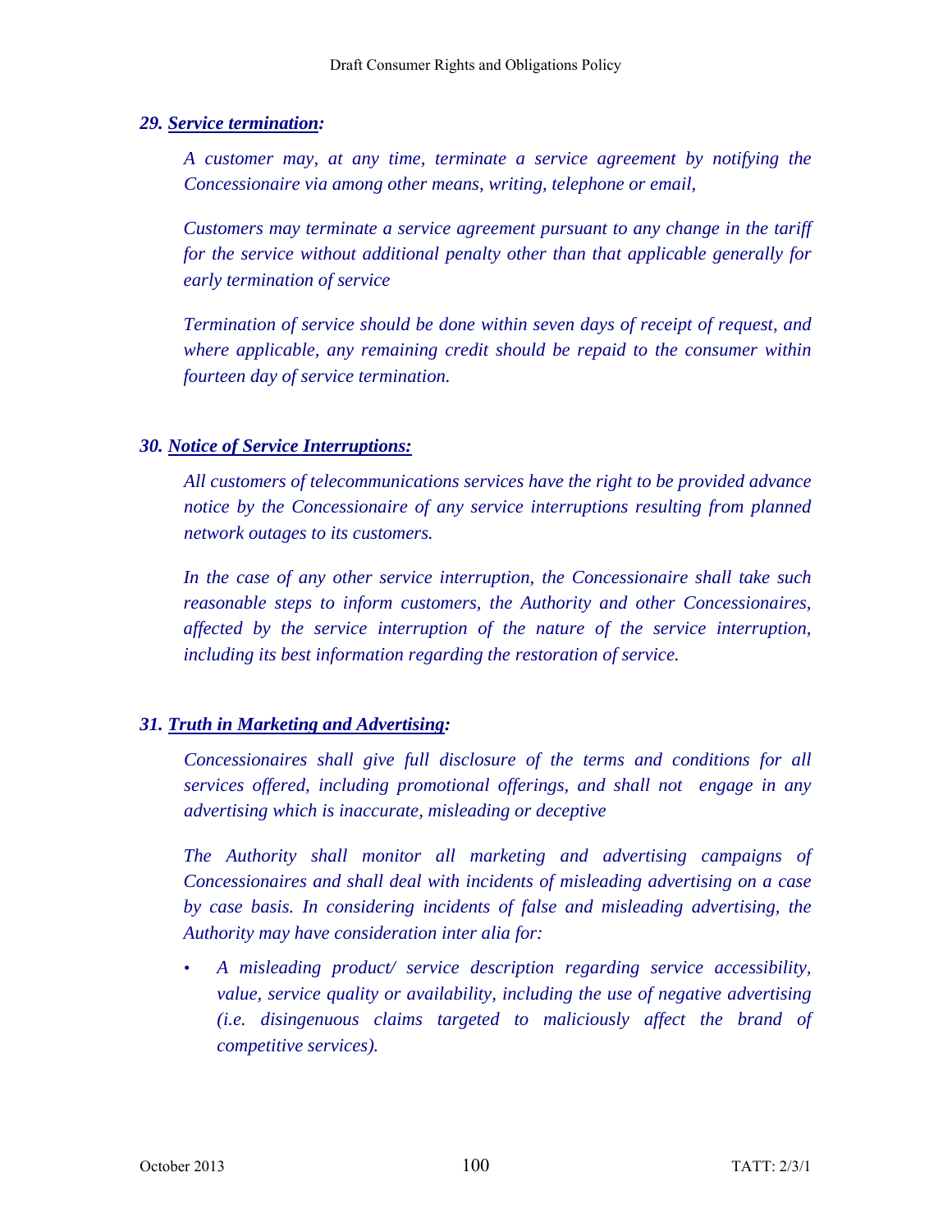### *29. Service termination:*

*A customer may, at any time, terminate a service agreement by notifying the Concessionaire via among other means, writing, telephone or email,*

*Customers may terminate a service agreement pursuant to any change in the tariff for the service without additional penalty other than that applicable generally for early termination of service*

*Termination of service should be done within seven days of receipt of request, and where applicable, any remaining credit should be repaid to the consumer within fourteen day of service termination.*

### *30. Notice of Service Interruptions:*

*All customers of telecommunications services have the right to be provided advance notice by the Concessionaire of any service interruptions resulting from planned network outages to its customers.*

*In the case of any other service interruption, the Concessionaire shall take such reasonable steps to inform customers, the Authority and other Concessionaires, affected by the service interruption of the nature of the service interruption, including its best information regarding the restoration of service.*

### *31. Truth in Marketing and Advertising:*

*Concessionaires shall give full disclosure of the terms and conditions for all services offered, including promotional offerings, and shall not engage in any advertising which is inaccurate, misleading or deceptive*

*The Authority shall monitor all marketing and advertising campaigns of Concessionaires and shall deal with incidents of misleading advertising on a case by case basis. In considering incidents of false and misleading advertising, the Authority may have consideration inter alia for:*

- *A misleading product/ service description regarding service accessibility, value, service quality or availability, including the use of negative advertising (i.e. disingenuous claims targeted to maliciously affect the brand of competitive services).*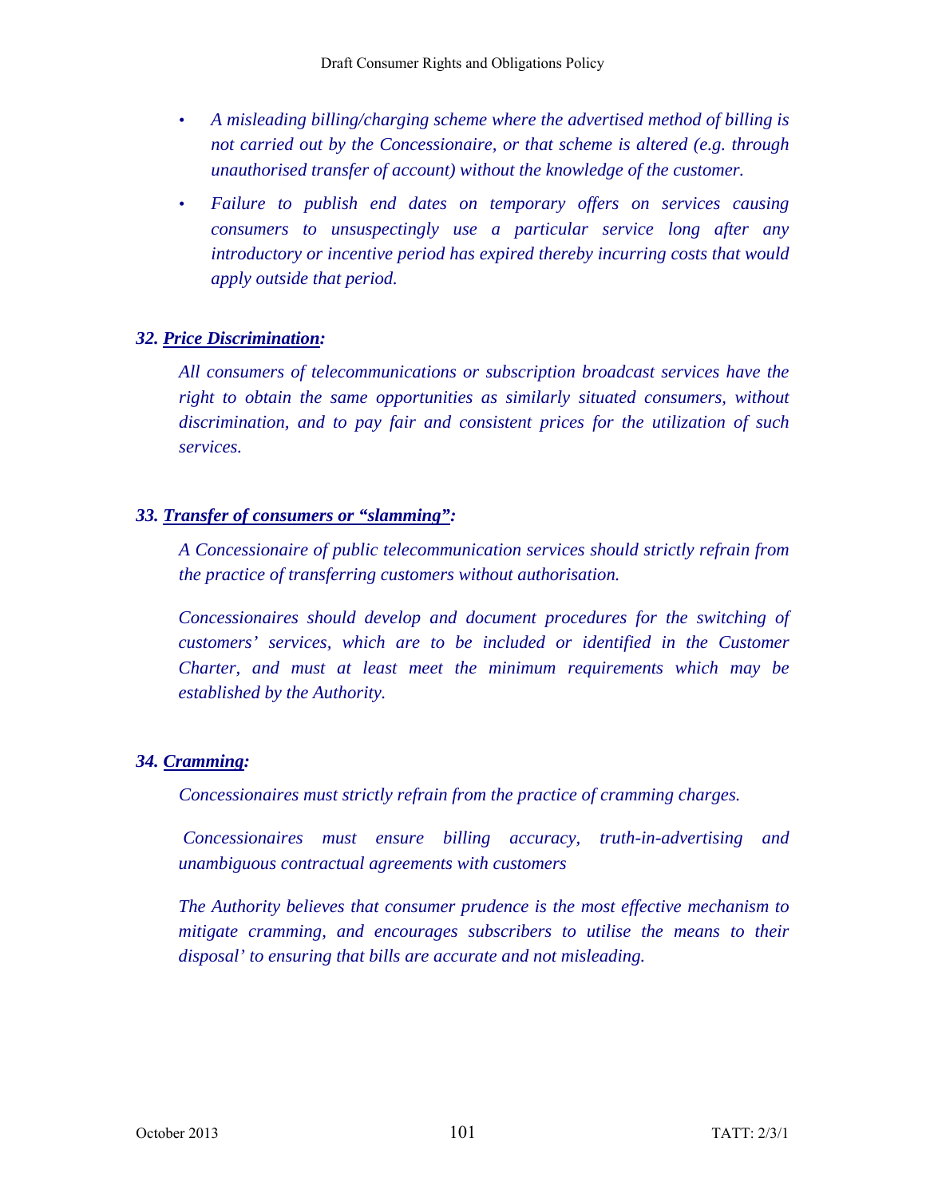- *A misleading billing/charging scheme where the advertised method of billing is not carried out by the Concessionaire, or that scheme is altered (e.g. through unauthorised transfer of account) without the knowledge of the customer.*
- *Failure to publish end dates on temporary offers on services causing consumers to unsuspectingly use a particular service long after any introductory or incentive period has expired thereby incurring costs that would apply outside that period.*

### *32. Price Discrimination:*

*All consumers of telecommunications or subscription broadcast services have the right to obtain the same opportunities as similarly situated consumers, without discrimination, and to pay fair and consistent prices for the utilization of such services.*

### *33. Transfer of consumers or "slamming":*

*A Concessionaire of public telecommunication services should strictly refrain from the practice of transferring customers without authorisation.*

*Concessionaires should develop and document procedures for the switching of customers' services, which are to be included or identified in the Customer Charter, and must at least meet the minimum requirements which may be established by the Authority.*

### *34. Cramming:*

*Concessionaires must strictly refrain from the practice of cramming charges.*

*Concessionaires must ensure billing accuracy, truth-in-advertising and unambiguous contractual agreements with customers*

*The Authority believes that consumer prudence is the most effective mechanism to mitigate cramming, and encourages subscribers to utilise the means to their disposal' to ensuring that bills are accurate and not misleading.*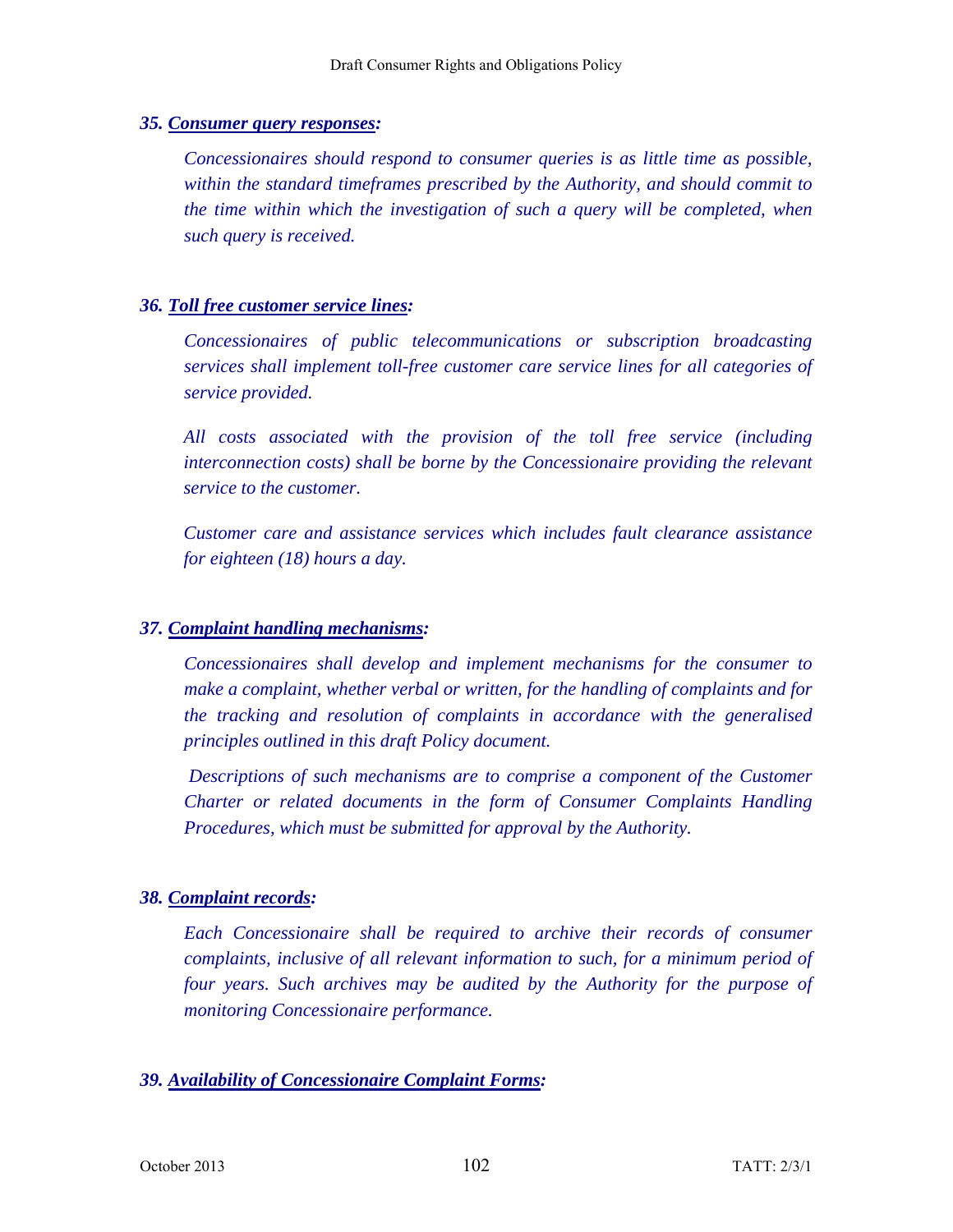### *35. Consumer query responses:*

*Concessionaires should respond to consumer queries is as little time as possible, within the standard timeframes prescribed by the Authority, and should commit to the time within which the investigation of such a query will be completed, when such query is received.*

### *36. Toll free customer service lines:*

*Concessionaires of public telecommunications or subscription broadcasting services shall implement toll-free customer care service lines for all categories of service provided.*

*All costs associated with the provision of the toll free service (including interconnection costs) shall be borne by the Concessionaire providing the relevant service to the customer.*

*Customer care and assistance services which includes fault clearance assistance for eighteen (18) hours a day.*

### *37. Complaint handling mechanisms:*

*Concessionaires shall develop and implement mechanisms for the consumer to make a complaint, whether verbal or written, for the handling of complaints and for the tracking and resolution of complaints in accordance with the generalised principles outlined in this draft Policy document.*

*Descriptions of such mechanisms are to comprise a component of the Customer Charter or related documents in the form of Consumer Complaints Handling Procedures, which must be submitted for approval by the Authority.*

### *38. Complaint records:*

*Each Concessionaire shall be required to archive their records of consumer complaints, inclusive of all relevant information to such, for a minimum period of four years. Such archives may be audited by the Authority for the purpose of monitoring Concessionaire performance.*

### *39. Availability of Concessionaire Complaint Forms:*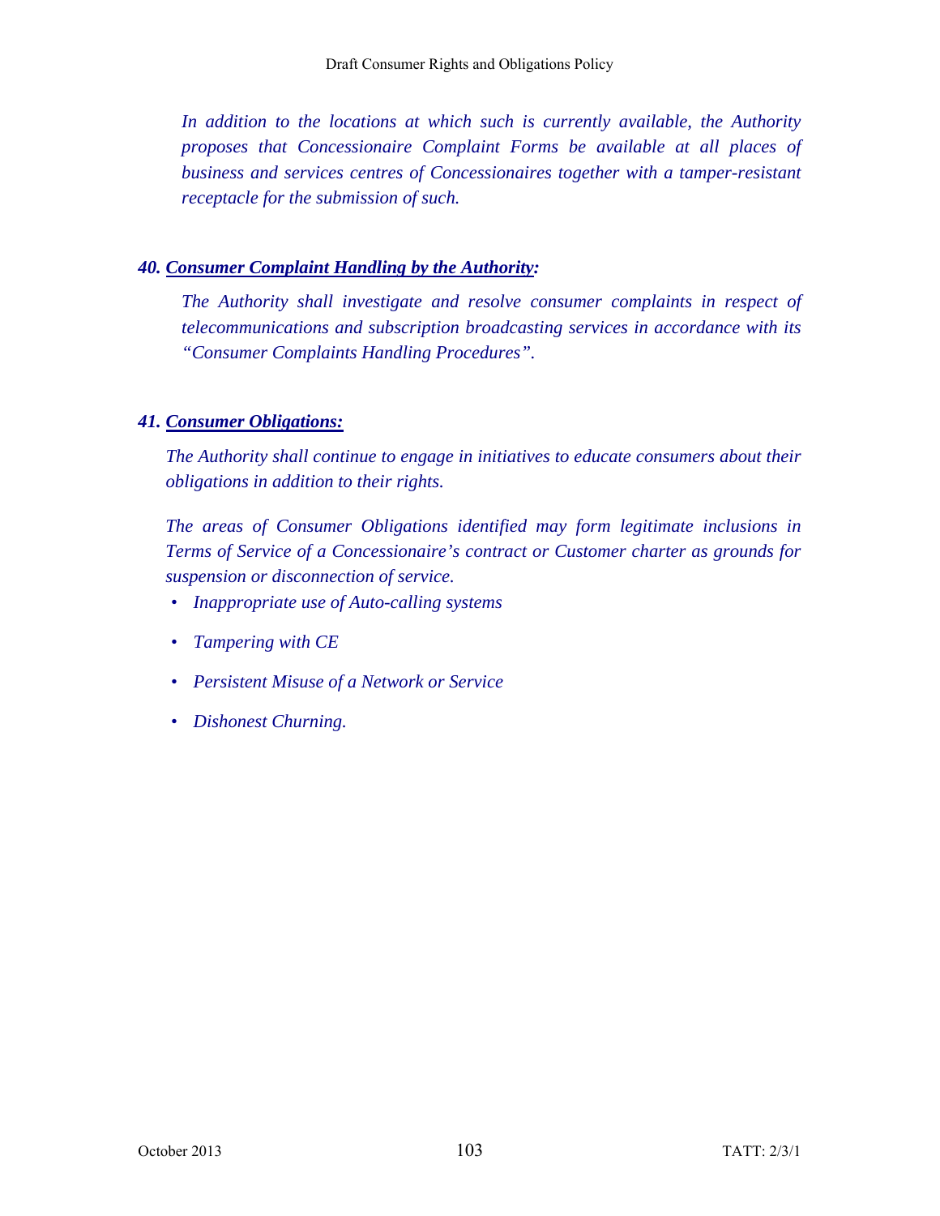*In addition to the locations at which such is currently available, the Authority proposes that Concessionaire Complaint Forms be available at all places of business and services centres of Concessionaires together with a tamper-resistant receptacle for the submission of such.*

### *40. Consumer Complaint Handling by the Authority:*

*The Authority shall investigate and resolve consumer complaints in respect of telecommunications and subscription broadcasting services in accordance with its "Consumer Complaints Handling Procedures".*

### *41. Consumer Obligations:*

*The Authority shall continue to engage in initiatives to educate consumers about their obligations in addition to their rights.*

*The areas of Consumer Obligations identified may form legitimate inclusions in Terms of Service of a Concessionaire's contract or Customer charter as grounds for suspension or disconnection of service.*

- *Inappropriate use of Auto-calling systems*
- *Tampering with CE*
- *Persistent Misuse of a Network or Service*
- *Dishonest Churning.*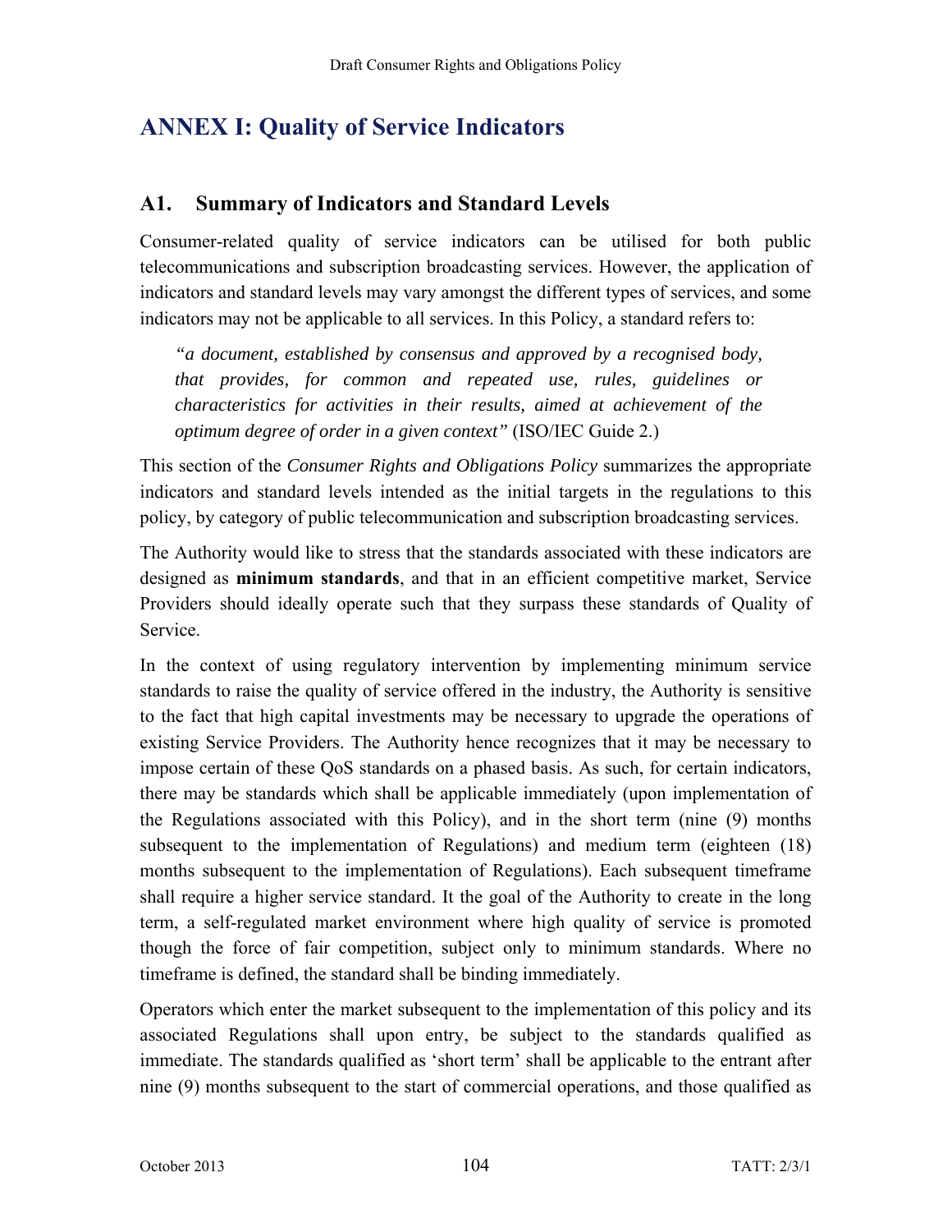# ANNEX I: Quality of Service Indicators

## A1. Summary of Indicators and Standard Levels

Consumer-related quality of service indicators can be utilised for both public telecommunications and subscription broadcasting services. However, the application of indicators and standard levels may vary amongst the different types of services, and some indicators may not be applicable to all services. In this Policy, a standard refers to:

> *"a document, established by consensus and approved by a recognised body, that provides, for common and repeated use, rules, guidelines or characteristics for activities in their results, aimed at achievement of the optimum degree of order in a given context"* (ISO/IEC Guide 2.)

This section of the *Consumer Rights and Obligations Policy* summarizes the appropriate indicators and standard levels intended as the initial targets in the regulations to this policy, by category of public telecommunication and subscription broadcasting services.

The Authority would like to stress that the standards associated with these indicators are designed as **minimum standards**, and that in an efficient competitive market, Service Providers should ideally operate such that they surpass these standards of Quality of Service.

In the context of using regulatory intervention by implementing minimum service standards to raise the quality of service offered in the industry, the Authority is sensitive to the fact that high capital investments may be necessary to upgrade the operations of existing Service Providers. The Authority hence recognizes that it may be necessary to impose certain of these QoS standards on a phased basis. As such, for certain indicators, there may be standards which shall be applicable immediately (upon implementation of the Regulations associated with this Policy), and in the short term (nine (9) months subsequent to the implementation of Regulations) and medium term (eighteen (18) months subsequent to the implementation of Regulations). Each subsequent timeframe shall require a higher service standard. It the goal of the Authority to create in the long term, a self-regulated market environment where high quality of service is promoted though the force of fair competition, subject only to minimum standards. Where no timeframe is defined, the standard shall be binding immediately.

Operators which enter the market subsequent to the implementation of this policy and its associated Regulations shall upon entry, be subject to the standards qualified as immediate. The standards qualified as 'short term' shall be applicable to the entrant after nine (9) months subsequent to the start of commercial operations, and those qualified as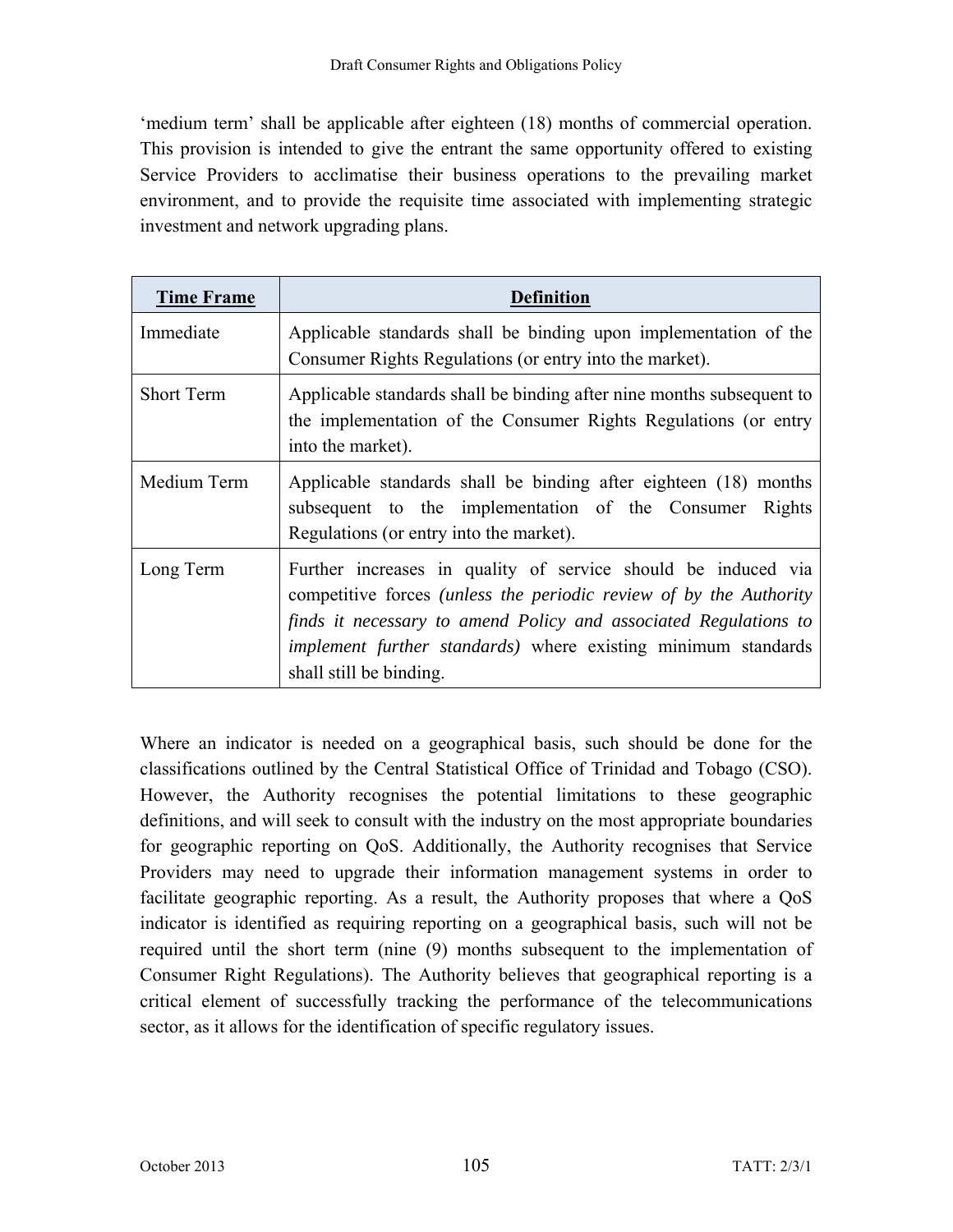'medium term' shall be applicable after eighteen (18) months of commercial operation. This provision is intended to give the entrant the same opportunity offered to existing Service Providers to acclimatise their business operations to the prevailing market environment, and to provide the requisite time associated with implementing strategic investment and network upgrading plans.

| Time Frame | Definition |
|---|---|
| Immediate | Applicable standards shall be binding upon implementation of the Consumer Rights Regulations (or entry into the market). |
| Short Term | Applicable standards shall be binding after nine months subsequent to the implementation of the Consumer Rights Regulations (or entry into the market). |
| Medium Term | Applicable standards shall be binding after eighteen (18) months subsequent to the implementation of the Consumer Rights Regulations (or entry into the market). |
| Long Term | Further increases in quality of service should be induced via competitive forces *(unless the periodic review of by the Authority finds it necessary to amend Policy and associated Regulations to implement further standards)* where existing minimum standards shall still be binding. |

Where an indicator is needed on a geographical basis, such should be done for the classifications outlined by the Central Statistical Office of Trinidad and Tobago (CSO). However, the Authority recognises the potential limitations to these geographic definitions, and will seek to consult with the industry on the most appropriate boundaries for geographic reporting on QoS. Additionally, the Authority recognises that Service Providers may need to upgrade their information management systems in order to facilitate geographic reporting. As a result, the Authority proposes that where a QoS indicator is identified as requiring reporting on a geographical basis, such will not be required until the short term (nine (9) months subsequent to the implementation of Consumer Right Regulations). The Authority believes that geographical reporting is a critical element of successfully tracking the performance of the telecommunications sector, as it allows for the identification of specific regulatory issues.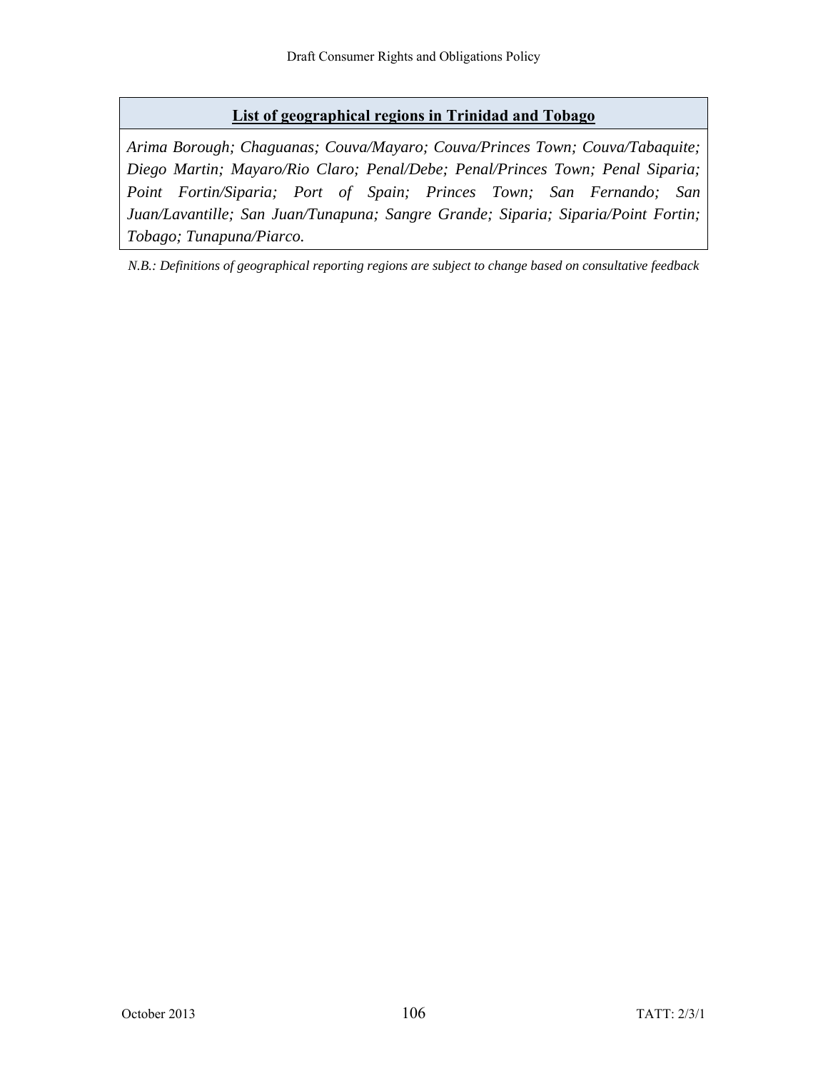| List of geographical regions in Trinidad and Tobago |
| --- |
| *Arima Borough; Chaguanas; Couva/Mayaro; Couva/Princes Town; Couva/Tabaquite; Diego Martin; Mayaro/Rio Claro; Penal/Debe; Penal/Princes Town; Penal Siparia; Point Fortin/Siparia; Port of Spain; Princes Town; San Fernando; San Juan/Lavantille; San Juan/Tunapuna; Sangre Grande; Siparia; Siparia/Point Fortin; Tobago; Tunapuna/Piarco.* |

*N.B.: Definitions of geographical reporting regions are subject to change based on consultative feedback*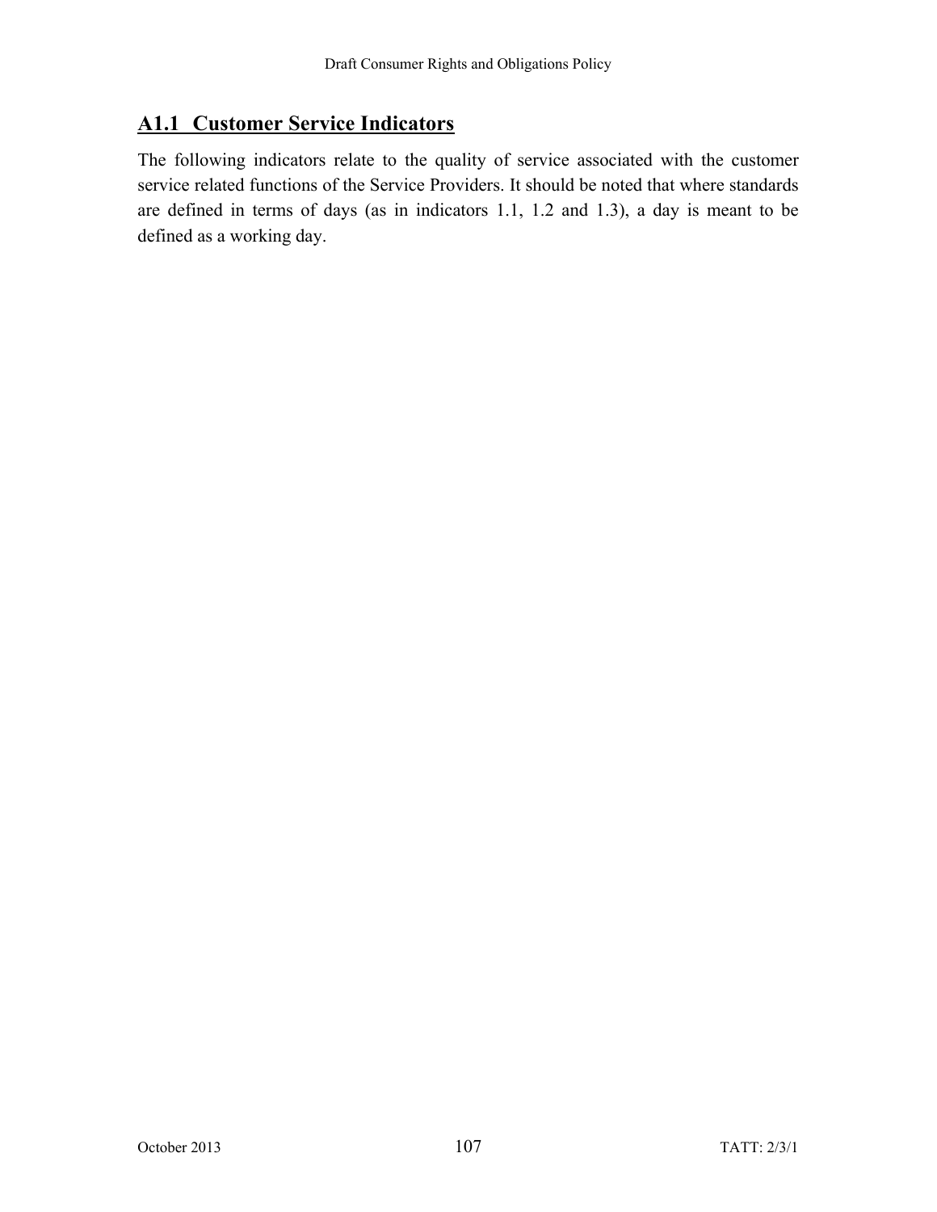## A1.1 Customer Service Indicators

The following indicators relate to the quality of service associated with the customer service related functions of the Service Providers. It should be noted that where standards are defined in terms of days (as in indicators 1.1, 1.2 and 1.3), a day is meant to be defined as a working day.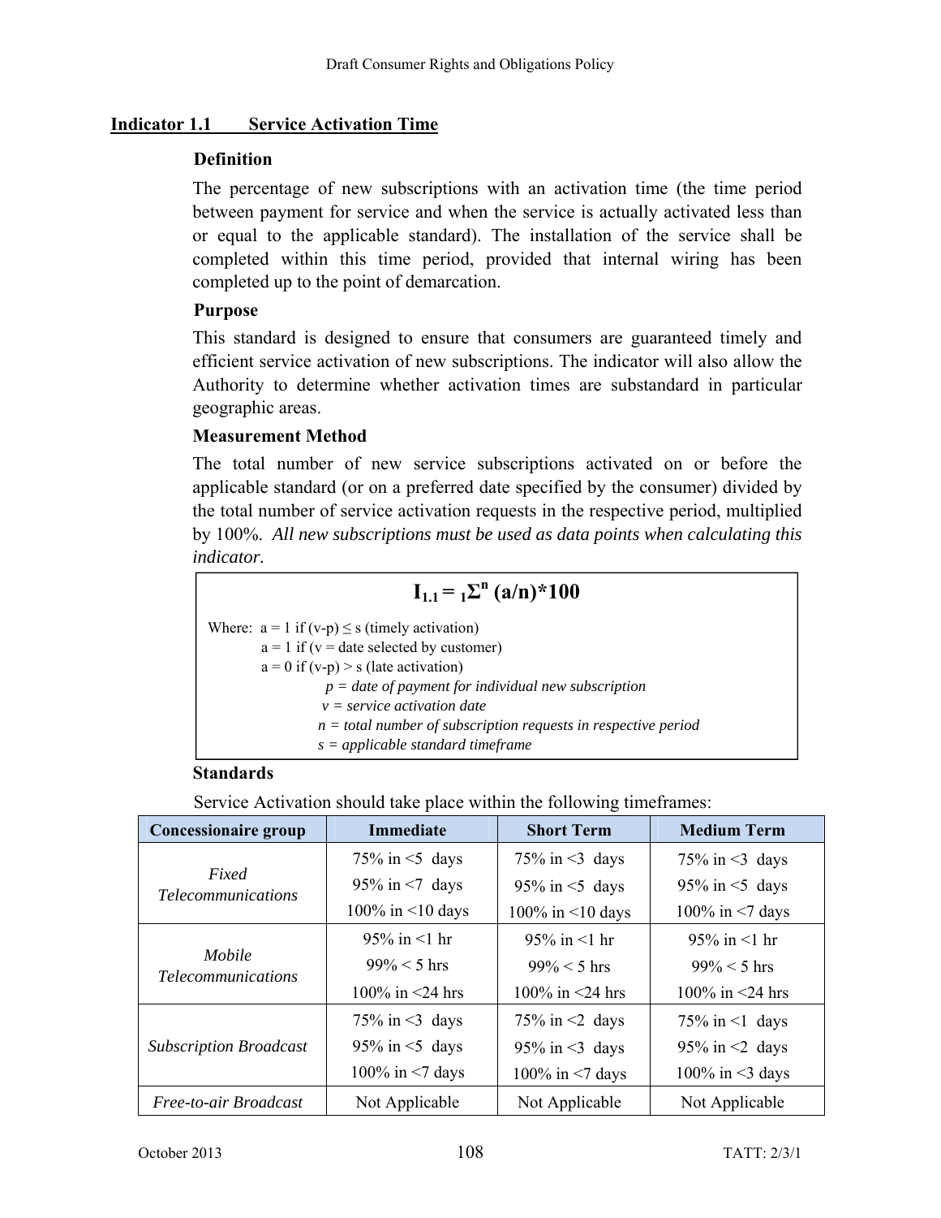## Indicator 1.1 Service Activation Time

**Definition**

The percentage of new subscriptions with an activation time (the time period between payment for service and when the service is actually activated less than or equal to the applicable standard). The installation of the service shall be completed within this time period, provided that internal wiring has been completed up to the point of demarcation.

**Purpose**

This standard is designed to ensure that consumers are guaranteed timely and efficient service activation of new subscriptions. The indicator will also allow the Authority to determine whether activation times are substandard in particular geographic areas.

**Measurement Method**

The total number of new service subscriptions activated on or before the applicable standard (or on a preferred date specified by the consumer) divided by the total number of service activation requests in the respective period, multiplied by 100%. *All new subscriptions must be used as data points when calculating this indicator.*

$$I_{1.1} = {}_{1}\Sigma^{n} (a/n)*100$$

Where: a = 1 if (v-p) ≤ s (timely activation)
a = 1 if (v = date selected by customer)
a = 0 if (v-p) > s (late activation)
*p = date of payment for individual new subscription*
*v = service activation date*
*n = total number of subscription requests in respective period*
*s = applicable standard timeframe*

**Standards**

Service Activation should take place within the following timeframes:

| Concessionaire group | Immediate | Short Term | Medium Term |
|---|---|---|---|
| *Fixed Telecommunications* | 75% in <5 days<br>95% in <7 days<br>100% in <10 days | 75% in <3 days<br>95% in <5 days<br>100% in <10 days | 75% in <3 days<br>95% in <5 days<br>100% in <7 days |
| *Mobile Telecommunications* | 95% in <1 hr<br>99% < 5 hrs<br>100% in <24 hrs | 95% in <1 hr<br>99% < 5 hrs<br>100% in <24 hrs | 95% in <1 hr<br>99% < 5 hrs<br>100% in <24 hrs |
| *Subscription Broadcast* | 75% in <3 days<br>95% in <5 days<br>100% in <7 days | 75% in <2 days<br>95% in <3 days<br>100% in <7 days | 75% in <1 days<br>95% in <2 days<br>100% in <3 days |
| *Free-to-air Broadcast* | Not Applicable | Not Applicable | Not Applicable |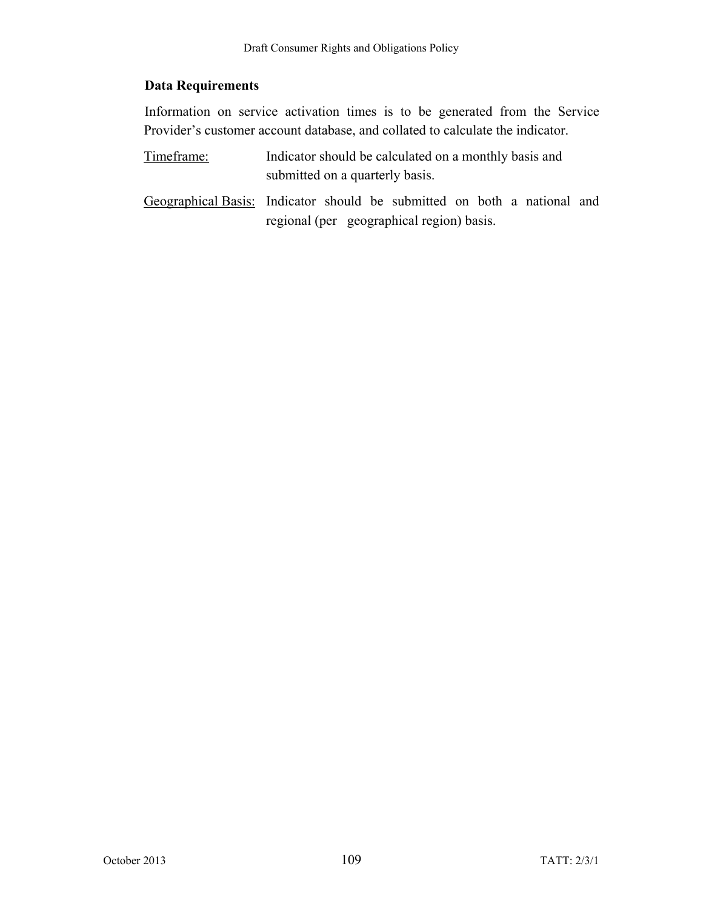**Data Requirements**

Information on service activation times is to be generated from the Service Provider's customer account database, and collated to calculate the indicator.

<u>Timeframe:</u> Indicator should be calculated on a monthly basis and submitted on a quarterly basis.

<u>Geographical Basis:</u> Indicator should be submitted on both a national and regional (per geographical region) basis.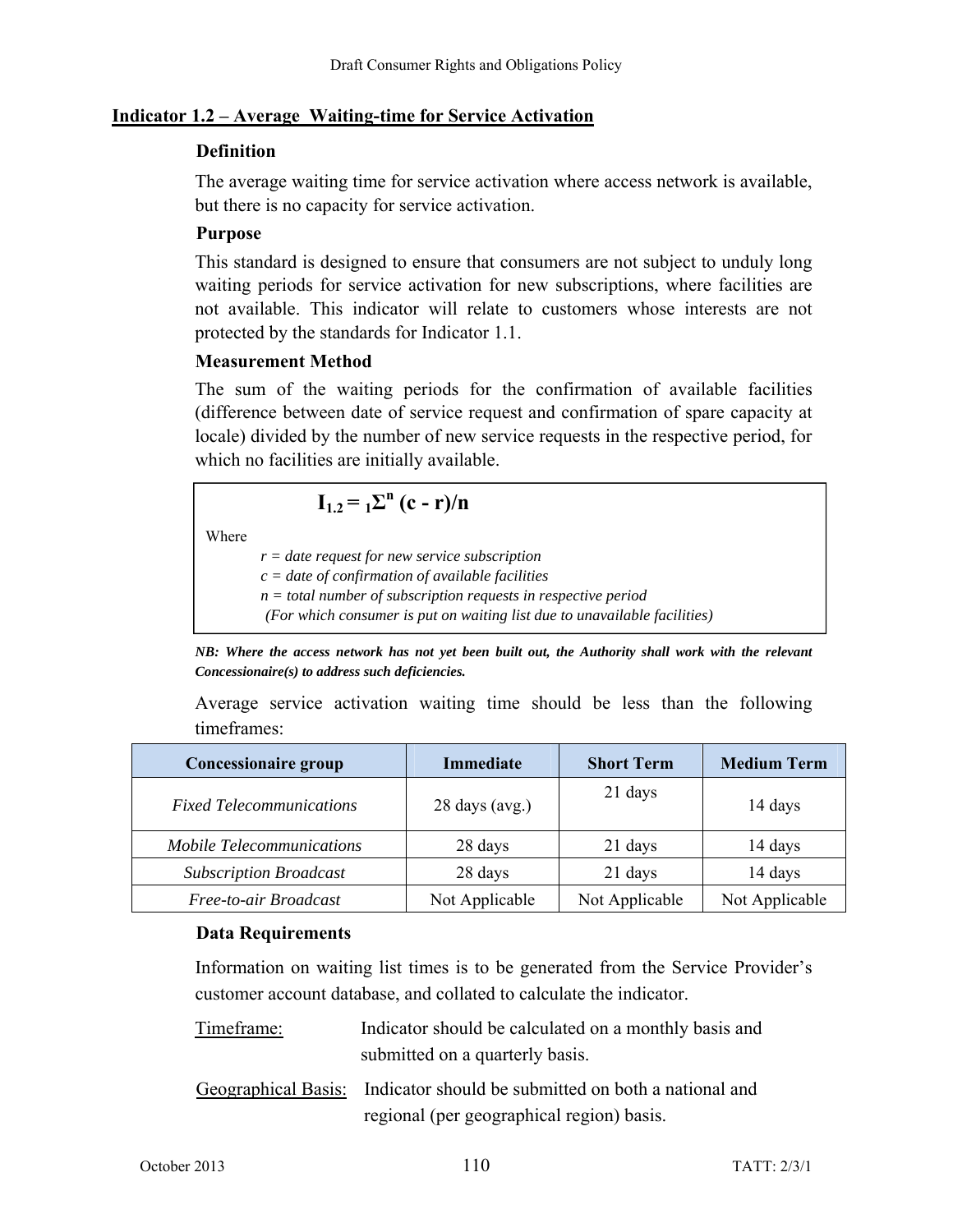## Indicator 1.2 – Average Waiting-time for Service Activation

### Definition

The average waiting time for service activation where access network is available, but there is no capacity for service activation.

### Purpose

This standard is designed to ensure that consumers are not subject to unduly long waiting periods for service activation for new subscriptions, where facilities are not available. This indicator will relate to customers whose interests are not protected by the standards for Indicator 1.1.

### Measurement Method

The sum of the waiting periods for the confirmation of available facilities (difference between date of service request and confirmation of spare capacity at locale) divided by the number of new service requests in the respective period, for which no facilities are initially available.

$$I_{1.2} = {}_{1}\Sigma^{n} (c - r)/n$$

Where

*r = date request for new service subscription*
*c = date of confirmation of available facilities*
*n = total number of subscription requests in respective period*
*(For which consumer is put on waiting list due to unavailable facilities)*

***NB: Where the access network has not yet been built out, the Authority shall work with the relevant Concessionaire(s) to address such deficiencies.***

Average service activation waiting time should be less than the following timeframes:

| Concessionaire group | Immediate | Short Term | Medium Term |
|---|---|---|---|
| *Fixed Telecommunications* | 28 days (avg.) | 21 days | 14 days |
| *Mobile Telecommunications* | 28 days | 21 days | 14 days |
| *Subscription Broadcast* | 28 days | 21 days | 14 days |
| *Free-to-air Broadcast* | Not Applicable | Not Applicable | Not Applicable |

### Data Requirements

Information on waiting list times is to be generated from the Service Provider's customer account database, and collated to calculate the indicator.

Timeframe: Indicator should be calculated on a monthly basis and submitted on a quarterly basis.

Geographical Basis: Indicator should be submitted on both a national and regional (per geographical region) basis.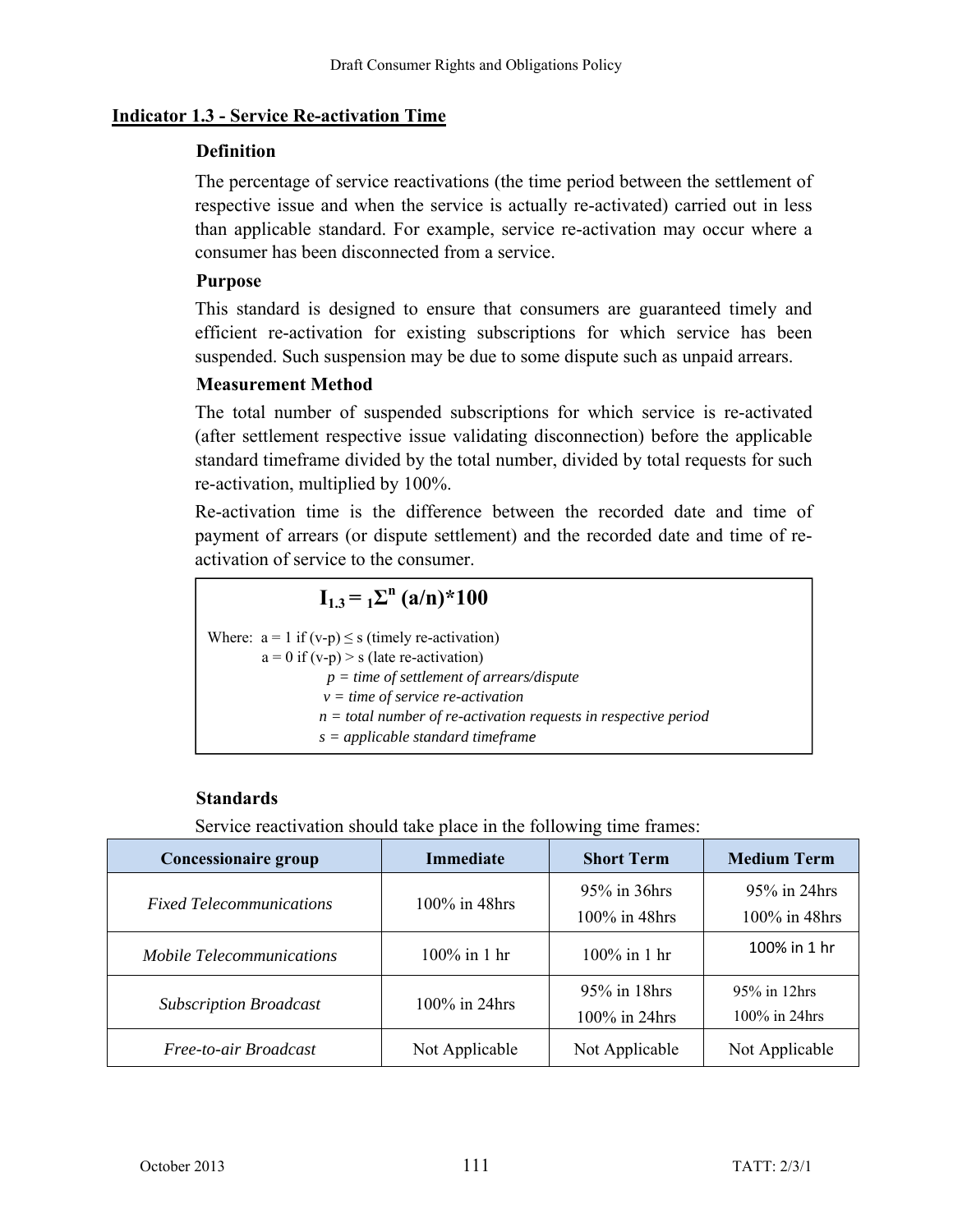## Indicator 1.3 - Service Re-activation Time

**Definition**

The percentage of service reactivations (the time period between the settlement of respective issue and when the service is actually re-activated) carried out in less than applicable standard. For example, service re-activation may occur where a consumer has been disconnected from a service.

**Purpose**

This standard is designed to ensure that consumers are guaranteed timely and efficient re-activation for existing subscriptions for which service has been suspended. Such suspension may be due to some dispute such as unpaid arrears.

**Measurement Method**

The total number of suspended subscriptions for which service is re-activated (after settlement respective issue validating disconnection) before the applicable standard timeframe divided by the total number, divided by total requests for such re-activation, multiplied by 100%.

Re-activation time is the difference between the recorded date and time of payment of arrears (or dispute settlement) and the recorded date and time of re-activation of service to the consumer.

$$I_{1.3} = {}_1\Sigma^n (a/n)*100$$

Where: $a = 1$ if $(v-p) \leq s$ (timely re-activation)
$a = 0$ if $(v-p) > s$ (late re-activation)
*p = time of settlement of arrears/dispute*
*v = time of service re-activation*
*n = total number of re-activation requests in respective period*
*s = applicable standard timeframe*

**Standards**

Service reactivation should take place in the following time frames:

| Concessionaire group | Immediate | Short Term | Medium Term |
|---|---|---|---|
| *Fixed Telecommunications* | 100% in 48hrs | 95% in 36hrs<br>100% in 48hrs | 95% in 24hrs<br>100% in 48hrs |
| *Mobile Telecommunications* | 100% in 1 hr | 100% in 1 hr | 100% in 1 hr |
| *Subscription Broadcast* | 100% in 24hrs | 95% in 18hrs<br>100% in 24hrs | 95% in 12hrs<br>100% in 24hrs |
| *Free-to-air Broadcast* | Not Applicable | Not Applicable | Not Applicable |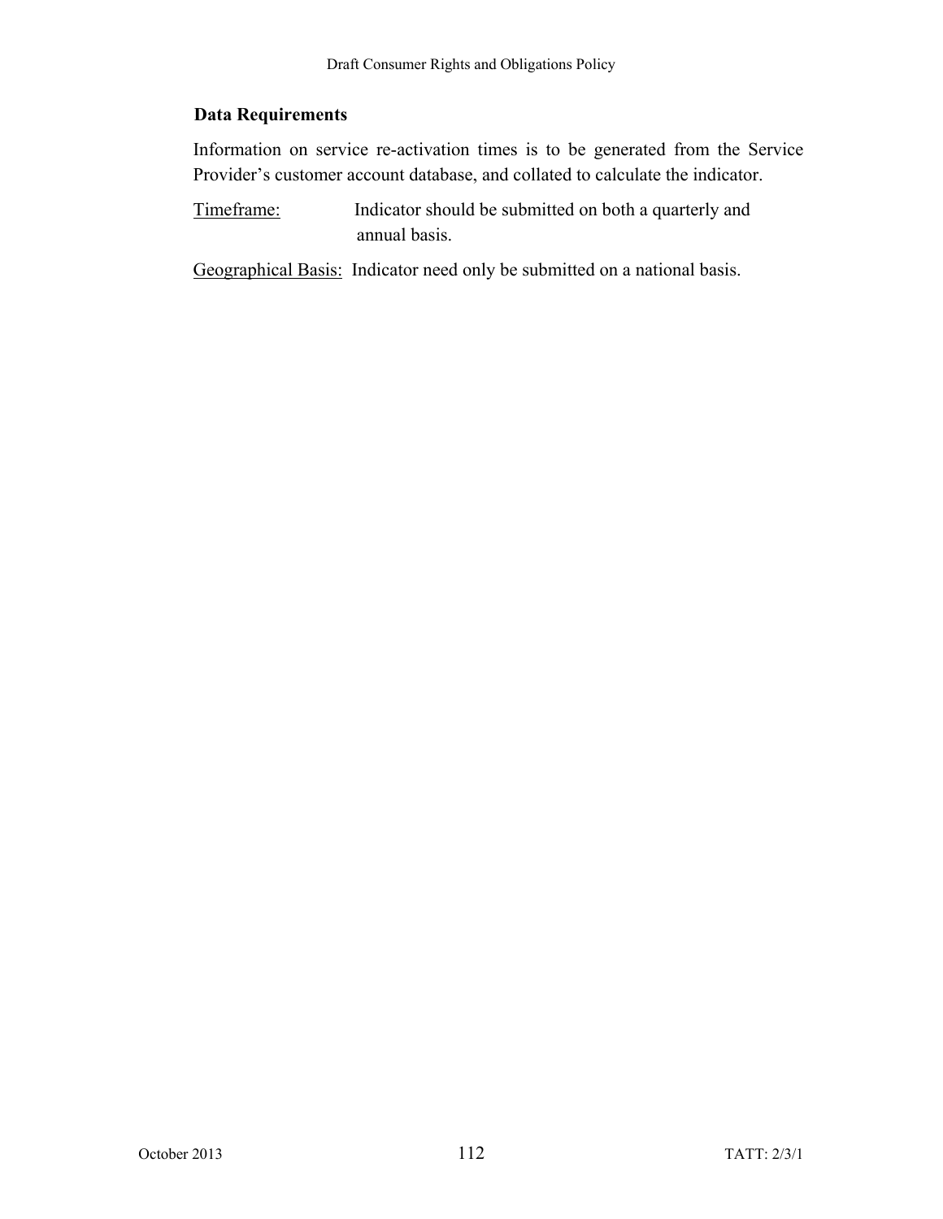**Data Requirements**

Information on service re-activation times is to be generated from the Service Provider's customer account database, and collated to calculate the indicator.

Timeframe: Indicator should be submitted on both a quarterly and annual basis.

Geographical Basis: Indicator need only be submitted on a national basis.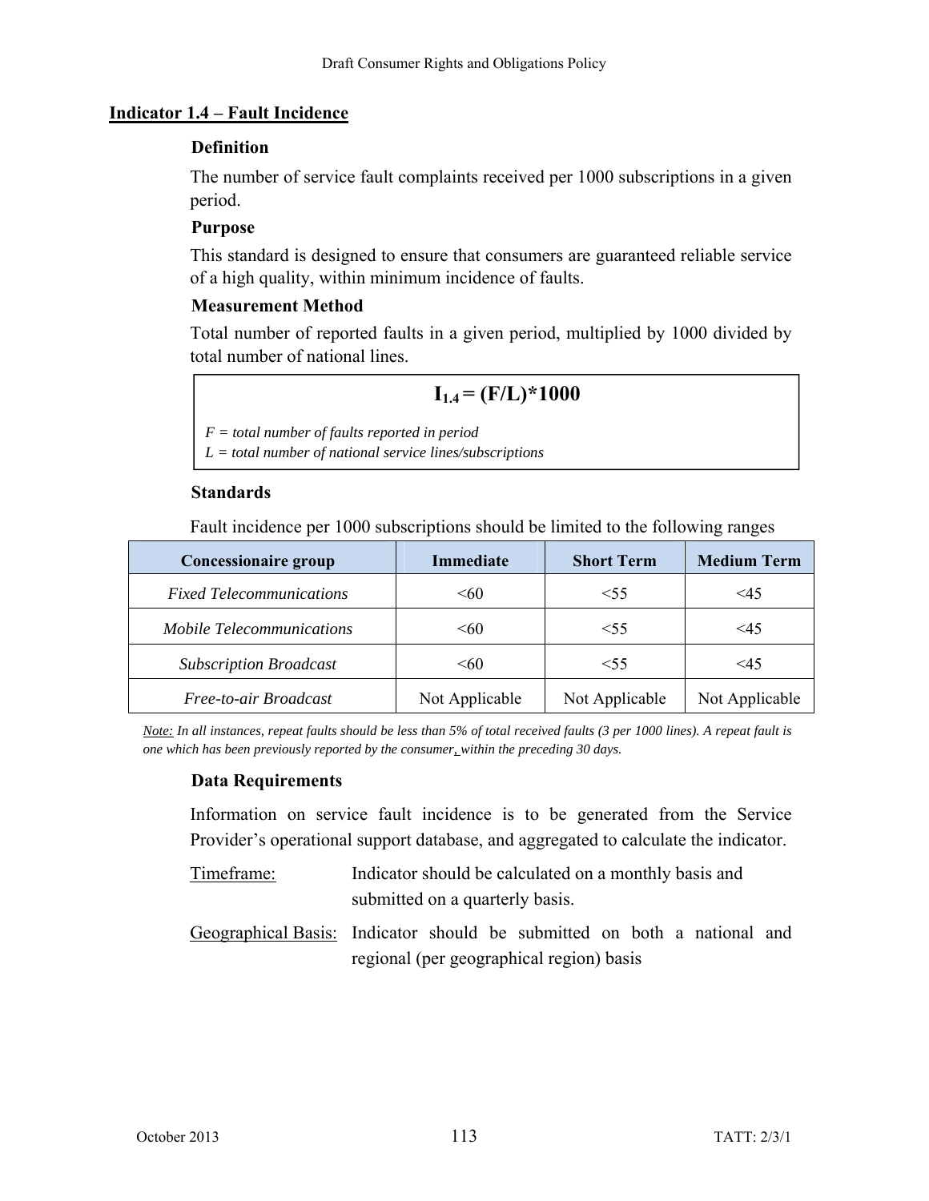## Indicator 1.4 – Fault Incidence

### Definition

The number of service fault complaints received per 1000 subscriptions in a given period.

### Purpose

This standard is designed to ensure that consumers are guaranteed reliable service of a high quality, within minimum incidence of faults.

### Measurement Method

Total number of reported faults in a given period, multiplied by 1000 divided by total number of national lines.

$$I_{1.4} = (F/L)*1000$$

*F = total number of faults reported in period*
*L = total number of national service lines/subscriptions*

### Standards

Fault incidence per 1000 subscriptions should be limited to the following ranges

| Concessionaire group | Immediate | Short Term | Medium Term |
|---|---|---|---|
| *Fixed Telecommunications* | <60 | <55 | <45 |
| *Mobile Telecommunications* | <60 | <55 | <45 |
| *Subscription Broadcast* | <60 | <55 | <45 |
| *Free-to-air Broadcast* | Not Applicable | Not Applicable | Not Applicable |

Note: *In all instances, repeat faults should be less than 5% of total received faults (3 per 1000 lines). A repeat fault is one which has been previously reported by the consumer, within the preceding 30 days.*

### Data Requirements

Information on service fault incidence is to be generated from the Service Provider's operational support database, and aggregated to calculate the indicator.

Timeframe: Indicator should be calculated on a monthly basis and submitted on a quarterly basis.

Geographical Basis: Indicator should be submitted on both a national and regional (per geographical region) basis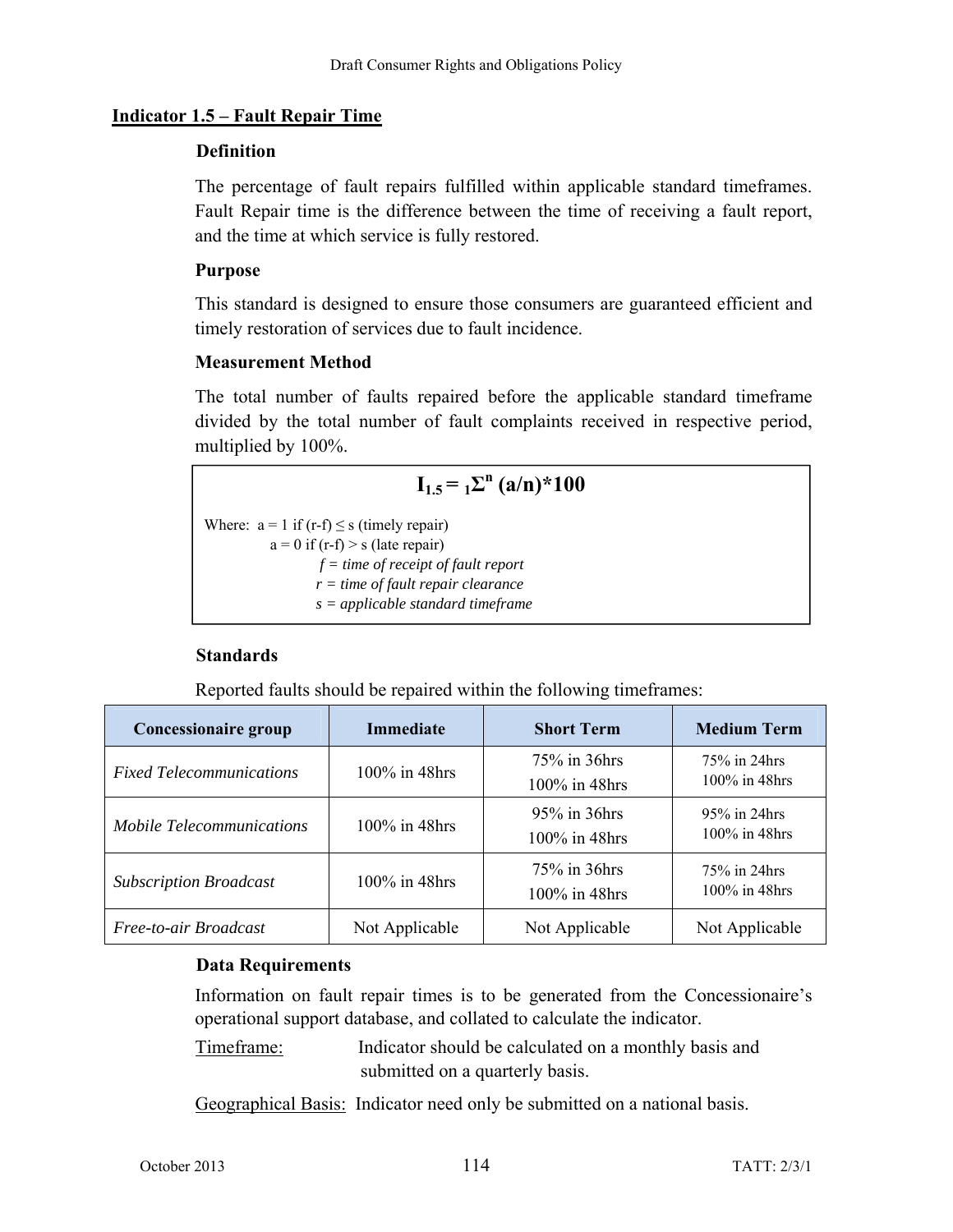## Indicator 1.5 – Fault Repair Time

### Definition

The percentage of fault repairs fulfilled within applicable standard timeframes. Fault Repair time is the difference between the time of receiving a fault report, and the time at which service is fully restored.

### Purpose

This standard is designed to ensure those consumers are guaranteed efficient and timely restoration of services due to fault incidence.

### Measurement Method

The total number of faults repaired before the applicable standard timeframe divided by the total number of fault complaints received in respective period, multiplied by 100%.

$$I_{1.5} = {}_{1}\Sigma^{n}\ (a/n)*100$$

Where: $a = 1$ if $(r-f) \leq s$ (timely repair)
$a = 0$ if $(r-f) > s$ (late repair)
*f = time of receipt of fault report*
*r = time of fault repair clearance*
*s = applicable standard timeframe*

### Standards

Reported faults should be repaired within the following timeframes:

| Concessionaire group | Immediate | Short Term | Medium Term |
|---|---|---|---|
| *Fixed Telecommunications* | 100% in 48hrs | 75% in 36hrs<br>100% in 48hrs | 75% in 24hrs<br>100% in 48hrs |
| *Mobile Telecommunications* | 100% in 48hrs | 95% in 36hrs<br>100% in 48hrs | 95% in 24hrs<br>100% in 48hrs |
| *Subscription Broadcast* | 100% in 48hrs | 75% in 36hrs<br>100% in 48hrs | 75% in 24hrs<br>100% in 48hrs |
| *Free-to-air Broadcast* | Not Applicable | Not Applicable | Not Applicable |

### Data Requirements

Information on fault repair times is to be generated from the Concessionaire's operational support database, and collated to calculate the indicator.

Timeframe: Indicator should be calculated on a monthly basis and submitted on a quarterly basis.

Geographical Basis: Indicator need only be submitted on a national basis.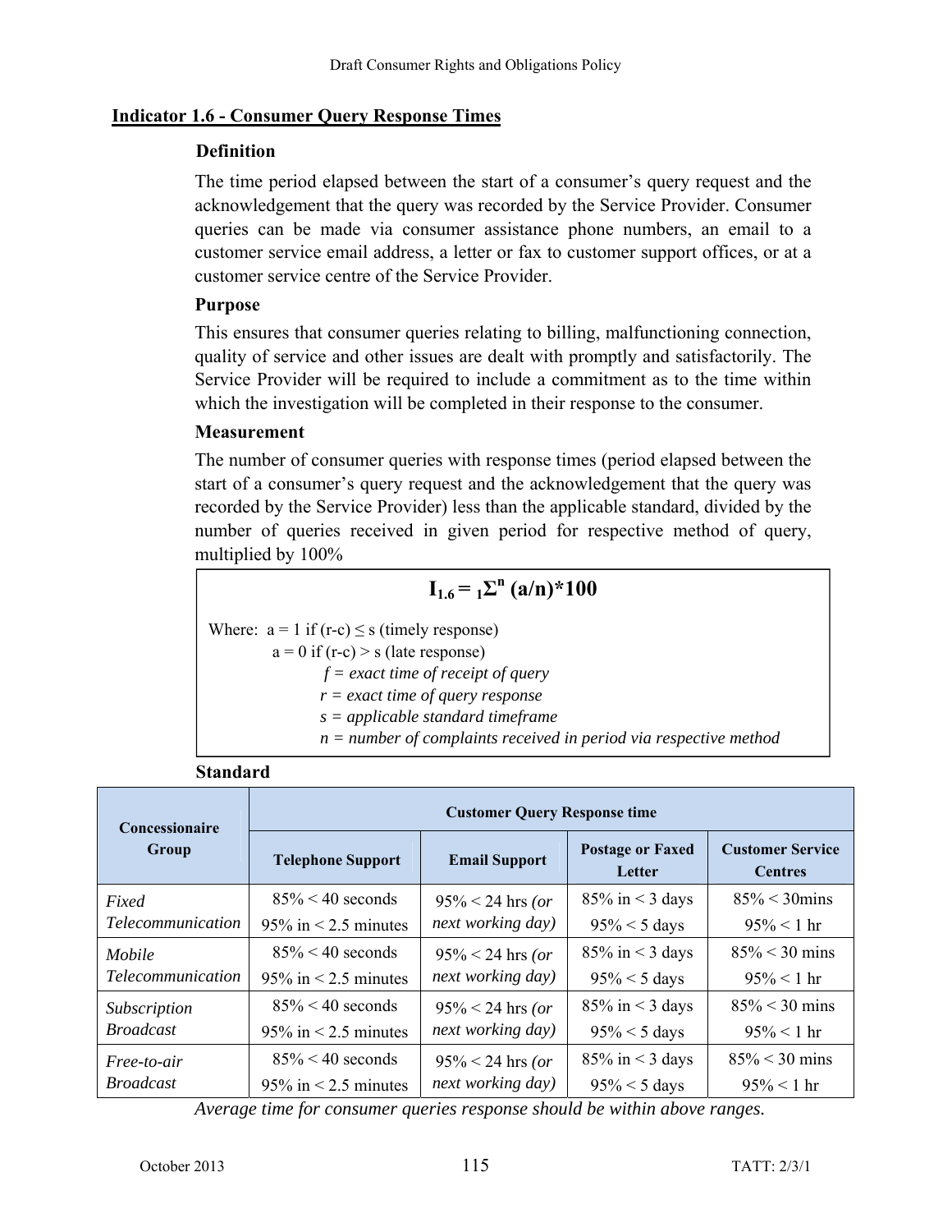## Indicator 1.6 - Consumer Query Response Times

**Definition**

The time period elapsed between the start of a consumer's query request and the acknowledgement that the query was recorded by the Service Provider. Consumer queries can be made via consumer assistance phone numbers, an email to a customer service email address, a letter or fax to customer support offices, or at a customer service centre of the Service Provider.

**Purpose**

This ensures that consumer queries relating to billing, malfunctioning connection, quality of service and other issues are dealt with promptly and satisfactorily. The Service Provider will be required to include a commitment as to the time within which the investigation will be completed in their response to the consumer.

**Measurement**

The number of consumer queries with response times (period elapsed between the start of a consumer's query request and the acknowledgement that the query was recorded by the Service Provider) less than the applicable standard, divided by the number of queries received in given period for respective method of query, multiplied by 100%

$$I_{1.6} = {}_{1}\Sigma^{n} (a/n)*100$$

Where: $a = 1$ if $(r-c) \leq s$ (timely response)

$a = 0$ if $(r-c) > s$ (late response)

*f = exact time of receipt of query*

*r = exact time of query response*

*s = applicable standard timeframe*

*n = number of complaints received in period via respective method*

**Standard**

| Concessionaire Group | Customer Query Response time | | | |
|---|---|---|---|---|
| | Telephone Support | Email Support | Postage or Faxed Letter | Customer Service Centres |
| *Fixed Telecommunication* | 85% < 40 seconds<br>95% in < 2.5 minutes | 95% < 24 hrs *(or next working day)* | 85% in < 3 days<br>95% < 5 days | 85% < 30mins<br>95% < 1 hr |
| *Mobile Telecommunication* | 85% < 40 seconds<br>95% in < 2.5 minutes | 95% < 24 hrs *(or next working day)* | 85% in < 3 days<br>95% < 5 days | 85% < 30 mins<br>95% < 1 hr |
| *Subscription Broadcast* | 85% < 40 seconds<br>95% in < 2.5 minutes | 95% < 24 hrs *(or next working day)* | 85% in < 3 days<br>95% < 5 days | 85% < 30 mins<br>95% < 1 hr |
| *Free-to-air Broadcast* | 85% < 40 seconds<br>95% in < 2.5 minutes | 95% < 24 hrs *(or next working day)* | 85% in < 3 days<br>95% < 5 days | 85% < 30 mins<br>95% < 1 hr |

*Average time for consumer queries response should be within above ranges.*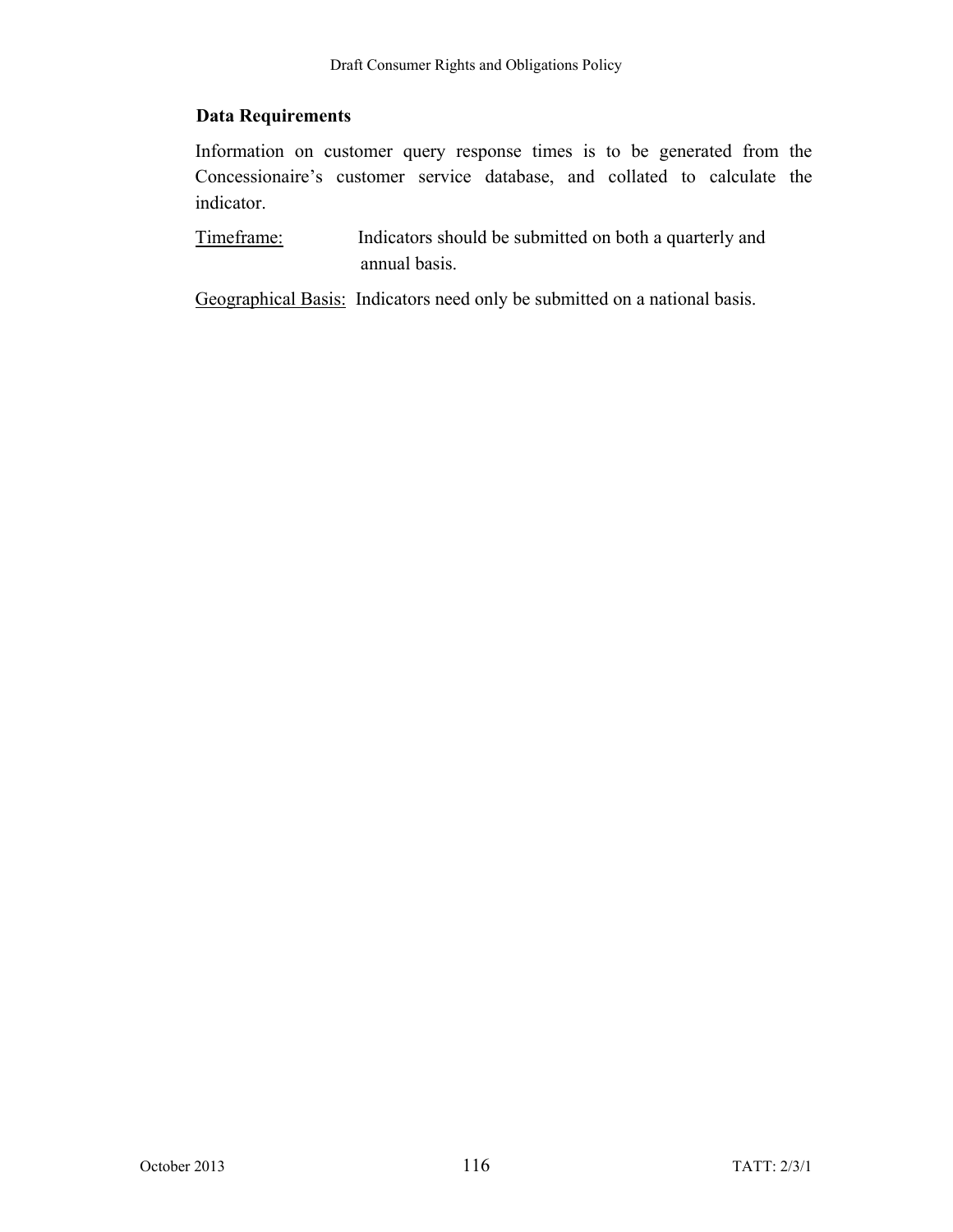**Data Requirements**

Information on customer query response times is to be generated from the Concessionaire's customer service database, and collated to calculate the indicator.

Timeframe: Indicators should be submitted on both a quarterly and annual basis.

Geographical Basis: Indicators need only be submitted on a national basis.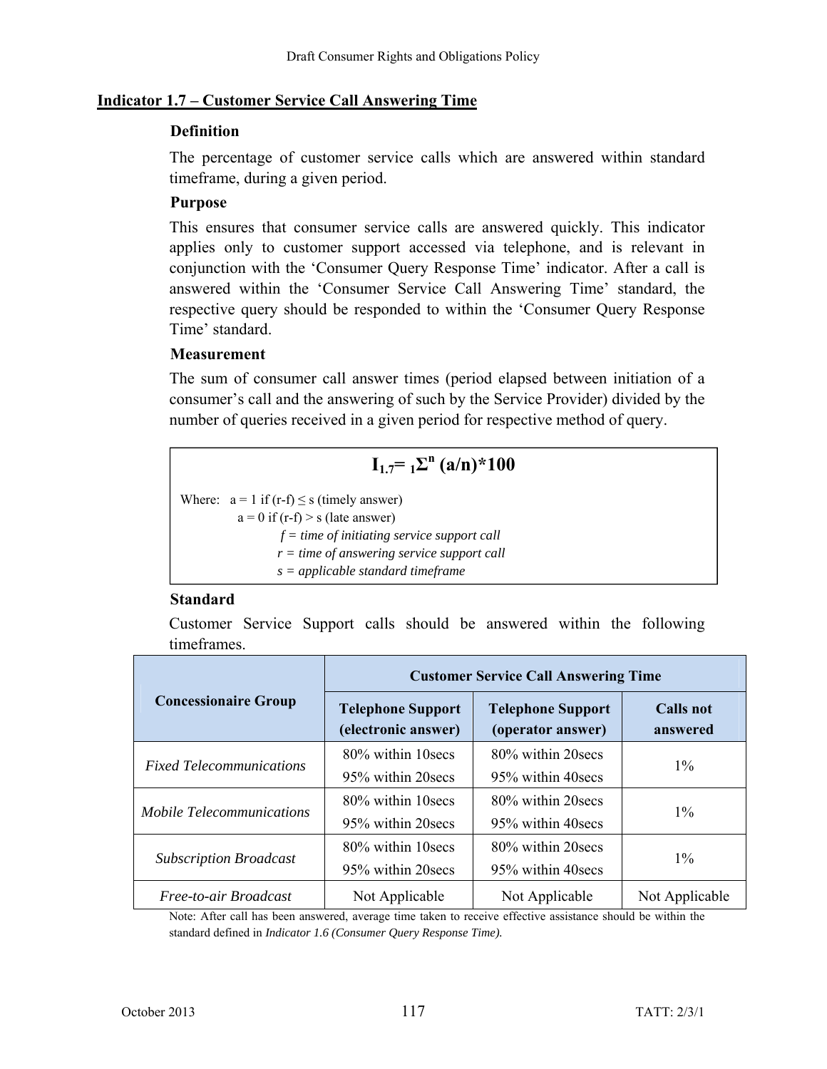## Indicator 1.7 – Customer Service Call Answering Time

**Definition**

The percentage of customer service calls which are answered within standard timeframe, during a given period.

**Purpose**

This ensures that consumer service calls are answered quickly. This indicator applies only to customer support accessed via telephone, and is relevant in conjunction with the 'Consumer Query Response Time' indicator. After a call is answered within the 'Consumer Service Call Answering Time' standard, the respective query should be responded to within the 'Consumer Query Response Time' standard.

**Measurement**

The sum of consumer call answer times (period elapsed between initiation of a consumer's call and the answering of such by the Service Provider) divided by the number of queries received in a given period for respective method of query.

$$I_{1.7} = {}_{1}\Sigma^{n} (a/n)*100$$

Where: a = 1 if (r-f) ≤ s (timely answer)
a = 0 if (r-f) > s (late answer)
*f = time of initiating service support call*
*r = time of answering service support call*
*s = applicable standard timeframe*

**Standard**

Customer Service Support calls should be answered within the following timeframes.

| Concessionaire Group | Customer Service Call Answering Time | | |
|---|---|---|---|
| | Telephone Support (electronic answer) | Telephone Support (operator answer) | Calls not answered |
| *Fixed Telecommunications* | 80% within 10secs<br>95% within 20secs | 80% within 20secs<br>95% within 40secs | 1% |
| *Mobile Telecommunications* | 80% within 10secs<br>95% within 20secs | 80% within 20secs<br>95% within 40secs | 1% |
| *Subscription Broadcast* | 80% within 10secs<br>95% within 20secs | 80% within 20secs<br>95% within 40secs | 1% |
| *Free-to-air Broadcast* | Not Applicable | Not Applicable | Not Applicable |

Note: After call has been answered, average time taken to receive effective assistance should be within the standard defined in *Indicator 1.6 (Consumer Query Response Time).*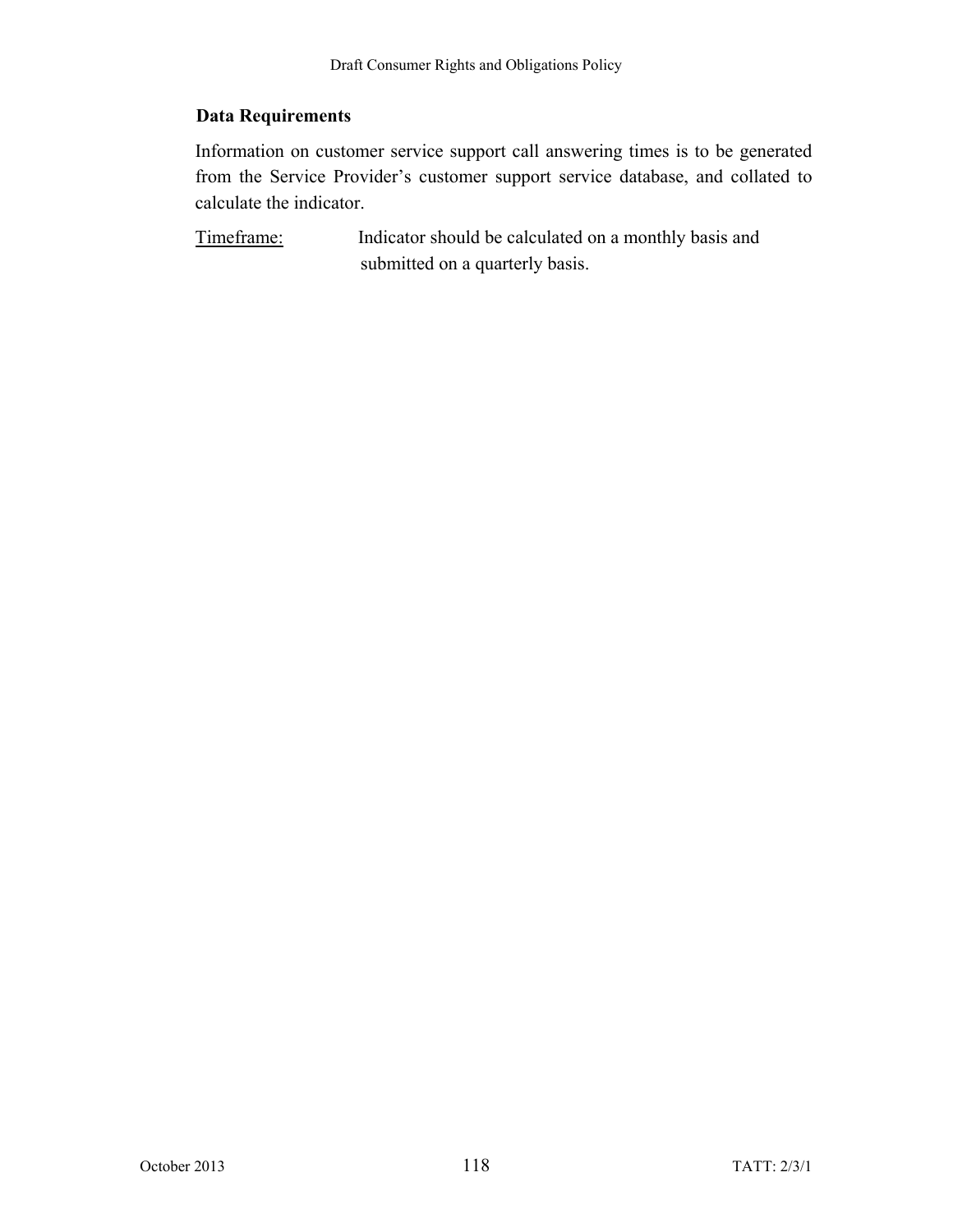**Data Requirements**

Information on customer service support call answering times is to be generated from the Service Provider's customer support service database, and collated to calculate the indicator.

Timeframe: Indicator should be calculated on a monthly basis and submitted on a quarterly basis.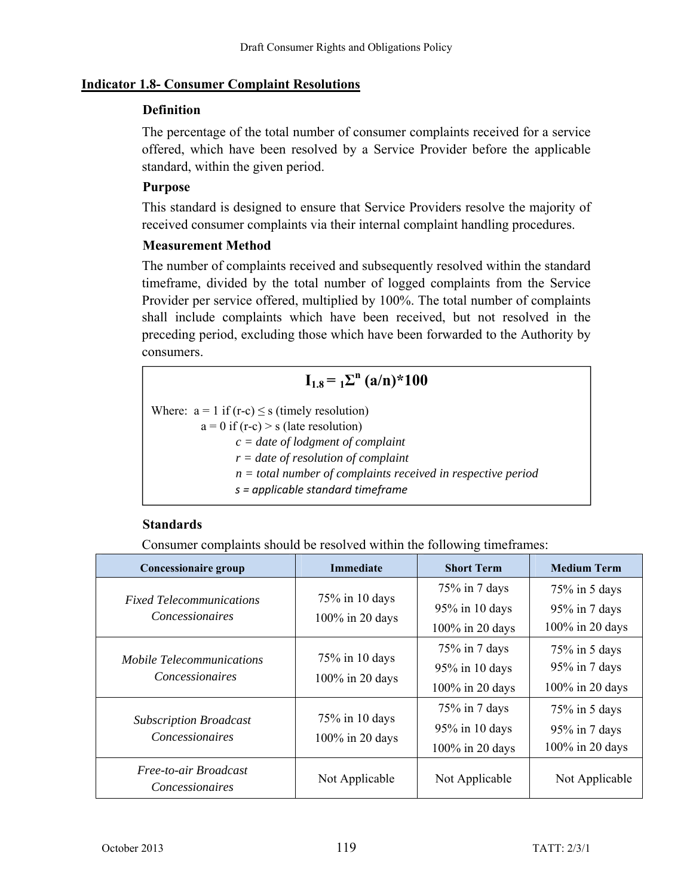## Indicator 1.8- Consumer Complaint Resolutions

### Definition

The percentage of the total number of consumer complaints received for a service offered, which have been resolved by a Service Provider before the applicable standard, within the given period.

### Purpose

This standard is designed to ensure that Service Providers resolve the majority of received consumer complaints via their internal complaint handling procedures.

### Measurement Method

The number of complaints received and subsequently resolved within the standard timeframe, divided by the total number of logged complaints from the Service Provider per service offered, multiplied by 100%. The total number of complaints shall include complaints which have been received, but not resolved in the preceding period, excluding those which have been forwarded to the Authority by consumers.

$$I_{1.8} = \sum_{1}^{n} (a/n)*100$$

Where: $a = 1$ if $(r-c) \leq s$ (timely resolution)

$a = 0$ if $(r-c) > s$ (late resolution)

*c = date of lodgment of complaint*

*r = date of resolution of complaint*

*n = total number of complaints received in respective period*

*s = applicable standard timeframe*

### Standards

Consumer complaints should be resolved within the following timeframes:

| Concessionaire group | Immediate | Short Term | Medium Term |
|---|---|---|---|
| *Fixed Telecommunications Concessionaires* | 75% in 10 days<br>100% in 20 days | 75% in 7 days<br>95% in 10 days<br>100% in 20 days | 75% in 5 days<br>95% in 7 days<br>100% in 20 days |
| *Mobile Telecommunications Concessionaires* | 75% in 10 days<br>100% in 20 days | 75% in 7 days<br>95% in 10 days<br>100% in 20 days | 75% in 5 days<br>95% in 7 days<br>100% in 20 days |
| *Subscription Broadcast Concessionaires* | 75% in 10 days<br>100% in 20 days | 75% in 7 days<br>95% in 10 days<br>100% in 20 days | 75% in 5 days<br>95% in 7 days<br>100% in 20 days |
| *Free-to-air Broadcast Concessionaires* | Not Applicable | Not Applicable | Not Applicable |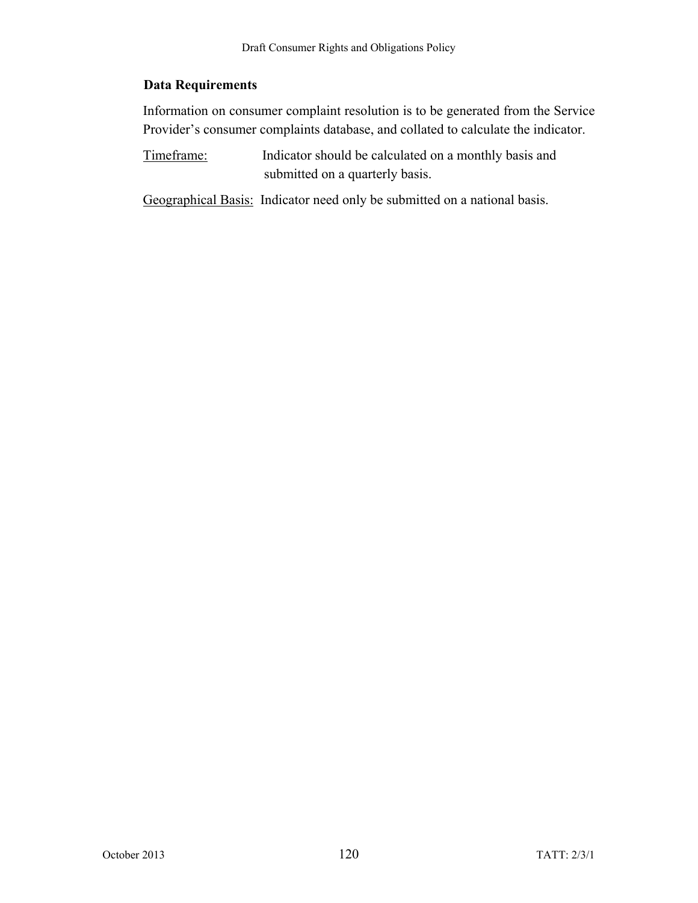**Data Requirements**

Information on consumer complaint resolution is to be generated from the Service Provider's consumer complaints database, and collated to calculate the indicator.

Timeframe: Indicator should be calculated on a monthly basis and submitted on a quarterly basis.

Geographical Basis: Indicator need only be submitted on a national basis.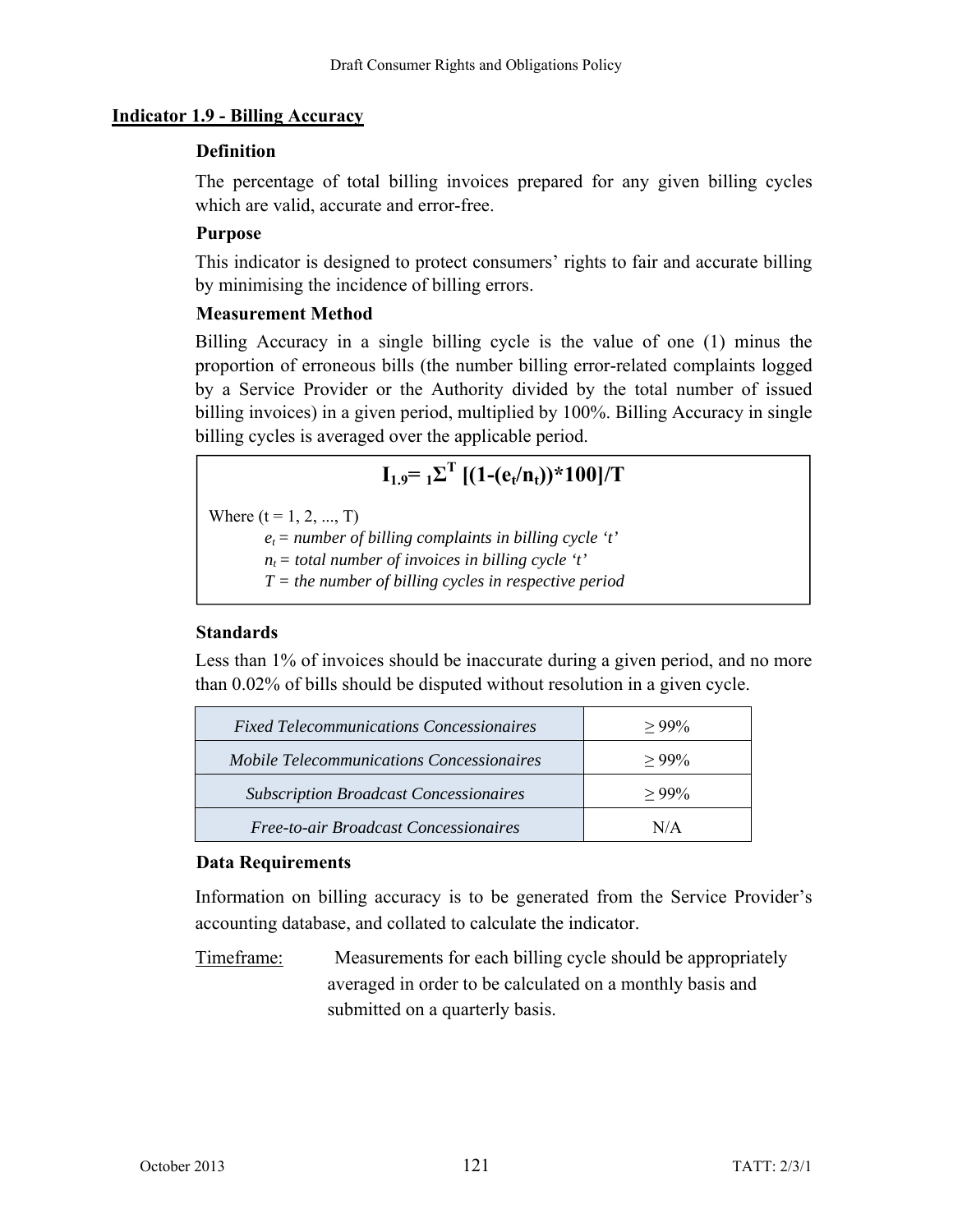## Indicator 1.9 - Billing Accuracy

**Definition**

The percentage of total billing invoices prepared for any given billing cycles which are valid, accurate and error-free.

**Purpose**

This indicator is designed to protect consumers' rights to fair and accurate billing by minimising the incidence of billing errors.

**Measurement Method**

Billing Accuracy in a single billing cycle is the value of one (1) minus the proportion of erroneous bills (the number billing error-related complaints logged by a Service Provider or the Authority divided by the total number of issued billing invoices) in a given period, multiplied by 100%. Billing Accuracy in single billing cycles is averaged over the applicable period.

$$I_{1.9} = {}_{1}\Sigma^{T} \left[ \left(1 - \left(e_t / n_t\right)\right) * 100 \right] / T$$

Where (t = 1, 2, ..., T)

- $e_t$ = *number of billing complaints in billing cycle 't'*
- $n_t$ = *total number of invoices in billing cycle 't'*
- *T = the number of billing cycles in respective period*

**Standards**

Less than 1% of invoices should be inaccurate during a given period, and no more than 0.02% of bills should be disputed without resolution in a given cycle.

| | |
|---|---|
| *Fixed Telecommunications Concessionaires* | ≥ 99% |
| *Mobile Telecommunications Concessionaires* | ≥ 99% |
| *Subscription Broadcast Concessionaires* | ≥ 99% |
| *Free-to-air Broadcast Concessionaires* | N/A |

**Data Requirements**

Information on billing accuracy is to be generated from the Service Provider's accounting database, and collated to calculate the indicator.

Timeframe: Measurements for each billing cycle should be appropriately averaged in order to be calculated on a monthly basis and submitted on a quarterly basis.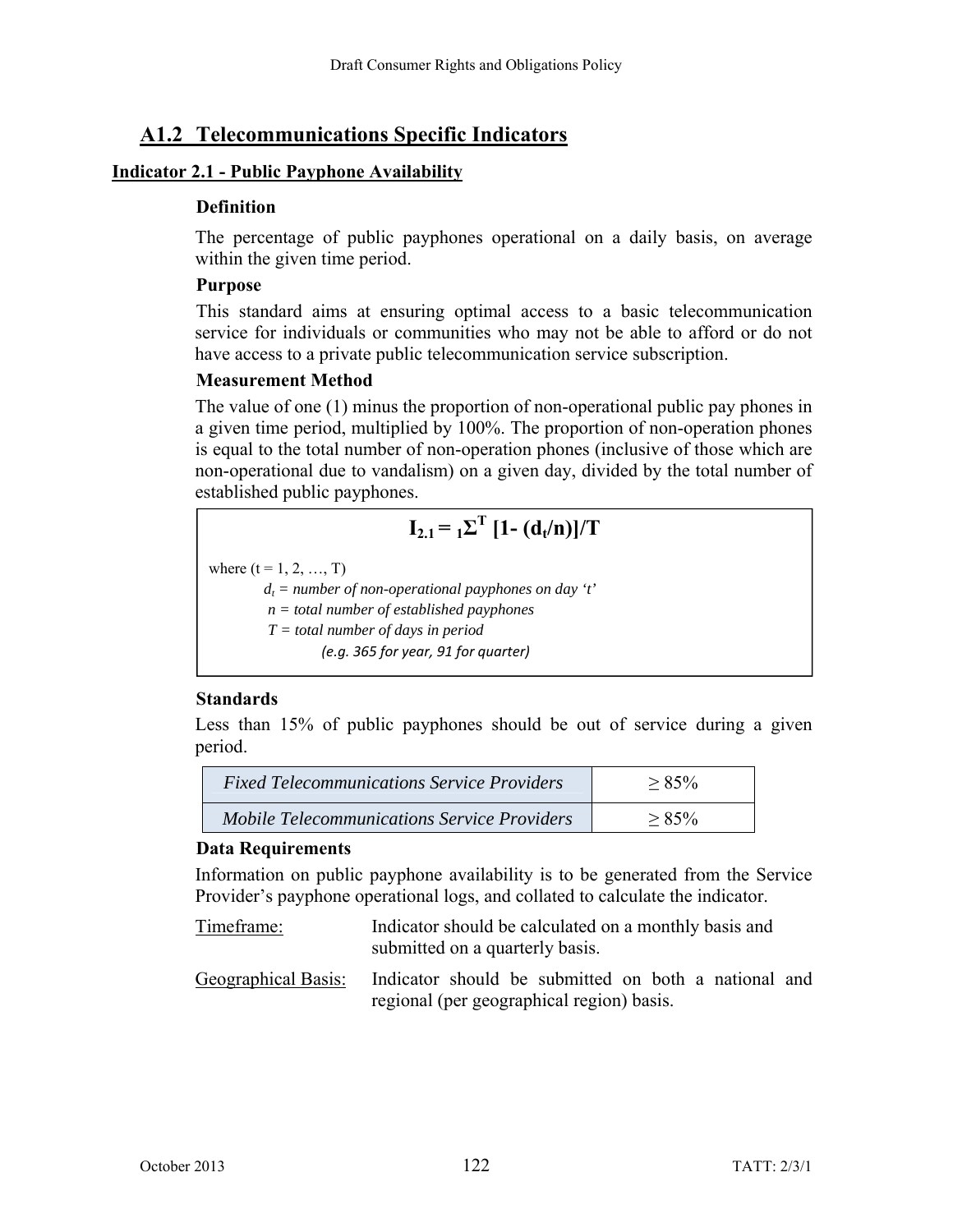## A1.2 Telecommunications Specific Indicators

### Indicator 2.1 - Public Payphone Availability

**Definition**

The percentage of public payphones operational on a daily basis, on average within the given time period.

**Purpose**

This standard aims at ensuring optimal access to a basic telecommunication service for individuals or communities who may not be able to afford or do not have access to a private public telecommunication service subscription.

**Measurement Method**

The value of one (1) minus the proportion of non-operational public pay phones in a given time period, multiplied by 100%. The proportion of non-operation phones is equal to the total number of non-operation phones (inclusive of those which are non-operational due to vandalism) on a given day, divided by the total number of established public payphones.

$$I_{2.1} = {}_{1}\Sigma^{T}\ [1 - (d_t/n)]/T$$

where (t = 1, 2, …, T)

$d_t$ = *number of non-operational payphones on day 't'*

*n = total number of established payphones*

*T = total number of days in period*

*(e.g. 365 for year, 91 for quarter)*

**Standards**

Less than 15% of public payphones should be out of service during a given period.

| | |
|---|---|
| *Fixed Telecommunications Service Providers* | ≥ 85% |
| *Mobile Telecommunications Service Providers* | ≥ 85% |

**Data Requirements**

Information on public payphone availability is to be generated from the Service Provider's payphone operational logs, and collated to calculate the indicator.

Timeframe: Indicator should be calculated on a monthly basis and submitted on a quarterly basis.

Geographical Basis: Indicator should be submitted on both a national and regional (per geographical region) basis.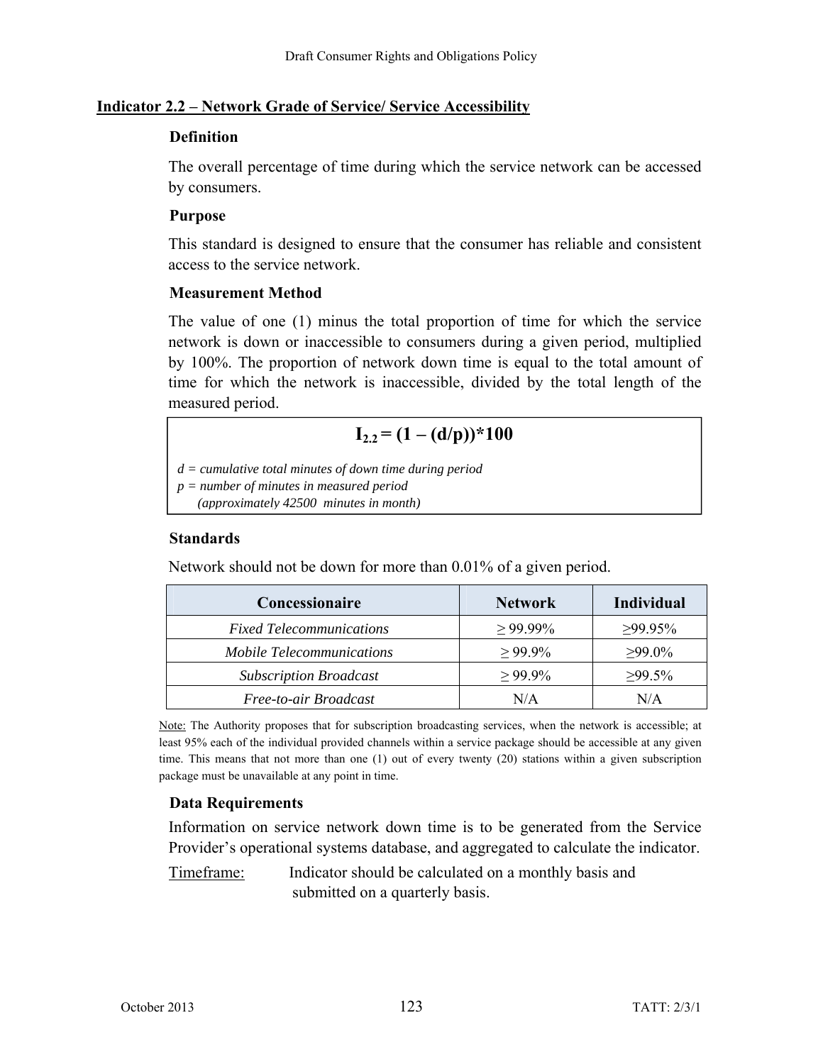## Indicator 2.2 – Network Grade of Service/ Service Accessibility

### Definition

The overall percentage of time during which the service network can be accessed by consumers.

### Purpose

This standard is designed to ensure that the consumer has reliable and consistent access to the service network.

### Measurement Method

The value of one (1) minus the total proportion of time for which the service network is down or inaccessible to consumers during a given period, multiplied by 100%. The proportion of network down time is equal to the total amount of time for which the network is inaccessible, divided by the total length of the measured period.

$$I_{2.2} = (1 - (d/p)) * 100$$

*d = cumulative total minutes of down time during period*
*p = number of minutes in measured period*
*(approximately 42500 minutes in month)*

### Standards

Network should not be down for more than 0.01% of a given period.

| Concessionaire | Network | Individual |
|---|---|---|
| *Fixed Telecommunications* | ≥ 99.99% | ≥99.95% |
| *Mobile Telecommunications* | ≥ 99.9% | ≥99.0% |
| *Subscription Broadcast* | ≥ 99.9% | ≥99.5% |
| *Free-to-air Broadcast* | N/A | N/A |

Note: The Authority proposes that for subscription broadcasting services, when the network is accessible; at least 95% each of the individual provided channels within a service package should be accessible at any given time. This means that not more than one (1) out of every twenty (20) stations within a given subscription package must be unavailable at any point in time.

### Data Requirements

Information on service network down time is to be generated from the Service Provider's operational systems database, and aggregated to calculate the indicator.

Timeframe: Indicator should be calculated on a monthly basis and submitted on a quarterly basis.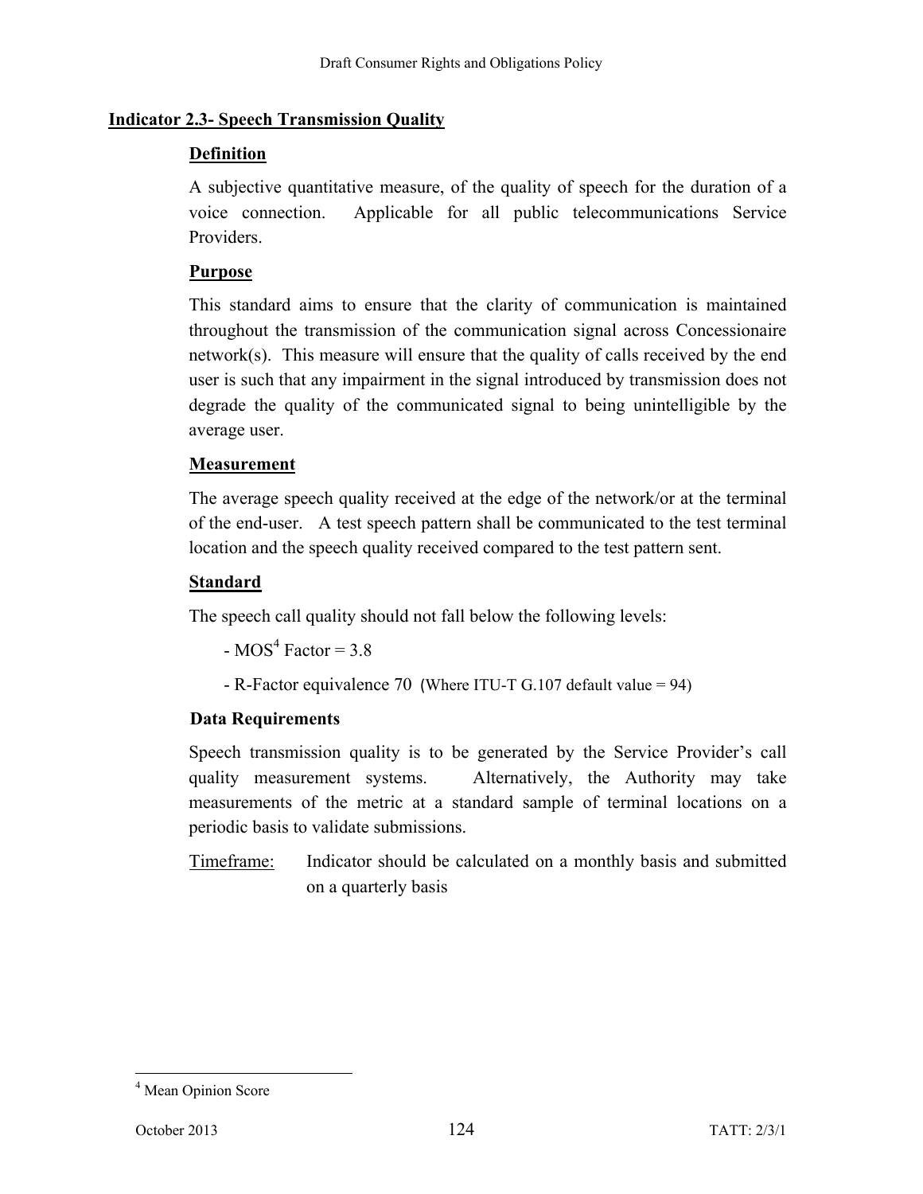## Indicator 2.3- Speech Transmission Quality

### Definition

A subjective quantitative measure, of the quality of speech for the duration of a voice connection. Applicable for all public telecommunications Service Providers.

### Purpose

This standard aims to ensure that the clarity of communication is maintained throughout the transmission of the communication signal across Concessionaire network(s). This measure will ensure that the quality of calls received by the end user is such that any impairment in the signal introduced by transmission does not degrade the quality of the communicated signal to being unintelligible by the average user.

### Measurement

The average speech quality received at the edge of the network/or at the terminal of the end-user. A test speech pattern shall be communicated to the test terminal location and the speech quality received compared to the test pattern sent.

### Standard

The speech call quality should not fall below the following levels:

- MOS[4] Factor = 3.8
- R-Factor equivalence 70 (Where ITU-T G.107 default value = 94)

**Data Requirements**

Speech transmission quality is to be generated by the Service Provider's call quality measurement systems. Alternatively, the Authority may take measurements of the metric at a standard sample of terminal locations on a periodic basis to validate submissions.

Timeframe: Indicator should be calculated on a monthly basis and submitted on a quarterly basis

---

[4] Mean Opinion Score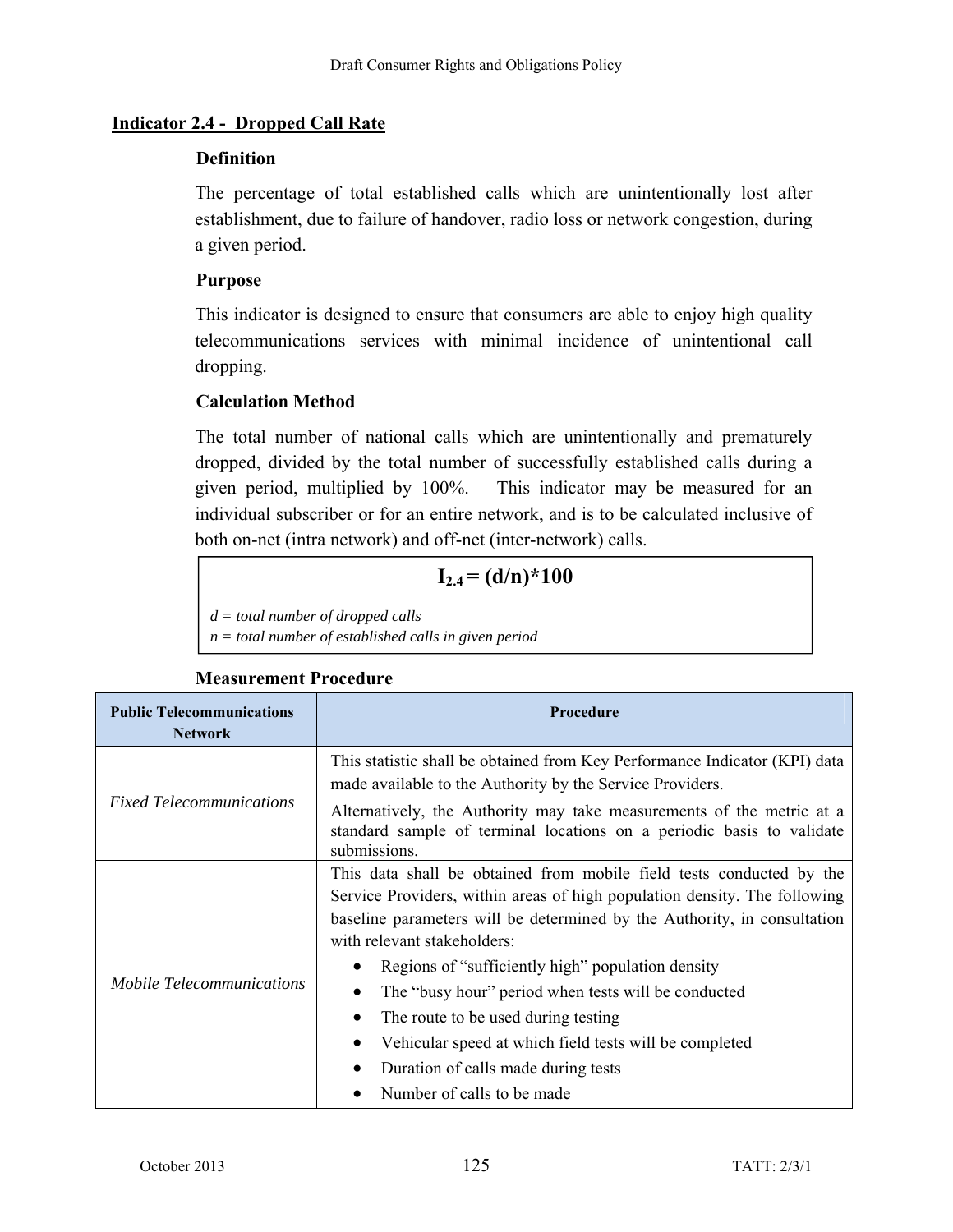## Indicator 2.4 - Dropped Call Rate

### Definition

The percentage of total established calls which are unintentionally lost after establishment, due to failure of handover, radio loss or network congestion, during a given period.

### Purpose

This indicator is designed to ensure that consumers are able to enjoy high quality telecommunications services with minimal incidence of unintentional call dropping.

### Calculation Method

The total number of national calls which are unintentionally and prematurely dropped, divided by the total number of successfully established calls during a given period, multiplied by 100%. This indicator may be measured for an individual subscriber or for an entire network, and is to be calculated inclusive of both on-net (intra network) and off-net (inter-network) calls.

$$I_{2.4} = (d/n)*100$$

*d = total number of dropped calls*
*n = total number of established calls in given period*

### Measurement Procedure

| Public Telecommunications Network | Procedure |
|---|---|
| *Fixed Telecommunications* | This statistic shall be obtained from Key Performance Indicator (KPI) data made available to the Authority by the Service Providers. Alternatively, the Authority may take measurements of the metric at a standard sample of terminal locations on a periodic basis to validate submissions. |
| *Mobile Telecommunications* | This data shall be obtained from mobile field tests conducted by the Service Providers, within areas of high population density. The following baseline parameters will be determined by the Authority, in consultation with relevant stakeholders: • Regions of "sufficiently high" population density • The "busy hour" period when tests will be conducted • The route to be used during testing • Vehicular speed at which field tests will be completed • Duration of calls made during tests • Number of calls to be made |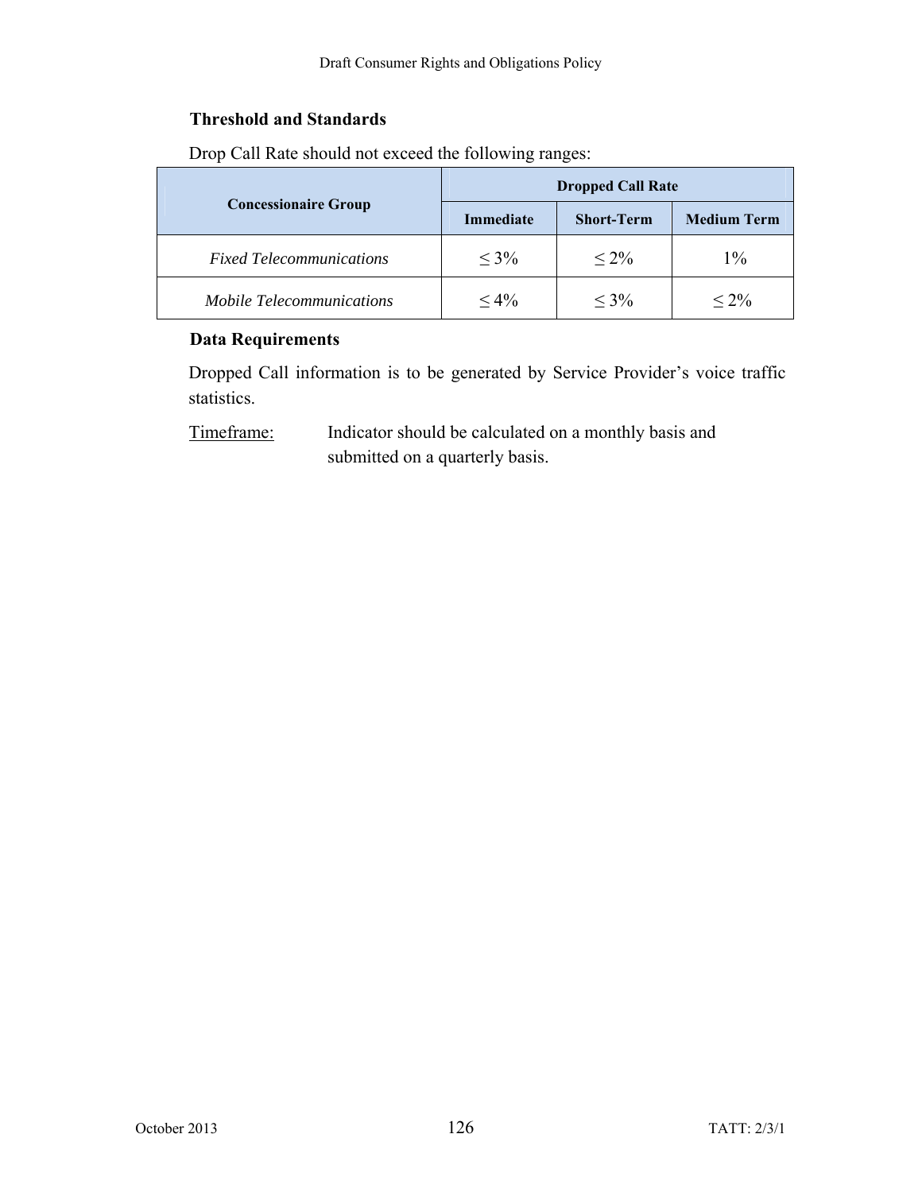### Threshold and Standards

Drop Call Rate should not exceed the following ranges:

| Concessionaire Group | Dropped Call Rate | | |
|---|---|---|---|
| | Immediate | Short-Term | Medium Term |
| *Fixed Telecommunications* | ≤ 3% | ≤ 2% | 1% |
| *Mobile Telecommunications* | ≤ 4% | ≤ 3% | ≤ 2% |

### Data Requirements

Dropped Call information is to be generated by Service Provider's voice traffic statistics.

Timeframe: Indicator should be calculated on a monthly basis and submitted on a quarterly basis.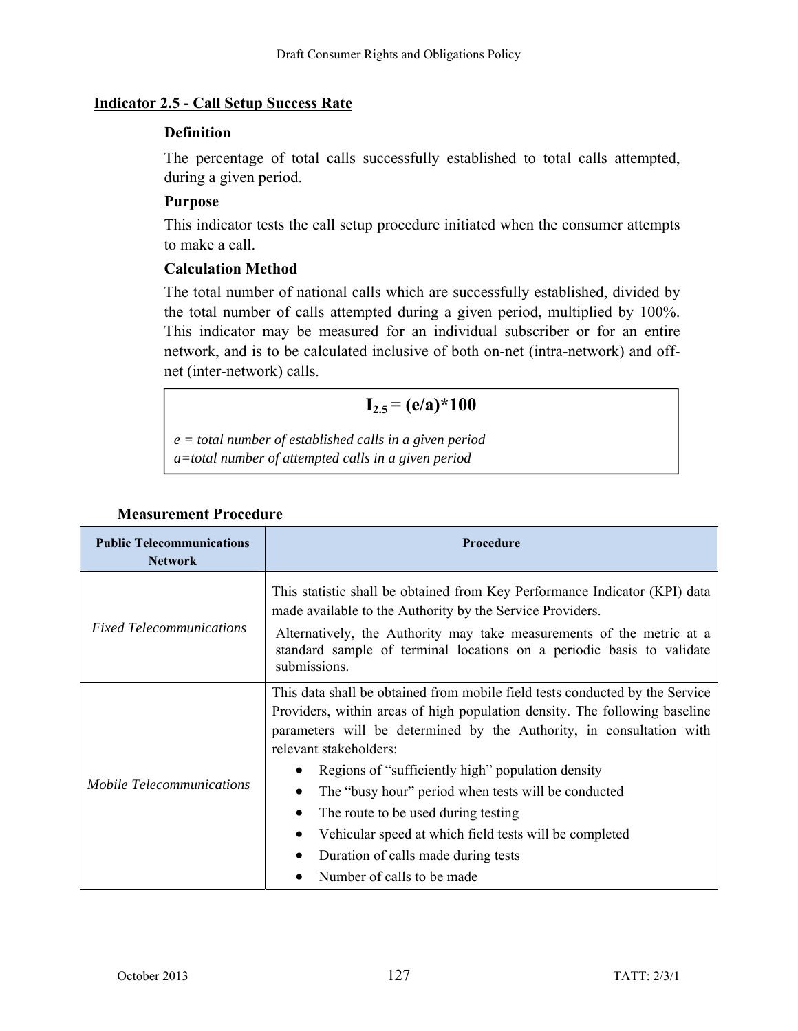## Indicator 2.5 - Call Setup Success Rate

**Definition**

The percentage of total calls successfully established to total calls attempted, during a given period.

**Purpose**

This indicator tests the call setup procedure initiated when the consumer attempts to make a call.

**Calculation Method**

The total number of national calls which are successfully established, divided by the total number of calls attempted during a given period, multiplied by 100%. This indicator may be measured for an individual subscriber or for an entire network, and is to be calculated inclusive of both on-net (intra-network) and off-net (inter-network) calls.

$$I_{2.5} = (e/a)*100$$

*e = total number of established calls in a given period*
*a=total number of attempted calls in a given period*

**Measurement Procedure**

| Public Telecommunications Network | Procedure |
|---|---|
| *Fixed Telecommunications* | This statistic shall be obtained from Key Performance Indicator (KPI) data made available to the Authority by the Service Providers. Alternatively, the Authority may take measurements of the metric at a standard sample of terminal locations on a periodic basis to validate submissions. |
| *Mobile Telecommunications* | This data shall be obtained from mobile field tests conducted by the Service Providers, within areas of high population density. The following baseline parameters will be determined by the Authority, in consultation with relevant stakeholders: <br>• Regions of "sufficiently high" population density <br>• The "busy hour" period when tests will be conducted <br>• The route to be used during testing <br>• Vehicular speed at which field tests will be completed <br>• Duration of calls made during tests <br>• Number of calls to be made |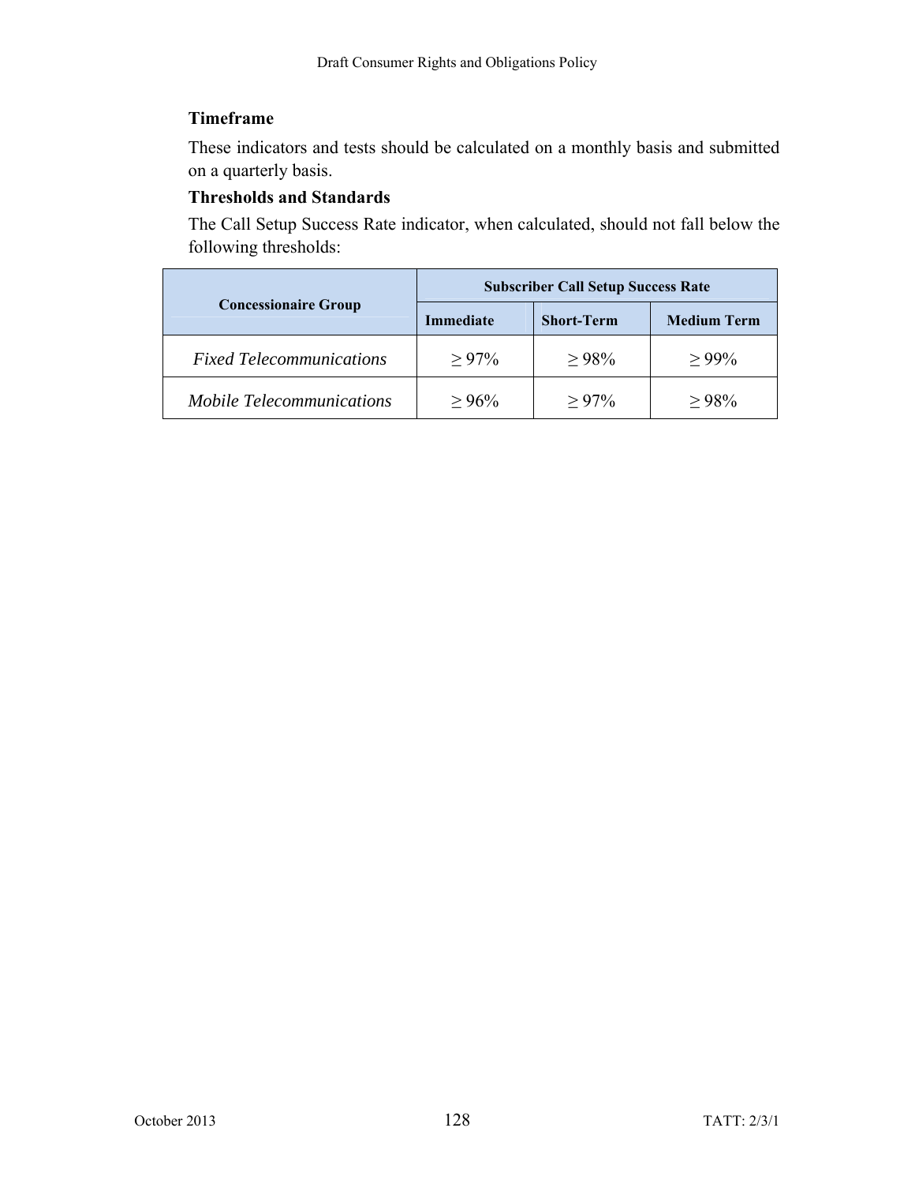**Timeframe**

These indicators and tests should be calculated on a monthly basis and submitted on a quarterly basis.

**Thresholds and Standards**

The Call Setup Success Rate indicator, when calculated, should not fall below the following thresholds:

| Concessionaire Group | Subscriber Call Setup Success Rate | | |
|---|---|---|---|
| | Immediate | Short-Term | Medium Term |
| *Fixed Telecommunications* | ≥ 97% | ≥ 98% | ≥ 99% |
| *Mobile Telecommunications* | ≥ 96% | ≥ 97% | ≥ 98% |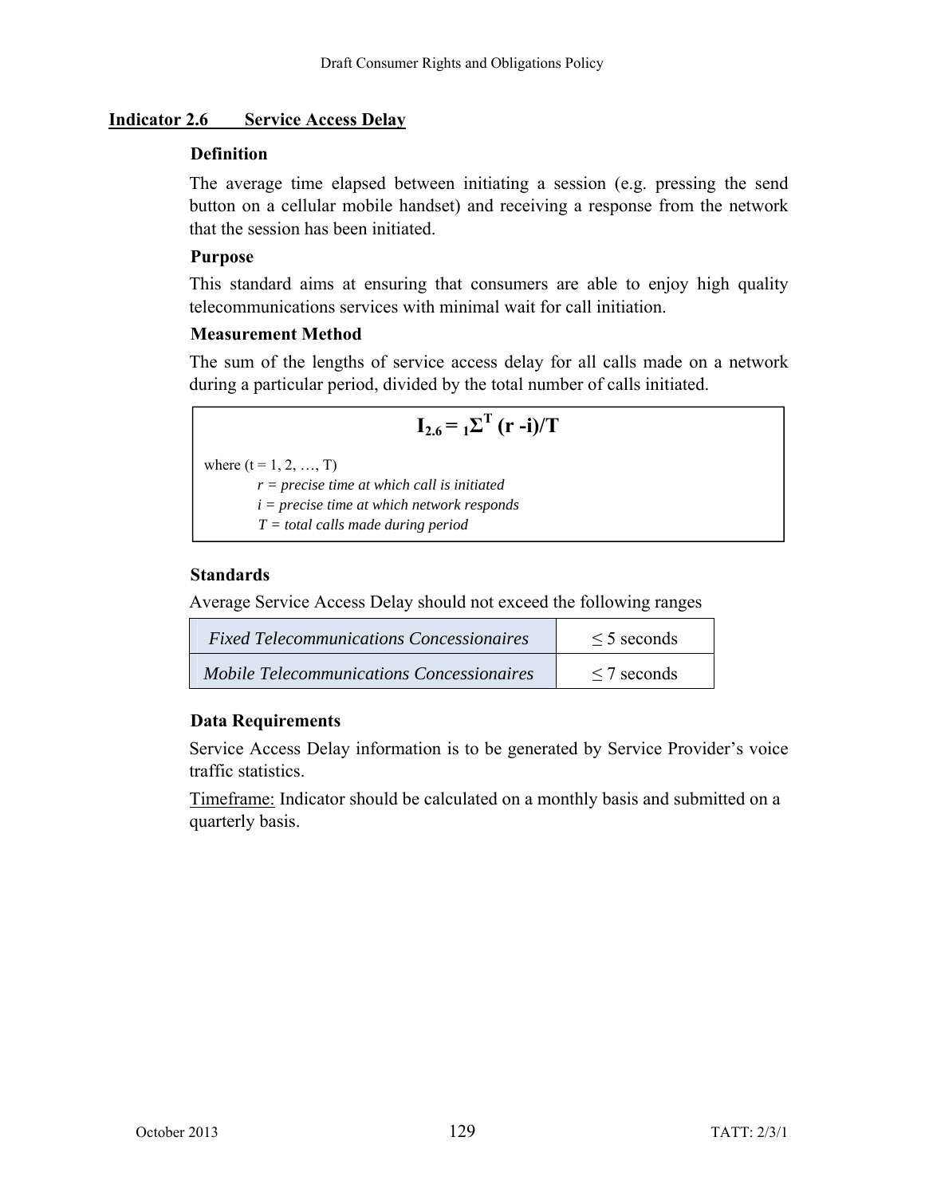## Indicator 2.6 Service Access Delay

### Definition

The average time elapsed between initiating a session (e.g. pressing the send button on a cellular mobile handset) and receiving a response from the network that the session has been initiated.

### Purpose

This standard aims at ensuring that consumers are able to enjoy high quality telecommunications services with minimal wait for call initiation.

### Measurement Method

The sum of the lengths of service access delay for all calls made on a network during a particular period, divided by the total number of calls initiated.

$$I_{2.6} = {}_{1}\Sigma^{T} (r - i)/T$$

where (t = 1, 2, …, T)

*r = precise time at which call is initiated*
*i = precise time at which network responds*
*T = total calls made during period*

### Standards

Average Service Access Delay should not exceed the following ranges

| | |
|---|---|
| *Fixed Telecommunications Concessionaires* | ≤ 5 seconds |
| *Mobile Telecommunications Concessionaires* | ≤ 7 seconds |

### Data Requirements

Service Access Delay information is to be generated by Service Provider's voice traffic statistics.

Timeframe: Indicator should be calculated on a monthly basis and submitted on a quarterly basis.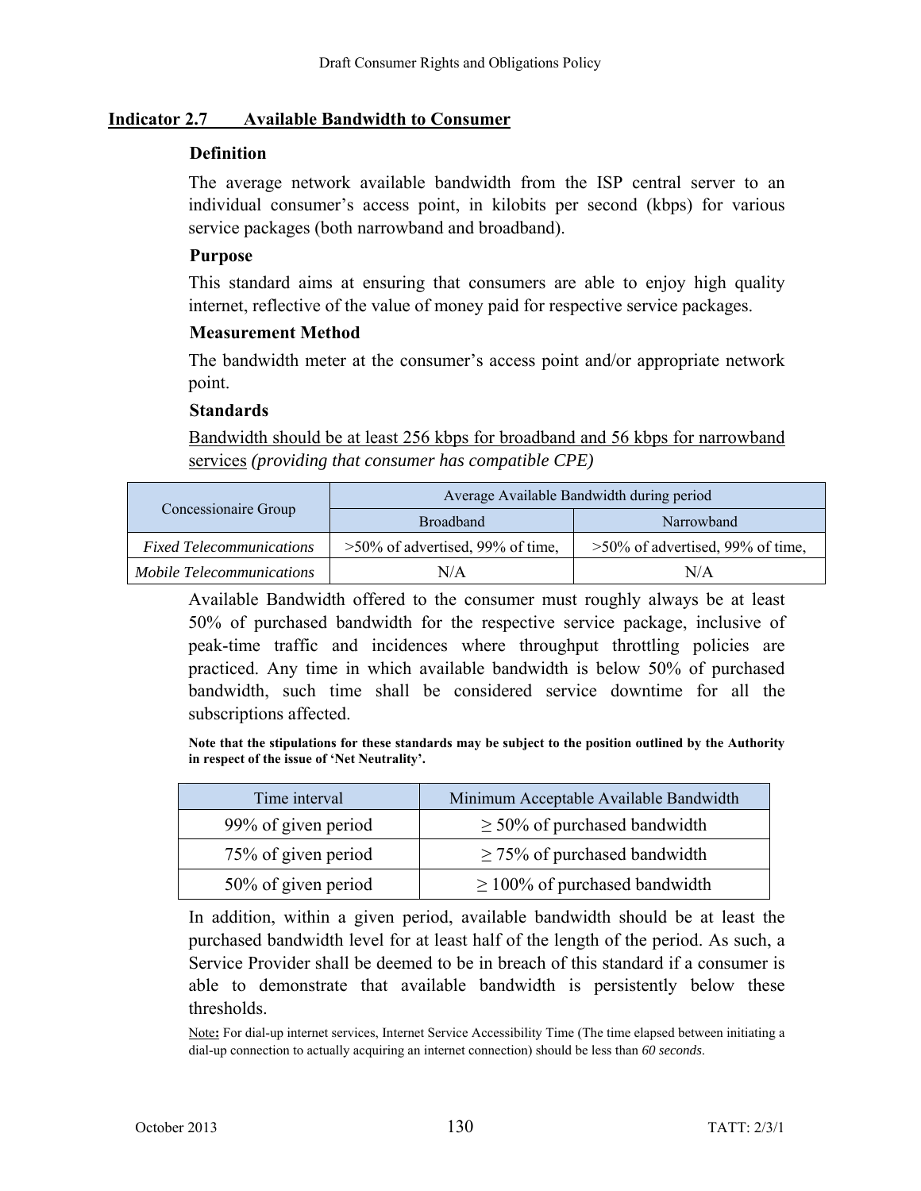## Indicator 2.7 Available Bandwidth to Consumer

### Definition

The average network available bandwidth from the ISP central server to an individual consumer's access point, in kilobits per second (kbps) for various service packages (both narrowband and broadband).

### Purpose

This standard aims at ensuring that consumers are able to enjoy high quality internet, reflective of the value of money paid for respective service packages.

### Measurement Method

The bandwidth meter at the consumer's access point and/or appropriate network point.

### Standards

<u>Bandwidth should be at least 256 kbps for broadband and 56 kbps for narrowband services</u> *(providing that consumer has compatible CPE)*

| Concessionaire Group | Average Available Bandwidth during period | |
|---|---|---|
| | Broadband | Narrowband |
| *Fixed Telecommunications* | >50% of advertised, 99% of time, | >50% of advertised, 99% of time, |
| *Mobile Telecommunications* | N/A | N/A |

Available Bandwidth offered to the consumer must roughly always be at least 50% of purchased bandwidth for the respective service package, inclusive of peak-time traffic and incidences where throughput throttling policies are practiced. Any time in which available bandwidth is below 50% of purchased bandwidth, such time shall be considered service downtime for all the subscriptions affected.

**Note that the stipulations for these standards may be subject to the position outlined by the Authority in respect of the issue of 'Net Neutrality'.**

| Time interval | Minimum Acceptable Available Bandwidth |
|---|---|
| 99% of given period | ≥ 50% of purchased bandwidth |
| 75% of given period | ≥ 75% of purchased bandwidth |
| 50% of given period | ≥ 100% of purchased bandwidth |

In addition, within a given period, available bandwidth should be at least the purchased bandwidth level for at least half of the length of the period. As such, a Service Provider shall be deemed to be in breach of this standard if a consumer is able to demonstrate that available bandwidth is persistently below these thresholds.

<u>Note</u>**:** For dial-up internet services, Internet Service Accessibility Time (The time elapsed between initiating a dial-up connection to actually acquiring an internet connection) should be less than *60 seconds*.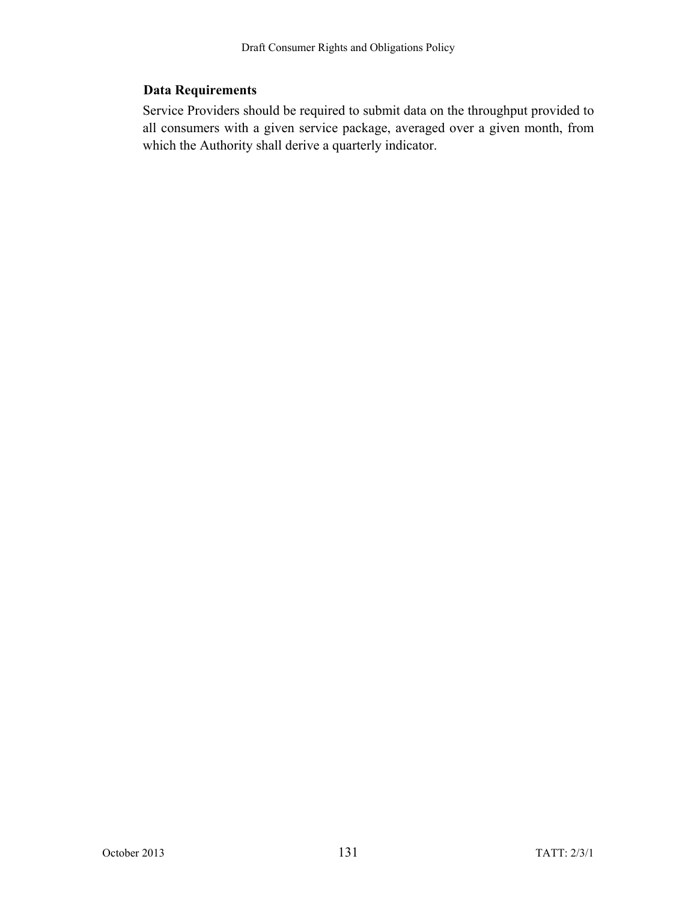**Data Requirements**

Service Providers should be required to submit data on the throughput provided to all consumers with a given service package, averaged over a given month, from which the Authority shall derive a quarterly indicator.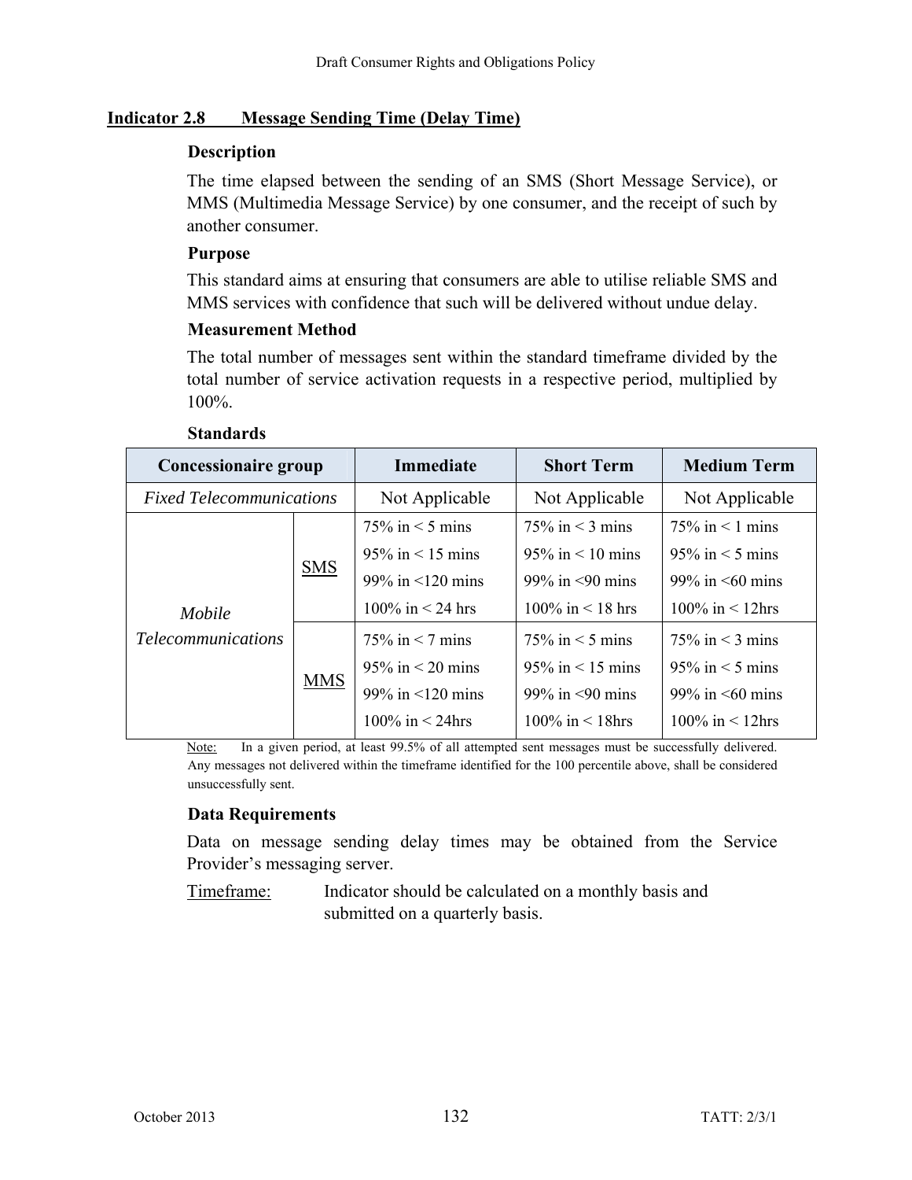## Indicator 2.8 Message Sending Time (Delay Time)

**Description**

The time elapsed between the sending of an SMS (Short Message Service), or MMS (Multimedia Message Service) by one consumer, and the receipt of such by another consumer.

**Purpose**

This standard aims at ensuring that consumers are able to utilise reliable SMS and MMS services with confidence that such will be delivered without undue delay.

**Measurement Method**

The total number of messages sent within the standard timeframe divided by the total number of service activation requests in a respective period, multiplied by 100%.

**Standards**

| Concessionaire group | | Immediate | Short Term | Medium Term |
|---|---|---|---|---|
| *Fixed Telecommunications* | | Not Applicable | Not Applicable | Not Applicable |
| *Mobile Telecommunications* | SMS | 75% in < 5 mins<br>95% in < 15 mins<br>99% in <120 mins<br>100% in < 24 hrs | 75% in < 3 mins<br>95% in < 10 mins<br>99% in <90 mins<br>100% in < 18 hrs | 75% in < 1 mins<br>95% in < 5 mins<br>99% in <60 mins<br>100% in < 12hrs |
| | MMS | 75% in < 7 mins<br>95% in < 20 mins<br>99% in <120 mins<br>100% in < 24hrs | 75% in < 5 mins<br>95% in < 15 mins<br>99% in <90 mins<br>100% in < 18hrs | 75% in < 3 mins<br>95% in < 5 mins<br>99% in <60 mins<br>100% in < 12hrs |

Note: In a given period, at least 99.5% of all attempted sent messages must be successfully delivered. Any messages not delivered within the timeframe identified for the 100 percentile above, shall be considered unsuccessfully sent.

**Data Requirements**

Data on message sending delay times may be obtained from the Service Provider's messaging server.

Timeframe: Indicator should be calculated on a monthly basis and submitted on a quarterly basis.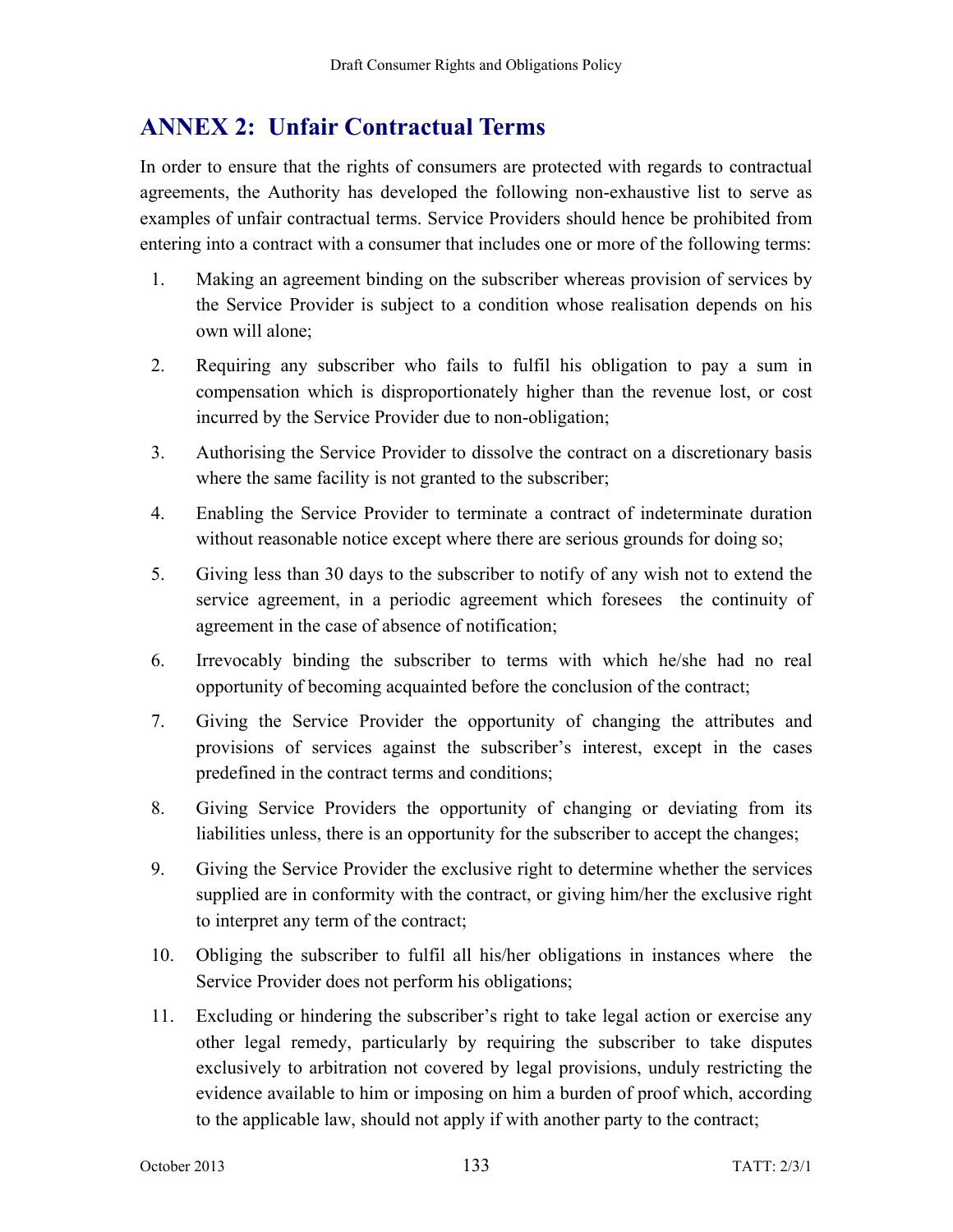## ANNEX 2: Unfair Contractual Terms

In order to ensure that the rights of consumers are protected with regards to contractual agreements, the Authority has developed the following non-exhaustive list to serve as examples of unfair contractual terms. Service Providers should hence be prohibited from entering into a contract with a consumer that includes one or more of the following terms:

1. Making an agreement binding on the subscriber whereas provision of services by the Service Provider is subject to a condition whose realisation depends on his own will alone;
2. Requiring any subscriber who fails to fulfil his obligation to pay a sum in compensation which is disproportionately higher than the revenue lost, or cost incurred by the Service Provider due to non-obligation;
3. Authorising the Service Provider to dissolve the contract on a discretionary basis where the same facility is not granted to the subscriber;
4. Enabling the Service Provider to terminate a contract of indeterminate duration without reasonable notice except where there are serious grounds for doing so;
5. Giving less than 30 days to the subscriber to notify of any wish not to extend the service agreement, in a periodic agreement which foresees the continuity of agreement in the case of absence of notification;
6. Irrevocably binding the subscriber to terms with which he/she had no real opportunity of becoming acquainted before the conclusion of the contract;
7. Giving the Service Provider the opportunity of changing the attributes and provisions of services against the subscriber's interest, except in the cases predefined in the contract terms and conditions;
8. Giving Service Providers the opportunity of changing or deviating from its liabilities unless, there is an opportunity for the subscriber to accept the changes;
9. Giving the Service Provider the exclusive right to determine whether the services supplied are in conformity with the contract, or giving him/her the exclusive right to interpret any term of the contract;
10. Obliging the subscriber to fulfil all his/her obligations in instances where the Service Provider does not perform his obligations;
11. Excluding or hindering the subscriber's right to take legal action or exercise any other legal remedy, particularly by requiring the subscriber to take disputes exclusively to arbitration not covered by legal provisions, unduly restricting the evidence available to him or imposing on him a burden of proof which, according to the applicable law, should not apply if with another party to the contract;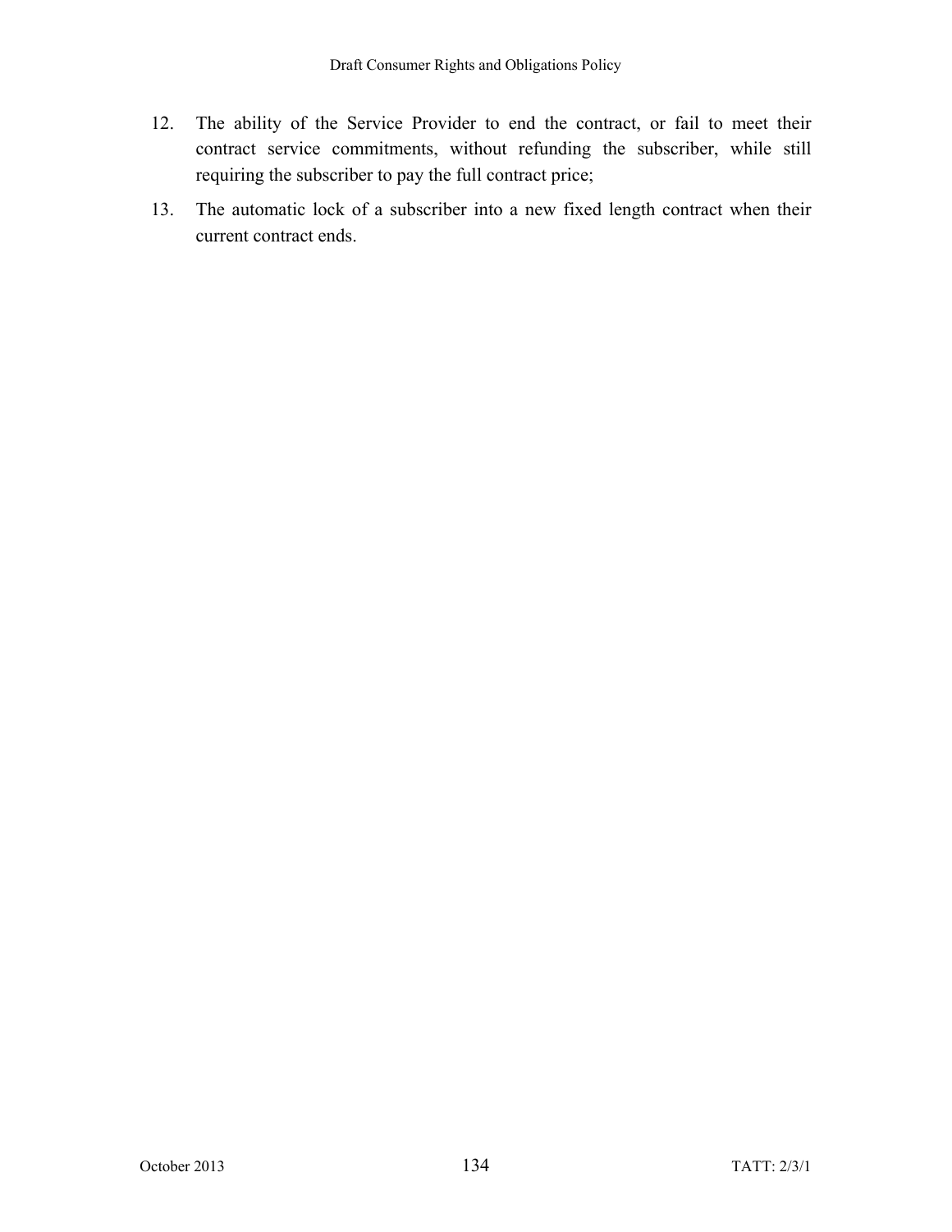12. The ability of the Service Provider to end the contract, or fail to meet their contract service commitments, without refunding the subscriber, while still requiring the subscriber to pay the full contract price;
13. The automatic lock of a subscriber into a new fixed length contract when their current contract ends.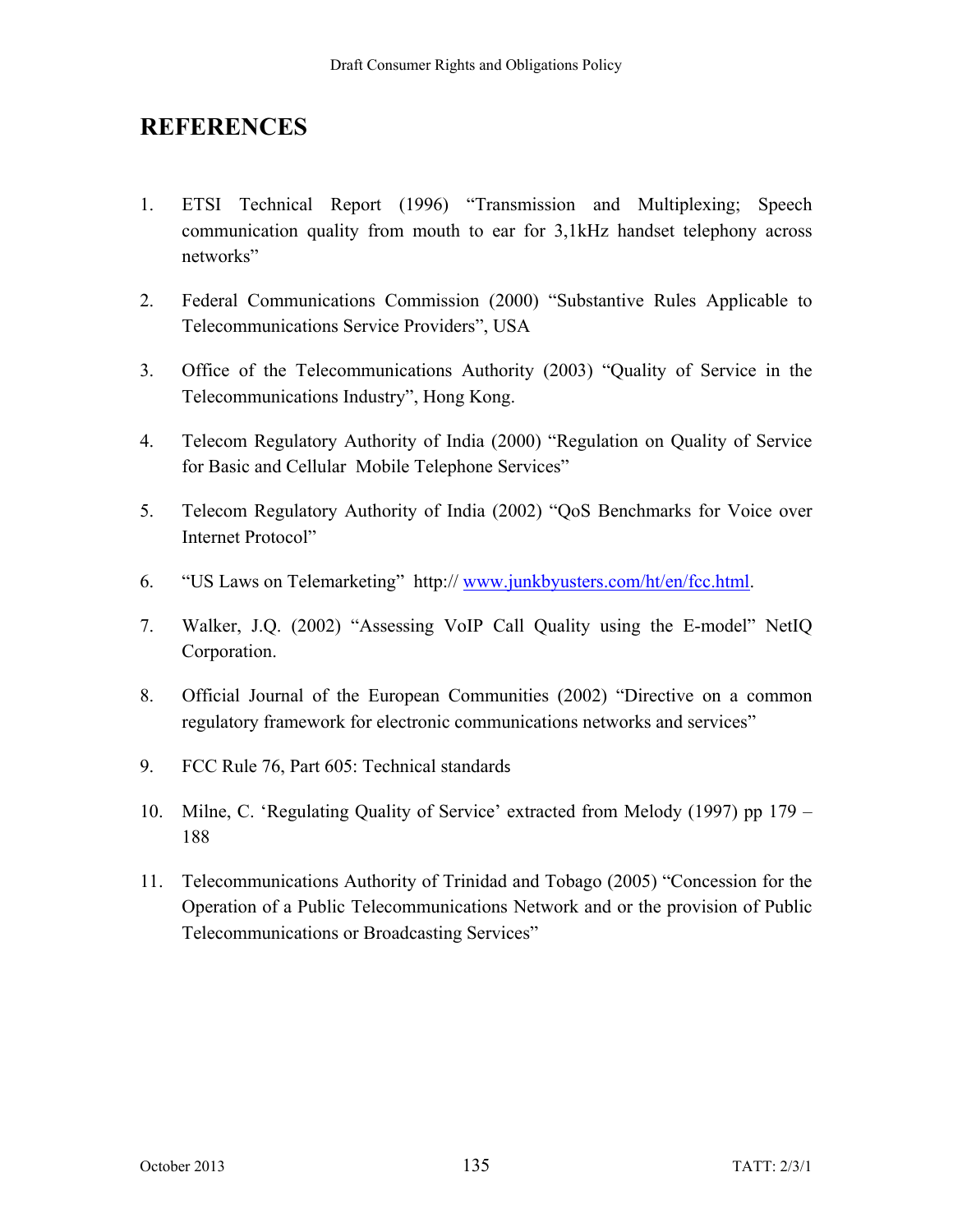# REFERENCES

1. ETSI Technical Report (1996) "Transmission and Multiplexing; Speech communication quality from mouth to ear for 3,1kHz handset telephony across networks"

2. Federal Communications Commission (2000) "Substantive Rules Applicable to Telecommunications Service Providers", USA

3. Office of the Telecommunications Authority (2003) "Quality of Service in the Telecommunications Industry", Hong Kong.

4. Telecom Regulatory Authority of India (2000) "Regulation on Quality of Service for Basic and Cellular Mobile Telephone Services"

5. Telecom Regulatory Authority of India (2002) "QoS Benchmarks for Voice over Internet Protocol"

6. "US Laws on Telemarketing" http:// www.junkbyusters.com/ht/en/fcc.html.

7. Walker, J.Q. (2002) "Assessing VoIP Call Quality using the E-model" NetIQ Corporation.

8. Official Journal of the European Communities (2002) "Directive on a common regulatory framework for electronic communications networks and services"

9. FCC Rule 76, Part 605: Technical standards

10. Milne, C. 'Regulating Quality of Service' extracted from Melody (1997) pp 179 – 188

11. Telecommunications Authority of Trinidad and Tobago (2005) "Concession for the Operation of a Public Telecommunications Network and or the provision of Public Telecommunications or Broadcasting Services"